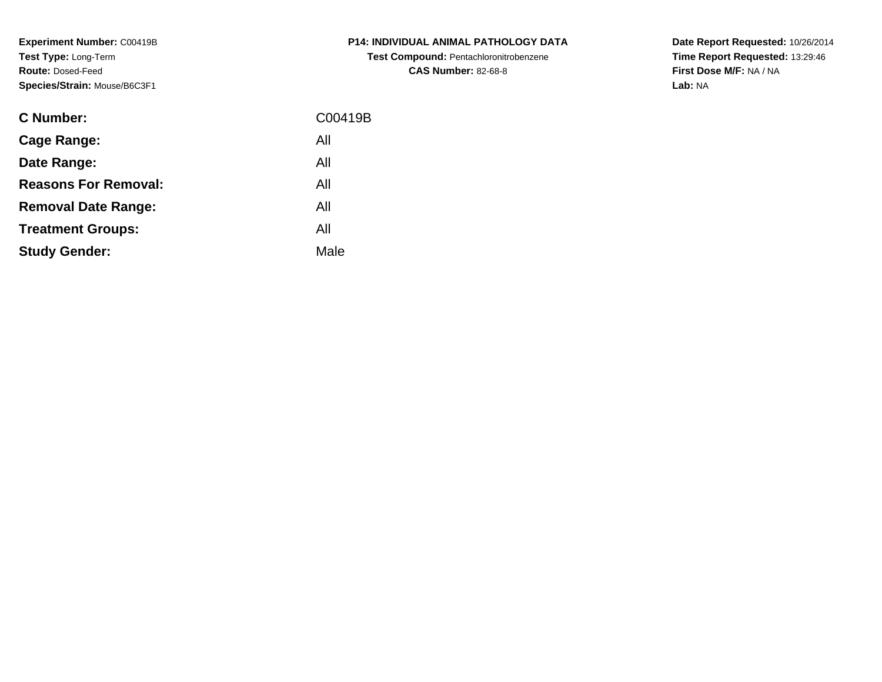**Experiment Number:** C00419B
**Test Type:** Long-Term
**Route:** Dosed-Feed
**Species/Strain:** Mouse/B6C3F1

**P14: INDIVIDUAL ANIMAL PATHOLOGY DATA**
**Test Compound:** Pentachloronitrobenzene
**CAS Number:** 82-68-8

**Date Report Requested:** 10/26/2014
**Time Report Requested:** 13:29:46
**First Dose M/F:** NA / NA
**Lab:** NA

| | |
|---|---|
| **C Number:** | C00419B |
| **Cage Range:** | All |
| **Date Range:** | All |
| **Reasons For Removal:** | All |
| **Removal Date Range:** | All |
| **Treatment Groups:** | All |
| **Study Gender:** | Male |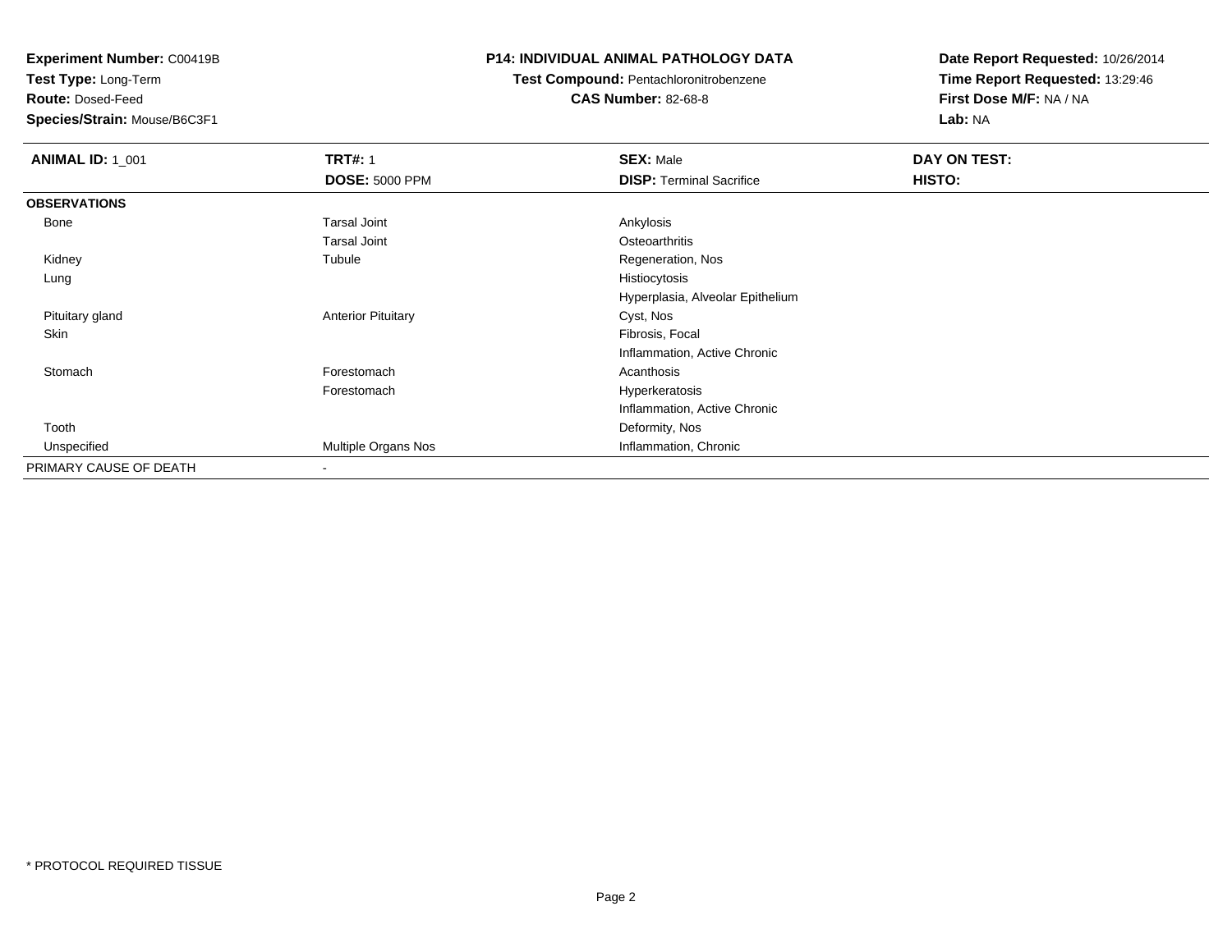**Experiment Number:** C00419B
**Test Type:** Long-Term
**Route:** Dosed-Feed
**Species/Strain:** Mouse/B6C3F1

**P14: INDIVIDUAL ANIMAL PATHOLOGY DATA**
**Test Compound:** Pentachloronitrobenzene
**CAS Number:** 82-68-8

**Date Report Requested:** 10/26/2014
**Time Report Requested:** 13:29:46
**First Dose M/F:** NA / NA
**Lab:** NA

| **ANIMAL ID:** 1_001 | **TRT#:** 1 | **SEX:** Male | **DAY ON TEST:** |
|---|---|---|---|
| | **DOSE:** 5000 PPM | **DISP:** Terminal Sacrifice | **HISTO:** |
| **OBSERVATIONS** | | | |
| Bone | Tarsal Joint | Ankylosis | |
| | Tarsal Joint | Osteoarthritis | |
| Kidney | Tubule | Regeneration, Nos | |
| Lung | | Histiocytosis | |
| | | Hyperplasia, Alveolar Epithelium | |
| Pituitary gland | Anterior Pituitary | Cyst, Nos | |
| Skin | | Fibrosis, Focal | |
| | | Inflammation, Active Chronic | |
| Stomach | Forestomach | Acanthosis | |
| | Forestomach | Hyperkeratosis | |
| | | Inflammation, Active Chronic | |
| Tooth | | Deformity, Nos | |
| Unspecified | Multiple Organs Nos | Inflammation, Chronic | |
| PRIMARY CAUSE OF DEATH | - | | |

* PROTOCOL REQUIRED TISSUE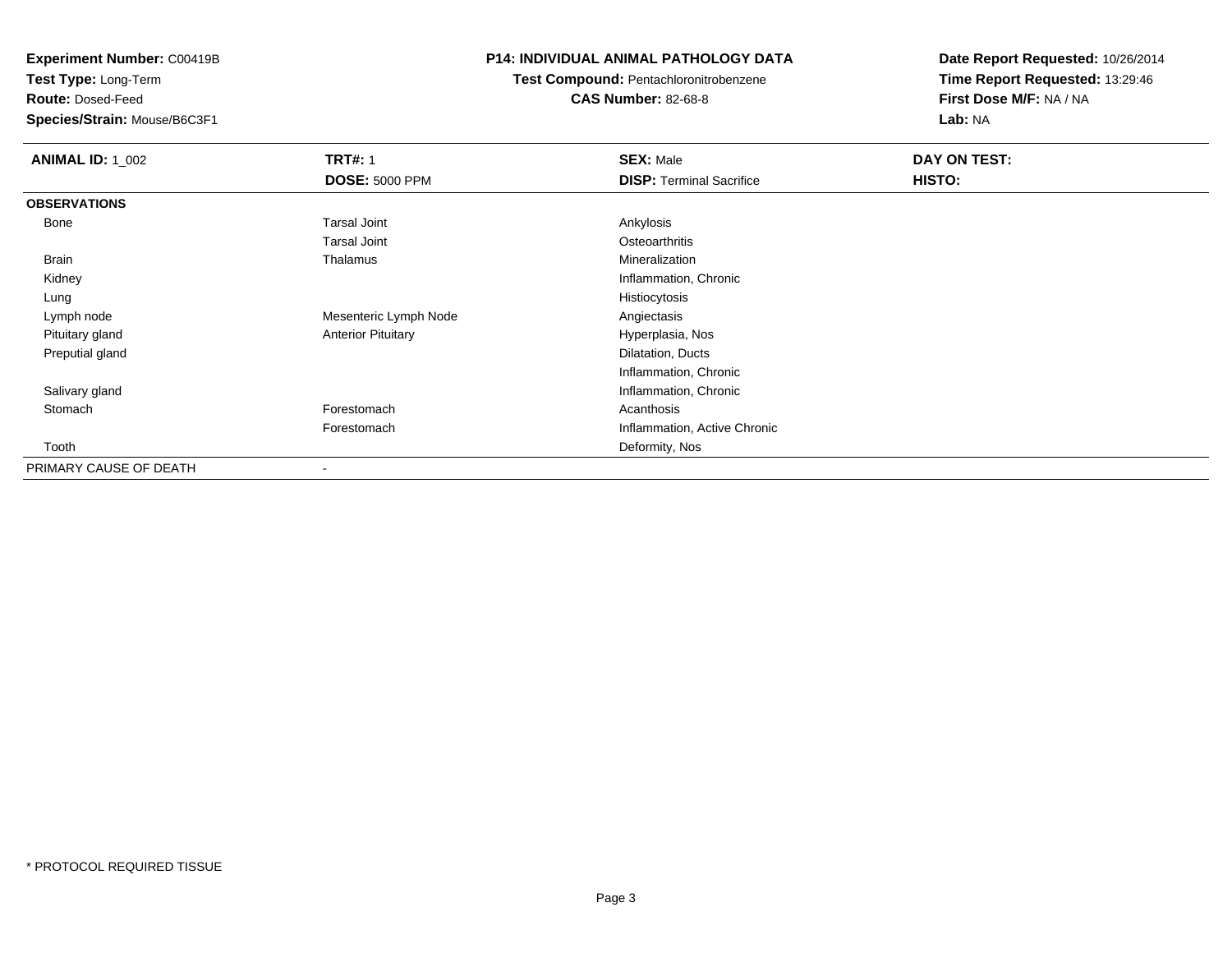**Experiment Number:** C00419B
**Test Type:** Long-Term
**Route:** Dosed-Feed
**Species/Strain:** Mouse/B6C3F1

**P14: INDIVIDUAL ANIMAL PATHOLOGY DATA**
**Test Compound:** Pentachloronitrobenzene
**CAS Number:** 82-68-8

**Date Report Requested:** 10/26/2014
**Time Report Requested:** 13:29:46
**First Dose M/F:** NA / NA
**Lab:** NA

| **ANIMAL ID:** 1_002 | **TRT#:** 1 | **SEX:** Male | **DAY ON TEST:** |
|---|---|---|---|
| | **DOSE:** 5000 PPM | **DISP:** Terminal Sacrifice | **HISTO:** |
| **OBSERVATIONS** | | | |
| Bone | Tarsal Joint | Ankylosis | |
| | Tarsal Joint | Osteoarthritis | |
| Brain | Thalamus | Mineralization | |
| Kidney | | Inflammation, Chronic | |
| Lung | | Histiocytosis | |
| Lymph node | Mesenteric Lymph Node | Angiectasis | |
| Pituitary gland | Anterior Pituitary | Hyperplasia, Nos | |
| Preputial gland | | Dilatation, Ducts | |
| | | Inflammation, Chronic | |
| Salivary gland | | Inflammation, Chronic | |
| Stomach | Forestomach | Acanthosis | |
| | Forestomach | Inflammation, Active Chronic | |
| Tooth | | Deformity, Nos | |
| PRIMARY CAUSE OF DEATH | - | | |

* PROTOCOL REQUIRED TISSUE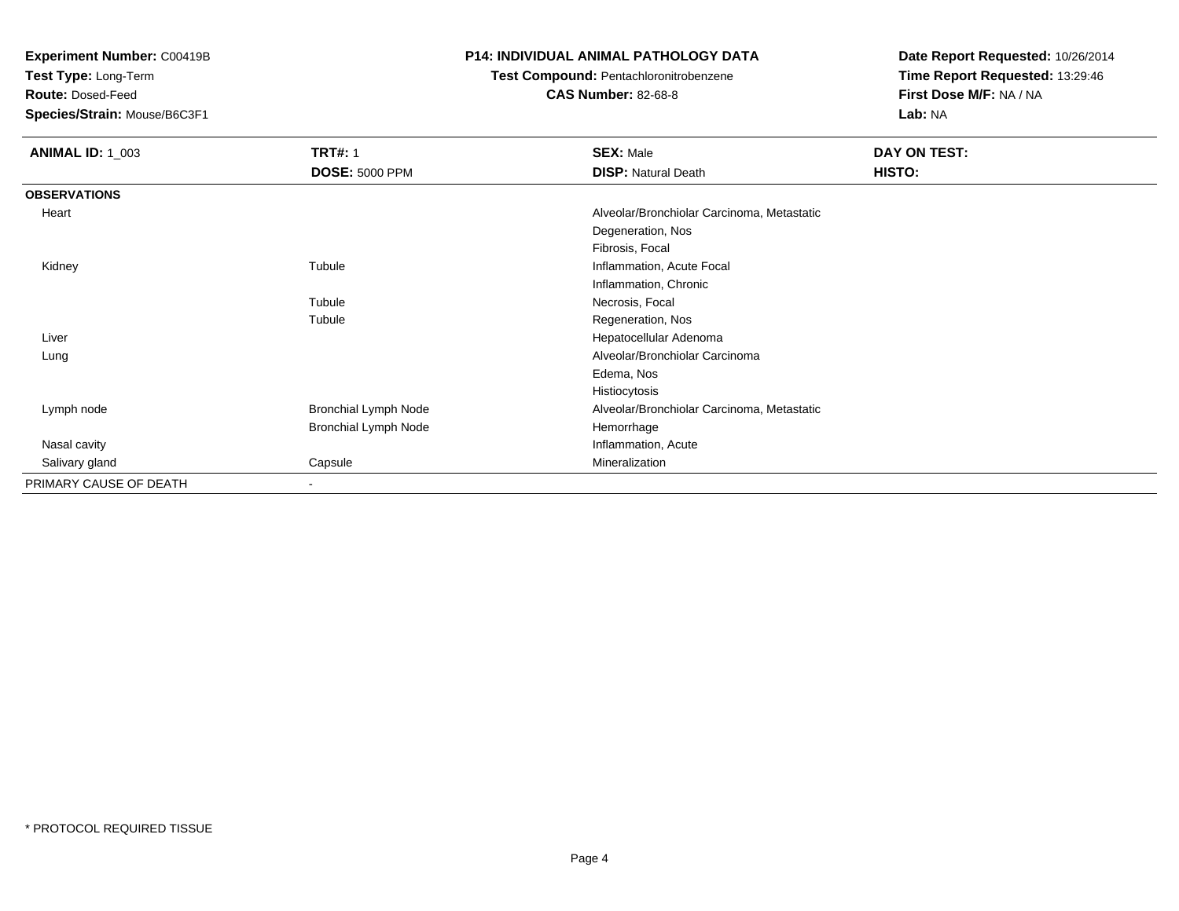**Experiment Number:** C00419B
**Test Type:** Long-Term
**Route:** Dosed-Feed
**Species/Strain:** Mouse/B6C3F1

**P14: INDIVIDUAL ANIMAL PATHOLOGY DATA**
**Test Compound:** Pentachloronitrobenzene
**CAS Number:** 82-68-8

**Date Report Requested:** 10/26/2014
**Time Report Requested:** 13:29:46
**First Dose M/F:** NA / NA
**Lab:** NA

| **ANIMAL ID:** 1_003 | **TRT#:** 1 | **SEX:** Male | **DAY ON TEST:** |
|---|---|---|---|
| | **DOSE:** 5000 PPM | **DISP:** Natural Death | **HISTO:** |
| **OBSERVATIONS** | | | |
| Heart | | Alveolar/Bronchiolar Carcinoma, Metastatic | |
| | | Degeneration, Nos | |
| | | Fibrosis, Focal | |
| Kidney | Tubule | Inflammation, Acute Focal | |
| | | Inflammation, Chronic | |
| | Tubule | Necrosis, Focal | |
| | Tubule | Regeneration, Nos | |
| Liver | | Hepatocellular Adenoma | |
| Lung | | Alveolar/Bronchiolar Carcinoma | |
| | | Edema, Nos | |
| | | Histiocytosis | |
| Lymph node | Bronchial Lymph Node | Alveolar/Bronchiolar Carcinoma, Metastatic | |
| | Bronchial Lymph Node | Hemorrhage | |
| Nasal cavity | | Inflammation, Acute | |
| Salivary gland | Capsule | Mineralization | |
| PRIMARY CAUSE OF DEATH | - | | |

* PROTOCOL REQUIRED TISSUE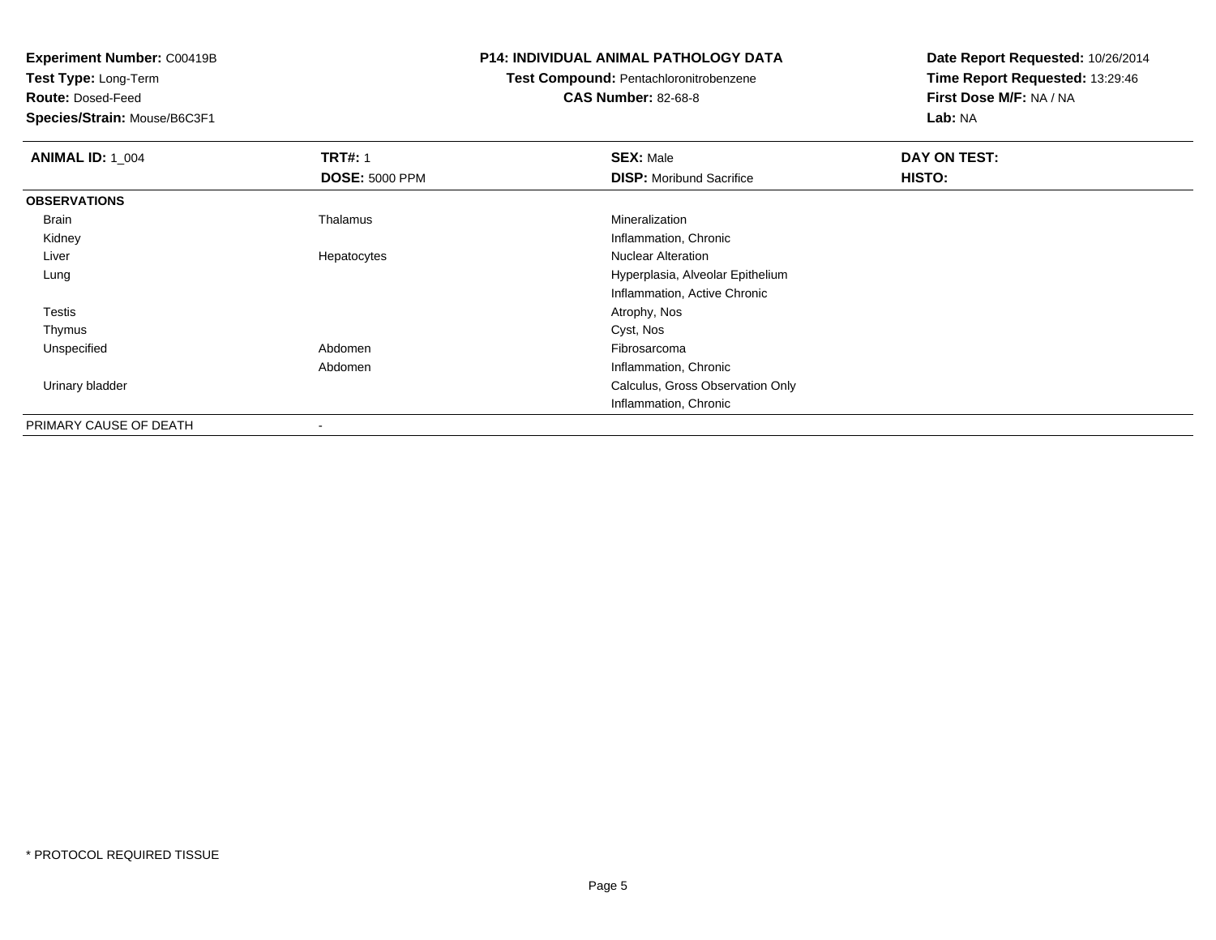**Experiment Number:** C00419B
**Test Type:** Long-Term
**Route:** Dosed-Feed
**Species/Strain:** Mouse/B6C3F1

**P14: INDIVIDUAL ANIMAL PATHOLOGY DATA**
**Test Compound:** Pentachloronitrobenzene
**CAS Number:** 82-68-8

**Date Report Requested:** 10/26/2014
**Time Report Requested:** 13:29:46
**First Dose M/F:** NA / NA
**Lab:** NA

| **ANIMAL ID:** 1_004 | **TRT#:** 1 | **SEX:** Male | **DAY ON TEST:** |
|---|---|---|---|
| | **DOSE:** 5000 PPM | **DISP:** Moribund Sacrifice | **HISTO:** |
| **OBSERVATIONS** | | | |
| Brain | Thalamus | Mineralization | |
| Kidney | | Inflammation, Chronic | |
| Liver | Hepatocytes | Nuclear Alteration | |
| Lung | | Hyperplasia, Alveolar Epithelium | |
| | | Inflammation, Active Chronic | |
| Testis | | Atrophy, Nos | |
| Thymus | | Cyst, Nos | |
| Unspecified | Abdomen | Fibrosarcoma | |
| | Abdomen | Inflammation, Chronic | |
| Urinary bladder | | Calculus, Gross Observation Only | |
| | | Inflammation, Chronic | |
| PRIMARY CAUSE OF DEATH | - | | |

* PROTOCOL REQUIRED TISSUE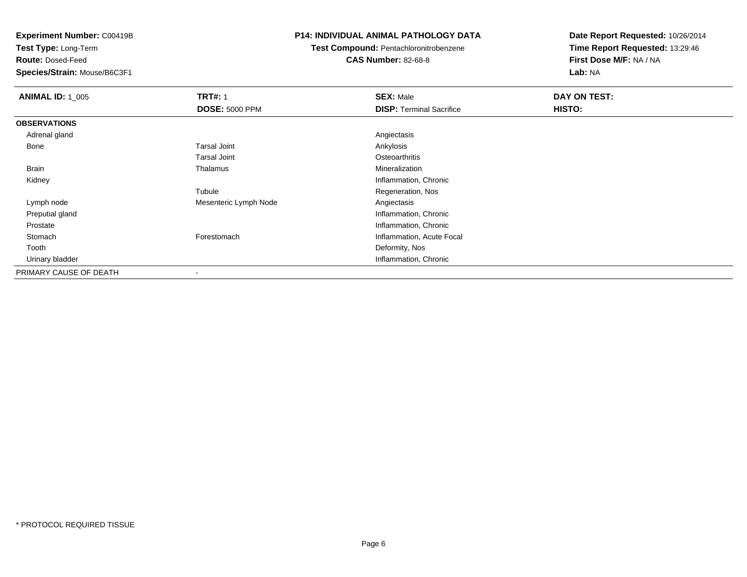**Experiment Number:** C00419B
**Test Type:** Long-Term
**Route:** Dosed-Feed
**Species/Strain:** Mouse/B6C3F1

**P14: INDIVIDUAL ANIMAL PATHOLOGY DATA**
**Test Compound:** Pentachloronitrobenzene
**CAS Number:** 82-68-8

**Date Report Requested:** 10/26/2014
**Time Report Requested:** 13:29:46
**First Dose M/F:** NA / NA
**Lab:** NA

| **ANIMAL ID:** 1_005 | **TRT#:** 1 | **SEX:** Male | **DAY ON TEST:** |
|---|---|---|---|
| | **DOSE:** 5000 PPM | **DISP:** Terminal Sacrifice | **HISTO:** |
| **OBSERVATIONS** | | | |
| Adrenal gland | | Angiectasis | |
| Bone | Tarsal Joint | Ankylosis | |
| | Tarsal Joint | Osteoarthritis | |
| Brain | Thalamus | Mineralization | |
| Kidney | | Inflammation, Chronic | |
| | Tubule | Regeneration, Nos | |
| Lymph node | Mesenteric Lymph Node | Angiectasis | |
| Preputial gland | | Inflammation, Chronic | |
| Prostate | | Inflammation, Chronic | |
| Stomach | Forestomach | Inflammation, Acute Focal | |
| Tooth | | Deformity, Nos | |
| Urinary bladder | | Inflammation, Chronic | |
| PRIMARY CAUSE OF DEATH | - | | |

\* PROTOCOL REQUIRED TISSUE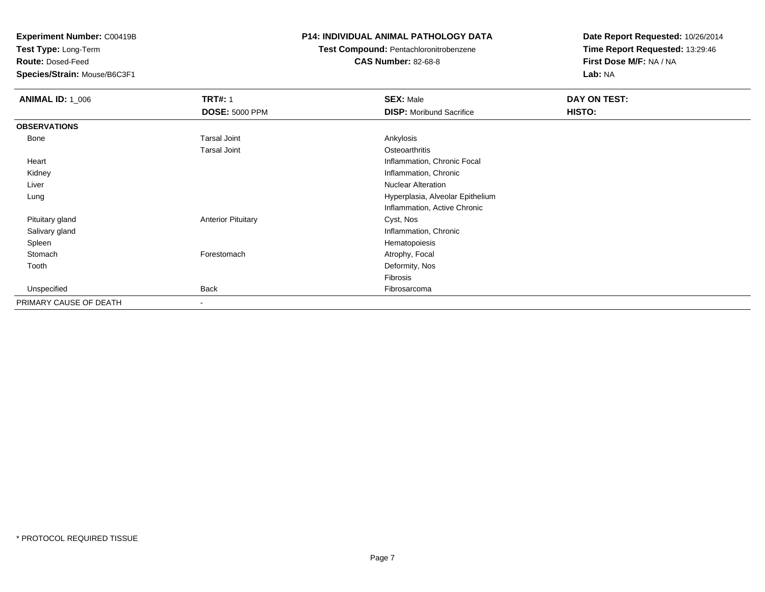**Experiment Number:** C00419B
**Test Type:** Long-Term
**Route:** Dosed-Feed
**Species/Strain:** Mouse/B6C3F1

**P14: INDIVIDUAL ANIMAL PATHOLOGY DATA**
**Test Compound:** Pentachloronitrobenzene
**CAS Number:** 82-68-8

**Date Report Requested:** 10/26/2014
**Time Report Requested:** 13:29:46
**First Dose M/F:** NA / NA
**Lab:** NA

| **ANIMAL ID:** 1_006 | **TRT#:** 1 | **SEX:** Male | **DAY ON TEST:** |
|---|---|---|---|
| | **DOSE:** 5000 PPM | **DISP:** Moribund Sacrifice | **HISTO:** |
| **OBSERVATIONS** | | | |
| Bone | Tarsal Joint | Ankylosis | |
| | Tarsal Joint | Osteoarthritis | |
| Heart | | Inflammation, Chronic Focal | |
| Kidney | | Inflammation, Chronic | |
| Liver | | Nuclear Alteration | |
| Lung | | Hyperplasia, Alveolar Epithelium | |
| | | Inflammation, Active Chronic | |
| Pituitary gland | Anterior Pituitary | Cyst, Nos | |
| Salivary gland | | Inflammation, Chronic | |
| Spleen | | Hematopoiesis | |
| Stomach | Forestomach | Atrophy, Focal | |
| Tooth | | Deformity, Nos | |
| | | Fibrosis | |
| Unspecified | Back | Fibrosarcoma | |
| PRIMARY CAUSE OF DEATH | - | | |

* PROTOCOL REQUIRED TISSUE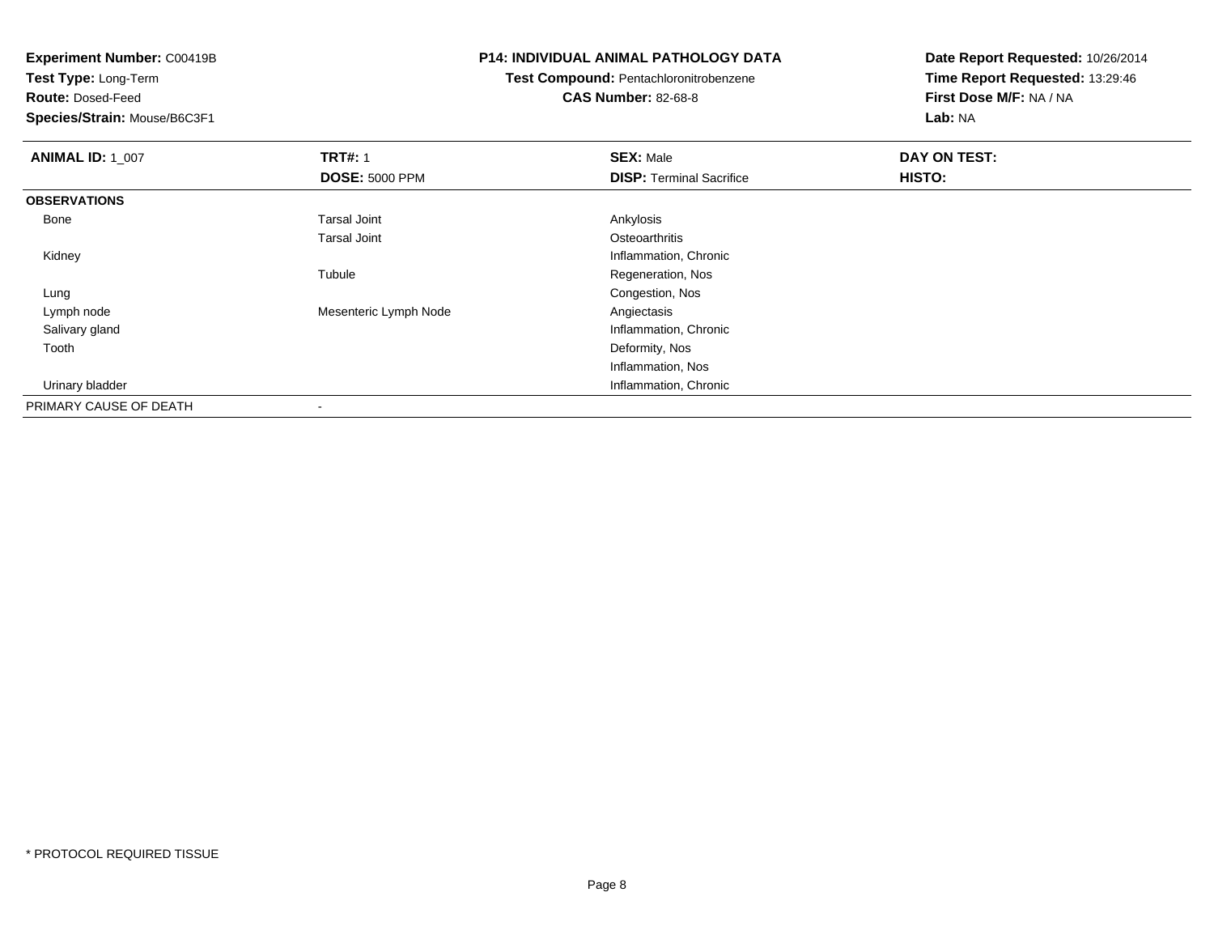**Experiment Number:** C00419B
**Test Type:** Long-Term
**Route:** Dosed-Feed
**Species/Strain:** Mouse/B6C3F1

**P14: INDIVIDUAL ANIMAL PATHOLOGY DATA**
**Test Compound:** Pentachloronitrobenzene
**CAS Number:** 82-68-8

**Date Report Requested:** 10/26/2014
**Time Report Requested:** 13:29:46
**First Dose M/F:** NA / NA
**Lab:** NA

| **ANIMAL ID:** 1_007 | **TRT#:** 1 | **SEX:** Male | **DAY ON TEST:** |
|---|---|---|---|
| | **DOSE:** 5000 PPM | **DISP:** Terminal Sacrifice | **HISTO:** |
| **OBSERVATIONS** | | | |
| Bone | Tarsal Joint | Ankylosis | |
| | Tarsal Joint | Osteoarthritis | |
| Kidney | | Inflammation, Chronic | |
| | Tubule | Regeneration, Nos | |
| Lung | | Congestion, Nos | |
| Lymph node | Mesenteric Lymph Node | Angiectasis | |
| Salivary gland | | Inflammation, Chronic | |
| Tooth | | Deformity, Nos | |
| | | Inflammation, Nos | |
| Urinary bladder | | Inflammation, Chronic | |
| PRIMARY CAUSE OF DEATH | - | | |

* PROTOCOL REQUIRED TISSUE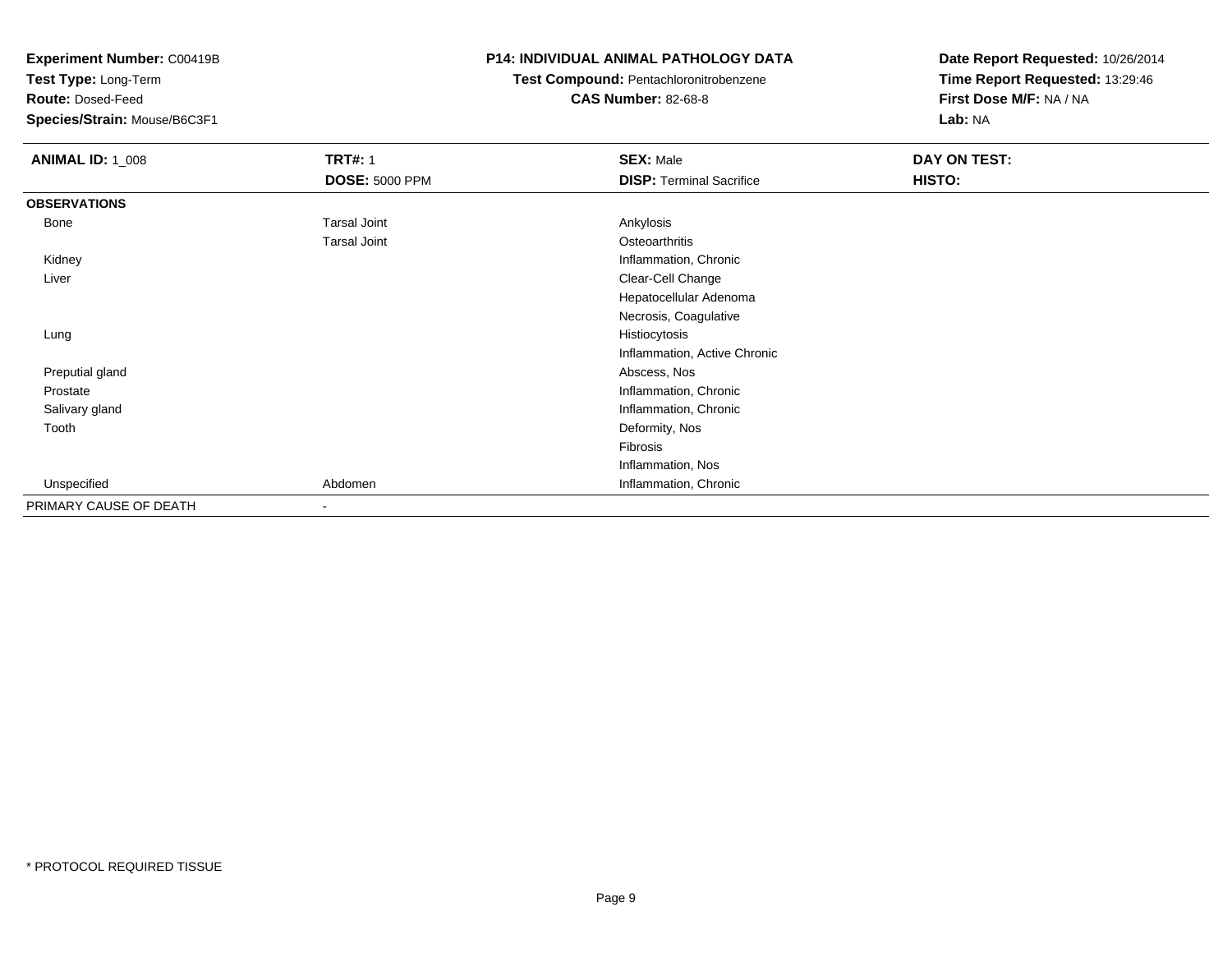**Experiment Number:** C00419B
**Test Type:** Long-Term
**Route:** Dosed-Feed
**Species/Strain:** Mouse/B6C3F1

**P14: INDIVIDUAL ANIMAL PATHOLOGY DATA**
**Test Compound:** Pentachloronitrobenzene
**CAS Number:** 82-68-8

**Date Report Requested:** 10/26/2014
**Time Report Requested:** 13:29:46
**First Dose M/F:** NA / NA
**Lab:** NA

| **ANIMAL ID:** 1_008 | **TRT#:** 1 | **SEX:** Male | **DAY ON TEST:** |
|---|---|---|---|
| | **DOSE:** 5000 PPM | **DISP:** Terminal Sacrifice | **HISTO:** |
| **OBSERVATIONS** | | | |
| Bone | Tarsal Joint | Ankylosis | |
| | Tarsal Joint | Osteoarthritis | |
| Kidney | | Inflammation, Chronic | |
| Liver | | Clear-Cell Change | |
| | | Hepatocellular Adenoma | |
| | | Necrosis, Coagulative | |
| Lung | | Histiocytosis | |
| | | Inflammation, Active Chronic | |
| Preputial gland | | Abscess, Nos | |
| Prostate | | Inflammation, Chronic | |
| Salivary gland | | Inflammation, Chronic | |
| Tooth | | Deformity, Nos | |
| | | Fibrosis | |
| | | Inflammation, Nos | |
| Unspecified | Abdomen | Inflammation, Chronic | |
| PRIMARY CAUSE OF DEATH | - | | |

* PROTOCOL REQUIRED TISSUE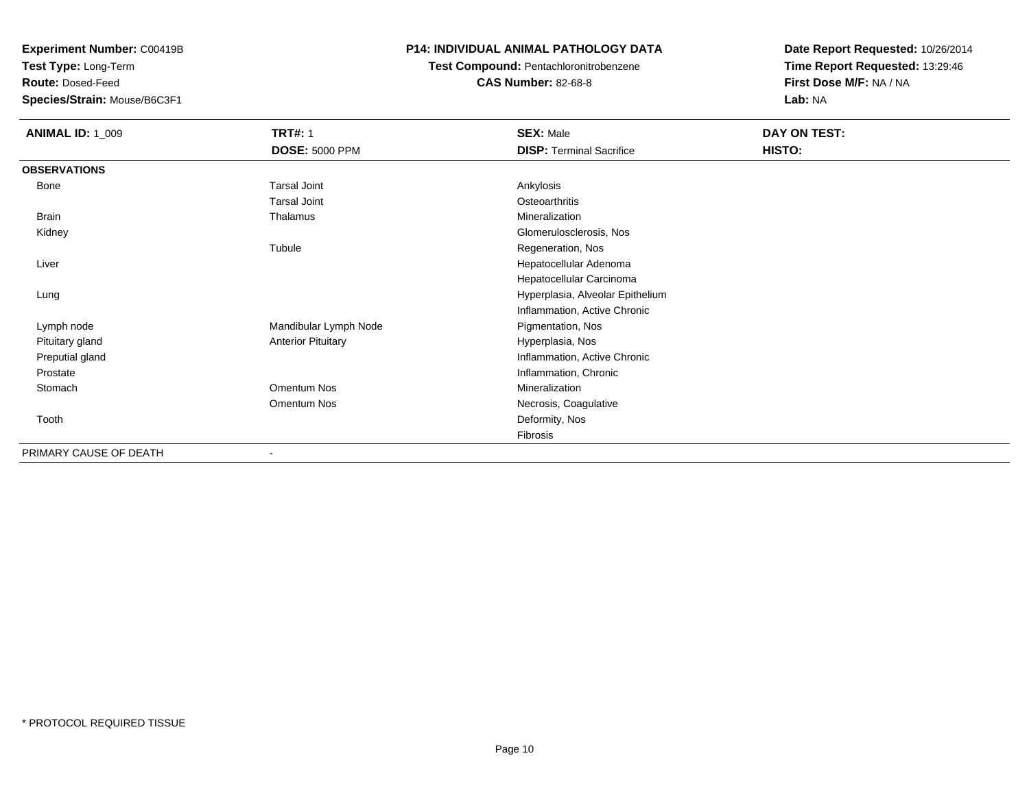**Experiment Number:** C00419B
**Test Type:** Long-Term
**Route:** Dosed-Feed
**Species/Strain:** Mouse/B6C3F1

**P14: INDIVIDUAL ANIMAL PATHOLOGY DATA**
**Test Compound:** Pentachloronitrobenzene
**CAS Number:** 82-68-8

**Date Report Requested:** 10/26/2014
**Time Report Requested:** 13:29:46
**First Dose M/F:** NA / NA
**Lab:** NA

| **ANIMAL ID:** 1_009 | **TRT#:** 1 | **SEX:** Male | **DAY ON TEST:** |
|---|---|---|---|
| | **DOSE:** 5000 PPM | **DISP:** Terminal Sacrifice | **HISTO:** |
| **OBSERVATIONS** | | | |
| Bone | Tarsal Joint | Ankylosis | |
| | Tarsal Joint | Osteoarthritis | |
| Brain | Thalamus | Mineralization | |
| Kidney | | Glomerulosclerosis, Nos | |
| | Tubule | Regeneration, Nos | |
| Liver | | Hepatocellular Adenoma | |
| | | Hepatocellular Carcinoma | |
| Lung | | Hyperplasia, Alveolar Epithelium | |
| | | Inflammation, Active Chronic | |
| Lymph node | Mandibular Lymph Node | Pigmentation, Nos | |
| Pituitary gland | Anterior Pituitary | Hyperplasia, Nos | |
| Preputial gland | | Inflammation, Active Chronic | |
| Prostate | | Inflammation, Chronic | |
| Stomach | Omentum Nos | Mineralization | |
| | Omentum Nos | Necrosis, Coagulative | |
| Tooth | | Deformity, Nos | |
| | | Fibrosis | |
| PRIMARY CAUSE OF DEATH | - | | |

* PROTOCOL REQUIRED TISSUE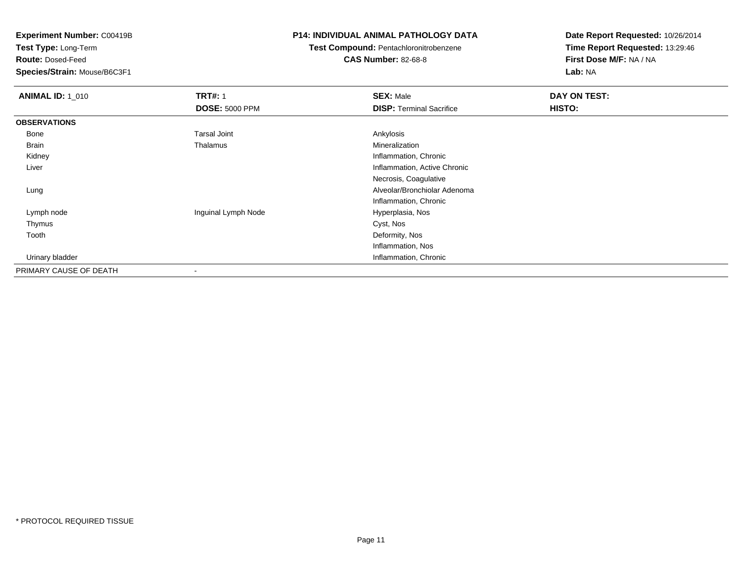**Experiment Number:** C00419B
**Test Type:** Long-Term
**Route:** Dosed-Feed
**Species/Strain:** Mouse/B6C3F1

**P14: INDIVIDUAL ANIMAL PATHOLOGY DATA**
**Test Compound:** Pentachloronitrobenzene
**CAS Number:** 82-68-8

**Date Report Requested:** 10/26/2014
**Time Report Requested:** 13:29:46
**First Dose M/F:** NA / NA
**Lab:** NA

| **ANIMAL ID:** 1_010 | **TRT#:** 1 | **SEX:** Male | **DAY ON TEST:** |
|---|---|---|---|
| | **DOSE:** 5000 PPM | **DISP:** Terminal Sacrifice | **HISTO:** |
| **OBSERVATIONS** | | | |
| Bone | Tarsal Joint | Ankylosis | |
| Brain | Thalamus | Mineralization | |
| Kidney | | Inflammation, Chronic | |
| Liver | | Inflammation, Active Chronic | |
| | | Necrosis, Coagulative | |
| Lung | | Alveolar/Bronchiolar Adenoma | |
| | | Inflammation, Chronic | |
| Lymph node | Inguinal Lymph Node | Hyperplasia, Nos | |
| Thymus | | Cyst, Nos | |
| Tooth | | Deformity, Nos | |
| | | Inflammation, Nos | |
| Urinary bladder | | Inflammation, Chronic | |
| PRIMARY CAUSE OF DEATH | - | | |

* PROTOCOL REQUIRED TISSUE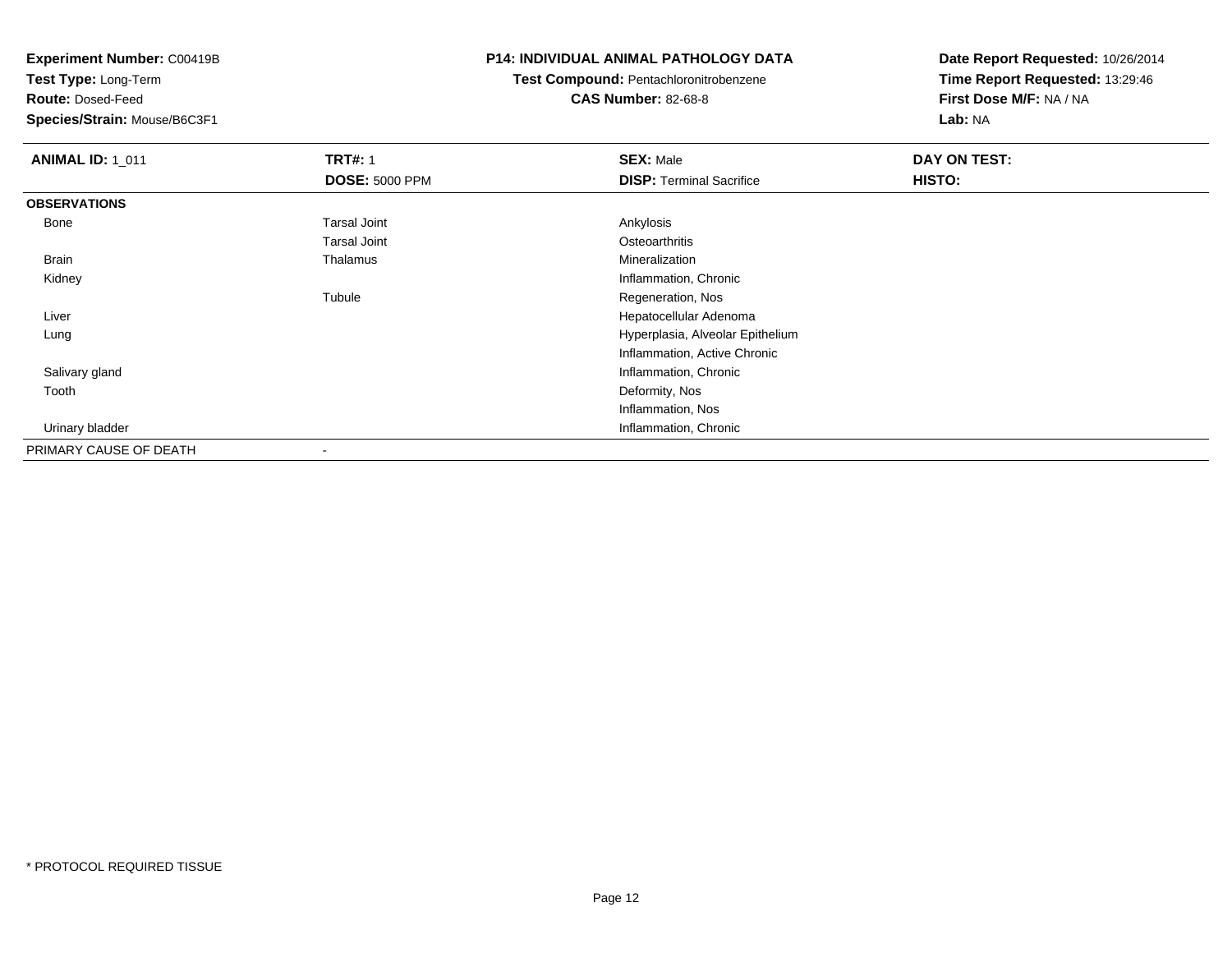**Experiment Number:** C00419B
**Test Type:** Long-Term
**Route:** Dosed-Feed
**Species/Strain:** Mouse/B6C3F1

**P14: INDIVIDUAL ANIMAL PATHOLOGY DATA**
**Test Compound:** Pentachloronitrobenzene
**CAS Number:** 82-68-8

**Date Report Requested:** 10/26/2014
**Time Report Requested:** 13:29:46
**First Dose M/F:** NA / NA
**Lab:** NA

| **ANIMAL ID:** 1_011 | **TRT#:** 1 | **SEX:** Male | **DAY ON TEST:** |
|---|---|---|---|
| | **DOSE:** 5000 PPM | **DISP:** Terminal Sacrifice | **HISTO:** |
| **OBSERVATIONS** | | | |
| Bone | Tarsal Joint | Ankylosis | |
| | Tarsal Joint | Osteoarthritis | |
| Brain | Thalamus | Mineralization | |
| Kidney | | Inflammation, Chronic | |
| | Tubule | Regeneration, Nos | |
| Liver | | Hepatocellular Adenoma | |
| Lung | | Hyperplasia, Alveolar Epithelium | |
| | | Inflammation, Active Chronic | |
| Salivary gland | | Inflammation, Chronic | |
| Tooth | | Deformity, Nos | |
| | | Inflammation, Nos | |
| Urinary bladder | | Inflammation, Chronic | |
| PRIMARY CAUSE OF DEATH | - | | |

\* PROTOCOL REQUIRED TISSUE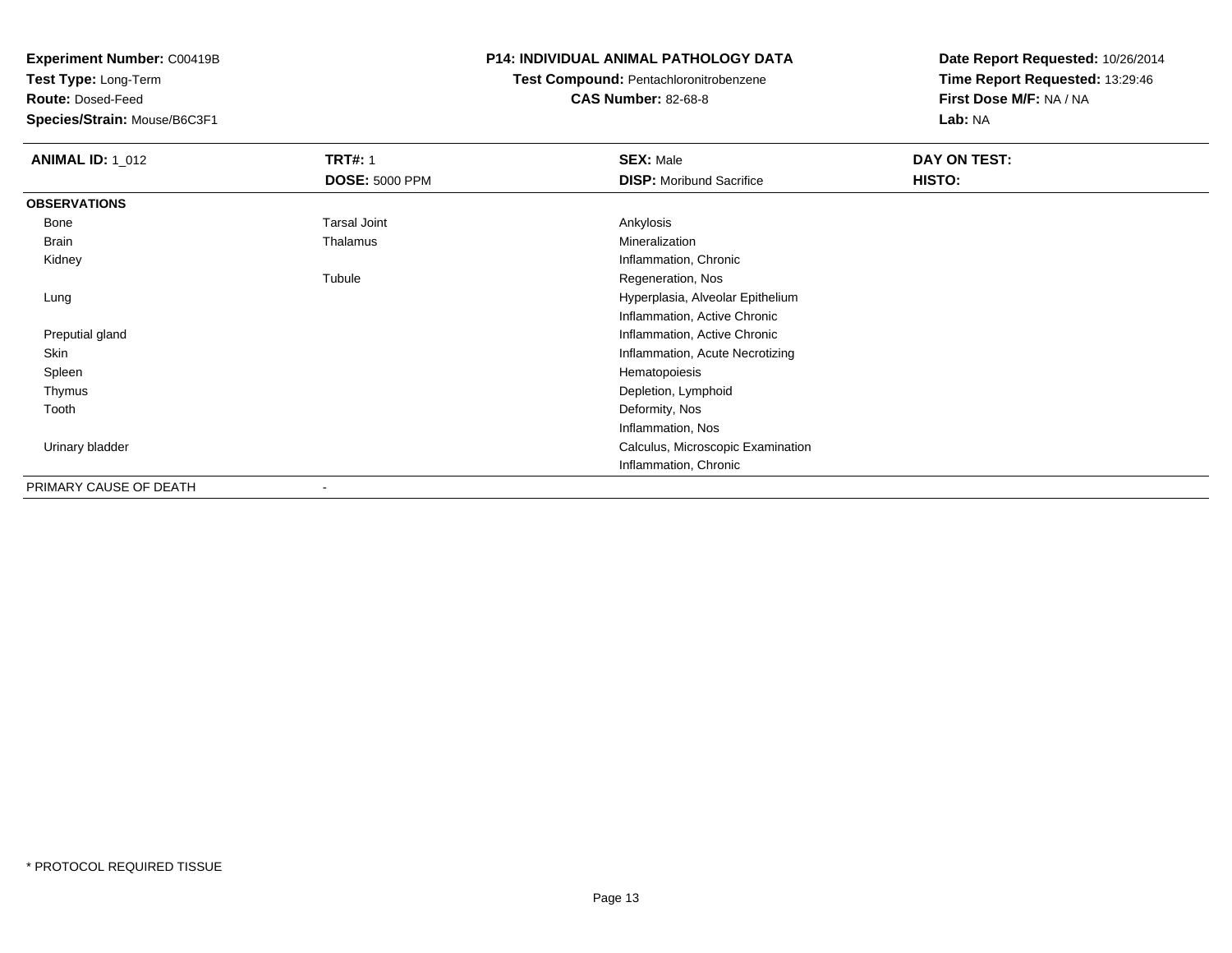**Experiment Number:** C00419B
**Test Type:** Long-Term
**Route:** Dosed-Feed
**Species/Strain:** Mouse/B6C3F1

**P14: INDIVIDUAL ANIMAL PATHOLOGY DATA**
**Test Compound:** Pentachloronitrobenzene
**CAS Number:** 82-68-8

**Date Report Requested:** 10/26/2014
**Time Report Requested:** 13:29:46
**First Dose M/F:** NA / NA
**Lab:** NA

| **ANIMAL ID:** 1_012 | **TRT#:** 1 | **SEX:** Male | **DAY ON TEST:** |
|---|---|---|---|
| | **DOSE:** 5000 PPM | **DISP:** Moribund Sacrifice | **HISTO:** |
| **OBSERVATIONS** | | | |
| Bone | Tarsal Joint | Ankylosis | |
| Brain | Thalamus | Mineralization | |
| Kidney | | Inflammation, Chronic | |
| | Tubule | Regeneration, Nos | |
| Lung | | Hyperplasia, Alveolar Epithelium | |
| | | Inflammation, Active Chronic | |
| Preputial gland | | Inflammation, Active Chronic | |
| Skin | | Inflammation, Acute Necrotizing | |
| Spleen | | Hematopoiesis | |
| Thymus | | Depletion, Lymphoid | |
| Tooth | | Deformity, Nos | |
| | | Inflammation, Nos | |
| Urinary bladder | | Calculus, Microscopic Examination | |
| | | Inflammation, Chronic | |
| PRIMARY CAUSE OF DEATH | - | | |

* PROTOCOL REQUIRED TISSUE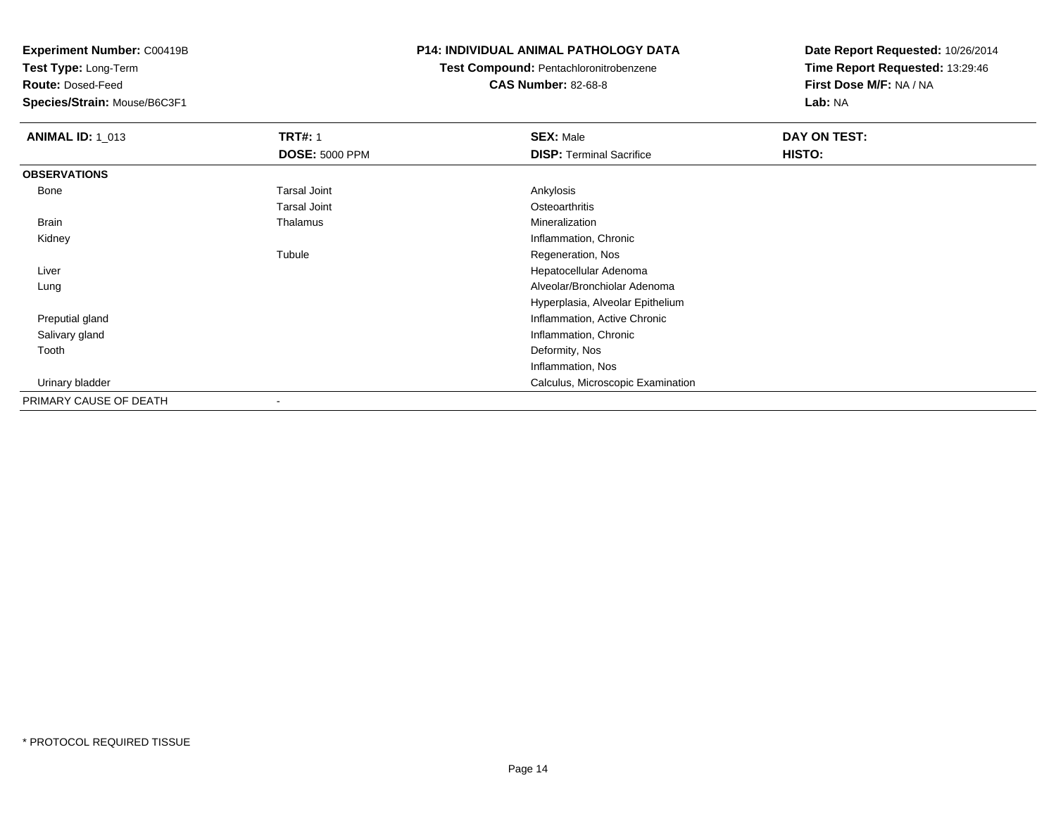**Experiment Number:** C00419B
**Test Type:** Long-Term
**Route:** Dosed-Feed
**Species/Strain:** Mouse/B6C3F1

**P14: INDIVIDUAL ANIMAL PATHOLOGY DATA**
**Test Compound:** Pentachloronitrobenzene
**CAS Number:** 82-68-8

**Date Report Requested:** 10/26/2014
**Time Report Requested:** 13:29:46
**First Dose M/F:** NA / NA
**Lab:** NA

| **ANIMAL ID:** 1_013 | **TRT#:** 1 | **SEX:** Male | **DAY ON TEST:** |
|---|---|---|---|
| | **DOSE:** 5000 PPM | **DISP:** Terminal Sacrifice | **HISTO:** |
| **OBSERVATIONS** | | | |
| Bone | Tarsal Joint | Ankylosis | |
| | Tarsal Joint | Osteoarthritis | |
| Brain | Thalamus | Mineralization | |
| Kidney | | Inflammation, Chronic | |
| | Tubule | Regeneration, Nos | |
| Liver | | Hepatocellular Adenoma | |
| Lung | | Alveolar/Bronchiolar Adenoma | |
| | | Hyperplasia, Alveolar Epithelium | |
| Preputial gland | | Inflammation, Active Chronic | |
| Salivary gland | | Inflammation, Chronic | |
| Tooth | | Deformity, Nos | |
| | | Inflammation, Nos | |
| Urinary bladder | | Calculus, Microscopic Examination | |
| PRIMARY CAUSE OF DEATH | - | | |

* PROTOCOL REQUIRED TISSUE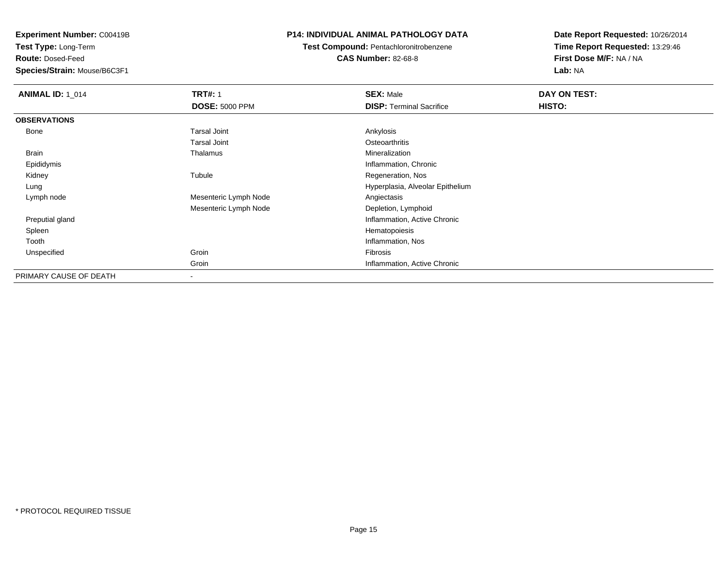**Experiment Number:** C00419B
**Test Type:** Long-Term
**Route:** Dosed-Feed
**Species/Strain:** Mouse/B6C3F1

**P14: INDIVIDUAL ANIMAL PATHOLOGY DATA**
**Test Compound:** Pentachloronitrobenzene
**CAS Number:** 82-68-8

**Date Report Requested:** 10/26/2014
**Time Report Requested:** 13:29:46
**First Dose M/F:** NA / NA
**Lab:** NA

| **ANIMAL ID:** 1_014 | **TRT#:** 1 | **SEX:** Male | **DAY ON TEST:** |
|---|---|---|---|
| | **DOSE:** 5000 PPM | **DISP:** Terminal Sacrifice | **HISTO:** |
| **OBSERVATIONS** | | | |
| Bone | Tarsal Joint | Ankylosis | |
| | Tarsal Joint | Osteoarthritis | |
| Brain | Thalamus | Mineralization | |
| Epididymis | | Inflammation, Chronic | |
| Kidney | Tubule | Regeneration, Nos | |
| Lung | | Hyperplasia, Alveolar Epithelium | |
| Lymph node | Mesenteric Lymph Node | Angiectasis | |
| | Mesenteric Lymph Node | Depletion, Lymphoid | |
| Preputial gland | | Inflammation, Active Chronic | |
| Spleen | | Hematopoiesis | |
| Tooth | | Inflammation, Nos | |
| Unspecified | Groin | Fibrosis | |
| | Groin | Inflammation, Active Chronic | |
| PRIMARY CAUSE OF DEATH | - | | |

* PROTOCOL REQUIRED TISSUE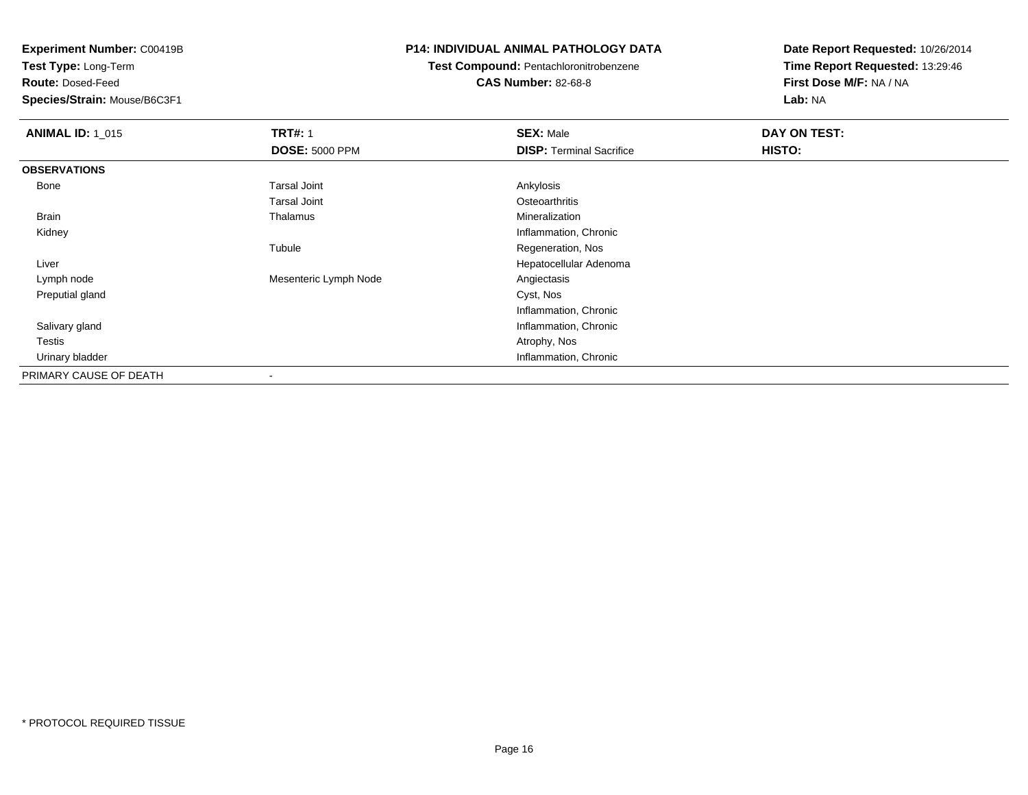**Experiment Number:** C00419B
**Test Type:** Long-Term
**Route:** Dosed-Feed
**Species/Strain:** Mouse/B6C3F1

**P14: INDIVIDUAL ANIMAL PATHOLOGY DATA**
**Test Compound:** Pentachloronitrobenzene
**CAS Number:** 82-68-8

**Date Report Requested:** 10/26/2014
**Time Report Requested:** 13:29:46
**First Dose M/F:** NA / NA
**Lab:** NA

| **ANIMAL ID:** 1_015 | **TRT#:** 1 | **SEX:** Male | **DAY ON TEST:** |
|---|---|---|---|
| | **DOSE:** 5000 PPM | **DISP:** Terminal Sacrifice | **HISTO:** |
| **OBSERVATIONS** | | | |
| Bone | Tarsal Joint | Ankylosis | |
| | Tarsal Joint | Osteoarthritis | |
| Brain | Thalamus | Mineralization | |
| Kidney | | Inflammation, Chronic | |
| | Tubule | Regeneration, Nos | |
| Liver | | Hepatocellular Adenoma | |
| Lymph node | Mesenteric Lymph Node | Angiectasis | |
| Preputial gland | | Cyst, Nos | |
| | | Inflammation, Chronic | |
| Salivary gland | | Inflammation, Chronic | |
| Testis | | Atrophy, Nos | |
| Urinary bladder | | Inflammation, Chronic | |
| PRIMARY CAUSE OF DEATH | - | | |

* PROTOCOL REQUIRED TISSUE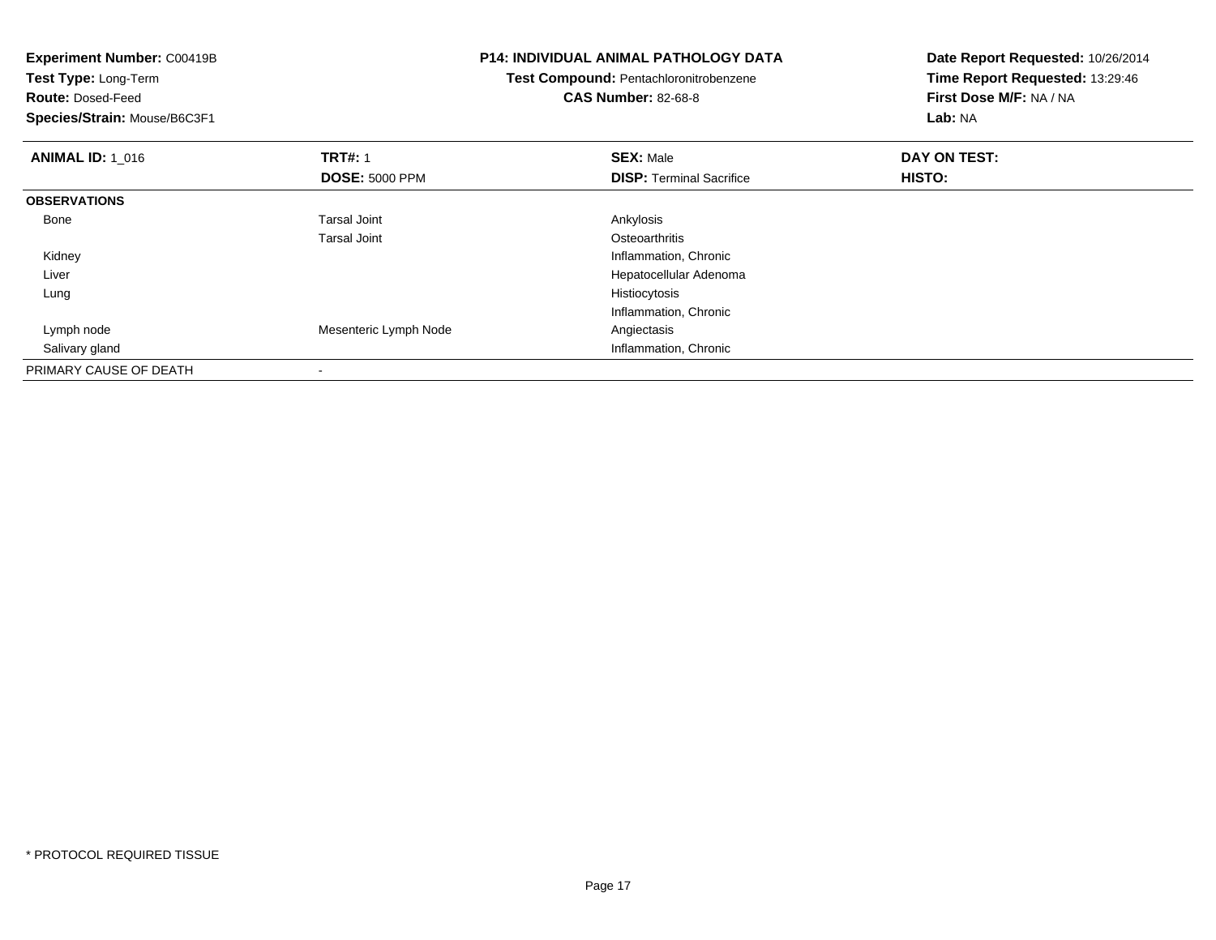**Experiment Number:** C00419B
**Test Type:** Long-Term
**Route:** Dosed-Feed
**Species/Strain:** Mouse/B6C3F1

**P14: INDIVIDUAL ANIMAL PATHOLOGY DATA**
**Test Compound:** Pentachloronitrobenzene
**CAS Number:** 82-68-8

**Date Report Requested:** 10/26/2014
**Time Report Requested:** 13:29:46
**First Dose M/F:** NA / NA
**Lab:** NA

| **ANIMAL ID:** 1_016 | **TRT#:** 1 | **SEX:** Male | **DAY ON TEST:** |
|---|---|---|---|
| | **DOSE:** 5000 PPM | **DISP:** Terminal Sacrifice | **HISTO:** |
| **OBSERVATIONS** | | | |
| Bone | Tarsal Joint | Ankylosis | |
| | Tarsal Joint | Osteoarthritis | |
| Kidney | | Inflammation, Chronic | |
| Liver | | Hepatocellular Adenoma | |
| Lung | | Histiocytosis | |
| | | Inflammation, Chronic | |
| Lymph node | Mesenteric Lymph Node | Angiectasis | |
| Salivary gland | | Inflammation, Chronic | |
| PRIMARY CAUSE OF DEATH | - | | |

* PROTOCOL REQUIRED TISSUE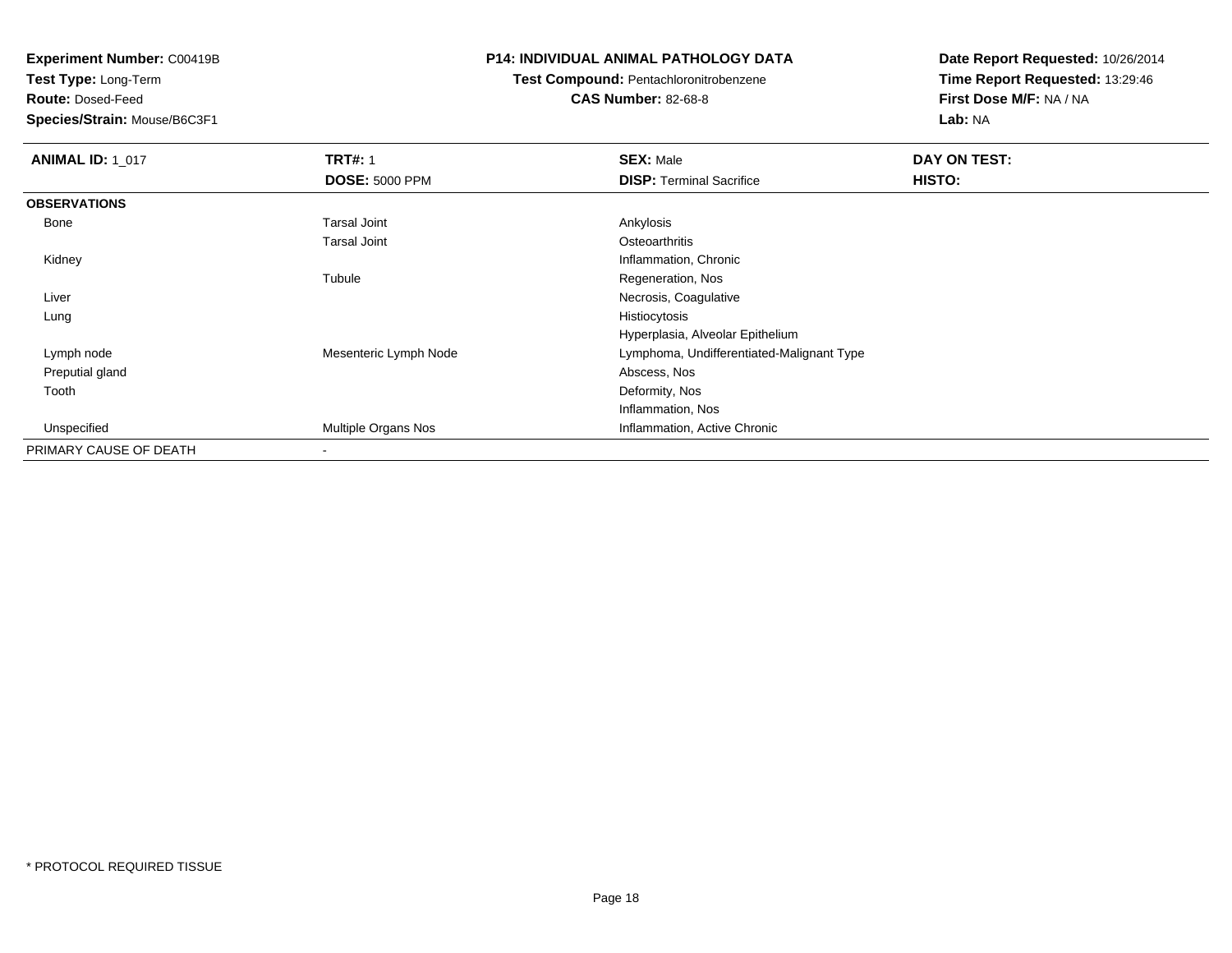**Experiment Number:** C00419B
**Test Type:** Long-Term
**Route:** Dosed-Feed
**Species/Strain:** Mouse/B6C3F1

**P14: INDIVIDUAL ANIMAL PATHOLOGY DATA**
**Test Compound:** Pentachloronitrobenzene
**CAS Number:** 82-68-8

**Date Report Requested:** 10/26/2014
**Time Report Requested:** 13:29:46
**First Dose M/F:** NA / NA
**Lab:** NA

| **ANIMAL ID:** 1_017 | **TRT#:** 1 | **SEX:** Male | **DAY ON TEST:** |
|---|---|---|---|
| | **DOSE:** 5000 PPM | **DISP:** Terminal Sacrifice | **HISTO:** |
| **OBSERVATIONS** | | | |
| Bone | Tarsal Joint | Ankylosis | |
| | Tarsal Joint | Osteoarthritis | |
| Kidney | | Inflammation, Chronic | |
| | Tubule | Regeneration, Nos | |
| Liver | | Necrosis, Coagulative | |
| Lung | | Histiocytosis | |
| | | Hyperplasia, Alveolar Epithelium | |
| Lymph node | Mesenteric Lymph Node | Lymphoma, Undifferentiated-Malignant Type | |
| Preputial gland | | Abscess, Nos | |
| Tooth | | Deformity, Nos | |
| | | Inflammation, Nos | |
| Unspecified | Multiple Organs Nos | Inflammation, Active Chronic | |
| PRIMARY CAUSE OF DEATH | - | | |

* PROTOCOL REQUIRED TISSUE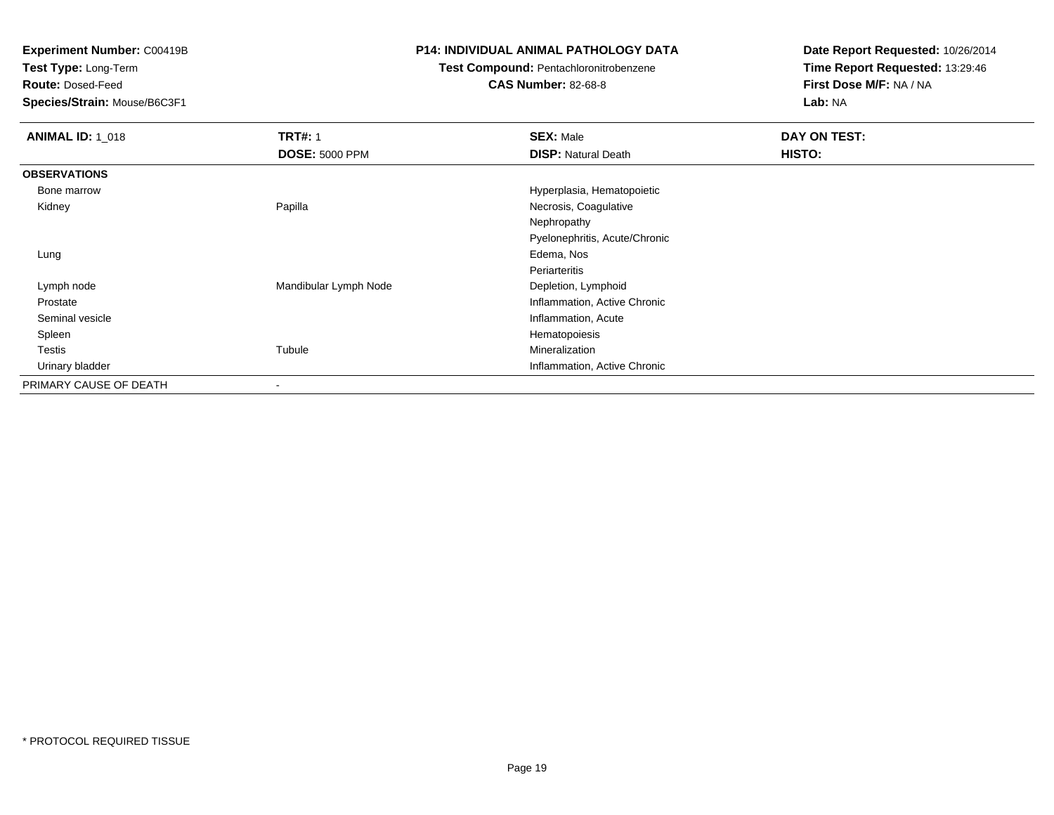**Experiment Number:** C00419B
**Test Type:** Long-Term
**Route:** Dosed-Feed
**Species/Strain:** Mouse/B6C3F1

**P14: INDIVIDUAL ANIMAL PATHOLOGY DATA**
**Test Compound:** Pentachloronitrobenzene
**CAS Number:** 82-68-8

**Date Report Requested:** 10/26/2014
**Time Report Requested:** 13:29:46
**First Dose M/F:** NA / NA
**Lab:** NA

| **ANIMAL ID:** 1_018 | **TRT#:** 1<br>**DOSE:** 5000 PPM | **SEX:** Male<br>**DISP:** Natural Death | **DAY ON TEST:**<br>**HISTO:** |
|---|---|---|---|
| **OBSERVATIONS** | | | |
| Bone marrow | | Hyperplasia, Hematopoietic | |
| Kidney | Papilla | Necrosis, Coagulative | |
| | | Nephropathy | |
| | | Pyelonephritis, Acute/Chronic | |
| Lung | | Edema, Nos | |
| | | Periarteritis | |
| Lymph node | Mandibular Lymph Node | Depletion, Lymphoid | |
| Prostate | | Inflammation, Active Chronic | |
| Seminal vesicle | | Inflammation, Acute | |
| Spleen | | Hematopoiesis | |
| Testis | Tubule | Mineralization | |
| Urinary bladder | | Inflammation, Active Chronic | |
| PRIMARY CAUSE OF DEATH | - | | |

* PROTOCOL REQUIRED TISSUE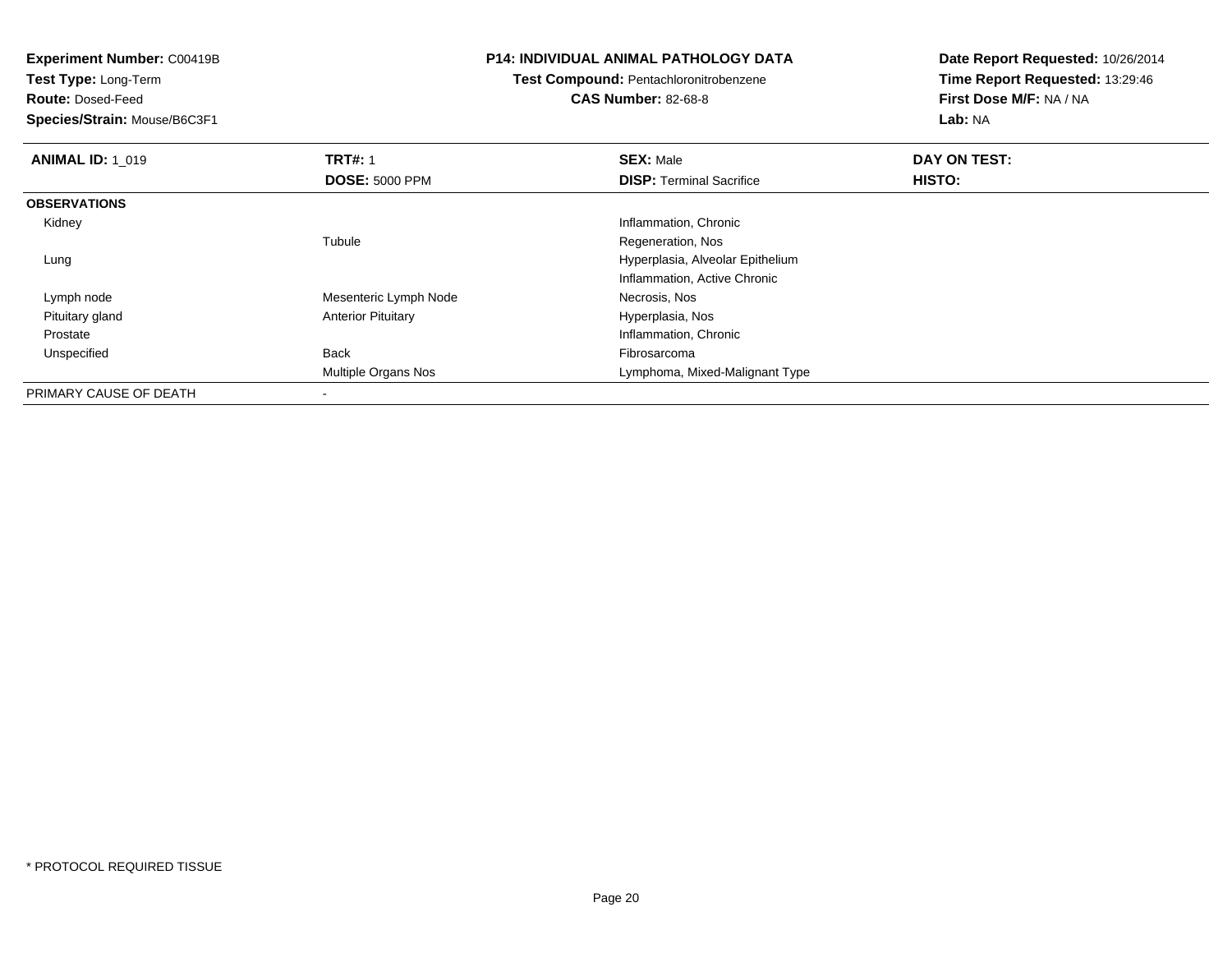**Experiment Number:** C00419B
**Test Type:** Long-Term
**Route:** Dosed-Feed
**Species/Strain:** Mouse/B6C3F1

**P14: INDIVIDUAL ANIMAL PATHOLOGY DATA**
**Test Compound:** Pentachloronitrobenzene
**CAS Number:** 82-68-8

**Date Report Requested:** 10/26/2014
**Time Report Requested:** 13:29:46
**First Dose M/F:** NA / NA
**Lab:** NA

| **ANIMAL ID:** 1_019 | **TRT#:** 1 | **SEX:** Male | **DAY ON TEST:** |
|---|---|---|---|
| | **DOSE:** 5000 PPM | **DISP:** Terminal Sacrifice | **HISTO:** |
| **OBSERVATIONS** | | | |
| Kidney | | Inflammation, Chronic | |
| | Tubule | Regeneration, Nos | |
| Lung | | Hyperplasia, Alveolar Epithelium | |
| | | Inflammation, Active Chronic | |
| Lymph node | Mesenteric Lymph Node | Necrosis, Nos | |
| Pituitary gland | Anterior Pituitary | Hyperplasia, Nos | |
| Prostate | | Inflammation, Chronic | |
| Unspecified | Back | Fibrosarcoma | |
| | Multiple Organs Nos | Lymphoma, Mixed-Malignant Type | |
| PRIMARY CAUSE OF DEATH | - | | |

* PROTOCOL REQUIRED TISSUE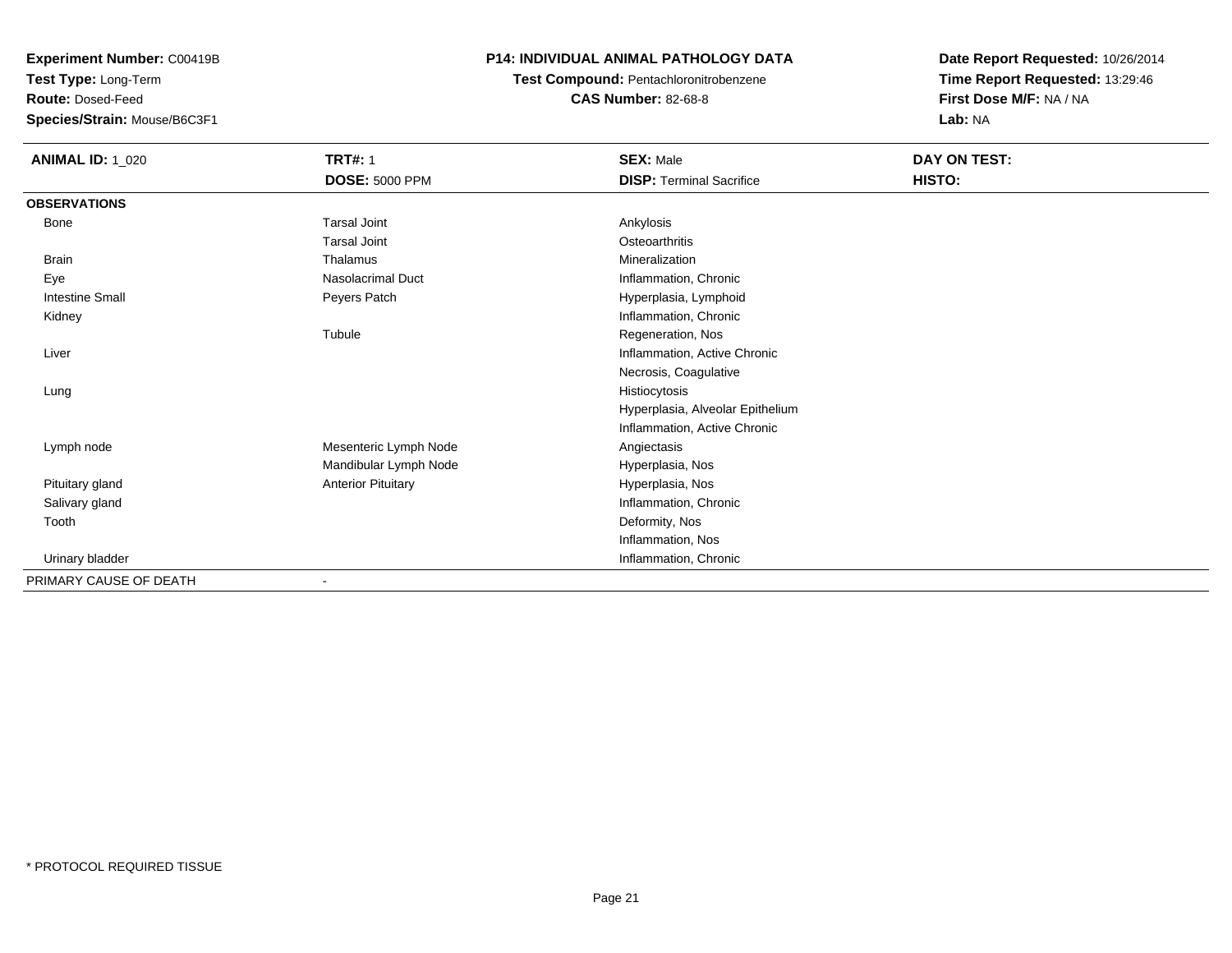**Experiment Number:** C00419B
**Test Type:** Long-Term
**Route:** Dosed-Feed
**Species/Strain:** Mouse/B6C3F1

**P14: INDIVIDUAL ANIMAL PATHOLOGY DATA**
**Test Compound:** Pentachloronitrobenzene
**CAS Number:** 82-68-8

**Date Report Requested:** 10/26/2014
**Time Report Requested:** 13:29:46
**First Dose M/F:** NA / NA
**Lab:** NA

| **ANIMAL ID:** 1_020 | **TRT#:** 1 | **SEX:** Male | **DAY ON TEST:** |
|---|---|---|---|
| | **DOSE:** 5000 PPM | **DISP:** Terminal Sacrifice | **HISTO:** |
| **OBSERVATIONS** | | | |
| Bone | Tarsal Joint | Ankylosis | |
| | Tarsal Joint | Osteoarthritis | |
| Brain | Thalamus | Mineralization | |
| Eye | Nasolacrimal Duct | Inflammation, Chronic | |
| Intestine Small | Peyers Patch | Hyperplasia, Lymphoid | |
| Kidney | | Inflammation, Chronic | |
| | Tubule | Regeneration, Nos | |
| Liver | | Inflammation, Active Chronic | |
| | | Necrosis, Coagulative | |
| Lung | | Histiocytosis | |
| | | Hyperplasia, Alveolar Epithelium | |
| | | Inflammation, Active Chronic | |
| Lymph node | Mesenteric Lymph Node | Angiectasis | |
| | Mandibular Lymph Node | Hyperplasia, Nos | |
| Pituitary gland | Anterior Pituitary | Hyperplasia, Nos | |
| Salivary gland | | Inflammation, Chronic | |
| Tooth | | Deformity, Nos | |
| | | Inflammation, Nos | |
| Urinary bladder | | Inflammation, Chronic | |
| PRIMARY CAUSE OF DEATH | - | | |

* PROTOCOL REQUIRED TISSUE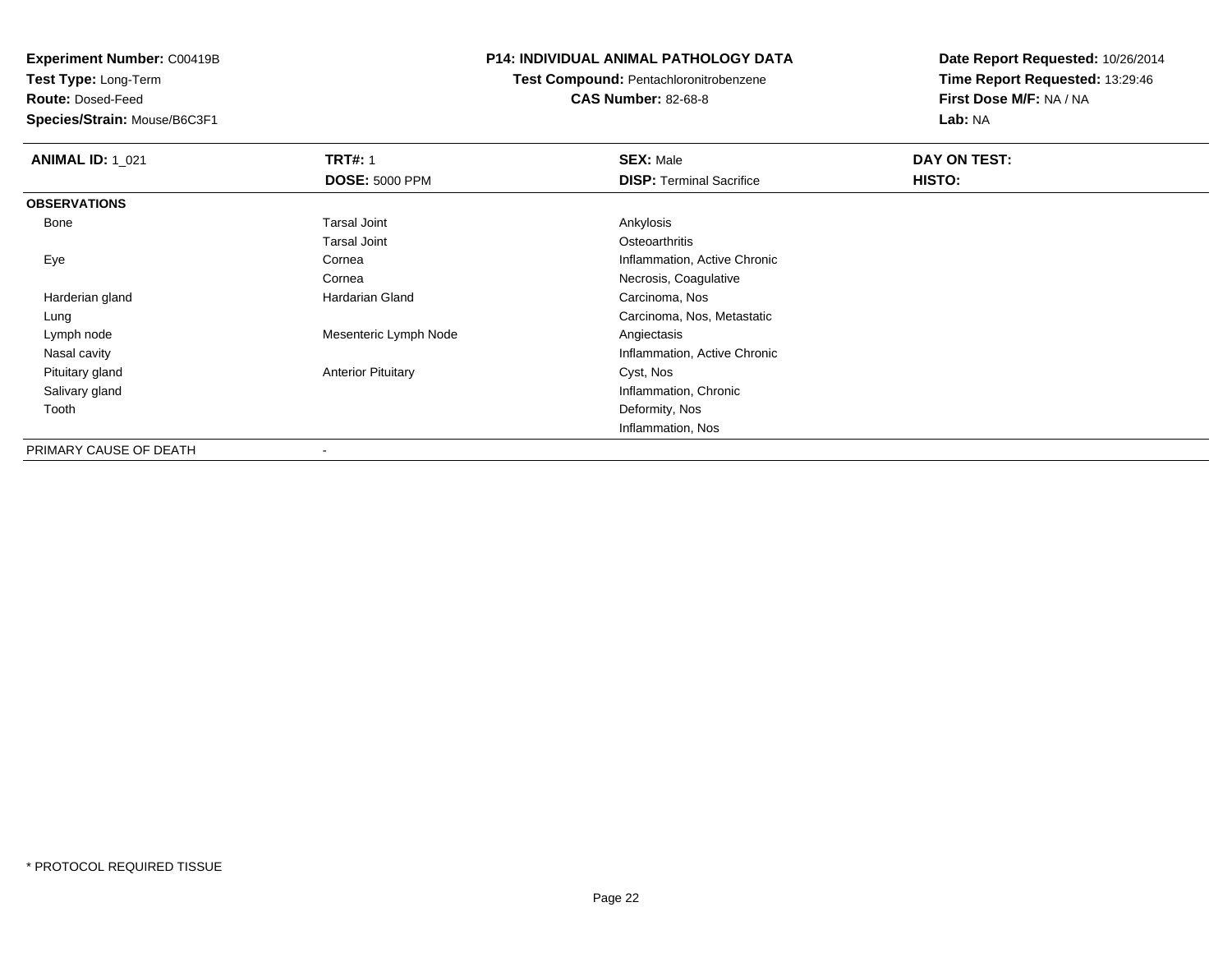**Experiment Number:** C00419B
**Test Type:** Long-Term
**Route:** Dosed-Feed
**Species/Strain:** Mouse/B6C3F1

**P14: INDIVIDUAL ANIMAL PATHOLOGY DATA**
**Test Compound:** Pentachloronitrobenzene
**CAS Number:** 82-68-8

**Date Report Requested:** 10/26/2014
**Time Report Requested:** 13:29:46
**First Dose M/F:** NA / NA
**Lab:** NA

| **ANIMAL ID:** 1_021 | **TRT#:** 1 | **SEX:** Male | **DAY ON TEST:** |
|---|---|---|---|
| | **DOSE:** 5000 PPM | **DISP:** Terminal Sacrifice | **HISTO:** |
| **OBSERVATIONS** | | | |
| Bone | Tarsal Joint | Ankylosis | |
| | Tarsal Joint | Osteoarthritis | |
| Eye | Cornea | Inflammation, Active Chronic | |
| | Cornea | Necrosis, Coagulative | |
| Harderian gland | Hardarian Gland | Carcinoma, Nos | |
| Lung | | Carcinoma, Nos, Metastatic | |
| Lymph node | Mesenteric Lymph Node | Angiectasis | |
| Nasal cavity | | Inflammation, Active Chronic | |
| Pituitary gland | Anterior Pituitary | Cyst, Nos | |
| Salivary gland | | Inflammation, Chronic | |
| Tooth | | Deformity, Nos | |
| | | Inflammation, Nos | |
| PRIMARY CAUSE OF DEATH | - | | |

* PROTOCOL REQUIRED TISSUE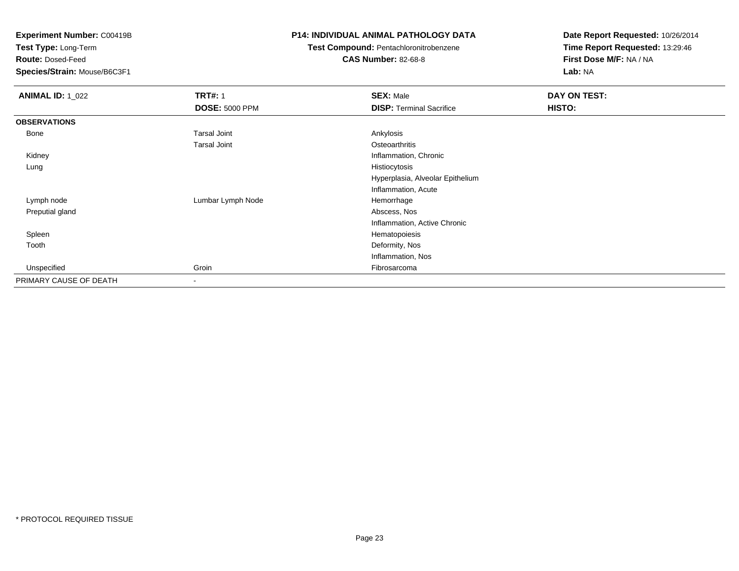**Experiment Number:** C00419B
**Test Type:** Long-Term
**Route:** Dosed-Feed
**Species/Strain:** Mouse/B6C3F1

**P14: INDIVIDUAL ANIMAL PATHOLOGY DATA**
**Test Compound:** Pentachloronitrobenzene
**CAS Number:** 82-68-8

**Date Report Requested:** 10/26/2014
**Time Report Requested:** 13:29:46
**First Dose M/F:** NA / NA
**Lab:** NA

| **ANIMAL ID:** 1_022 | **TRT#:** 1 | **SEX:** Male | **DAY ON TEST:** |
|---|---|---|---|
| | **DOSE:** 5000 PPM | **DISP:** Terminal Sacrifice | **HISTO:** |
| **OBSERVATIONS** | | | |
| Bone | Tarsal Joint | Ankylosis | |
| | Tarsal Joint | Osteoarthritis | |
| Kidney | | Inflammation, Chronic | |
| Lung | | Histiocytosis | |
| | | Hyperplasia, Alveolar Epithelium | |
| | | Inflammation, Acute | |
| Lymph node | Lumbar Lymph Node | Hemorrhage | |
| Preputial gland | | Abscess, Nos | |
| | | Inflammation, Active Chronic | |
| Spleen | | Hematopoiesis | |
| Tooth | | Deformity, Nos | |
| | | Inflammation, Nos | |
| Unspecified | Groin | Fibrosarcoma | |
| PRIMARY CAUSE OF DEATH | - | | |

* PROTOCOL REQUIRED TISSUE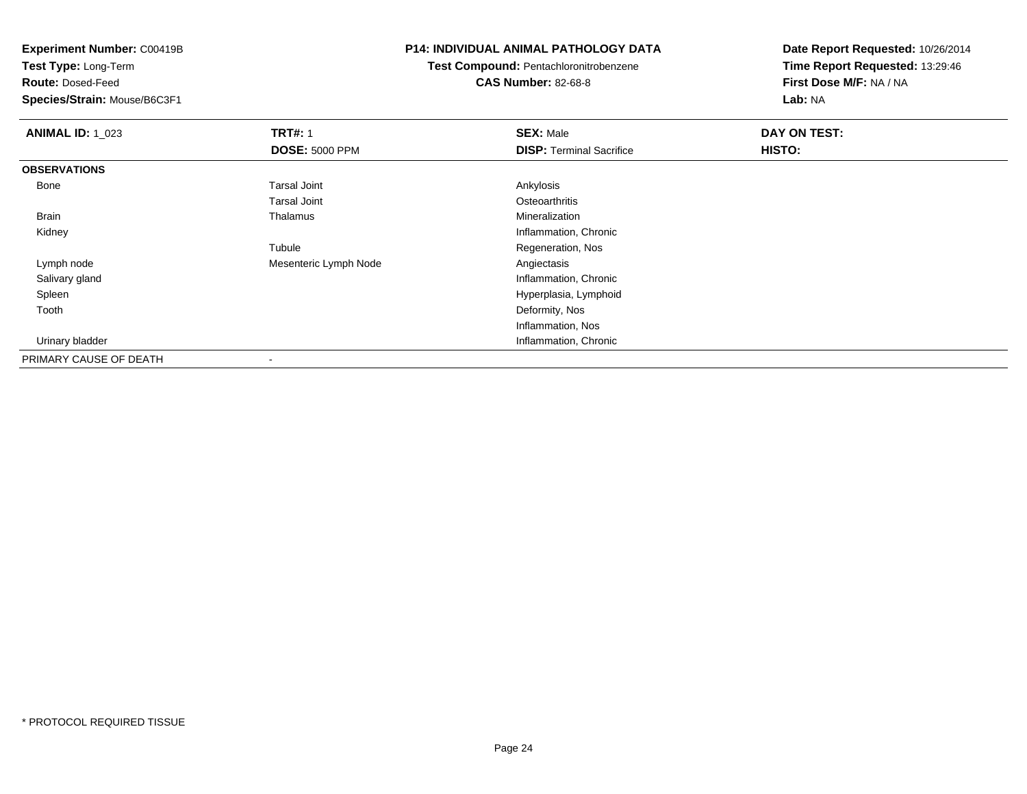**Experiment Number:** C00419B
**Test Type:** Long-Term
**Route:** Dosed-Feed
**Species/Strain:** Mouse/B6C3F1

**P14: INDIVIDUAL ANIMAL PATHOLOGY DATA**
**Test Compound:** Pentachloronitrobenzene
**CAS Number:** 82-68-8

**Date Report Requested:** 10/26/2014
**Time Report Requested:** 13:29:46
**First Dose M/F:** NA / NA
**Lab:** NA

| **ANIMAL ID:** 1_023 | **TRT#:** 1 | **SEX:** Male | **DAY ON TEST:** |
|---|---|---|---|
| | **DOSE:** 5000 PPM | **DISP:** Terminal Sacrifice | **HISTO:** |
| **OBSERVATIONS** | | | |
| Bone | Tarsal Joint | Ankylosis | |
| | Tarsal Joint | Osteoarthritis | |
| Brain | Thalamus | Mineralization | |
| Kidney | | Inflammation, Chronic | |
| | Tubule | Regeneration, Nos | |
| Lymph node | Mesenteric Lymph Node | Angiectasis | |
| Salivary gland | | Inflammation, Chronic | |
| Spleen | | Hyperplasia, Lymphoid | |
| Tooth | | Deformity, Nos | |
| | | Inflammation, Nos | |
| Urinary bladder | | Inflammation, Chronic | |
| PRIMARY CAUSE OF DEATH | - | | |

* PROTOCOL REQUIRED TISSUE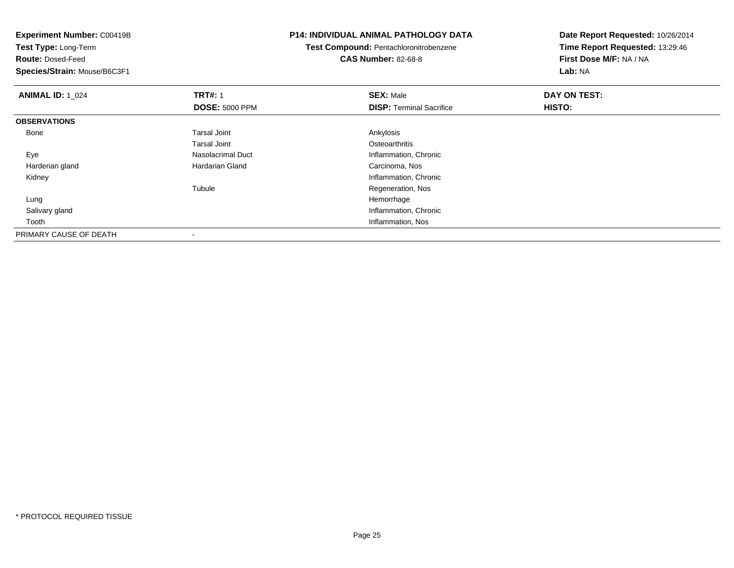**Experiment Number:** C00419B
**Test Type:** Long-Term
**Route:** Dosed-Feed
**Species/Strain:** Mouse/B6C3F1

**P14: INDIVIDUAL ANIMAL PATHOLOGY DATA**
**Test Compound:** Pentachloronitrobenzene
**CAS Number:** 82-68-8

**Date Report Requested:** 10/26/2014
**Time Report Requested:** 13:29:46
**First Dose M/F:** NA / NA
**Lab:** NA

| **ANIMAL ID:** 1_024 | **TRT#:** 1 | **SEX:** Male | **DAY ON TEST:** |
|---|---|---|---|
| | **DOSE:** 5000 PPM | **DISP:** Terminal Sacrifice | **HISTO:** |
| **OBSERVATIONS** | | | |
| Bone | Tarsal Joint | Ankylosis | |
| | Tarsal Joint | Osteoarthritis | |
| Eye | Nasolacrimal Duct | Inflammation, Chronic | |
| Harderian gland | Hardarian Gland | Carcinoma, Nos | |
| Kidney | | Inflammation, Chronic | |
| | Tubule | Regeneration, Nos | |
| Lung | | Hemorrhage | |
| Salivary gland | | Inflammation, Chronic | |
| Tooth | | Inflammation, Nos | |
| PRIMARY CAUSE OF DEATH | - | | |

\* PROTOCOL REQUIRED TISSUE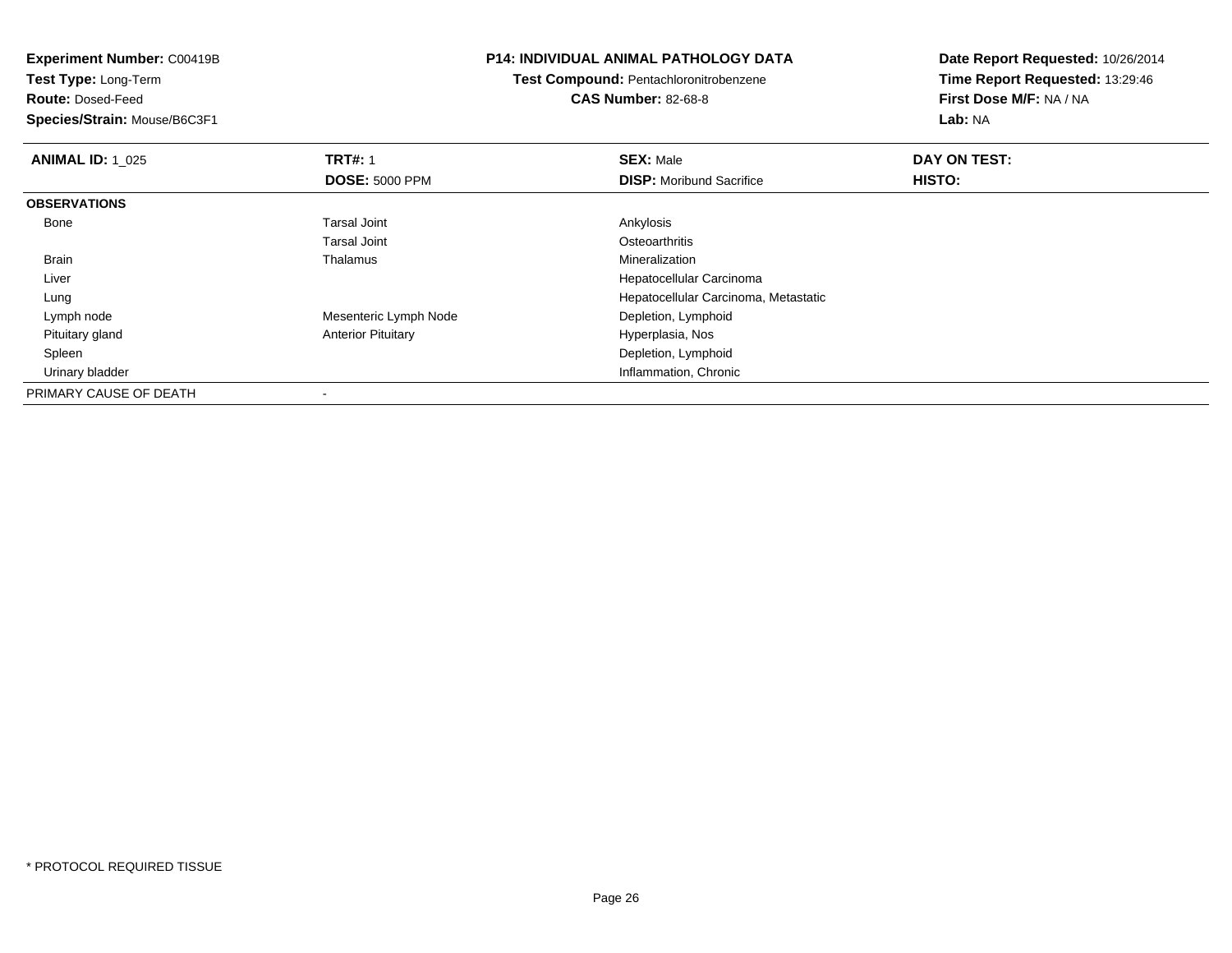**Experiment Number:** C00419B
**Test Type:** Long-Term
**Route:** Dosed-Feed
**Species/Strain:** Mouse/B6C3F1

**P14: INDIVIDUAL ANIMAL PATHOLOGY DATA**
**Test Compound:** Pentachloronitrobenzene
**CAS Number:** 82-68-8

**Date Report Requested:** 10/26/2014
**Time Report Requested:** 13:29:46
**First Dose M/F:** NA / NA
**Lab:** NA

| **ANIMAL ID:** 1_025 | **TRT#:** 1 | **SEX:** Male | **DAY ON TEST:** |
|---|---|---|---|
| | **DOSE:** 5000 PPM | **DISP:** Moribund Sacrifice | **HISTO:** |
| **OBSERVATIONS** | | | |
| Bone | Tarsal Joint | Ankylosis | |
| | Tarsal Joint | Osteoarthritis | |
| Brain | Thalamus | Mineralization | |
| Liver | | Hepatocellular Carcinoma | |
| Lung | | Hepatocellular Carcinoma, Metastatic | |
| Lymph node | Mesenteric Lymph Node | Depletion, Lymphoid | |
| Pituitary gland | Anterior Pituitary | Hyperplasia, Nos | |
| Spleen | | Depletion, Lymphoid | |
| Urinary bladder | | Inflammation, Chronic | |
| PRIMARY CAUSE OF DEATH | - | | |

* PROTOCOL REQUIRED TISSUE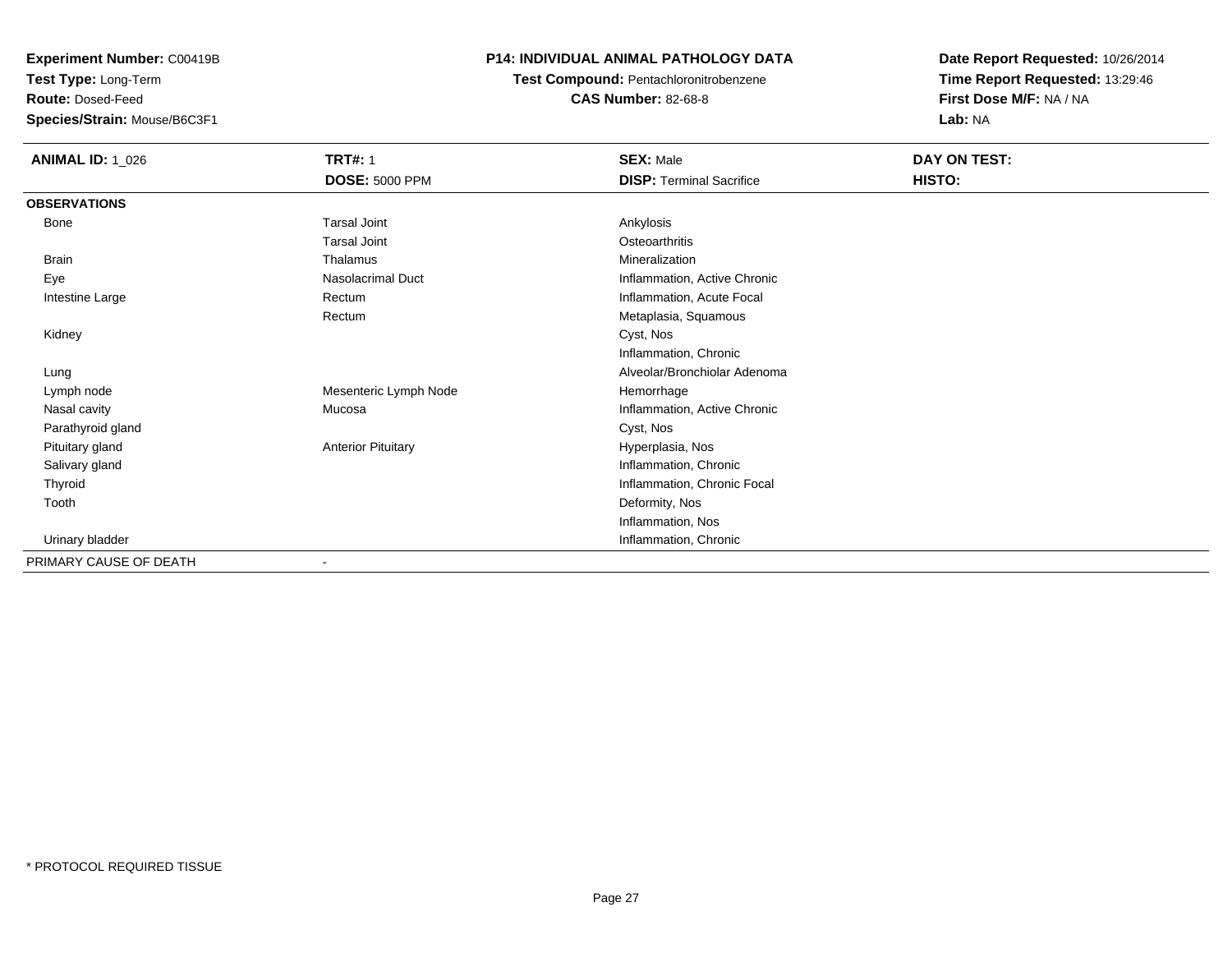**Experiment Number:** C00419B
**Test Type:** Long-Term
**Route:** Dosed-Feed
**Species/Strain:** Mouse/B6C3F1

**P14: INDIVIDUAL ANIMAL PATHOLOGY DATA**
**Test Compound:** Pentachloronitrobenzene
**CAS Number:** 82-68-8

**Date Report Requested:** 10/26/2014
**Time Report Requested:** 13:29:46
**First Dose M/F:** NA / NA
**Lab:** NA

| **ANIMAL ID:** 1_026 | **TRT#:** 1 | **SEX:** Male | **DAY ON TEST:** |
|---|---|---|---|
| | **DOSE:** 5000 PPM | **DISP:** Terminal Sacrifice | **HISTO:** |
| **OBSERVATIONS** | | | |
| Bone | Tarsal Joint | Ankylosis | |
| | Tarsal Joint | Osteoarthritis | |
| Brain | Thalamus | Mineralization | |
| Eye | Nasolacrimal Duct | Inflammation, Active Chronic | |
| Intestine Large | Rectum | Inflammation, Acute Focal | |
| | Rectum | Metaplasia, Squamous | |
| Kidney | | Cyst, Nos | |
| | | Inflammation, Chronic | |
| Lung | | Alveolar/Bronchiolar Adenoma | |
| Lymph node | Mesenteric Lymph Node | Hemorrhage | |
| Nasal cavity | Mucosa | Inflammation, Active Chronic | |
| Parathyroid gland | | Cyst, Nos | |
| Pituitary gland | Anterior Pituitary | Hyperplasia, Nos | |
| Salivary gland | | Inflammation, Chronic | |
| Thyroid | | Inflammation, Chronic Focal | |
| Tooth | | Deformity, Nos | |
| | | Inflammation, Nos | |
| Urinary bladder | | Inflammation, Chronic | |
| PRIMARY CAUSE OF DEATH | - | | |

* PROTOCOL REQUIRED TISSUE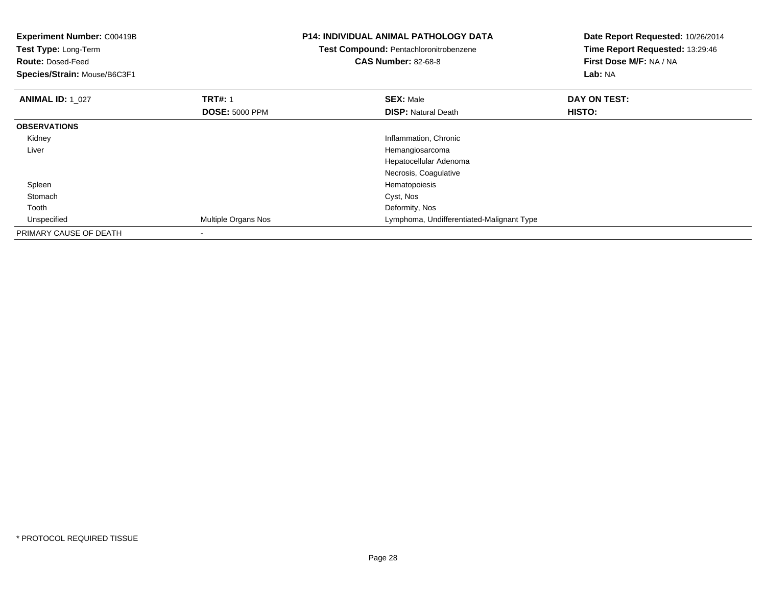**Experiment Number:** C00419B
**Test Type:** Long-Term
**Route:** Dosed-Feed
**Species/Strain:** Mouse/B6C3F1

**P14: INDIVIDUAL ANIMAL PATHOLOGY DATA**
**Test Compound:** Pentachloronitrobenzene
**CAS Number:** 82-68-8

**Date Report Requested:** 10/26/2014
**Time Report Requested:** 13:29:46
**First Dose M/F:** NA / NA
**Lab:** NA

| **ANIMAL ID:** 1_027 | **TRT#:** 1 | **SEX:** Male | **DAY ON TEST:** |
|---|---|---|---|
| | **DOSE:** 5000 PPM | **DISP:** Natural Death | **HISTO:** |
| **OBSERVATIONS** | | | |
| Kidney | | Inflammation, Chronic | |
| Liver | | Hemangiosarcoma | |
| | | Hepatocellular Adenoma | |
| | | Necrosis, Coagulative | |
| Spleen | | Hematopoiesis | |
| Stomach | | Cyst, Nos | |
| Tooth | | Deformity, Nos | |
| Unspecified | Multiple Organs Nos | Lymphoma, Undifferentiated-Malignant Type | |
| PRIMARY CAUSE OF DEATH | - | | |

* PROTOCOL REQUIRED TISSUE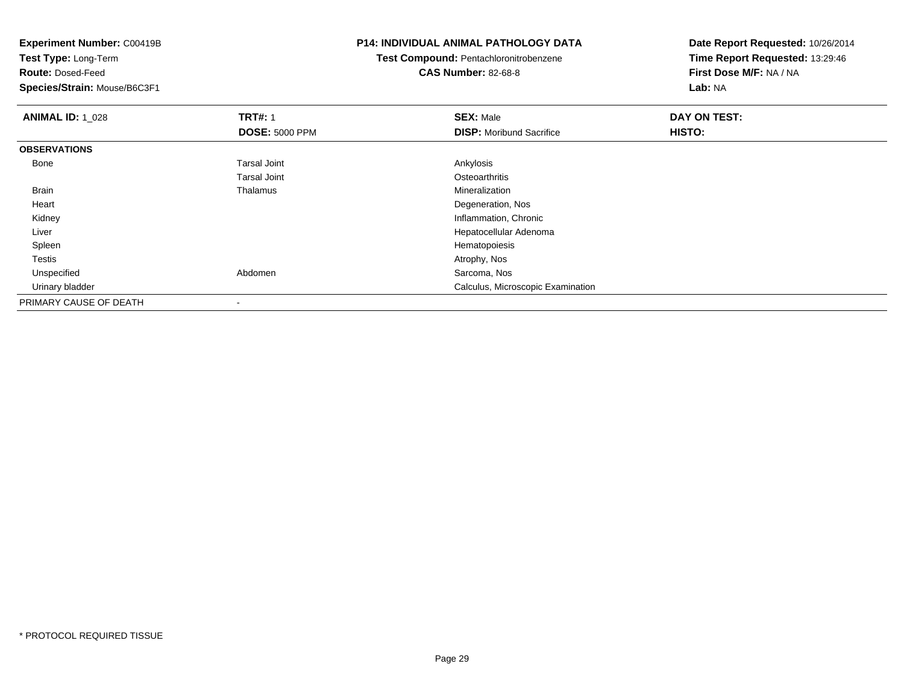**Experiment Number:** C00419B
**Test Type:** Long-Term
**Route:** Dosed-Feed
**Species/Strain:** Mouse/B6C3F1

**P14: INDIVIDUAL ANIMAL PATHOLOGY DATA**
**Test Compound:** Pentachloronitrobenzene
**CAS Number:** 82-68-8

**Date Report Requested:** 10/26/2014
**Time Report Requested:** 13:29:46
**First Dose M/F:** NA / NA
**Lab:** NA

| **ANIMAL ID:** 1_028 | **TRT#:** 1 | **SEX:** Male | **DAY ON TEST:** |
|---|---|---|---|
| | **DOSE:** 5000 PPM | **DISP:** Moribund Sacrifice | **HISTO:** |
| **OBSERVATIONS** | | | |
| Bone | Tarsal Joint | Ankylosis | |
| | Tarsal Joint | Osteoarthritis | |
| Brain | Thalamus | Mineralization | |
| Heart | | Degeneration, Nos | |
| Kidney | | Inflammation, Chronic | |
| Liver | | Hepatocellular Adenoma | |
| Spleen | | Hematopoiesis | |
| Testis | | Atrophy, Nos | |
| Unspecified | Abdomen | Sarcoma, Nos | |
| Urinary bladder | | Calculus, Microscopic Examination | |
| PRIMARY CAUSE OF DEATH | - | | |

* PROTOCOL REQUIRED TISSUE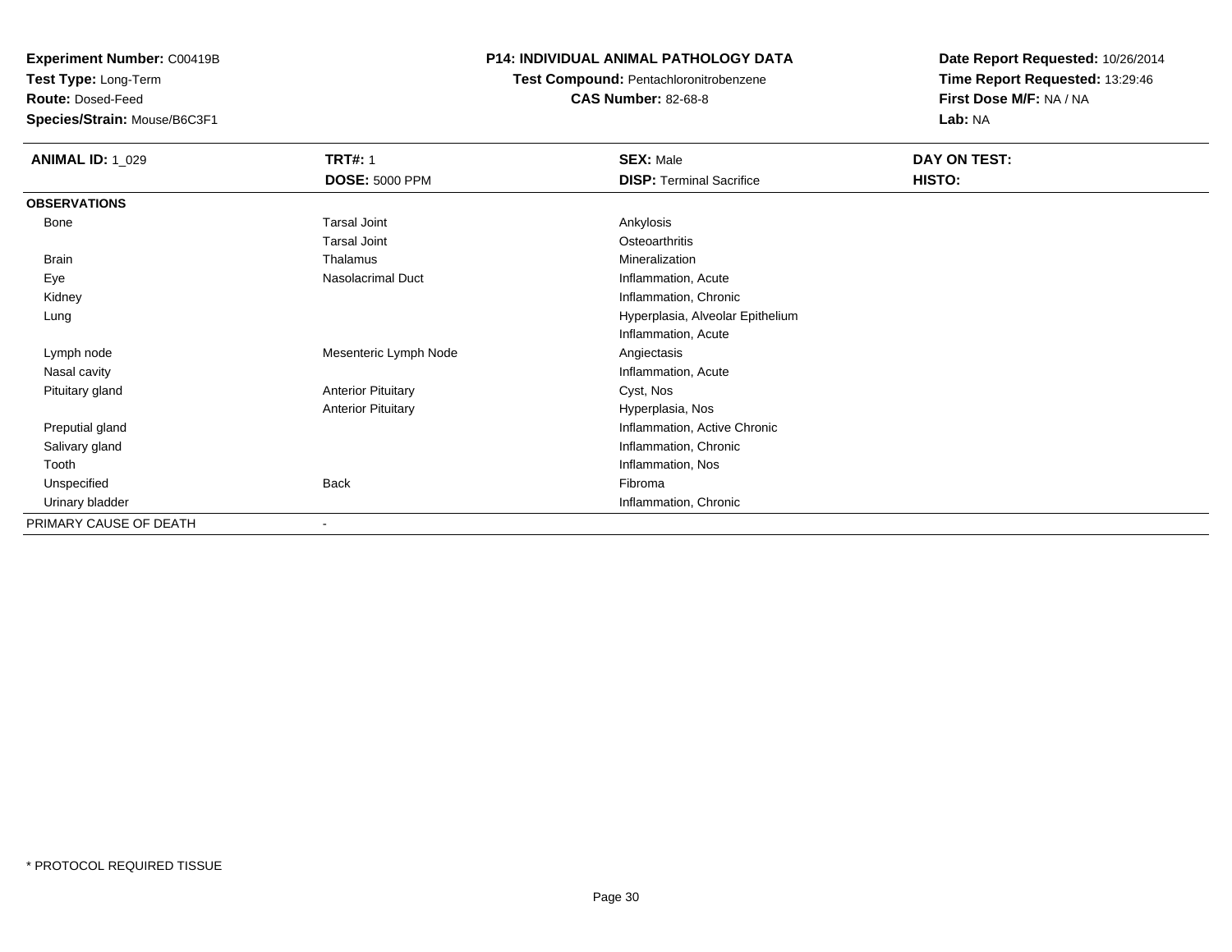**Experiment Number:** C00419B
**Test Type:** Long-Term
**Route:** Dosed-Feed
**Species/Strain:** Mouse/B6C3F1

**P14: INDIVIDUAL ANIMAL PATHOLOGY DATA**
**Test Compound:** Pentachloronitrobenzene
**CAS Number:** 82-68-8

**Date Report Requested:** 10/26/2014
**Time Report Requested:** 13:29:46
**First Dose M/F:** NA / NA
**Lab:** NA

| **ANIMAL ID:** 1_029 | **TRT#:** 1 | **SEX:** Male | **DAY ON TEST:** |
|---|---|---|---|
| | **DOSE:** 5000 PPM | **DISP:** Terminal Sacrifice | **HISTO:** |
| **OBSERVATIONS** | | | |
| Bone | Tarsal Joint | Ankylosis | |
| | Tarsal Joint | Osteoarthritis | |
| Brain | Thalamus | Mineralization | |
| Eye | Nasolacrimal Duct | Inflammation, Acute | |
| Kidney | | Inflammation, Chronic | |
| Lung | | Hyperplasia, Alveolar Epithelium | |
| | | Inflammation, Acute | |
| Lymph node | Mesenteric Lymph Node | Angiectasis | |
| Nasal cavity | | Inflammation, Acute | |
| Pituitary gland | Anterior Pituitary | Cyst, Nos | |
| | Anterior Pituitary | Hyperplasia, Nos | |
| Preputial gland | | Inflammation, Active Chronic | |
| Salivary gland | | Inflammation, Chronic | |
| Tooth | | Inflammation, Nos | |
| Unspecified | Back | Fibroma | |
| Urinary bladder | | Inflammation, Chronic | |
| PRIMARY CAUSE OF DEATH | - | | |

* PROTOCOL REQUIRED TISSUE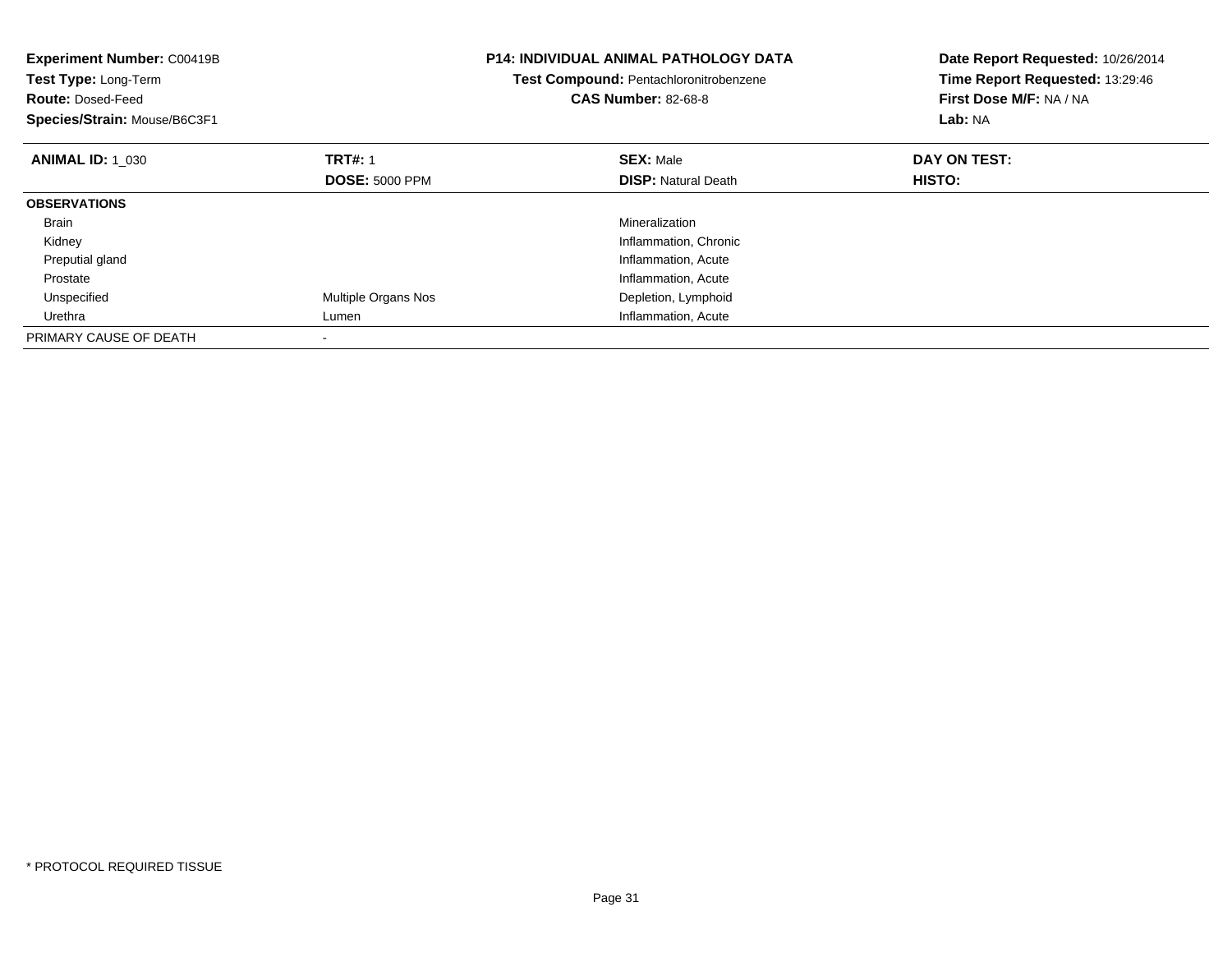**Experiment Number:** C00419B
**Test Type:** Long-Term
**Route:** Dosed-Feed
**Species/Strain:** Mouse/B6C3F1

**P14: INDIVIDUAL ANIMAL PATHOLOGY DATA**
**Test Compound:** Pentachloronitrobenzene
**CAS Number:** 82-68-8

**Date Report Requested:** 10/26/2014
**Time Report Requested:** 13:29:46
**First Dose M/F:** NA / NA
**Lab:** NA

| **ANIMAL ID:** 1_030 | **TRT#:** 1 | **SEX:** Male | **DAY ON TEST:** |
|---|---|---|---|
| | **DOSE:** 5000 PPM | **DISP:** Natural Death | **HISTO:** |
| **OBSERVATIONS** | | | |
| Brain | | Mineralization | |
| Kidney | | Inflammation, Chronic | |
| Preputial gland | | Inflammation, Acute | |
| Prostate | | Inflammation, Acute | |
| Unspecified | Multiple Organs Nos | Depletion, Lymphoid | |
| Urethra | Lumen | Inflammation, Acute | |
| PRIMARY CAUSE OF DEATH | - | | |

* PROTOCOL REQUIRED TISSUE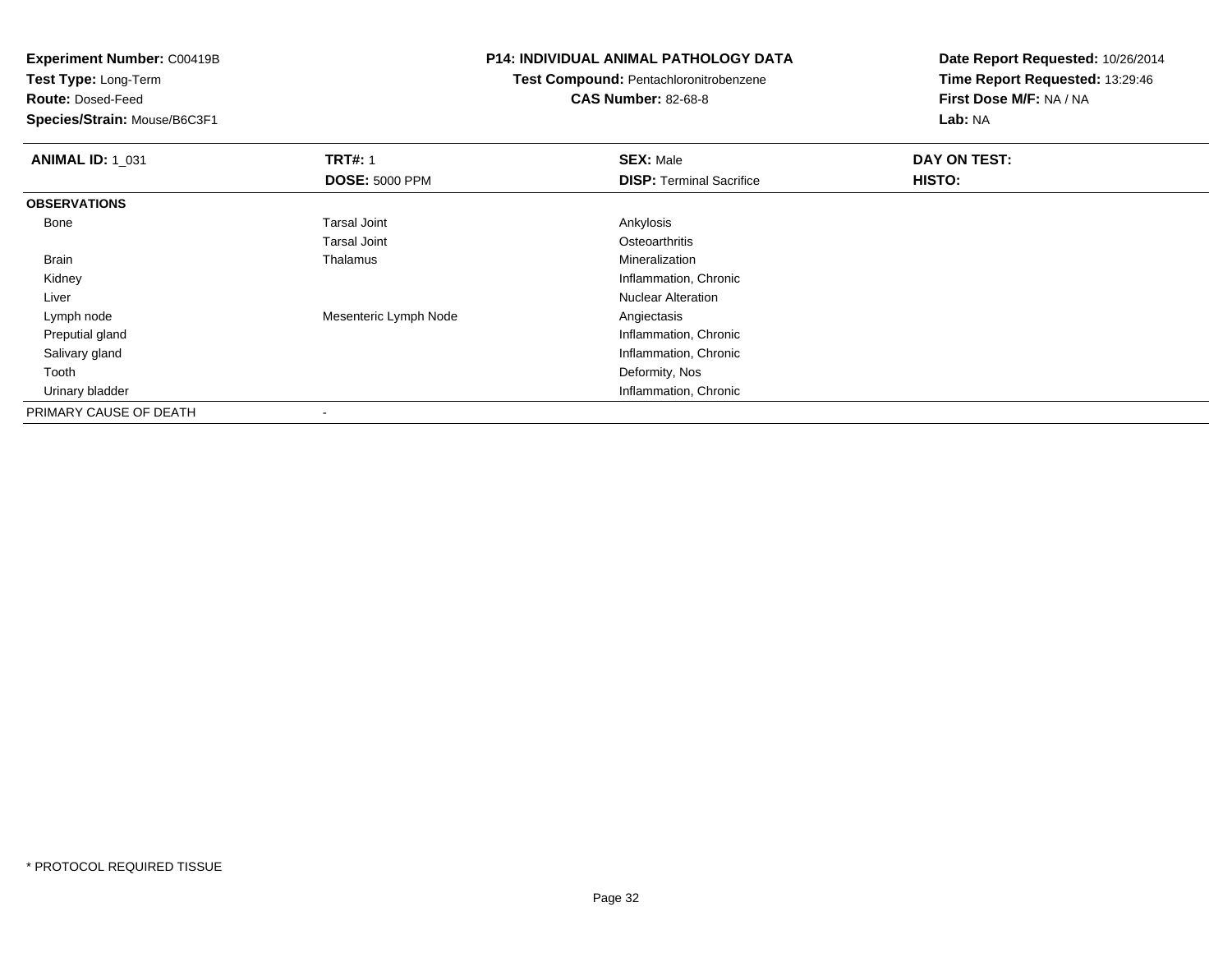**Experiment Number:** C00419B
**Test Type:** Long-Term
**Route:** Dosed-Feed
**Species/Strain:** Mouse/B6C3F1

**P14: INDIVIDUAL ANIMAL PATHOLOGY DATA**
**Test Compound:** Pentachloronitrobenzene
**CAS Number:** 82-68-8

**Date Report Requested:** 10/26/2014
**Time Report Requested:** 13:29:46
**First Dose M/F:** NA / NA
**Lab:** NA

| **ANIMAL ID:** 1_031 | **TRT#:** 1 | **SEX:** Male | **DAY ON TEST:** |
|---|---|---|---|
| | **DOSE:** 5000 PPM | **DISP:** Terminal Sacrifice | **HISTO:** |
| **OBSERVATIONS** | | | |
| Bone | Tarsal Joint | Ankylosis | |
| | Tarsal Joint | Osteoarthritis | |
| Brain | Thalamus | Mineralization | |
| Kidney | | Inflammation, Chronic | |
| Liver | | Nuclear Alteration | |
| Lymph node | Mesenteric Lymph Node | Angiectasis | |
| Preputial gland | | Inflammation, Chronic | |
| Salivary gland | | Inflammation, Chronic | |
| Tooth | | Deformity, Nos | |
| Urinary bladder | | Inflammation, Chronic | |
| PRIMARY CAUSE OF DEATH | - | | |

* PROTOCOL REQUIRED TISSUE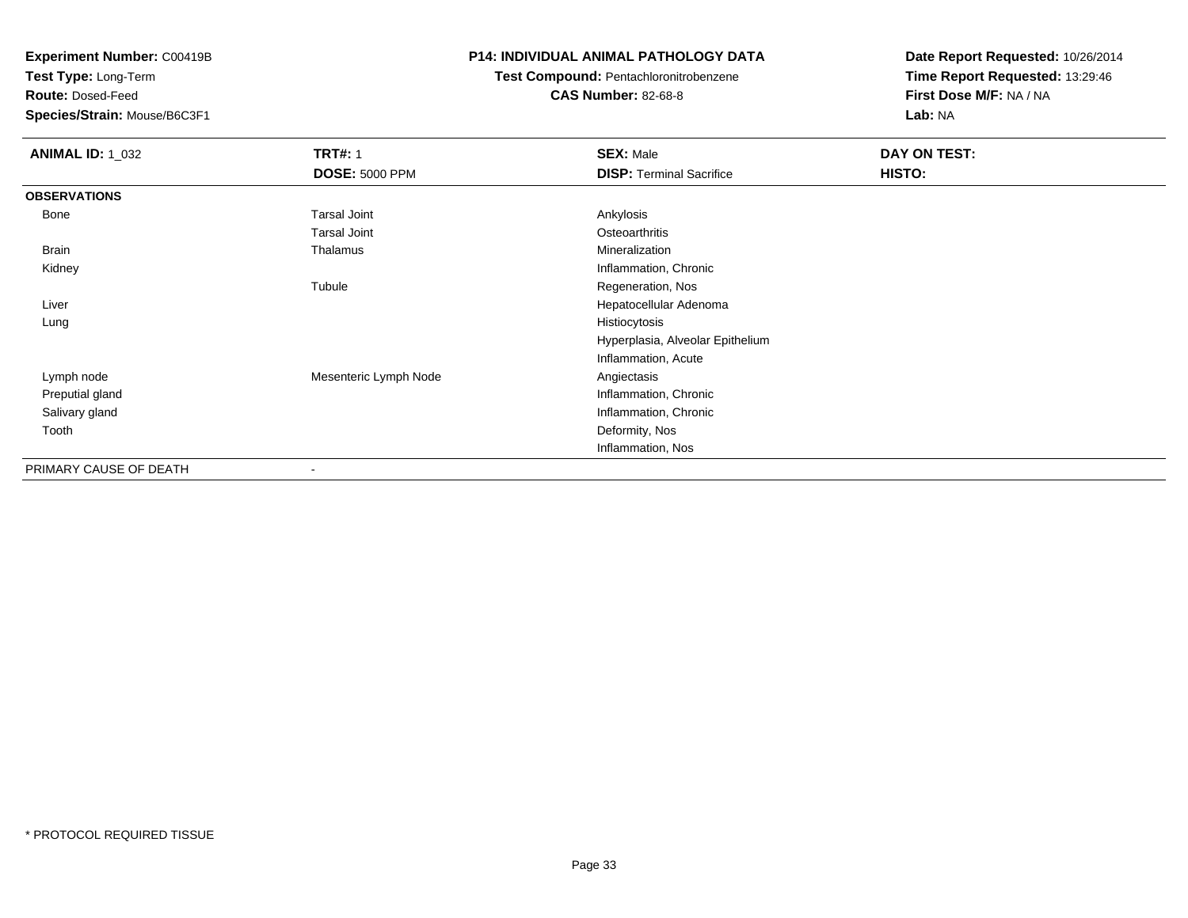**Experiment Number:** C00419B
**Test Type:** Long-Term
**Route:** Dosed-Feed
**Species/Strain:** Mouse/B6C3F1

**P14: INDIVIDUAL ANIMAL PATHOLOGY DATA**
**Test Compound:** Pentachloronitrobenzene
**CAS Number:** 82-68-8

**Date Report Requested:** 10/26/2014
**Time Report Requested:** 13:29:46
**First Dose M/F:** NA / NA
**Lab:** NA

| **ANIMAL ID:** 1_032 | **TRT#:** 1 | **SEX:** Male | **DAY ON TEST:** |
|---|---|---|---|
| | **DOSE:** 5000 PPM | **DISP:** Terminal Sacrifice | **HISTO:** |
| **OBSERVATIONS** | | | |
| Bone | Tarsal Joint | Ankylosis | |
| | Tarsal Joint | Osteoarthritis | |
| Brain | Thalamus | Mineralization | |
| Kidney | | Inflammation, Chronic | |
| | Tubule | Regeneration, Nos | |
| Liver | | Hepatocellular Adenoma | |
| Lung | | Histiocytosis | |
| | | Hyperplasia, Alveolar Epithelium | |
| | | Inflammation, Acute | |
| Lymph node | Mesenteric Lymph Node | Angiectasis | |
| Preputial gland | | Inflammation, Chronic | |
| Salivary gland | | Inflammation, Chronic | |
| Tooth | | Deformity, Nos | |
| | | Inflammation, Nos | |
| PRIMARY CAUSE OF DEATH | - | | |

* PROTOCOL REQUIRED TISSUE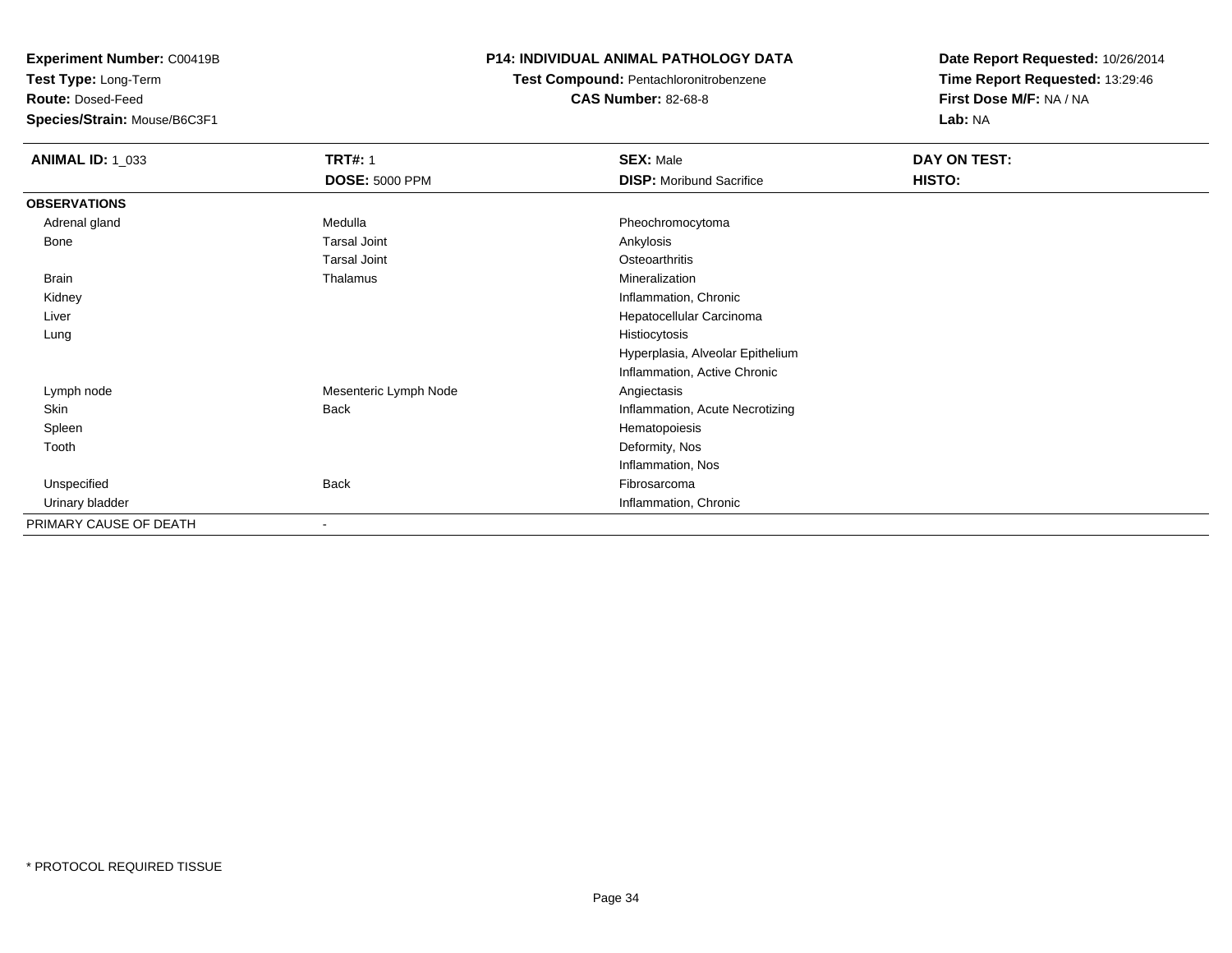**Experiment Number:** C00419B
**Test Type:** Long-Term
**Route:** Dosed-Feed
**Species/Strain:** Mouse/B6C3F1

**P14: INDIVIDUAL ANIMAL PATHOLOGY DATA**
**Test Compound:** Pentachloronitrobenzene
**CAS Number:** 82-68-8

**Date Report Requested:** 10/26/2014
**Time Report Requested:** 13:29:46
**First Dose M/F:** NA / NA
**Lab:** NA

| **ANIMAL ID:** 1_033 | **TRT#:** 1 | **SEX:** Male | **DAY ON TEST:** |
|---|---|---|---|
| | **DOSE:** 5000 PPM | **DISP:** Moribund Sacrifice | **HISTO:** |
| **OBSERVATIONS** | | | |
| Adrenal gland | Medulla | Pheochromocytoma | |
| Bone | Tarsal Joint | Ankylosis | |
| | Tarsal Joint | Osteoarthritis | |
| Brain | Thalamus | Mineralization | |
| Kidney | | Inflammation, Chronic | |
| Liver | | Hepatocellular Carcinoma | |
| Lung | | Histiocytosis | |
| | | Hyperplasia, Alveolar Epithelium | |
| | | Inflammation, Active Chronic | |
| Lymph node | Mesenteric Lymph Node | Angiectasis | |
| Skin | Back | Inflammation, Acute Necrotizing | |
| Spleen | | Hematopoiesis | |
| Tooth | | Deformity, Nos | |
| | | Inflammation, Nos | |
| Unspecified | Back | Fibrosarcoma | |
| Urinary bladder | | Inflammation, Chronic | |
| PRIMARY CAUSE OF DEATH | - | | |

* PROTOCOL REQUIRED TISSUE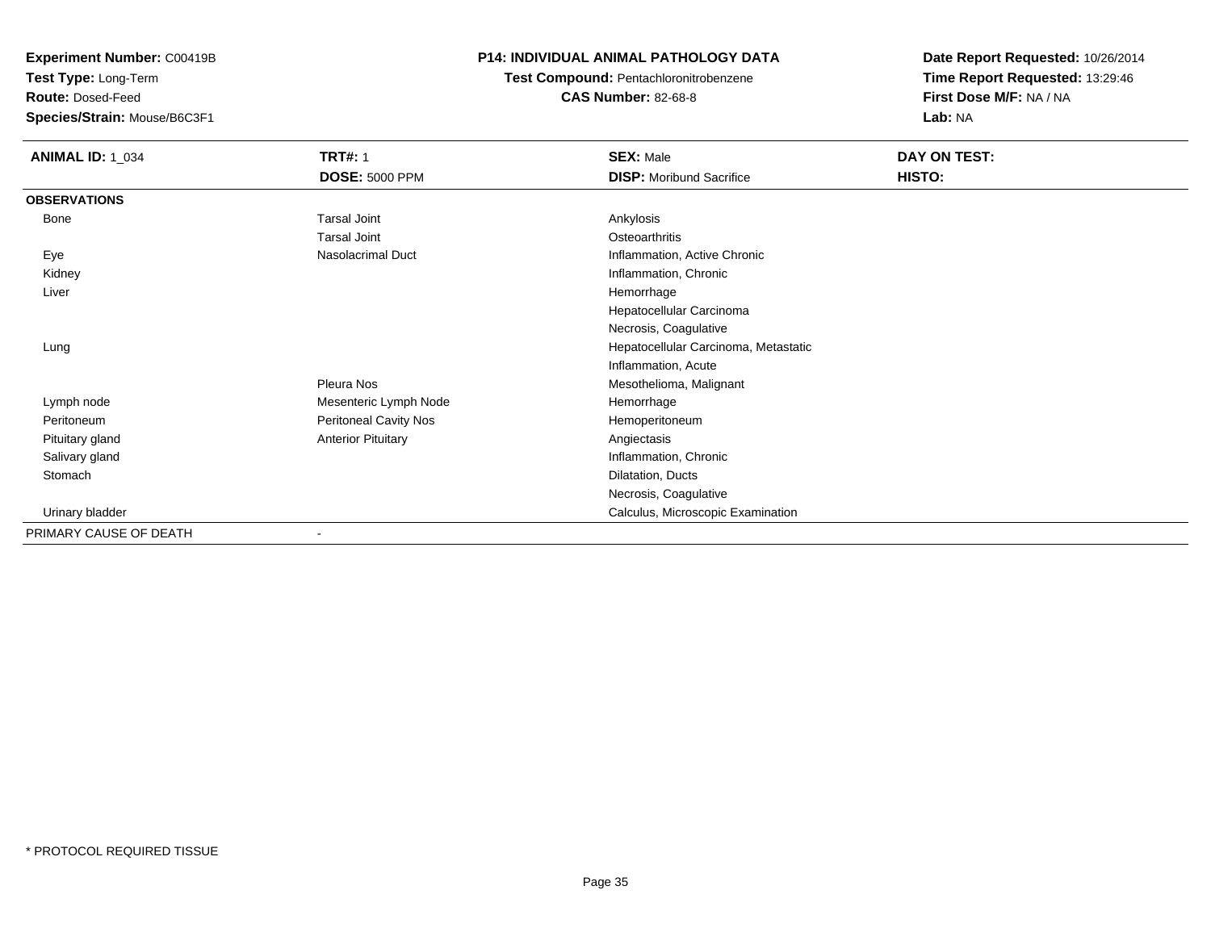**Experiment Number:** C00419B
**Test Type:** Long-Term
**Route:** Dosed-Feed
**Species/Strain:** Mouse/B6C3F1

**P14: INDIVIDUAL ANIMAL PATHOLOGY DATA**
**Test Compound:** Pentachloronitrobenzene
**CAS Number:** 82-68-8

**Date Report Requested:** 10/26/2014
**Time Report Requested:** 13:29:46
**First Dose M/F:** NA / NA
**Lab:** NA

| **ANIMAL ID:** 1_034 | **TRT#:** 1 | **SEX:** Male | **DAY ON TEST:** |
|---|---|---|---|
| | **DOSE:** 5000 PPM | **DISP:** Moribund Sacrifice | **HISTO:** |
| **OBSERVATIONS** | | | |
| Bone | Tarsal Joint | Ankylosis | |
| | Tarsal Joint | Osteoarthritis | |
| Eye | Nasolacrimal Duct | Inflammation, Active Chronic | |
| Kidney | | Inflammation, Chronic | |
| Liver | | Hemorrhage | |
| | | Hepatocellular Carcinoma | |
| | | Necrosis, Coagulative | |
| Lung | | Hepatocellular Carcinoma, Metastatic | |
| | | Inflammation, Acute | |
| | Pleura Nos | Mesothelioma, Malignant | |
| Lymph node | Mesenteric Lymph Node | Hemorrhage | |
| Peritoneum | Peritoneal Cavity Nos | Hemoperitoneum | |
| Pituitary gland | Anterior Pituitary | Angiectasis | |
| Salivary gland | | Inflammation, Chronic | |
| Stomach | | Dilatation, Ducts | |
| | | Necrosis, Coagulative | |
| Urinary bladder | | Calculus, Microscopic Examination | |
| PRIMARY CAUSE OF DEATH | - | | |

* PROTOCOL REQUIRED TISSUE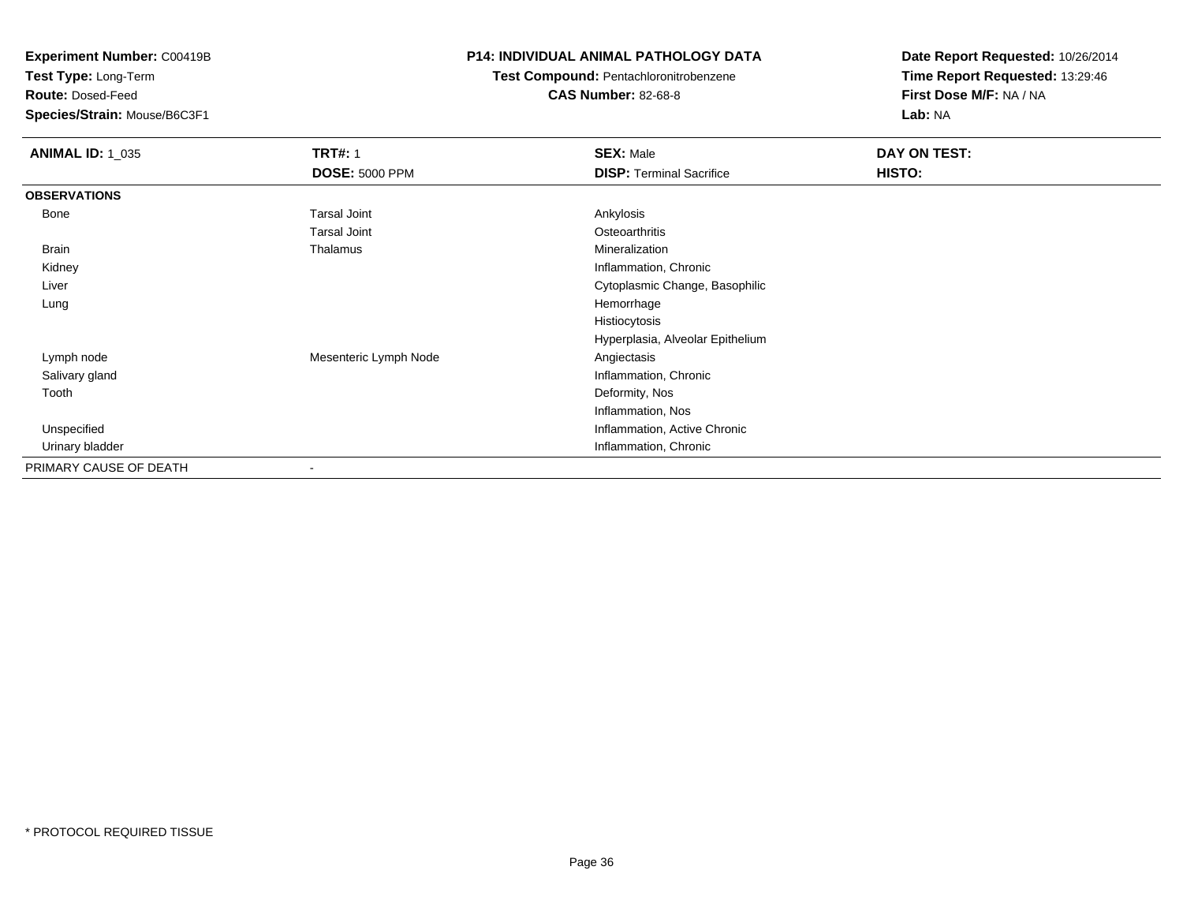**Experiment Number:** C00419B
**Test Type:** Long-Term
**Route:** Dosed-Feed
**Species/Strain:** Mouse/B6C3F1

**P14: INDIVIDUAL ANIMAL PATHOLOGY DATA**
**Test Compound:** Pentachloronitrobenzene
**CAS Number:** 82-68-8

**Date Report Requested:** 10/26/2014
**Time Report Requested:** 13:29:46
**First Dose M/F:** NA / NA
**Lab:** NA

| **ANIMAL ID:** 1_035 | **TRT#:** 1 | **SEX:** Male | **DAY ON TEST:** |
|---|---|---|---|
| | **DOSE:** 5000 PPM | **DISP:** Terminal Sacrifice | **HISTO:** |
| **OBSERVATIONS** | | | |
| Bone | Tarsal Joint | Ankylosis | |
| | Tarsal Joint | Osteoarthritis | |
| Brain | Thalamus | Mineralization | |
| Kidney | | Inflammation, Chronic | |
| Liver | | Cytoplasmic Change, Basophilic | |
| Lung | | Hemorrhage | |
| | | Histiocytosis | |
| | | Hyperplasia, Alveolar Epithelium | |
| Lymph node | Mesenteric Lymph Node | Angiectasis | |
| Salivary gland | | Inflammation, Chronic | |
| Tooth | | Deformity, Nos | |
| | | Inflammation, Nos | |
| Unspecified | | Inflammation, Active Chronic | |
| Urinary bladder | | Inflammation, Chronic | |
| PRIMARY CAUSE OF DEATH | - | | |

* PROTOCOL REQUIRED TISSUE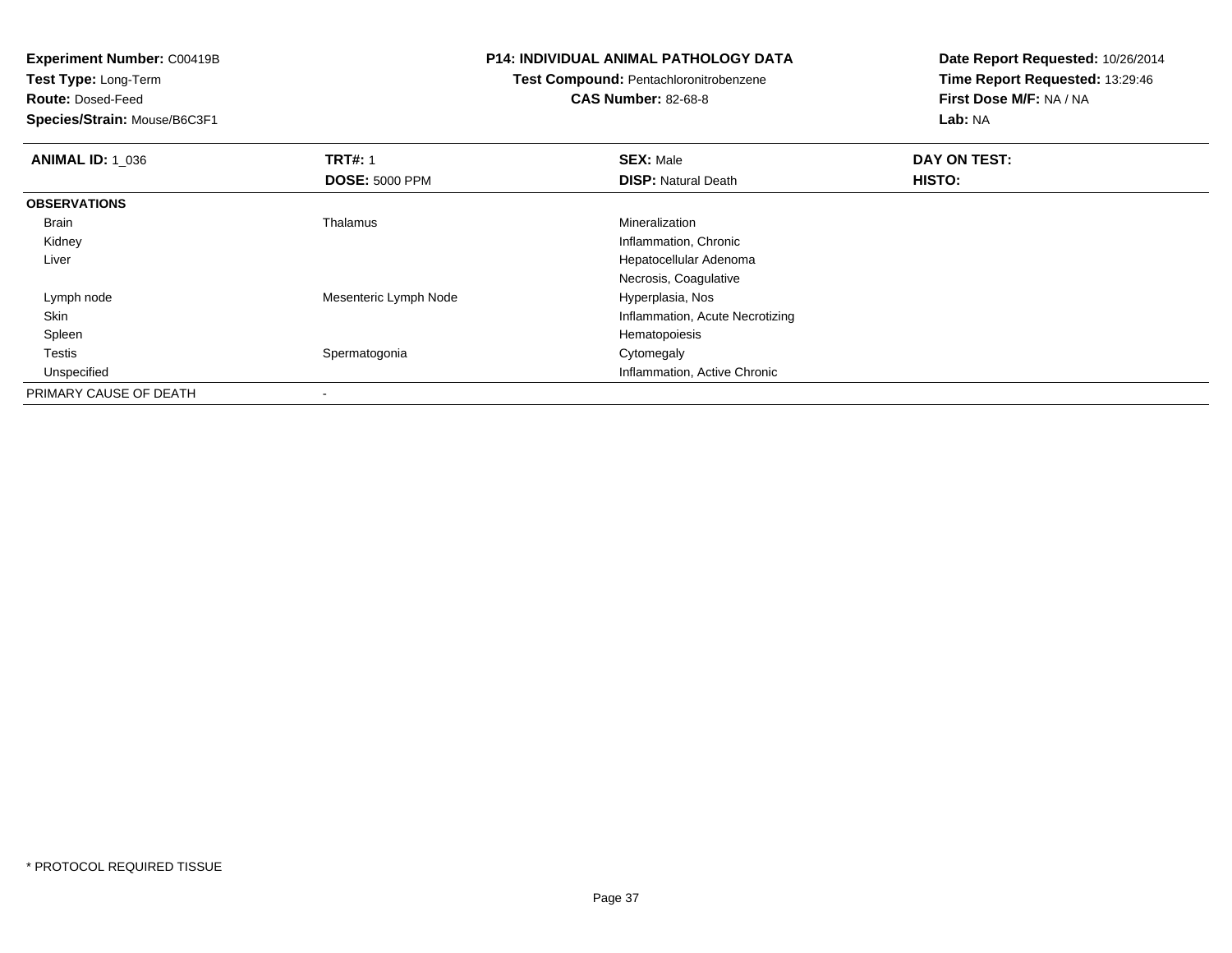**Experiment Number:** C00419B
**Test Type:** Long-Term
**Route:** Dosed-Feed
**Species/Strain:** Mouse/B6C3F1

**P14: INDIVIDUAL ANIMAL PATHOLOGY DATA**
**Test Compound:** Pentachloronitrobenzene
**CAS Number:** 82-68-8

**Date Report Requested:** 10/26/2014
**Time Report Requested:** 13:29:46
**First Dose M/F:** NA / NA
**Lab:** NA

| **ANIMAL ID:** 1_036 | **TRT#:** 1 | **SEX:** Male | **DAY ON TEST:** |
|---|---|---|---|
| | **DOSE:** 5000 PPM | **DISP:** Natural Death | **HISTO:** |
| **OBSERVATIONS** | | | |
| Brain | Thalamus | Mineralization | |
| Kidney | | Inflammation, Chronic | |
| Liver | | Hepatocellular Adenoma | |
| | | Necrosis, Coagulative | |
| Lymph node | Mesenteric Lymph Node | Hyperplasia, Nos | |
| Skin | | Inflammation, Acute Necrotizing | |
| Spleen | | Hematopoiesis | |
| Testis | Spermatogonia | Cytomegaly | |
| Unspecified | | Inflammation, Active Chronic | |
| PRIMARY CAUSE OF DEATH | - | | |

* PROTOCOL REQUIRED TISSUE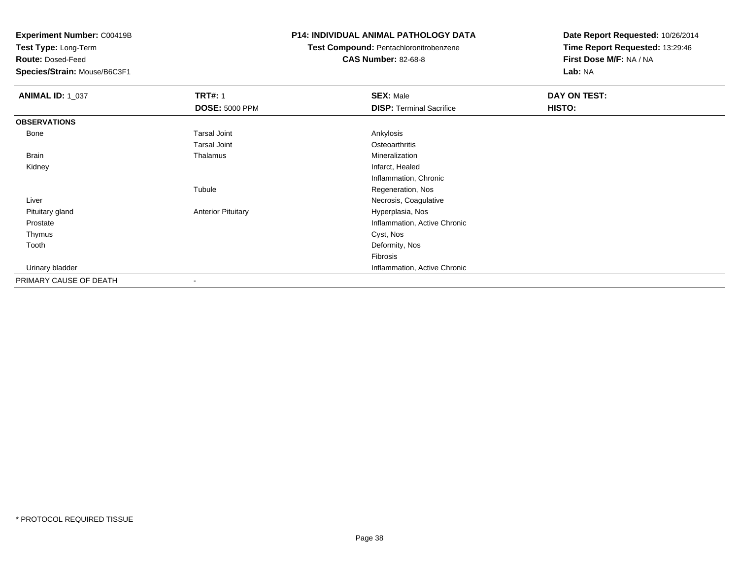**Experiment Number:** C00419B
**Test Type:** Long-Term
**Route:** Dosed-Feed
**Species/Strain:** Mouse/B6C3F1

**P14: INDIVIDUAL ANIMAL PATHOLOGY DATA**
**Test Compound:** Pentachloronitrobenzene
**CAS Number:** 82-68-8

**Date Report Requested:** 10/26/2014
**Time Report Requested:** 13:29:46
**First Dose M/F:** NA / NA
**Lab:** NA

| **ANIMAL ID:** 1_037 | **TRT#:** 1 | **SEX:** Male | **DAY ON TEST:** |
|---|---|---|---|
| | **DOSE:** 5000 PPM | **DISP:** Terminal Sacrifice | **HISTO:** |
| **OBSERVATIONS** | | | |
| Bone | Tarsal Joint | Ankylosis | |
| | Tarsal Joint | Osteoarthritis | |
| Brain | Thalamus | Mineralization | |
| Kidney | | Infarct, Healed | |
| | | Inflammation, Chronic | |
| | Tubule | Regeneration, Nos | |
| Liver | | Necrosis, Coagulative | |
| Pituitary gland | Anterior Pituitary | Hyperplasia, Nos | |
| Prostate | | Inflammation, Active Chronic | |
| Thymus | | Cyst, Nos | |
| Tooth | | Deformity, Nos | |
| | | Fibrosis | |
| Urinary bladder | | Inflammation, Active Chronic | |
| PRIMARY CAUSE OF DEATH | - | | |

* PROTOCOL REQUIRED TISSUE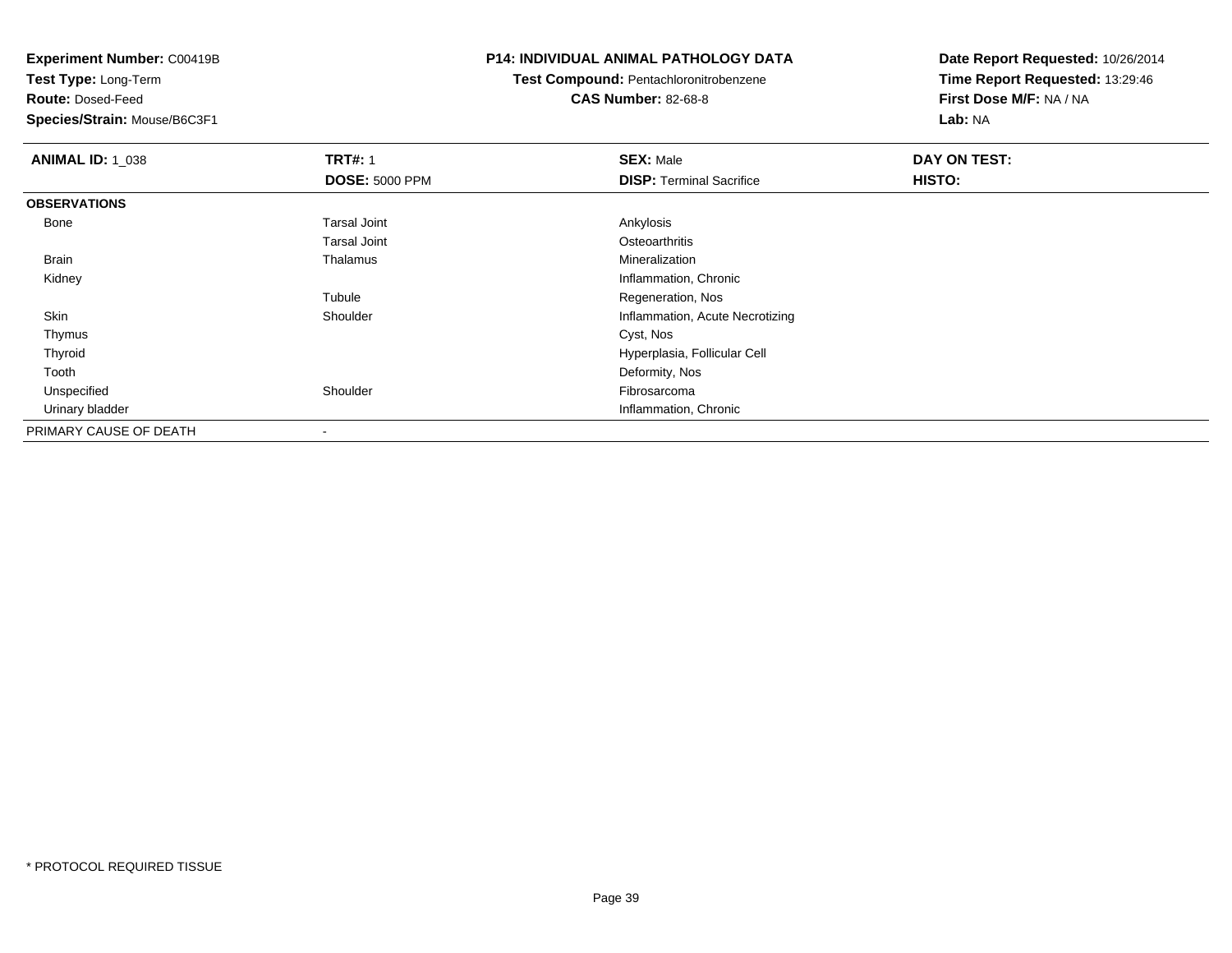**Experiment Number:** C00419B
**Test Type:** Long-Term
**Route:** Dosed-Feed
**Species/Strain:** Mouse/B6C3F1

**P14: INDIVIDUAL ANIMAL PATHOLOGY DATA**
**Test Compound:** Pentachloronitrobenzene
**CAS Number:** 82-68-8

**Date Report Requested:** 10/26/2014
**Time Report Requested:** 13:29:46
**First Dose M/F:** NA / NA
**Lab:** NA

| **ANIMAL ID:** 1_038 | **TRT#:** 1 | **SEX:** Male | **DAY ON TEST:** |
|---|---|---|---|
| | **DOSE:** 5000 PPM | **DISP:** Terminal Sacrifice | **HISTO:** |
| **OBSERVATIONS** | | | |
| Bone | Tarsal Joint | Ankylosis | |
| | Tarsal Joint | Osteoarthritis | |
| Brain | Thalamus | Mineralization | |
| Kidney | | Inflammation, Chronic | |
| | Tubule | Regeneration, Nos | |
| Skin | Shoulder | Inflammation, Acute Necrotizing | |
| Thymus | | Cyst, Nos | |
| Thyroid | | Hyperplasia, Follicular Cell | |
| Tooth | | Deformity, Nos | |
| Unspecified | Shoulder | Fibrosarcoma | |
| Urinary bladder | | Inflammation, Chronic | |
| PRIMARY CAUSE OF DEATH | - | | |

* PROTOCOL REQUIRED TISSUE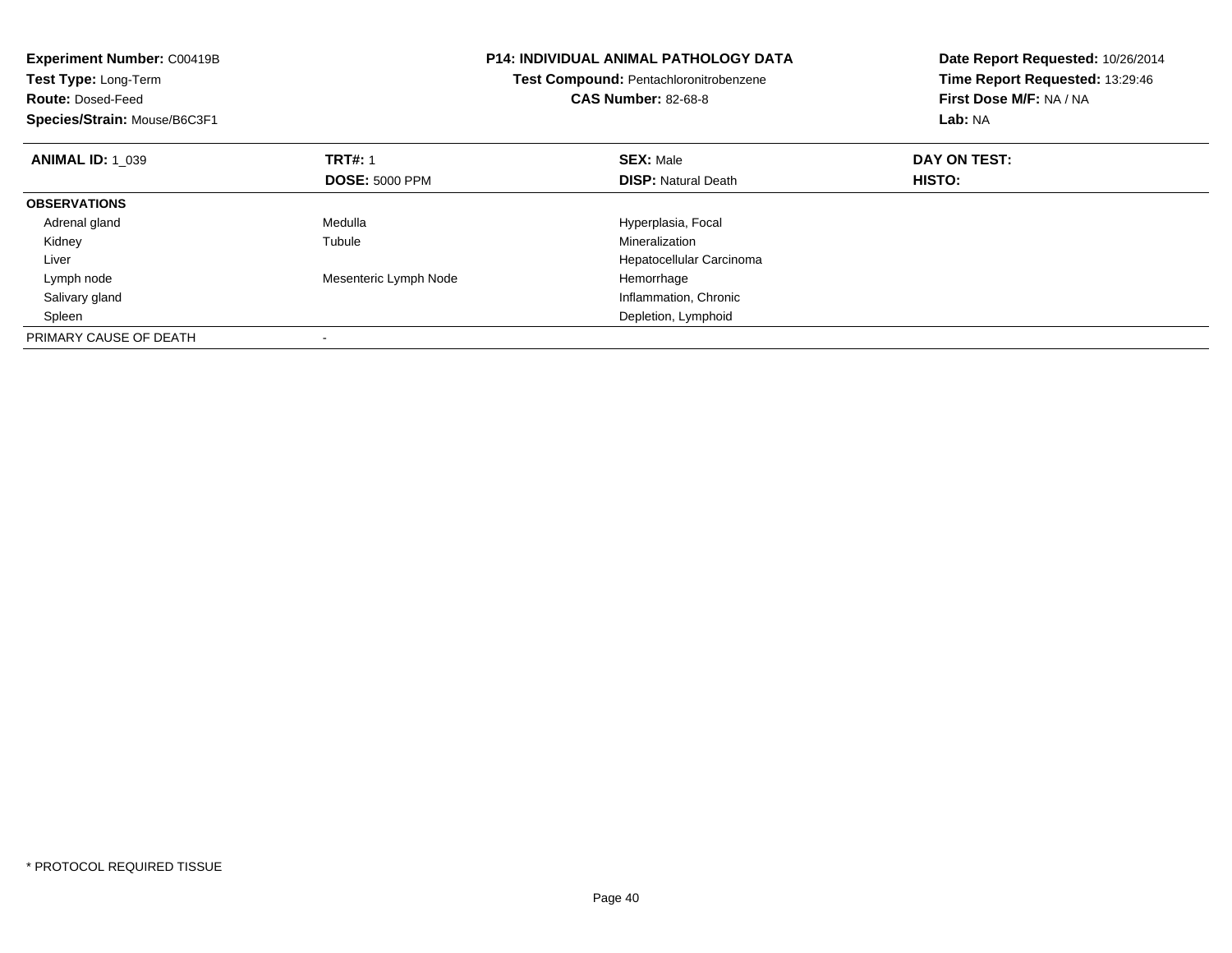**Experiment Number:** C00419B
**Test Type:** Long-Term
**Route:** Dosed-Feed
**Species/Strain:** Mouse/B6C3F1

**P14: INDIVIDUAL ANIMAL PATHOLOGY DATA**
**Test Compound:** Pentachloronitrobenzene
**CAS Number:** 82-68-8

**Date Report Requested:** 10/26/2014
**Time Report Requested:** 13:29:46
**First Dose M/F:** NA / NA
**Lab:** NA

| **ANIMAL ID:** 1_039 | **TRT#:** 1 | **SEX:** Male | **DAY ON TEST:** |
|---|---|---|---|
| | **DOSE:** 5000 PPM | **DISP:** Natural Death | **HISTO:** |
| **OBSERVATIONS** | | | |
| Adrenal gland | Medulla | Hyperplasia, Focal | |
| Kidney | Tubule | Mineralization | |
| Liver | | Hepatocellular Carcinoma | |
| Lymph node | Mesenteric Lymph Node | Hemorrhage | |
| Salivary gland | | Inflammation, Chronic | |
| Spleen | | Depletion, Lymphoid | |
| PRIMARY CAUSE OF DEATH | - | | |

* PROTOCOL REQUIRED TISSUE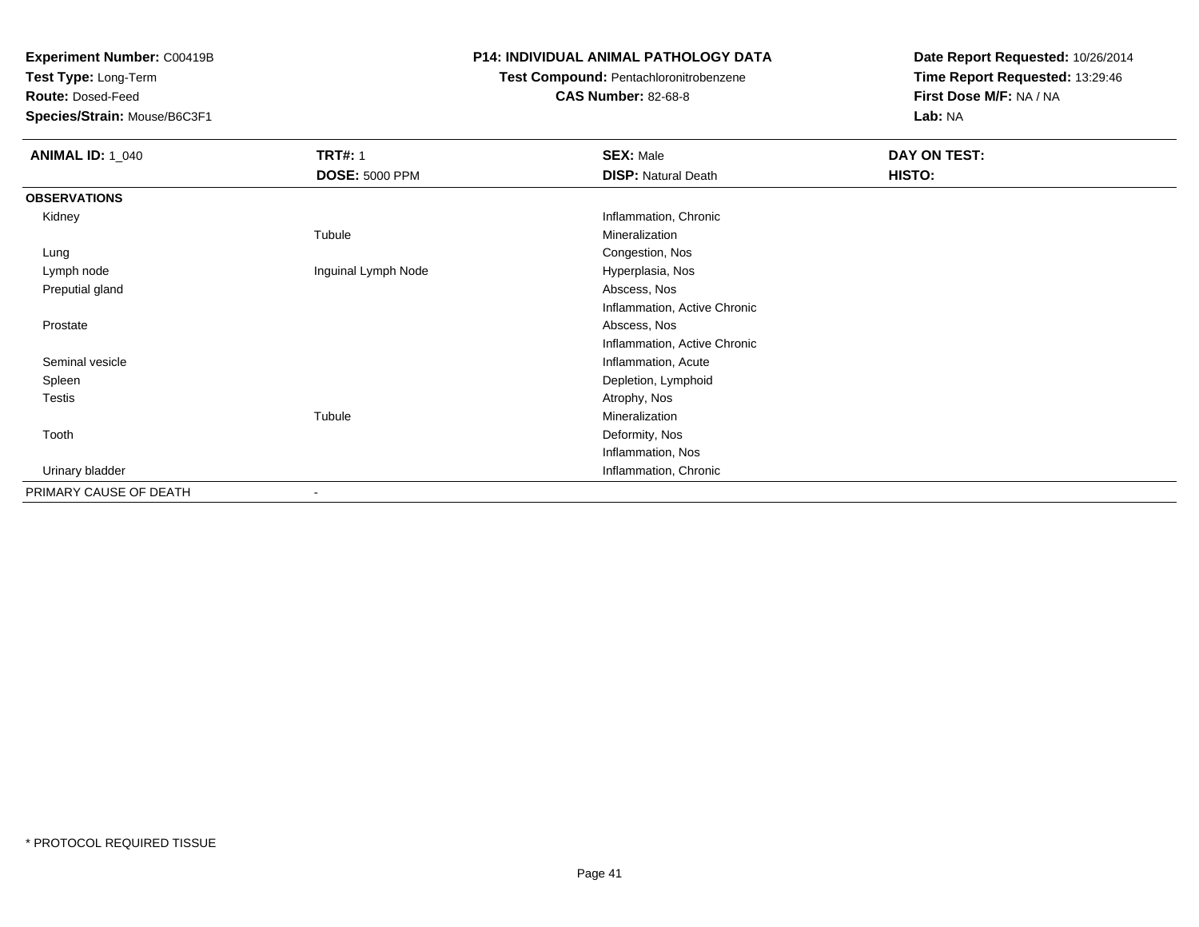**Experiment Number:** C00419B
**Test Type:** Long-Term
**Route:** Dosed-Feed
**Species/Strain:** Mouse/B6C3F1

**P14: INDIVIDUAL ANIMAL PATHOLOGY DATA**
**Test Compound:** Pentachloronitrobenzene
**CAS Number:** 82-68-8

**Date Report Requested:** 10/26/2014
**Time Report Requested:** 13:29:46
**First Dose M/F:** NA / NA
**Lab:** NA

| **ANIMAL ID:** 1_040 | **TRT#:** 1 | **SEX:** Male | **DAY ON TEST:** |
|---|---|---|---|
| | **DOSE:** 5000 PPM | **DISP:** Natural Death | **HISTO:** |
| **OBSERVATIONS** | | | |
| Kidney | | Inflammation, Chronic | |
| | Tubule | Mineralization | |
| Lung | | Congestion, Nos | |
| Lymph node | Inguinal Lymph Node | Hyperplasia, Nos | |
| Preputial gland | | Abscess, Nos | |
| | | Inflammation, Active Chronic | |
| Prostate | | Abscess, Nos | |
| | | Inflammation, Active Chronic | |
| Seminal vesicle | | Inflammation, Acute | |
| Spleen | | Depletion, Lymphoid | |
| Testis | | Atrophy, Nos | |
| | Tubule | Mineralization | |
| Tooth | | Deformity, Nos | |
| | | Inflammation, Nos | |
| Urinary bladder | | Inflammation, Chronic | |
| PRIMARY CAUSE OF DEATH | - | | |

* PROTOCOL REQUIRED TISSUE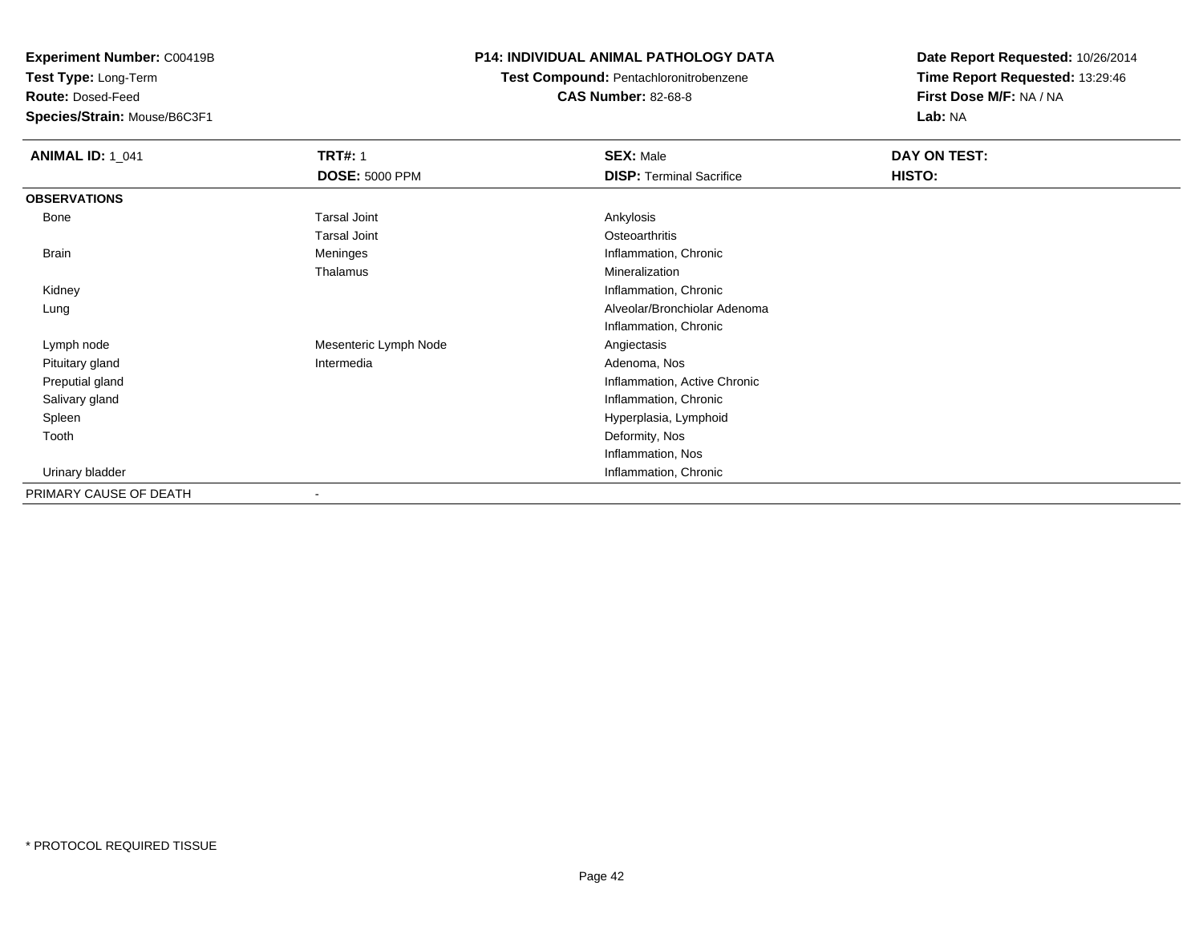**Experiment Number:** C00419B
**Test Type:** Long-Term
**Route:** Dosed-Feed
**Species/Strain:** Mouse/B6C3F1

**P14: INDIVIDUAL ANIMAL PATHOLOGY DATA**
**Test Compound:** Pentachloronitrobenzene
**CAS Number:** 82-68-8

**Date Report Requested:** 10/26/2014
**Time Report Requested:** 13:29:46
**First Dose M/F:** NA / NA
**Lab:** NA

| **ANIMAL ID:** 1_041 | **TRT#:** 1 | **SEX:** Male | **DAY ON TEST:** |
|---|---|---|---|
| | **DOSE:** 5000 PPM | **DISP:** Terminal Sacrifice | **HISTO:** |
| **OBSERVATIONS** | | | |
| Bone | Tarsal Joint | Ankylosis | |
| | Tarsal Joint | Osteoarthritis | |
| Brain | Meninges | Inflammation, Chronic | |
| | Thalamus | Mineralization | |
| Kidney | | Inflammation, Chronic | |
| Lung | | Alveolar/Bronchiolar Adenoma | |
| | | Inflammation, Chronic | |
| Lymph node | Mesenteric Lymph Node | Angiectasis | |
| Pituitary gland | Intermedia | Adenoma, Nos | |
| Preputial gland | | Inflammation, Active Chronic | |
| Salivary gland | | Inflammation, Chronic | |
| Spleen | | Hyperplasia, Lymphoid | |
| Tooth | | Deformity, Nos | |
| | | Inflammation, Nos | |
| Urinary bladder | | Inflammation, Chronic | |
| PRIMARY CAUSE OF DEATH | - | | |

* PROTOCOL REQUIRED TISSUE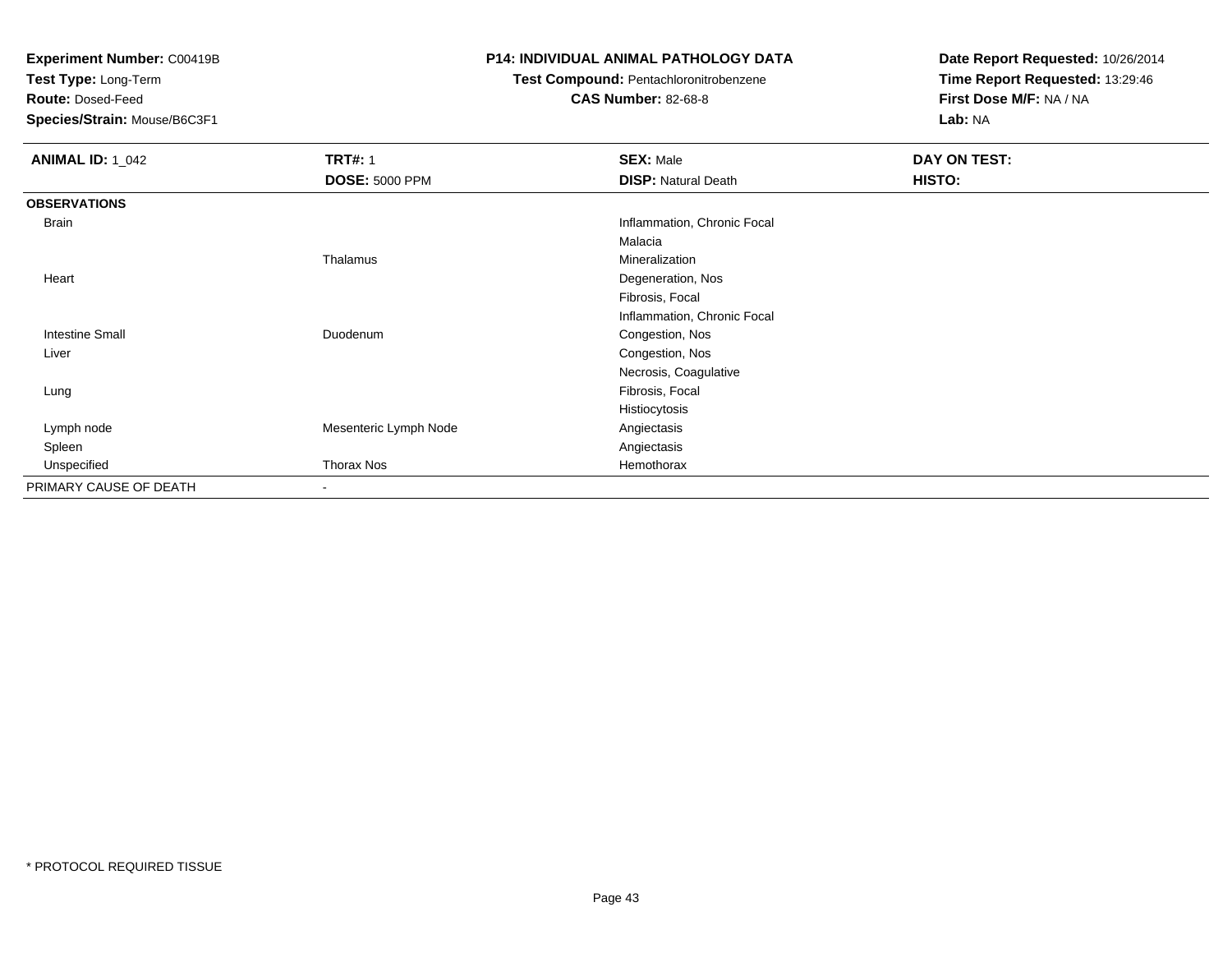**Experiment Number:** C00419B
**Test Type:** Long-Term
**Route:** Dosed-Feed
**Species/Strain:** Mouse/B6C3F1

**P14: INDIVIDUAL ANIMAL PATHOLOGY DATA**
**Test Compound:** Pentachloronitrobenzene
**CAS Number:** 82-68-8

**Date Report Requested:** 10/26/2014
**Time Report Requested:** 13:29:46
**First Dose M/F:** NA / NA
**Lab:** NA

| **ANIMAL ID:** 1_042 | **TRT#:** 1 | **SEX:** Male | **DAY ON TEST:** |
|---|---|---|---|
| | **DOSE:** 5000 PPM | **DISP:** Natural Death | **HISTO:** |
| **OBSERVATIONS** | | | |
| Brain | | Inflammation, Chronic Focal | |
| | | Malacia | |
| | Thalamus | Mineralization | |
| Heart | | Degeneration, Nos | |
| | | Fibrosis, Focal | |
| | | Inflammation, Chronic Focal | |
| Intestine Small | Duodenum | Congestion, Nos | |
| Liver | | Congestion, Nos | |
| | | Necrosis, Coagulative | |
| Lung | | Fibrosis, Focal | |
| | | Histiocytosis | |
| Lymph node | Mesenteric Lymph Node | Angiectasis | |
| Spleen | | Angiectasis | |
| Unspecified | Thorax Nos | Hemothorax | |
| PRIMARY CAUSE OF DEATH | - | | |

* PROTOCOL REQUIRED TISSUE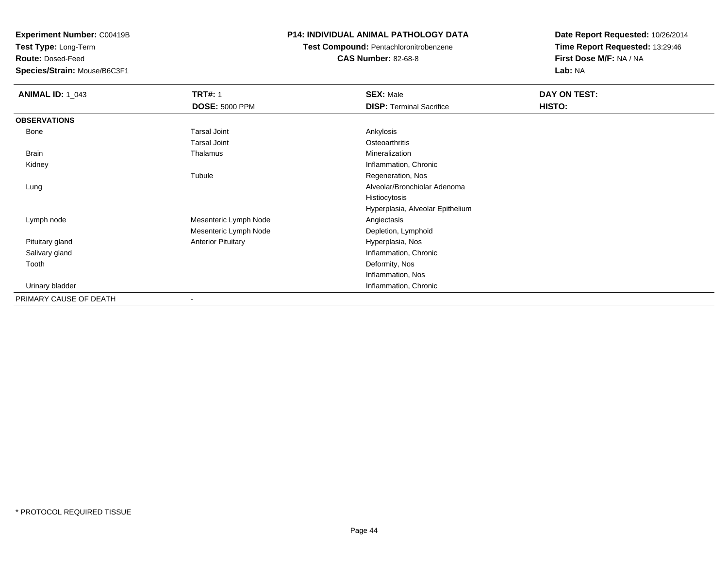**Experiment Number:** C00419B
**Test Type:** Long-Term
**Route:** Dosed-Feed
**Species/Strain:** Mouse/B6C3F1

**P14: INDIVIDUAL ANIMAL PATHOLOGY DATA**
**Test Compound:** Pentachloronitrobenzene
**CAS Number:** 82-68-8

**Date Report Requested:** 10/26/2014
**Time Report Requested:** 13:29:46
**First Dose M/F:** NA / NA
**Lab:** NA

| **ANIMAL ID:** 1_043 | **TRT#:** 1 | **SEX:** Male | **DAY ON TEST:** |
|---|---|---|---|
| | **DOSE:** 5000 PPM | **DISP:** Terminal Sacrifice | **HISTO:** |
| **OBSERVATIONS** | | | |
| Bone | Tarsal Joint | Ankylosis | |
| | Tarsal Joint | Osteoarthritis | |
| Brain | Thalamus | Mineralization | |
| Kidney | | Inflammation, Chronic | |
| | Tubule | Regeneration, Nos | |
| Lung | | Alveolar/Bronchiolar Adenoma | |
| | | Histiocytosis | |
| | | Hyperplasia, Alveolar Epithelium | |
| Lymph node | Mesenteric Lymph Node | Angiectasis | |
| | Mesenteric Lymph Node | Depletion, Lymphoid | |
| Pituitary gland | Anterior Pituitary | Hyperplasia, Nos | |
| Salivary gland | | Inflammation, Chronic | |
| Tooth | | Deformity, Nos | |
| | | Inflammation, Nos | |
| Urinary bladder | | Inflammation, Chronic | |
| PRIMARY CAUSE OF DEATH | - | | |

* PROTOCOL REQUIRED TISSUE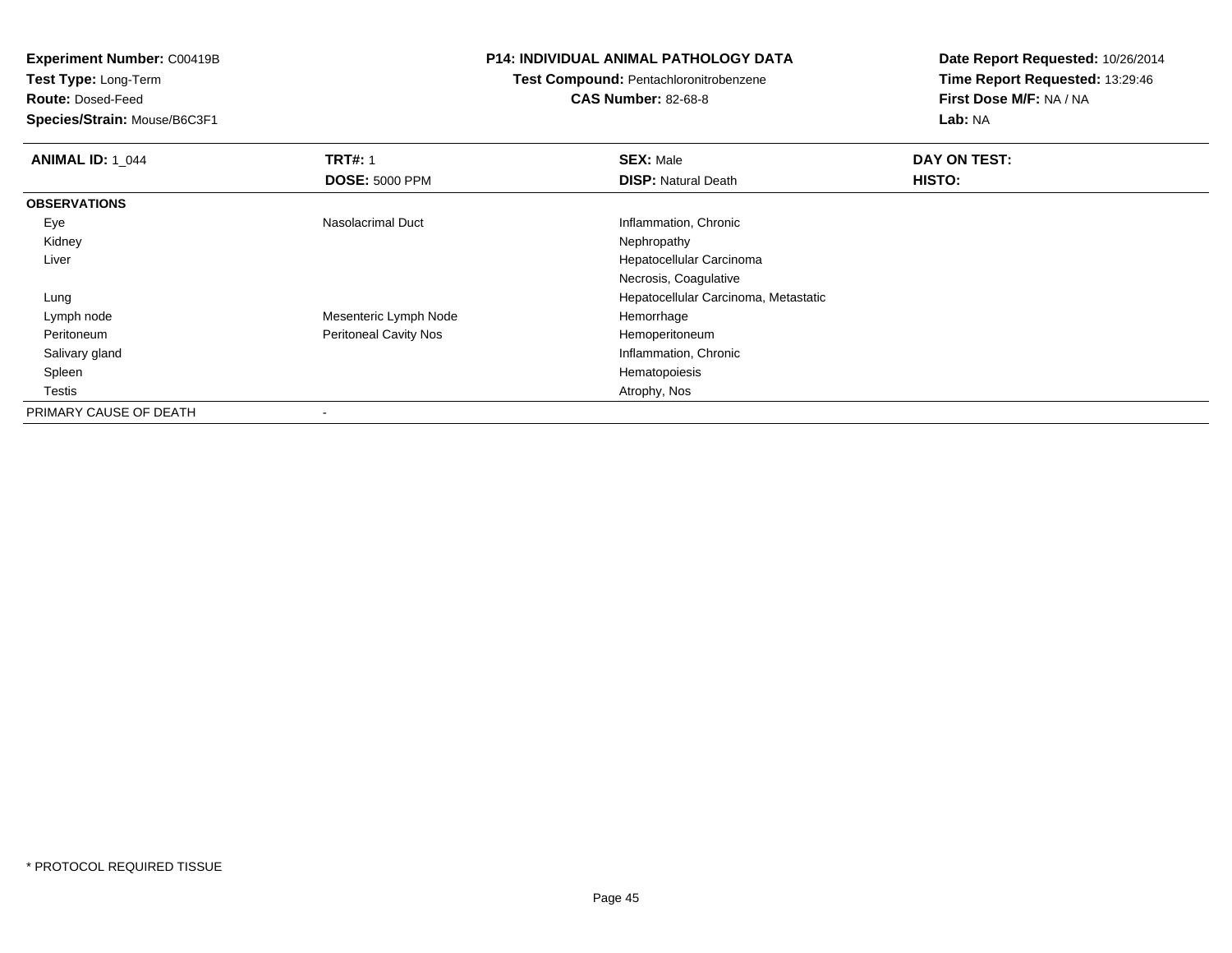**Experiment Number:** C00419B
**Test Type:** Long-Term
**Route:** Dosed-Feed
**Species/Strain:** Mouse/B6C3F1

**P14: INDIVIDUAL ANIMAL PATHOLOGY DATA**
**Test Compound:** Pentachloronitrobenzene
**CAS Number:** 82-68-8

**Date Report Requested:** 10/26/2014
**Time Report Requested:** 13:29:46
**First Dose M/F:** NA / NA
**Lab:** NA

| **ANIMAL ID:** 1_044 | **TRT#:** 1 | **SEX:** Male | **DAY ON TEST:** |
|---|---|---|---|
| | **DOSE:** 5000 PPM | **DISP:** Natural Death | **HISTO:** |
| **OBSERVATIONS** | | | |
| Eye | Nasolacrimal Duct | Inflammation, Chronic | |
| Kidney | | Nephropathy | |
| Liver | | Hepatocellular Carcinoma | |
| | | Necrosis, Coagulative | |
| Lung | | Hepatocellular Carcinoma, Metastatic | |
| Lymph node | Mesenteric Lymph Node | Hemorrhage | |
| Peritoneum | Peritoneal Cavity Nos | Hemoperitoneum | |
| Salivary gland | | Inflammation, Chronic | |
| Spleen | | Hematopoiesis | |
| Testis | | Atrophy, Nos | |
| PRIMARY CAUSE OF DEATH | - | | |

* PROTOCOL REQUIRED TISSUE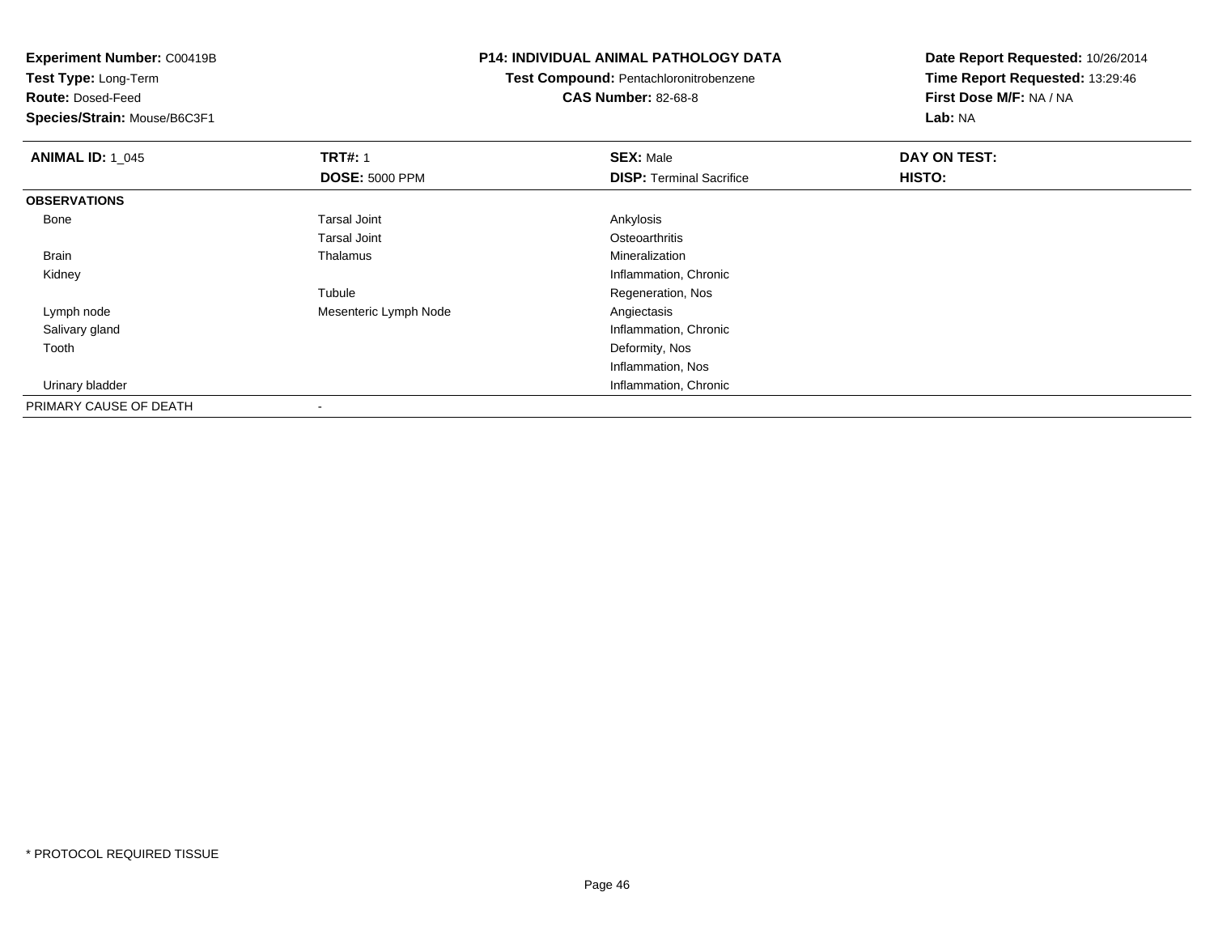**Experiment Number:** C00419B
**Test Type:** Long-Term
**Route:** Dosed-Feed
**Species/Strain:** Mouse/B6C3F1

**P14: INDIVIDUAL ANIMAL PATHOLOGY DATA**
**Test Compound:** Pentachloronitrobenzene
**CAS Number:** 82-68-8

**Date Report Requested:** 10/26/2014
**Time Report Requested:** 13:29:46
**First Dose M/F:** NA / NA
**Lab:** NA

| **ANIMAL ID:** 1_045 | **TRT#:** 1 | **SEX:** Male | **DAY ON TEST:** |
|---|---|---|---|
| | **DOSE:** 5000 PPM | **DISP:** Terminal Sacrifice | **HISTO:** |
| **OBSERVATIONS** | | | |
| Bone | Tarsal Joint | Ankylosis | |
| | Tarsal Joint | Osteoarthritis | |
| Brain | Thalamus | Mineralization | |
| Kidney | | Inflammation, Chronic | |
| | Tubule | Regeneration, Nos | |
| Lymph node | Mesenteric Lymph Node | Angiectasis | |
| Salivary gland | | Inflammation, Chronic | |
| Tooth | | Deformity, Nos | |
| | | Inflammation, Nos | |
| Urinary bladder | | Inflammation, Chronic | |
| PRIMARY CAUSE OF DEATH | - | | |

* PROTOCOL REQUIRED TISSUE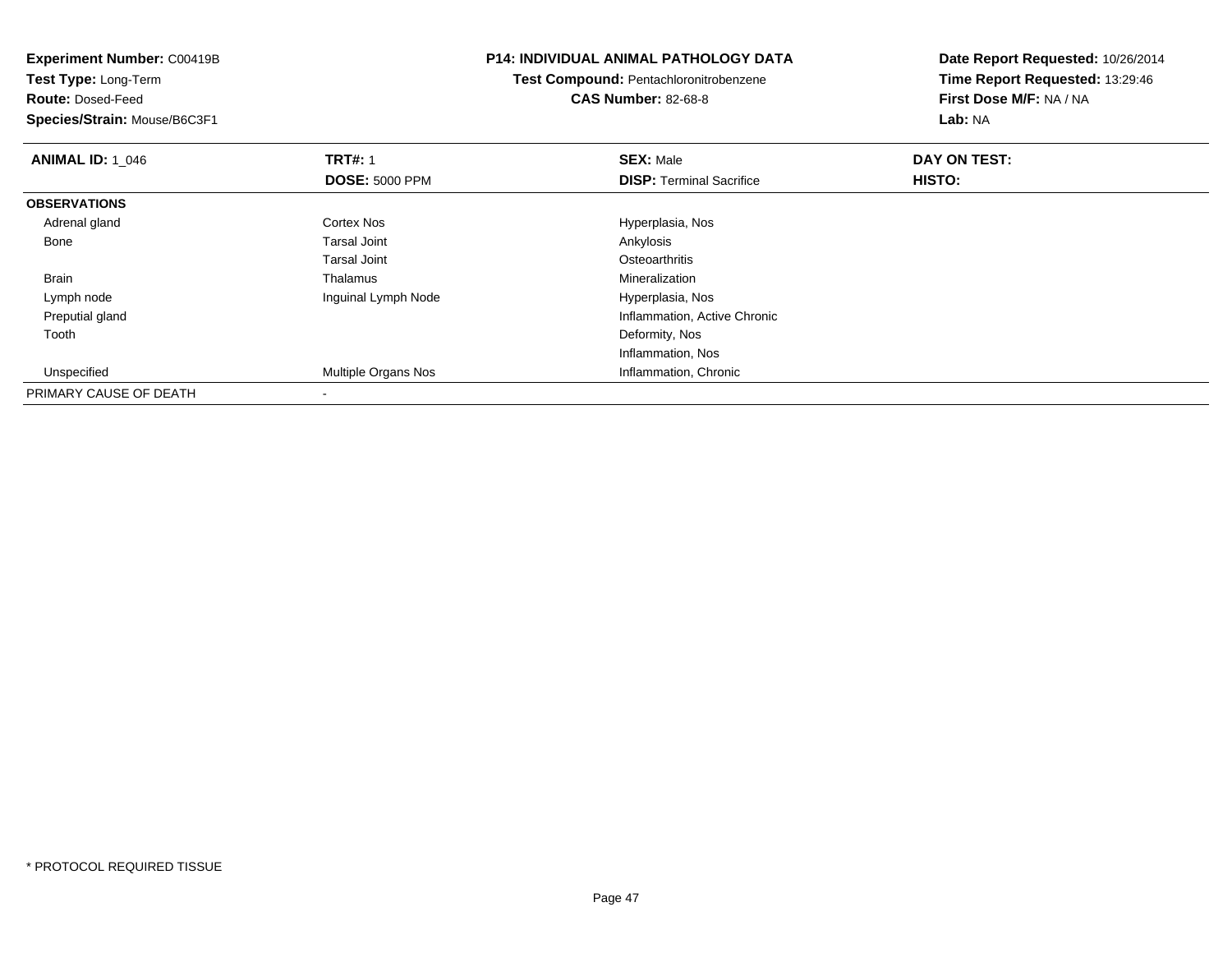**Experiment Number:** C00419B
**Test Type:** Long-Term
**Route:** Dosed-Feed
**Species/Strain:** Mouse/B6C3F1

**P14: INDIVIDUAL ANIMAL PATHOLOGY DATA**
**Test Compound:** Pentachloronitrobenzene
**CAS Number:** 82-68-8

**Date Report Requested:** 10/26/2014
**Time Report Requested:** 13:29:46
**First Dose M/F:** NA / NA
**Lab:** NA

| **ANIMAL ID:** 1_046 | **TRT#:** 1 | **SEX:** Male | **DAY ON TEST:** |
|---|---|---|---|
| | **DOSE:** 5000 PPM | **DISP:** Terminal Sacrifice | **HISTO:** |
| **OBSERVATIONS** | | | |
| Adrenal gland | Cortex Nos | Hyperplasia, Nos | |
| Bone | Tarsal Joint | Ankylosis | |
| | Tarsal Joint | Osteoarthritis | |
| Brain | Thalamus | Mineralization | |
| Lymph node | Inguinal Lymph Node | Hyperplasia, Nos | |
| Preputial gland | | Inflammation, Active Chronic | |
| Tooth | | Deformity, Nos | |
| | | Inflammation, Nos | |
| Unspecified | Multiple Organs Nos | Inflammation, Chronic | |
| PRIMARY CAUSE OF DEATH | - | | |

* PROTOCOL REQUIRED TISSUE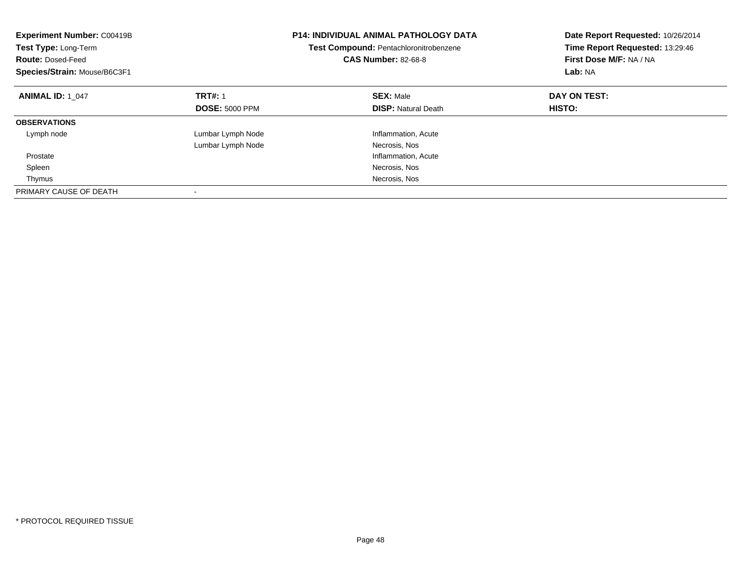**Experiment Number:** C00419B
**Test Type:** Long-Term
**Route:** Dosed-Feed
**Species/Strain:** Mouse/B6C3F1

**P14: INDIVIDUAL ANIMAL PATHOLOGY DATA**
**Test Compound:** Pentachloronitrobenzene
**CAS Number:** 82-68-8

**Date Report Requested:** 10/26/2014
**Time Report Requested:** 13:29:46
**First Dose M/F:** NA / NA
**Lab:** NA

| **ANIMAL ID:** 1_047 | **TRT#:** 1 | **SEX:** Male | **DAY ON TEST:** |
|---|---|---|---|
| | **DOSE:** 5000 PPM | **DISP:** Natural Death | **HISTO:** |
| **OBSERVATIONS** | | | |
| Lymph node | Lumbar Lymph Node | Inflammation, Acute | |
| | Lumbar Lymph Node | Necrosis, Nos | |
| Prostate | | Inflammation, Acute | |
| Spleen | | Necrosis, Nos | |
| Thymus | | Necrosis, Nos | |
| PRIMARY CAUSE OF DEATH | - | | |

* PROTOCOL REQUIRED TISSUE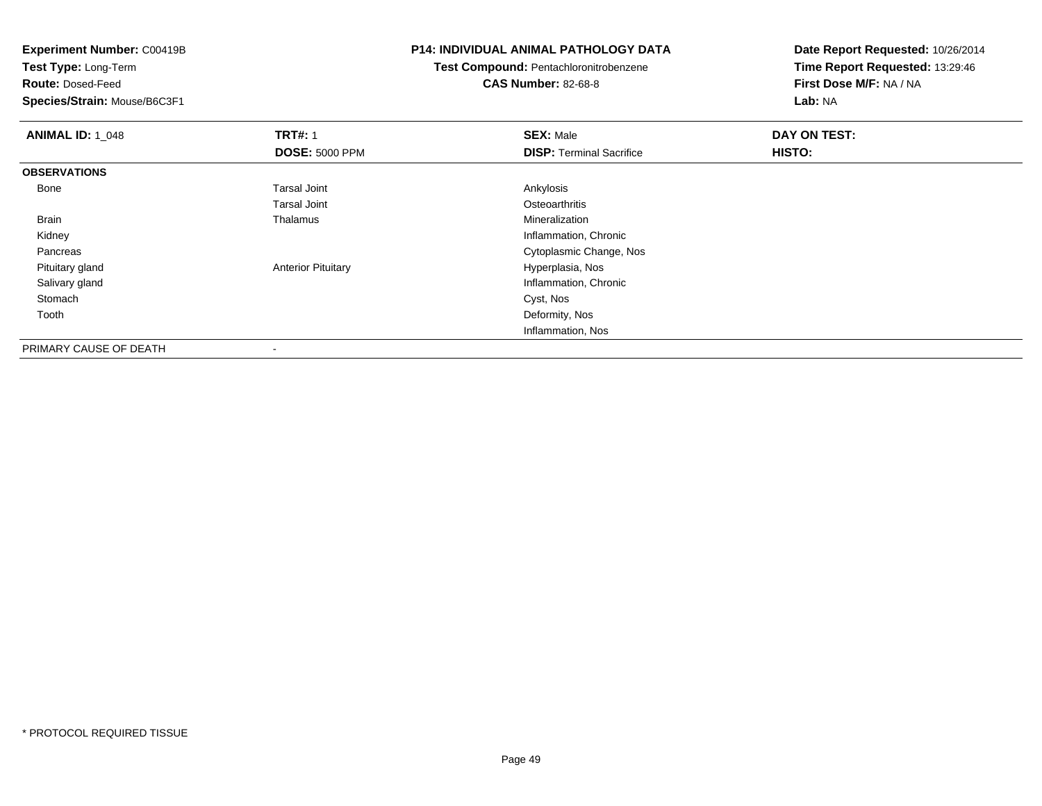**Experiment Number:** C00419B
**Test Type:** Long-Term
**Route:** Dosed-Feed
**Species/Strain:** Mouse/B6C3F1

**P14: INDIVIDUAL ANIMAL PATHOLOGY DATA**
**Test Compound:** Pentachloronitrobenzene
**CAS Number:** 82-68-8

**Date Report Requested:** 10/26/2014
**Time Report Requested:** 13:29:46
**First Dose M/F:** NA / NA
**Lab:** NA

| **ANIMAL ID:** 1_048 | **TRT#:** 1 | **SEX:** Male | **DAY ON TEST:** |
|---|---|---|---|
| | **DOSE:** 5000 PPM | **DISP:** Terminal Sacrifice | **HISTO:** |
| **OBSERVATIONS** | | | |
| Bone | Tarsal Joint | Ankylosis | |
| | Tarsal Joint | Osteoarthritis | |
| Brain | Thalamus | Mineralization | |
| Kidney | | Inflammation, Chronic | |
| Pancreas | | Cytoplasmic Change, Nos | |
| Pituitary gland | Anterior Pituitary | Hyperplasia, Nos | |
| Salivary gland | | Inflammation, Chronic | |
| Stomach | | Cyst, Nos | |
| Tooth | | Deformity, Nos | |
| | | Inflammation, Nos | |
| PRIMARY CAUSE OF DEATH | - | | |

* PROTOCOL REQUIRED TISSUE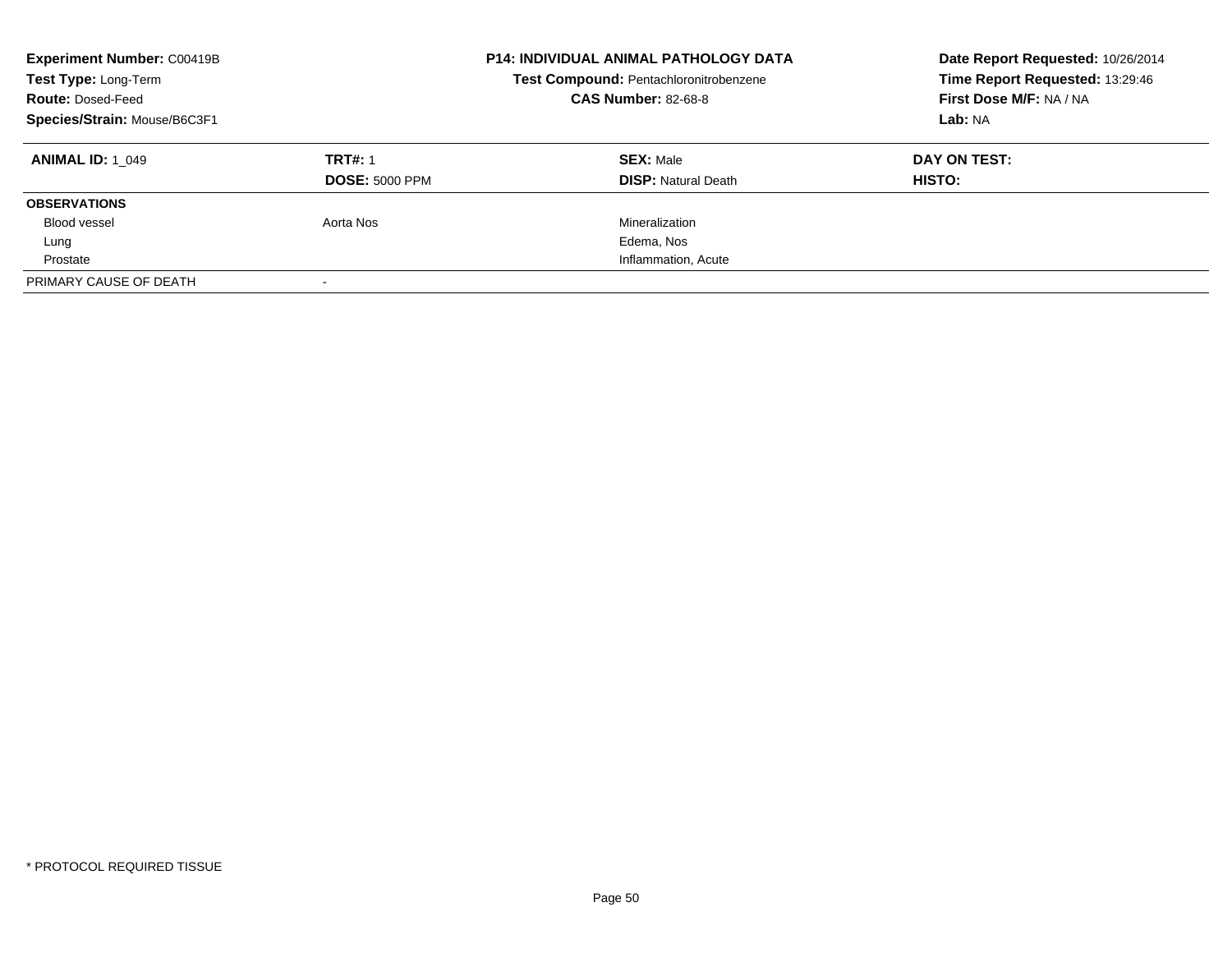**Experiment Number:** C00419B
**Test Type:** Long-Term
**Route:** Dosed-Feed
**Species/Strain:** Mouse/B6C3F1

**P14: INDIVIDUAL ANIMAL PATHOLOGY DATA**
**Test Compound:** Pentachloronitrobenzene
**CAS Number:** 82-68-8

**Date Report Requested:** 10/26/2014
**Time Report Requested:** 13:29:46
**First Dose M/F:** NA / NA
**Lab:** NA

| **ANIMAL ID:** 1_049 | **TRT#:** 1 | **SEX:** Male | **DAY ON TEST:** |
|---|---|---|---|
| | **DOSE:** 5000 PPM | **DISP:** Natural Death | **HISTO:** |
| **OBSERVATIONS** | | | |
| Blood vessel | Aorta Nos | Mineralization | |
| Lung | | Edema, Nos | |
| Prostate | | Inflammation, Acute | |
| PRIMARY CAUSE OF DEATH | - | | |

* PROTOCOL REQUIRED TISSUE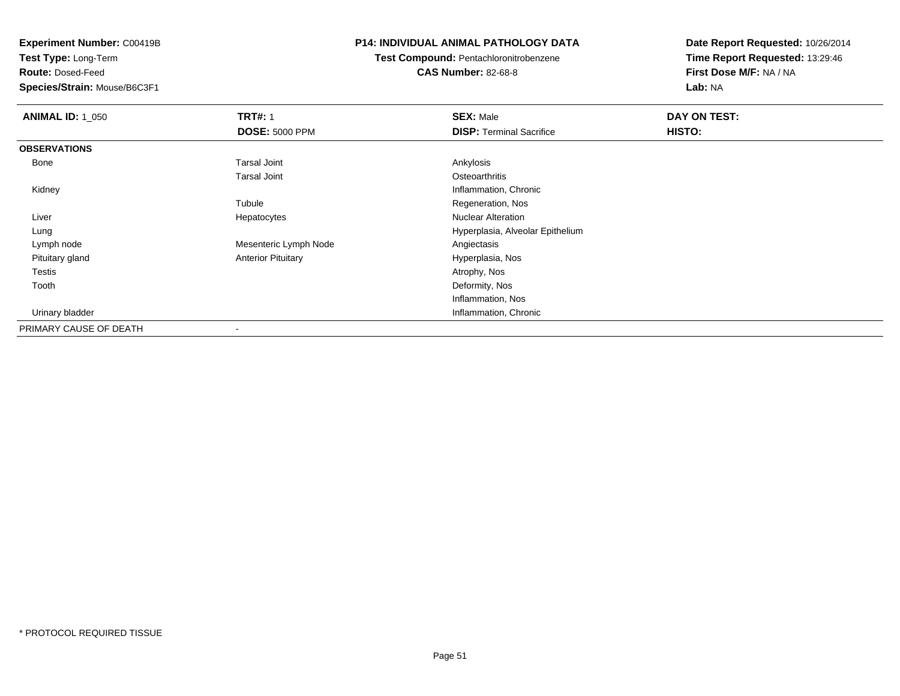**Experiment Number:** C00419B
**Test Type:** Long-Term
**Route:** Dosed-Feed
**Species/Strain:** Mouse/B6C3F1

**P14: INDIVIDUAL ANIMAL PATHOLOGY DATA**
**Test Compound:** Pentachloronitrobenzene
**CAS Number:** 82-68-8

**Date Report Requested:** 10/26/2014
**Time Report Requested:** 13:29:46
**First Dose M/F:** NA / NA
**Lab:** NA

| **ANIMAL ID:** 1_050 | **TRT#:** 1 | **SEX:** Male | **DAY ON TEST:** |
|---|---|---|---|
| | **DOSE:** 5000 PPM | **DISP:** Terminal Sacrifice | **HISTO:** |
| **OBSERVATIONS** | | | |
| Bone | Tarsal Joint | Ankylosis | |
| | Tarsal Joint | Osteoarthritis | |
| Kidney | | Inflammation, Chronic | |
| | Tubule | Regeneration, Nos | |
| Liver | Hepatocytes | Nuclear Alteration | |
| Lung | | Hyperplasia, Alveolar Epithelium | |
| Lymph node | Mesenteric Lymph Node | Angiectasis | |
| Pituitary gland | Anterior Pituitary | Hyperplasia, Nos | |
| Testis | | Atrophy, Nos | |
| Tooth | | Deformity, Nos | |
| | | Inflammation, Nos | |
| Urinary bladder | | Inflammation, Chronic | |
| PRIMARY CAUSE OF DEATH | - | | |

* PROTOCOL REQUIRED TISSUE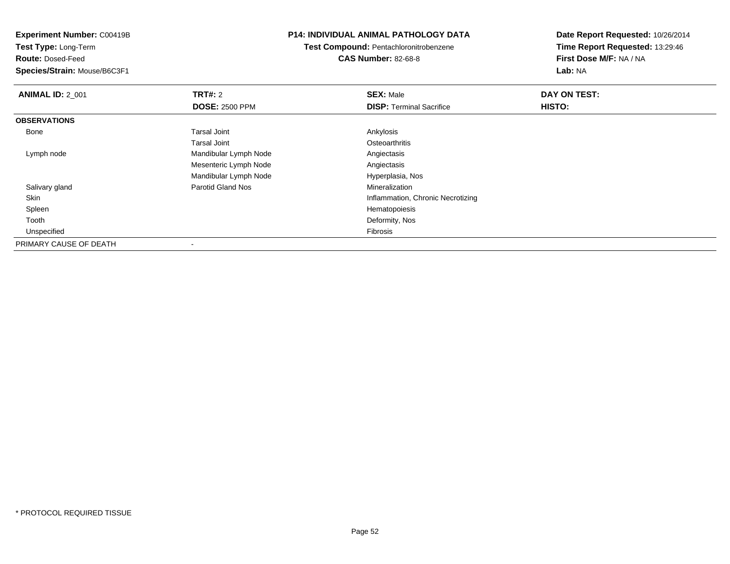**Experiment Number:** C00419B
**Test Type:** Long-Term
**Route:** Dosed-Feed
**Species/Strain:** Mouse/B6C3F1

**P14: INDIVIDUAL ANIMAL PATHOLOGY DATA**
**Test Compound:** Pentachloronitrobenzene
**CAS Number:** 82-68-8

**Date Report Requested:** 10/26/2014
**Time Report Requested:** 13:29:46
**First Dose M/F:** NA / NA
**Lab:** NA

| **ANIMAL ID:** 2_001 | **TRT#:** 2 | **SEX:** Male | **DAY ON TEST:** |
|---|---|---|---|
| | **DOSE:** 2500 PPM | **DISP:** Terminal Sacrifice | **HISTO:** |
| **OBSERVATIONS** | | | |
| Bone | Tarsal Joint | Ankylosis | |
| | Tarsal Joint | Osteoarthritis | |
| Lymph node | Mandibular Lymph Node | Angiectasis | |
| | Mesenteric Lymph Node | Angiectasis | |
| | Mandibular Lymph Node | Hyperplasia, Nos | |
| Salivary gland | Parotid Gland Nos | Mineralization | |
| Skin | | Inflammation, Chronic Necrotizing | |
| Spleen | | Hematopoiesis | |
| Tooth | | Deformity, Nos | |
| Unspecified | | Fibrosis | |
| PRIMARY CAUSE OF DEATH | - | | |

* PROTOCOL REQUIRED TISSUE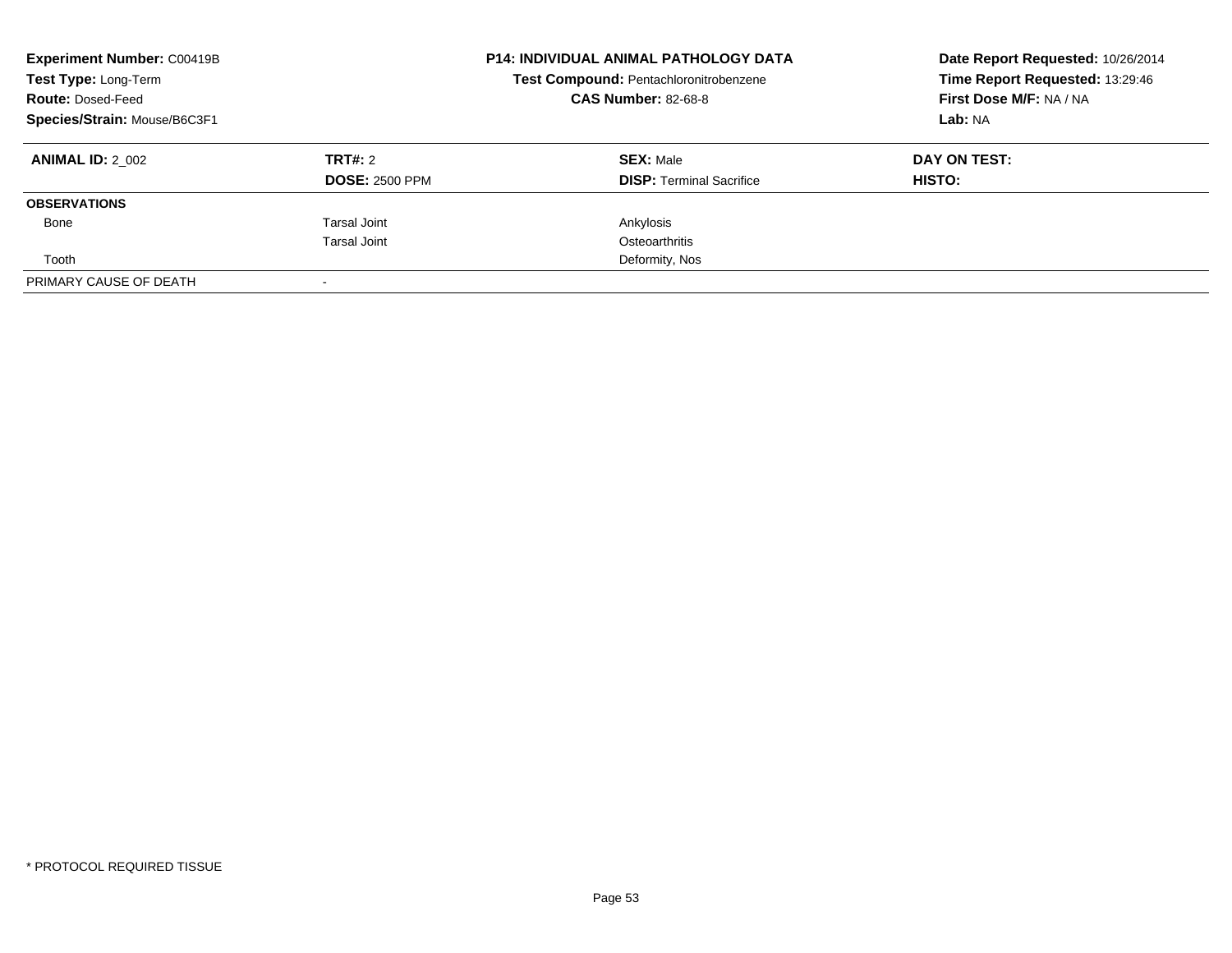**Experiment Number:** C00419B
**Test Type:** Long-Term
**Route:** Dosed-Feed
**Species/Strain:** Mouse/B6C3F1

**P14: INDIVIDUAL ANIMAL PATHOLOGY DATA**
**Test Compound:** Pentachloronitrobenzene
**CAS Number:** 82-68-8

**Date Report Requested:** 10/26/2014
**Time Report Requested:** 13:29:46
**First Dose M/F:** NA / NA
**Lab:** NA

| **ANIMAL ID:** 2_002 | **TRT#:** 2 | **SEX:** Male | **DAY ON TEST:** |
|---|---|---|---|
| | **DOSE:** 2500 PPM | **DISP:** Terminal Sacrifice | **HISTO:** |
| **OBSERVATIONS** | | | |
| Bone | Tarsal Joint | Ankylosis | |
| | Tarsal Joint | Osteoarthritis | |
| Tooth | | Deformity, Nos | |
| PRIMARY CAUSE OF DEATH | - | | |

* PROTOCOL REQUIRED TISSUE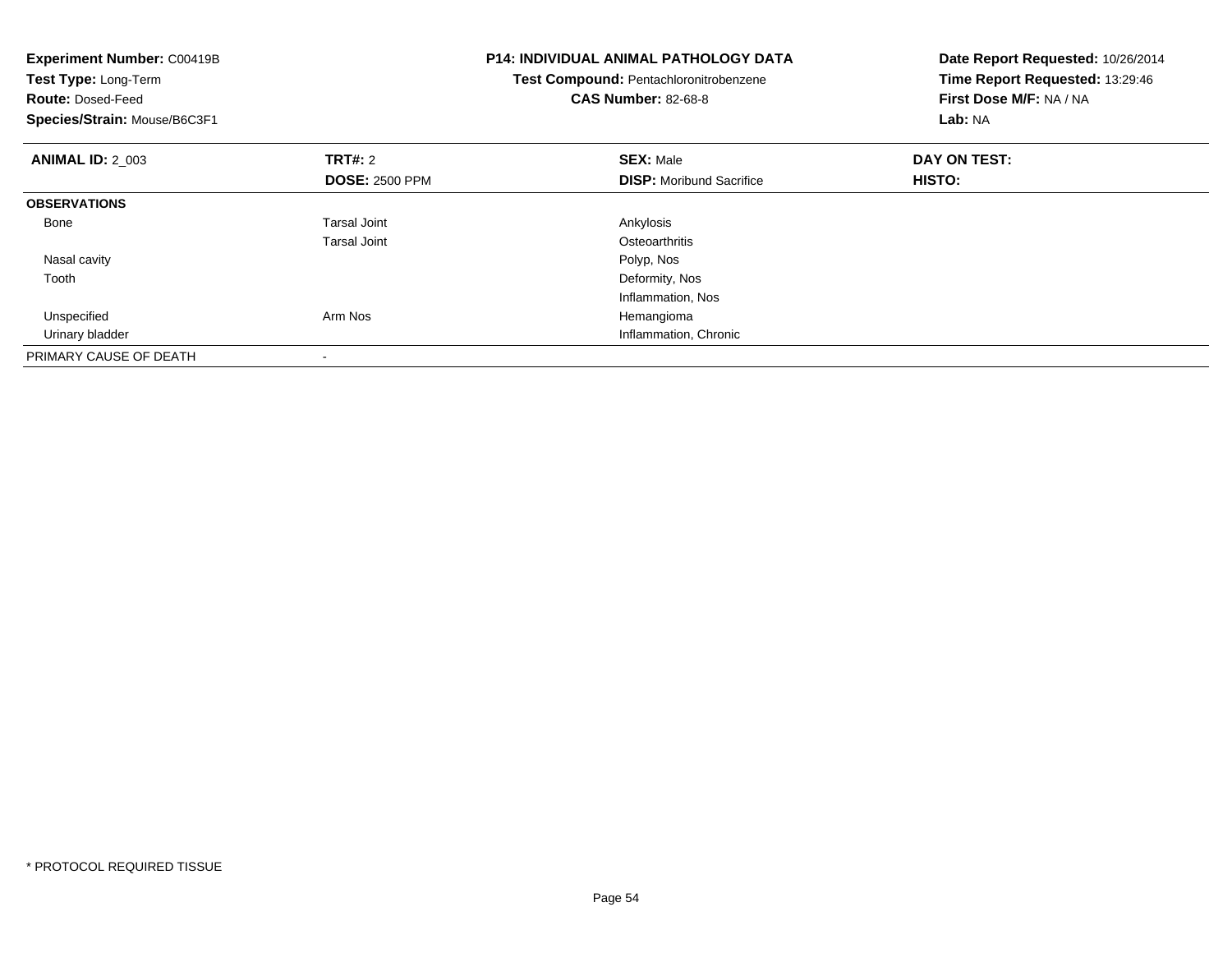**Experiment Number:** C00419B
**Test Type:** Long-Term
**Route:** Dosed-Feed
**Species/Strain:** Mouse/B6C3F1

**P14: INDIVIDUAL ANIMAL PATHOLOGY DATA**
**Test Compound:** Pentachloronitrobenzene
**CAS Number:** 82-68-8

**Date Report Requested:** 10/26/2014
**Time Report Requested:** 13:29:46
**First Dose M/F:** NA / NA
**Lab:** NA

| **ANIMAL ID:** 2_003 | **TRT#:** 2 | **SEX:** Male | **DAY ON TEST:** |
|---|---|---|---|
| | **DOSE:** 2500 PPM | **DISP:** Moribund Sacrifice | **HISTO:** |
| **OBSERVATIONS** | | | |
| Bone | Tarsal Joint | Ankylosis | |
| | Tarsal Joint | Osteoarthritis | |
| Nasal cavity | | Polyp, Nos | |
| Tooth | | Deformity, Nos | |
| | | Inflammation, Nos | |
| Unspecified | Arm Nos | Hemangioma | |
| Urinary bladder | | Inflammation, Chronic | |
| PRIMARY CAUSE OF DEATH | - | | |

* PROTOCOL REQUIRED TISSUE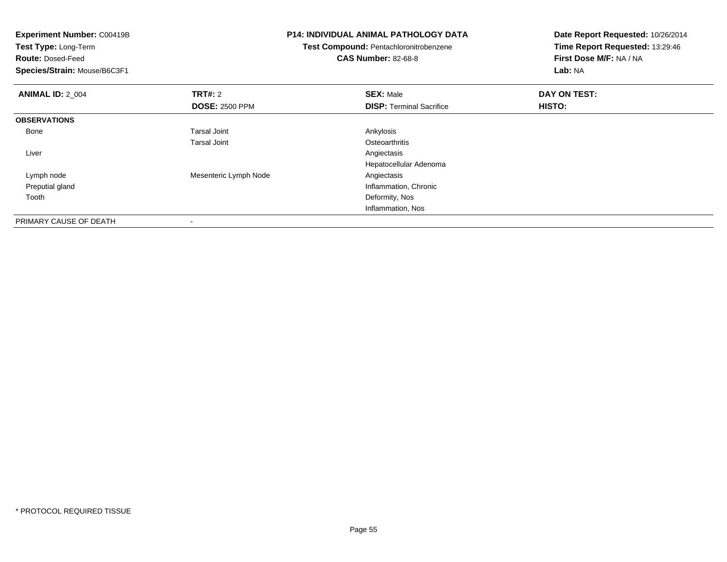**Experiment Number:** C00419B
**Test Type:** Long-Term
**Route:** Dosed-Feed
**Species/Strain:** Mouse/B6C3F1

**P14: INDIVIDUAL ANIMAL PATHOLOGY DATA**
**Test Compound:** Pentachloronitrobenzene
**CAS Number:** 82-68-8

**Date Report Requested:** 10/26/2014
**Time Report Requested:** 13:29:46
**First Dose M/F:** NA / NA
**Lab:** NA

| **ANIMAL ID:** 2_004 | **TRT#:** 2 | **SEX:** Male | **DAY ON TEST:** |
|---|---|---|---|
| | **DOSE:** 2500 PPM | **DISP:** Terminal Sacrifice | **HISTO:** |
| **OBSERVATIONS** | | | |
| Bone | Tarsal Joint | Ankylosis | |
| | Tarsal Joint | Osteoarthritis | |
| Liver | | Angiectasis | |
| | | Hepatocellular Adenoma | |
| Lymph node | Mesenteric Lymph Node | Angiectasis | |
| Preputial gland | | Inflammation, Chronic | |
| Tooth | | Deformity, Nos | |
| | | Inflammation, Nos | |
| PRIMARY CAUSE OF DEATH | - | | |

* PROTOCOL REQUIRED TISSUE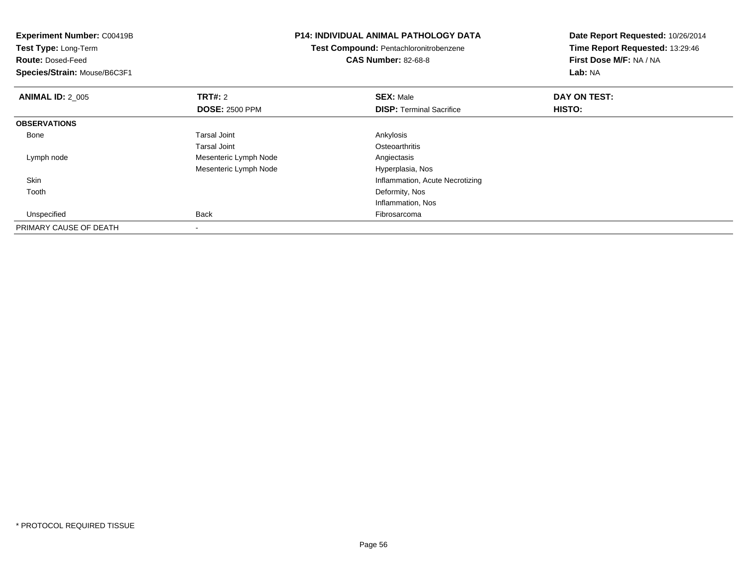**Experiment Number:** C00419B
**Test Type:** Long-Term
**Route:** Dosed-Feed
**Species/Strain:** Mouse/B6C3F1

**P14: INDIVIDUAL ANIMAL PATHOLOGY DATA**
**Test Compound:** Pentachloronitrobenzene
**CAS Number:** 82-68-8

**Date Report Requested:** 10/26/2014
**Time Report Requested:** 13:29:46
**First Dose M/F:** NA / NA
**Lab:** NA

| **ANIMAL ID:** 2_005 | **TRT#:** 2 | **SEX:** Male | **DAY ON TEST:** |
|---|---|---|---|
| | **DOSE:** 2500 PPM | **DISP:** Terminal Sacrifice | **HISTO:** |
| **OBSERVATIONS** | | | |
| Bone | Tarsal Joint | Ankylosis | |
| | Tarsal Joint | Osteoarthritis | |
| Lymph node | Mesenteric Lymph Node | Angiectasis | |
| | Mesenteric Lymph Node | Hyperplasia, Nos | |
| Skin | | Inflammation, Acute Necrotizing | |
| Tooth | | Deformity, Nos | |
| | | Inflammation, Nos | |
| Unspecified | Back | Fibrosarcoma | |
| PRIMARY CAUSE OF DEATH | - | | |

* PROTOCOL REQUIRED TISSUE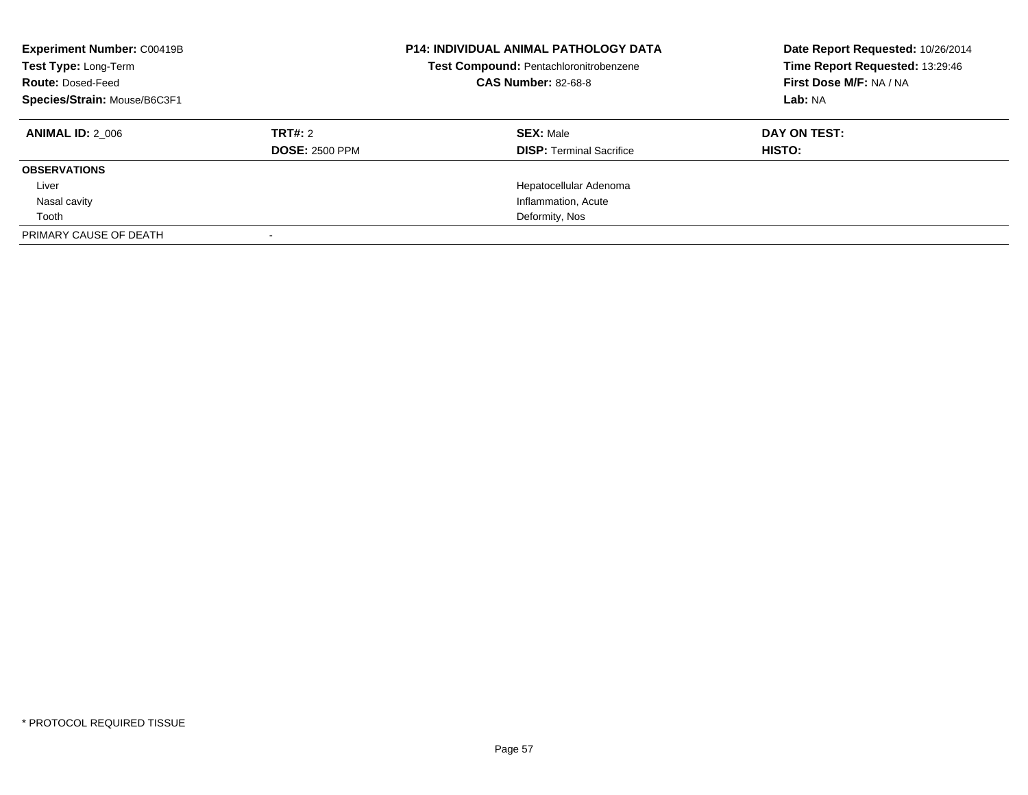**Experiment Number:** C00419B
**Test Type:** Long-Term
**Route:** Dosed-Feed
**Species/Strain:** Mouse/B6C3F1

**P14: INDIVIDUAL ANIMAL PATHOLOGY DATA**
**Test Compound:** Pentachloronitrobenzene
**CAS Number:** 82-68-8

**Date Report Requested:** 10/26/2014
**Time Report Requested:** 13:29:46
**First Dose M/F:** NA / NA
**Lab:** NA

| **ANIMAL ID:** 2_006 | **TRT#:** 2 | **SEX:** Male | **DAY ON TEST:** |
|---|---|---|---|
| | **DOSE:** 2500 PPM | **DISP:** Terminal Sacrifice | **HISTO:** |
| **OBSERVATIONS** | | | |
| Liver | | Hepatocellular Adenoma | |
| Nasal cavity | | Inflammation, Acute | |
| Tooth | | Deformity, Nos | |
| PRIMARY CAUSE OF DEATH | - | | |

* PROTOCOL REQUIRED TISSUE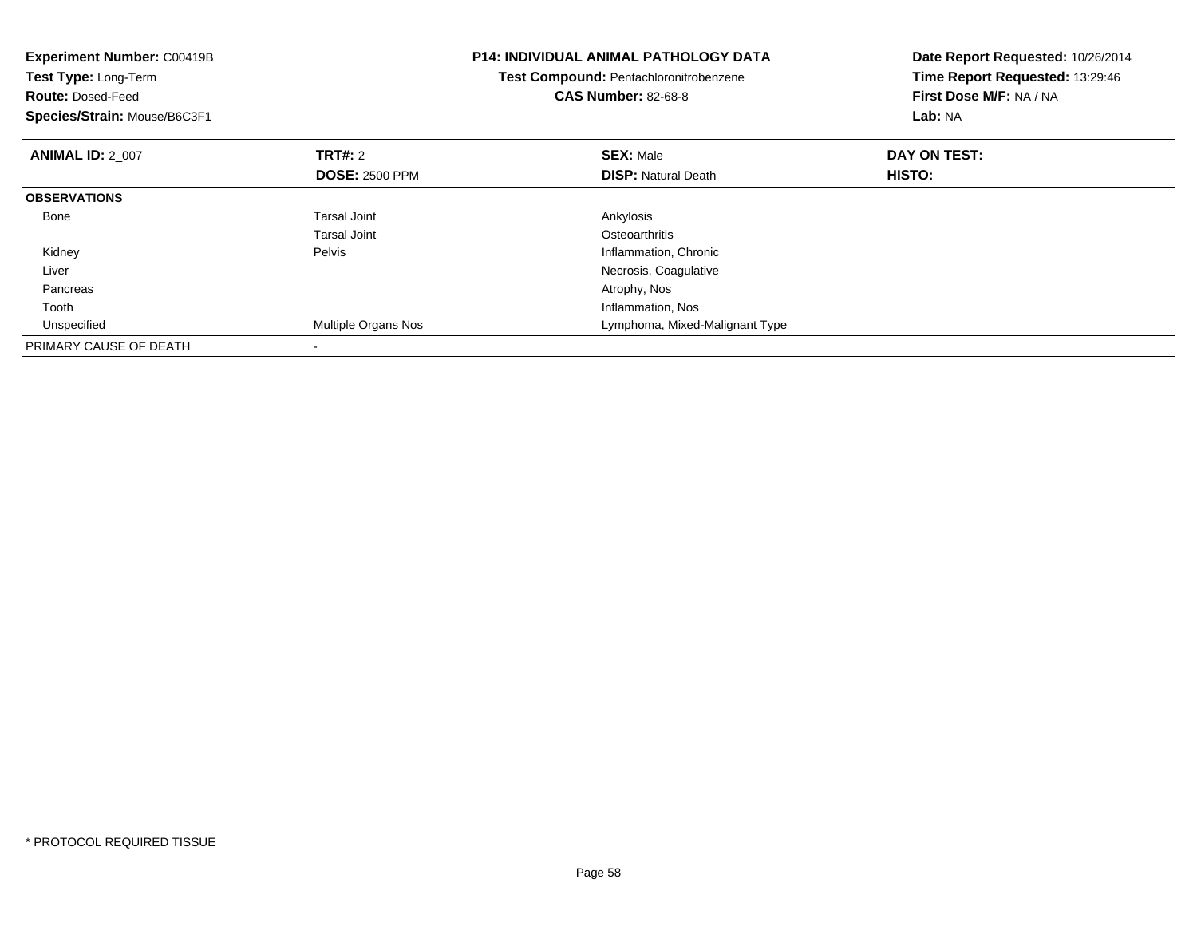**Experiment Number:** C00419B
**Test Type:** Long-Term
**Route:** Dosed-Feed
**Species/Strain:** Mouse/B6C3F1

**P14: INDIVIDUAL ANIMAL PATHOLOGY DATA**
**Test Compound:** Pentachloronitrobenzene
**CAS Number:** 82-68-8

**Date Report Requested:** 10/26/2014
**Time Report Requested:** 13:29:46
**First Dose M/F:** NA / NA
**Lab:** NA

| **ANIMAL ID:** 2_007 | **TRT#:** 2 | **SEX:** Male | **DAY ON TEST:** |
|---|---|---|---|
| | **DOSE:** 2500 PPM | **DISP:** Natural Death | **HISTO:** |
| **OBSERVATIONS** | | | |
| Bone | Tarsal Joint | Ankylosis | |
| | Tarsal Joint | Osteoarthritis | |
| Kidney | Pelvis | Inflammation, Chronic | |
| Liver | | Necrosis, Coagulative | |
| Pancreas | | Atrophy, Nos | |
| Tooth | | Inflammation, Nos | |
| Unspecified | Multiple Organs Nos | Lymphoma, Mixed-Malignant Type | |
| PRIMARY CAUSE OF DEATH | - | | |

* PROTOCOL REQUIRED TISSUE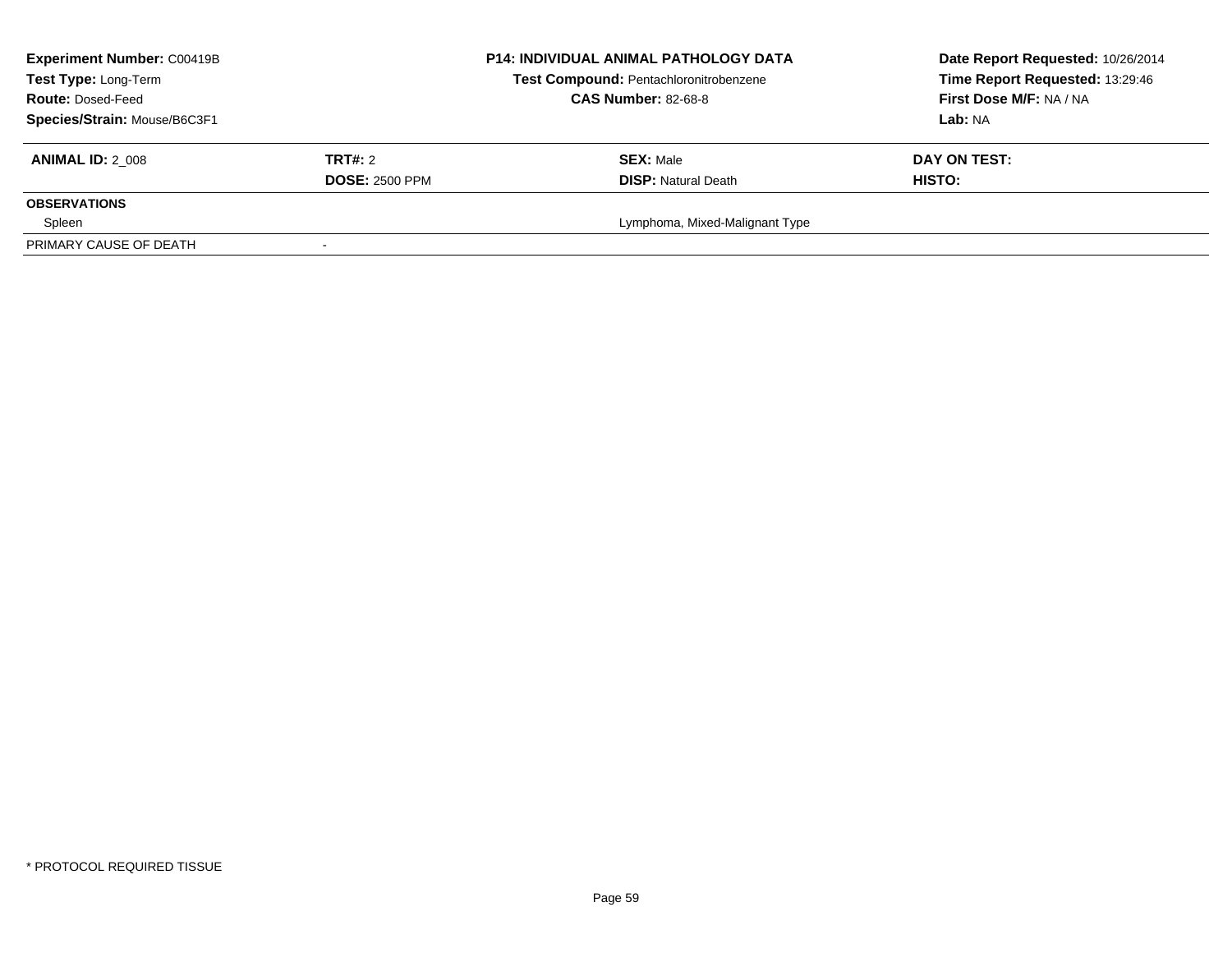**Experiment Number:** C00419B
**Test Type:** Long-Term
**Route:** Dosed-Feed
**Species/Strain:** Mouse/B6C3F1

**P14: INDIVIDUAL ANIMAL PATHOLOGY DATA**
**Test Compound:** Pentachloronitrobenzene
**CAS Number:** 82-68-8

**Date Report Requested:** 10/26/2014
**Time Report Requested:** 13:29:46
**First Dose M/F:** NA / NA
**Lab:** NA

| **ANIMAL ID:** 2_008 | **TRT#:** 2 | **SEX:** Male | **DAY ON TEST:** |
|---|---|---|---|
| | **DOSE:** 2500 PPM | **DISP:** Natural Death | **HISTO:** |
| **OBSERVATIONS** | | | |
| Spleen | | Lymphoma, Mixed-Malignant Type | |
| PRIMARY CAUSE OF DEATH | - | | |

* PROTOCOL REQUIRED TISSUE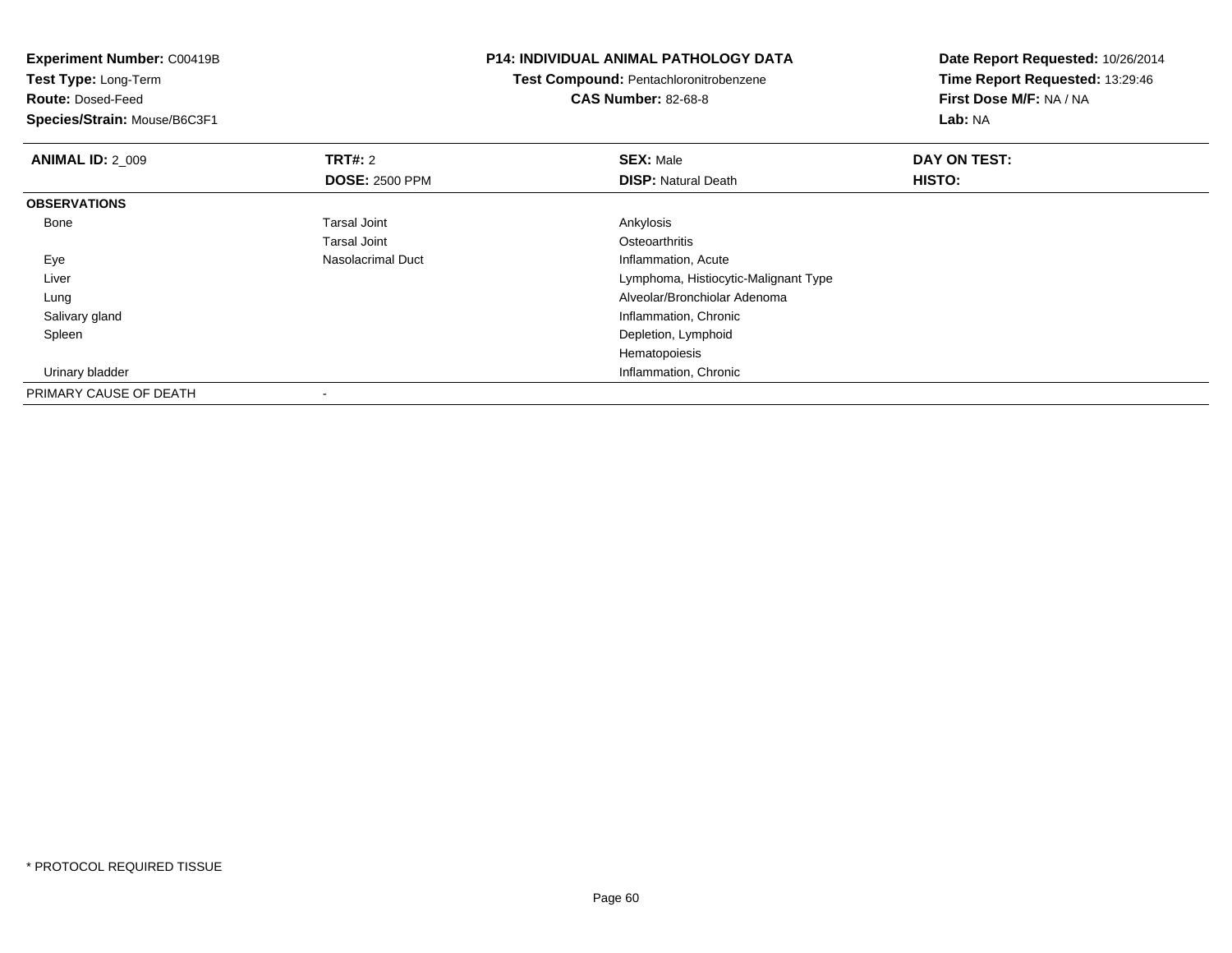**Experiment Number:** C00419B
**Test Type:** Long-Term
**Route:** Dosed-Feed
**Species/Strain:** Mouse/B6C3F1

**P14: INDIVIDUAL ANIMAL PATHOLOGY DATA**
**Test Compound:** Pentachloronitrobenzene
**CAS Number:** 82-68-8

**Date Report Requested:** 10/26/2014
**Time Report Requested:** 13:29:46
**First Dose M/F:** NA / NA
**Lab:** NA

| **ANIMAL ID:** 2_009 | **TRT#:** 2 | **SEX:** Male | **DAY ON TEST:** |
|---|---|---|---|
| | **DOSE:** 2500 PPM | **DISP:** Natural Death | **HISTO:** |
| **OBSERVATIONS** | | | |
| Bone | Tarsal Joint | Ankylosis | |
| | Tarsal Joint | Osteoarthritis | |
| Eye | Nasolacrimal Duct | Inflammation, Acute | |
| Liver | | Lymphoma, Histiocytic-Malignant Type | |
| Lung | | Alveolar/Bronchiolar Adenoma | |
| Salivary gland | | Inflammation, Chronic | |
| Spleen | | Depletion, Lymphoid | |
| | | Hematopoiesis | |
| Urinary bladder | | Inflammation, Chronic | |
| PRIMARY CAUSE OF DEATH | - | | |

* PROTOCOL REQUIRED TISSUE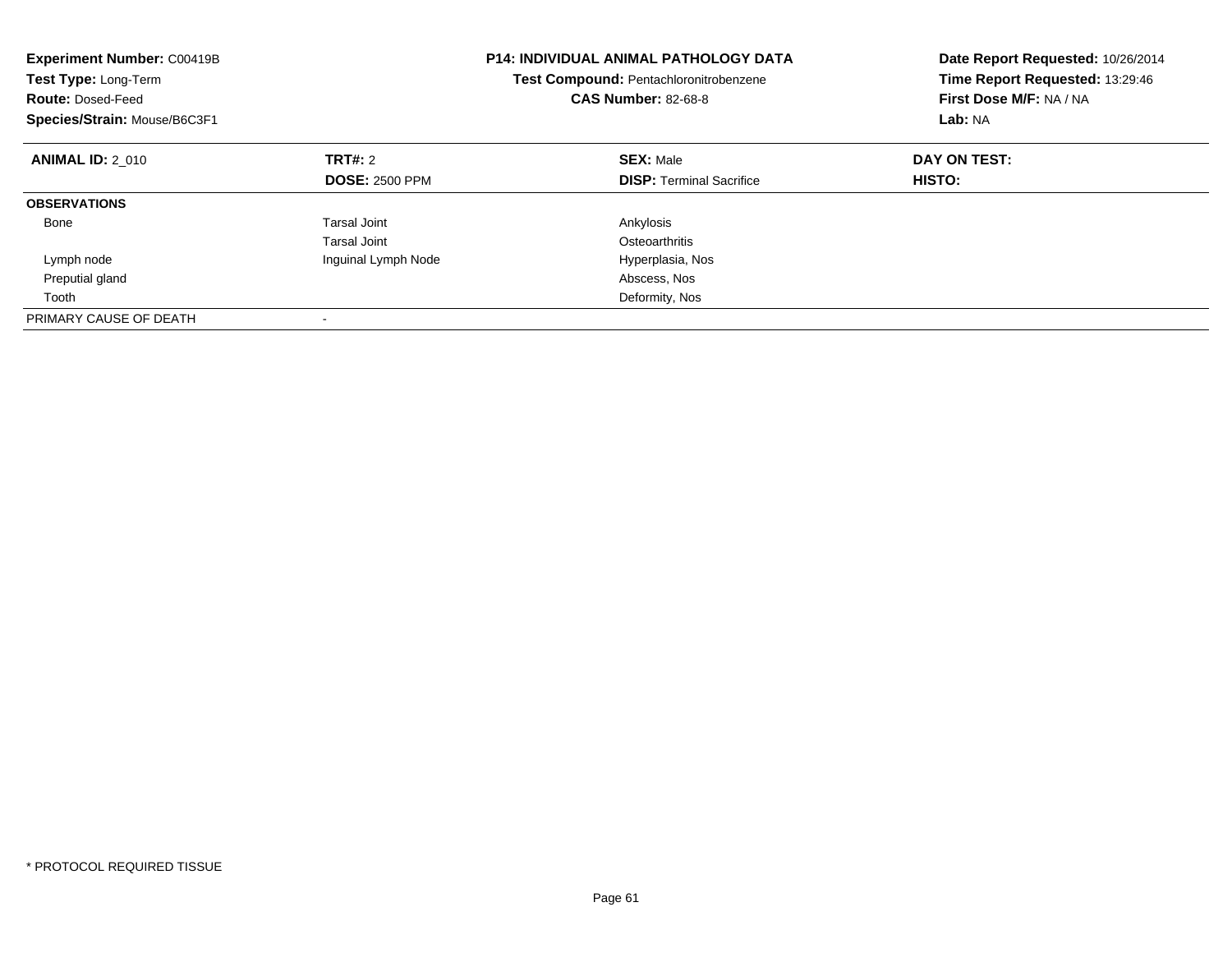**Experiment Number:** C00419B
**Test Type:** Long-Term
**Route:** Dosed-Feed
**Species/Strain:** Mouse/B6C3F1

**P14: INDIVIDUAL ANIMAL PATHOLOGY DATA**
**Test Compound:** Pentachloronitrobenzene
**CAS Number:** 82-68-8

**Date Report Requested:** 10/26/2014
**Time Report Requested:** 13:29:46
**First Dose M/F:** NA / NA
**Lab:** NA

| **ANIMAL ID:** 2_010 | **TRT#:** 2 | **SEX:** Male | **DAY ON TEST:** |
|---|---|---|---|
| | **DOSE:** 2500 PPM | **DISP:** Terminal Sacrifice | **HISTO:** |
| **OBSERVATIONS** | | | |
| Bone | Tarsal Joint | Ankylosis | |
| | Tarsal Joint | Osteoarthritis | |
| Lymph node | Inguinal Lymph Node | Hyperplasia, Nos | |
| Preputial gland | | Abscess, Nos | |
| Tooth | | Deformity, Nos | |
| PRIMARY CAUSE OF DEATH | - | | |

* PROTOCOL REQUIRED TISSUE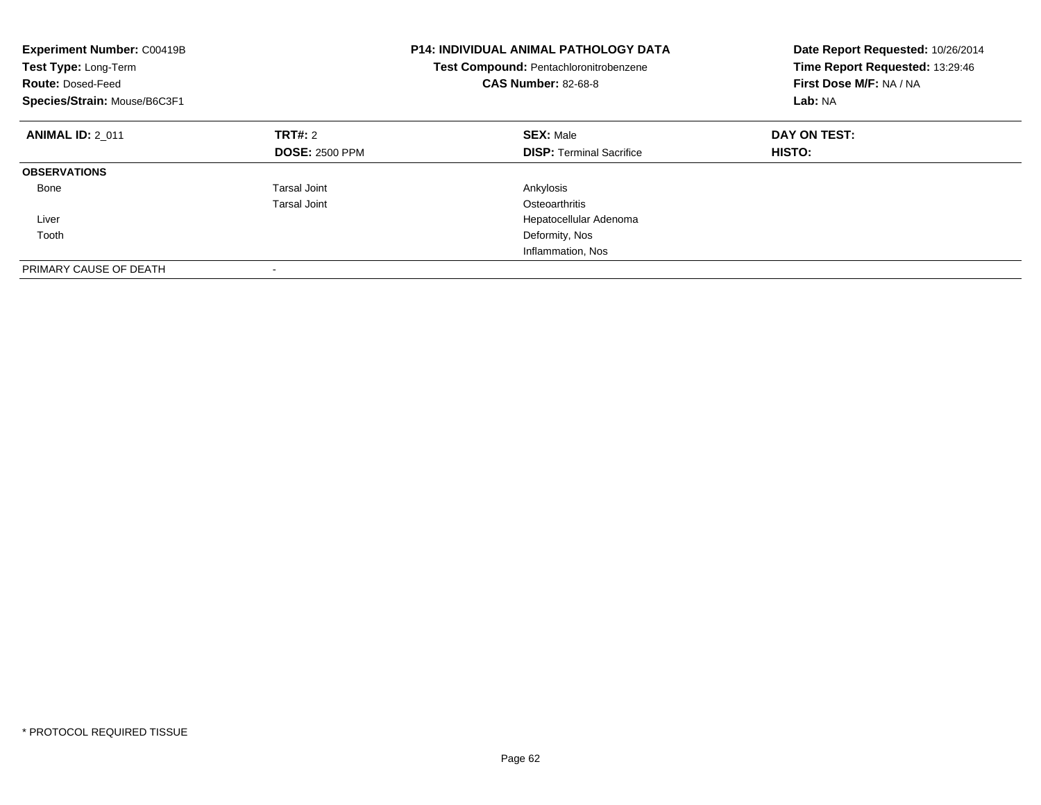**Experiment Number:** C00419B
**Test Type:** Long-Term
**Route:** Dosed-Feed
**Species/Strain:** Mouse/B6C3F1

**P14: INDIVIDUAL ANIMAL PATHOLOGY DATA**
**Test Compound:** Pentachloronitrobenzene
**CAS Number:** 82-68-8

**Date Report Requested:** 10/26/2014
**Time Report Requested:** 13:29:46
**First Dose M/F:** NA / NA
**Lab:** NA

| **ANIMAL ID:** 2_011 | **TRT#:** 2 | **SEX:** Male | **DAY ON TEST:** |
|---|---|---|---|
| | **DOSE:** 2500 PPM | **DISP:** Terminal Sacrifice | **HISTO:** |
| **OBSERVATIONS** | | | |
| Bone | Tarsal Joint | Ankylosis | |
| | Tarsal Joint | Osteoarthritis | |
| Liver | | Hepatocellular Adenoma | |
| Tooth | | Deformity, Nos | |
| | | Inflammation, Nos | |
| PRIMARY CAUSE OF DEATH | - | | |

* PROTOCOL REQUIRED TISSUE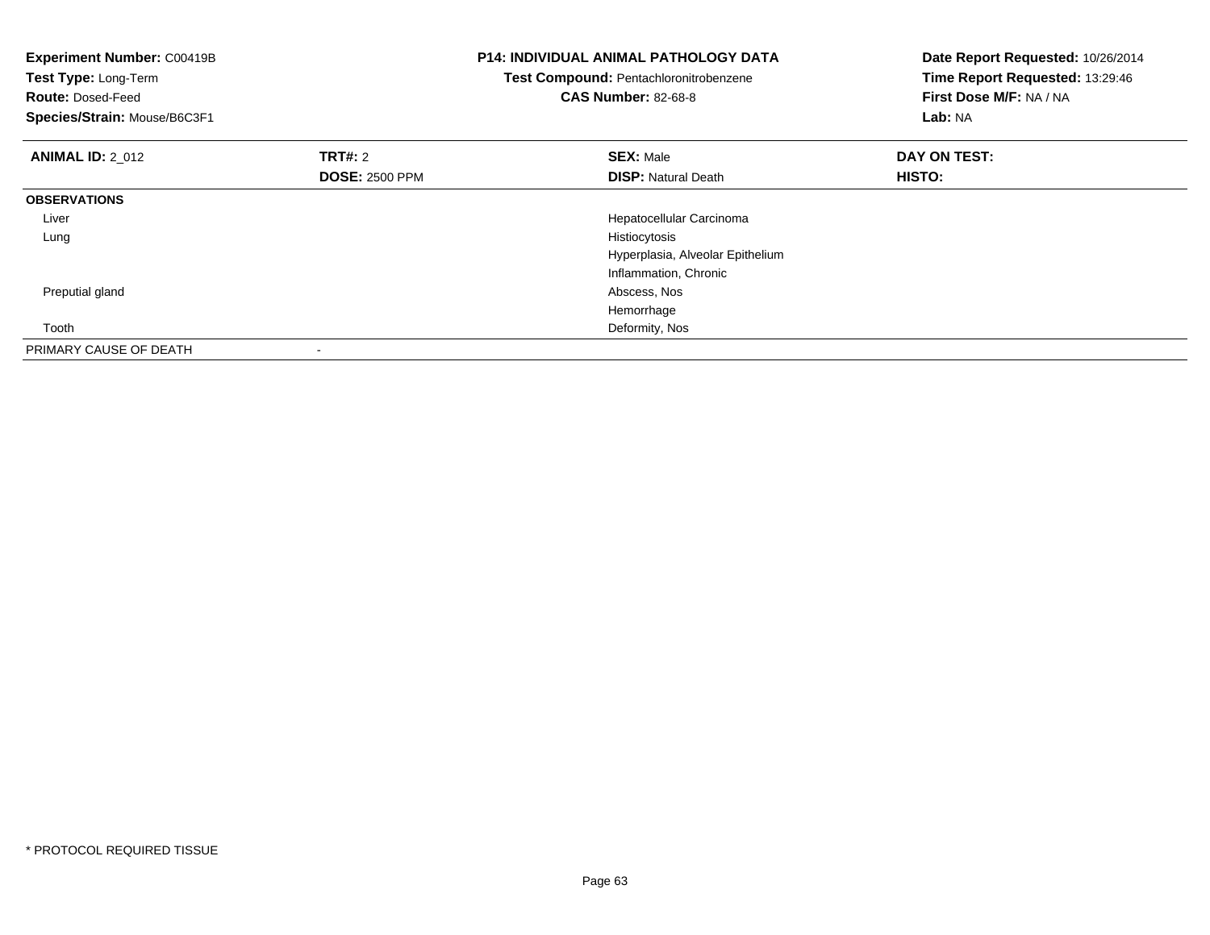**Experiment Number:** C00419B
**Test Type:** Long-Term
**Route:** Dosed-Feed
**Species/Strain:** Mouse/B6C3F1

**P14: INDIVIDUAL ANIMAL PATHOLOGY DATA**
**Test Compound:** Pentachloronitrobenzene
**CAS Number:** 82-68-8

**Date Report Requested:** 10/26/2014
**Time Report Requested:** 13:29:46
**First Dose M/F:** NA / NA
**Lab:** NA

| **ANIMAL ID:** 2_012 | **TRT#:** 2 | **SEX:** Male | **DAY ON TEST:** |
|---|---|---|---|
| | **DOSE:** 2500 PPM | **DISP:** Natural Death | **HISTO:** |
| **OBSERVATIONS** | | | |
| Liver | | Hepatocellular Carcinoma | |
| Lung | | Histiocytosis | |
| | | Hyperplasia, Alveolar Epithelium | |
| | | Inflammation, Chronic | |
| Preputial gland | | Abscess, Nos | |
| | | Hemorrhage | |
| Tooth | | Deformity, Nos | |
| PRIMARY CAUSE OF DEATH | - | | |

* PROTOCOL REQUIRED TISSUE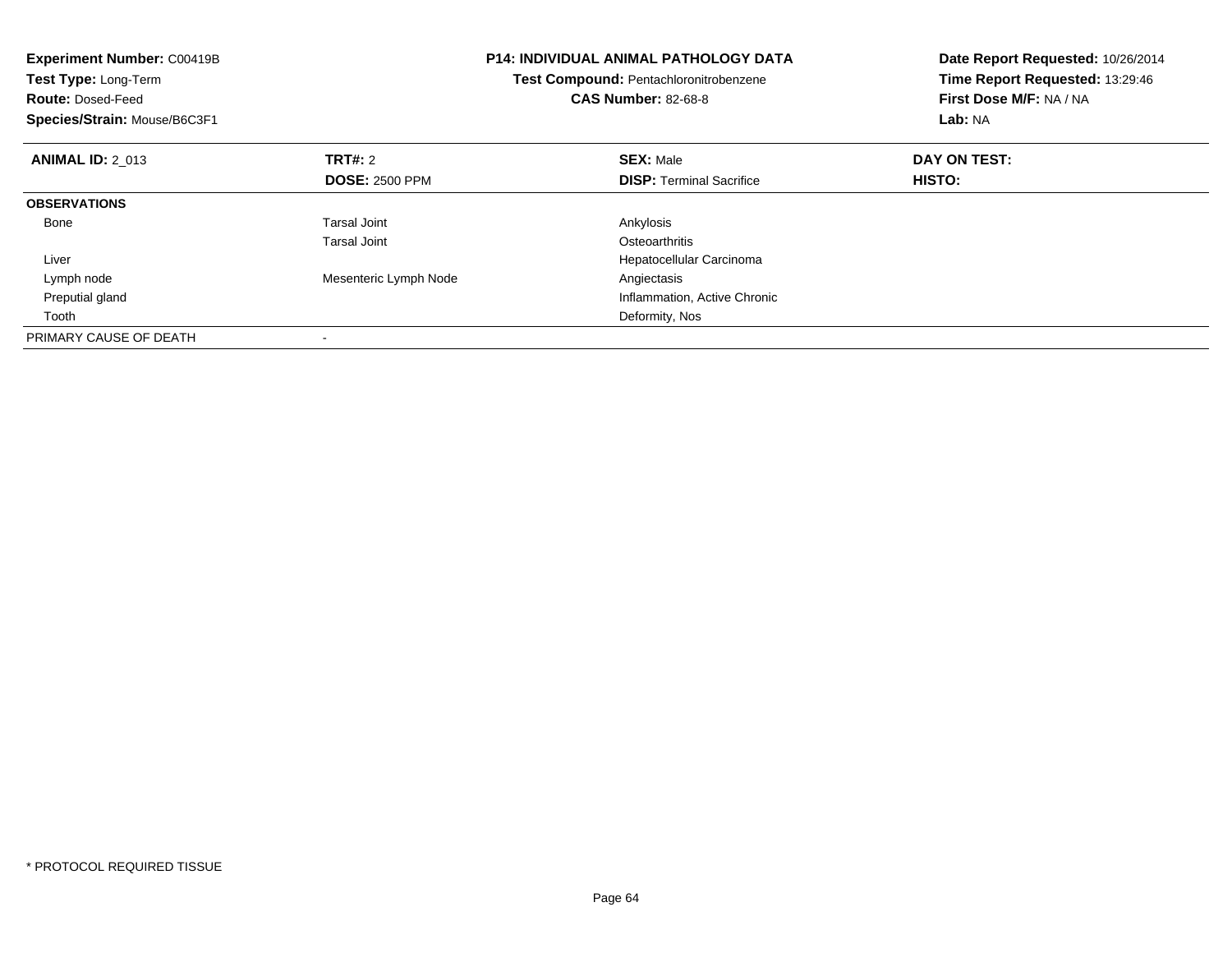**Experiment Number:** C00419B
**Test Type:** Long-Term
**Route:** Dosed-Feed
**Species/Strain:** Mouse/B6C3F1

**P14: INDIVIDUAL ANIMAL PATHOLOGY DATA**
**Test Compound:** Pentachloronitrobenzene
**CAS Number:** 82-68-8

**Date Report Requested:** 10/26/2014
**Time Report Requested:** 13:29:46
**First Dose M/F:** NA / NA
**Lab:** NA

| **ANIMAL ID:** 2_013 | **TRT#:** 2 | **SEX:** Male | **DAY ON TEST:** |
|---|---|---|---|
| | **DOSE:** 2500 PPM | **DISP:** Terminal Sacrifice | **HISTO:** |
| **OBSERVATIONS** | | | |
| Bone | Tarsal Joint | Ankylosis | |
| | Tarsal Joint | Osteoarthritis | |
| Liver | | Hepatocellular Carcinoma | |
| Lymph node | Mesenteric Lymph Node | Angiectasis | |
| Preputial gland | | Inflammation, Active Chronic | |
| Tooth | | Deformity, Nos | |
| PRIMARY CAUSE OF DEATH | - | | |

* PROTOCOL REQUIRED TISSUE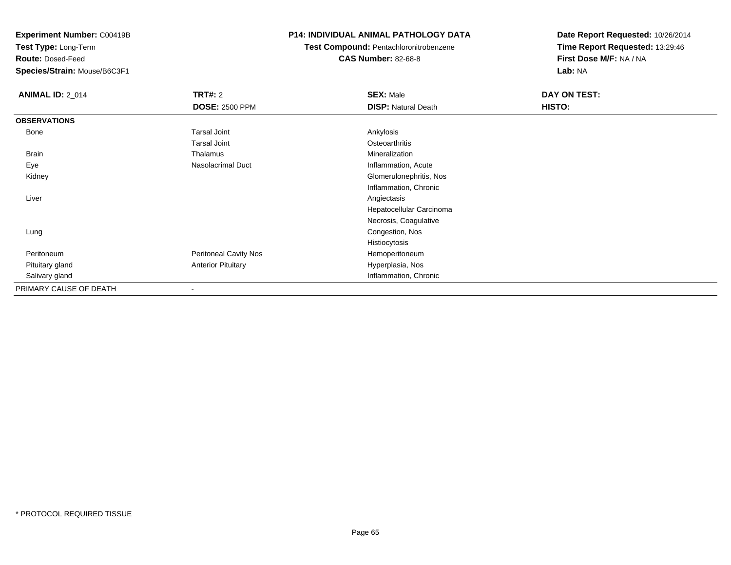**Experiment Number:** C00419B
**Test Type:** Long-Term
**Route:** Dosed-Feed
**Species/Strain:** Mouse/B6C3F1

**P14: INDIVIDUAL ANIMAL PATHOLOGY DATA**
**Test Compound:** Pentachloronitrobenzene
**CAS Number:** 82-68-8

**Date Report Requested:** 10/26/2014
**Time Report Requested:** 13:29:46
**First Dose M/F:** NA / NA
**Lab:** NA

| **ANIMAL ID:** 2_014 | **TRT#:** 2 | **SEX:** Male | **DAY ON TEST:** |
|---|---|---|---|
| | **DOSE:** 2500 PPM | **DISP:** Natural Death | **HISTO:** |
| **OBSERVATIONS** | | | |
| Bone | Tarsal Joint | Ankylosis | |
| | Tarsal Joint | Osteoarthritis | |
| Brain | Thalamus | Mineralization | |
| Eye | Nasolacrimal Duct | Inflammation, Acute | |
| Kidney | | Glomerulonephritis, Nos | |
| | | Inflammation, Chronic | |
| Liver | | Angiectasis | |
| | | Hepatocellular Carcinoma | |
| | | Necrosis, Coagulative | |
| Lung | | Congestion, Nos | |
| | | Histiocytosis | |
| Peritoneum | Peritoneal Cavity Nos | Hemoperitoneum | |
| Pituitary gland | Anterior Pituitary | Hyperplasia, Nos | |
| Salivary gland | | Inflammation, Chronic | |
| PRIMARY CAUSE OF DEATH | - | | |

* PROTOCOL REQUIRED TISSUE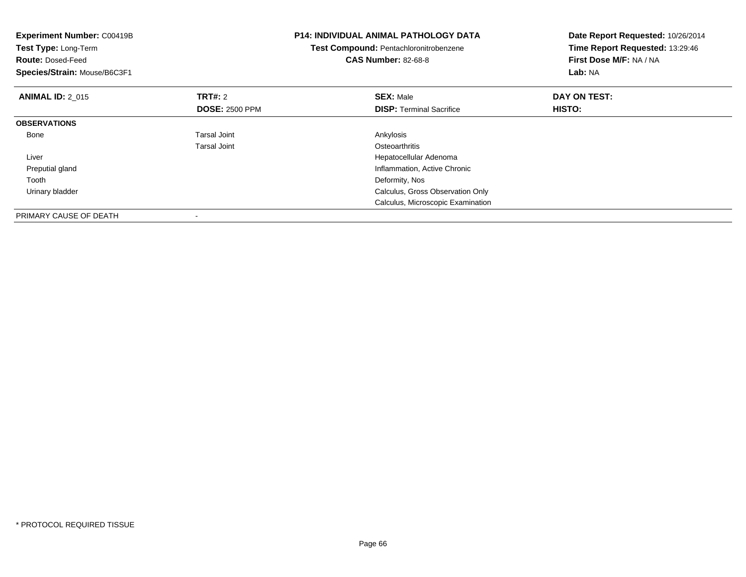**Experiment Number:** C00419B
**Test Type:** Long-Term
**Route:** Dosed-Feed
**Species/Strain:** Mouse/B6C3F1

**P14: INDIVIDUAL ANIMAL PATHOLOGY DATA**
**Test Compound:** Pentachloronitrobenzene
**CAS Number:** 82-68-8

**Date Report Requested:** 10/26/2014
**Time Report Requested:** 13:29:46
**First Dose M/F:** NA / NA
**Lab:** NA

| **ANIMAL ID:** 2_015 | **TRT#:** 2 | **SEX:** Male | **DAY ON TEST:** |
|---|---|---|---|
| | **DOSE:** 2500 PPM | **DISP:** Terminal Sacrifice | **HISTO:** |
| **OBSERVATIONS** | | | |
| Bone | Tarsal Joint | Ankylosis | |
| | Tarsal Joint | Osteoarthritis | |
| Liver | | Hepatocellular Adenoma | |
| Preputial gland | | Inflammation, Active Chronic | |
| Tooth | | Deformity, Nos | |
| Urinary bladder | | Calculus, Gross Observation Only | |
| | | Calculus, Microscopic Examination | |
| PRIMARY CAUSE OF DEATH | - | | |

* PROTOCOL REQUIRED TISSUE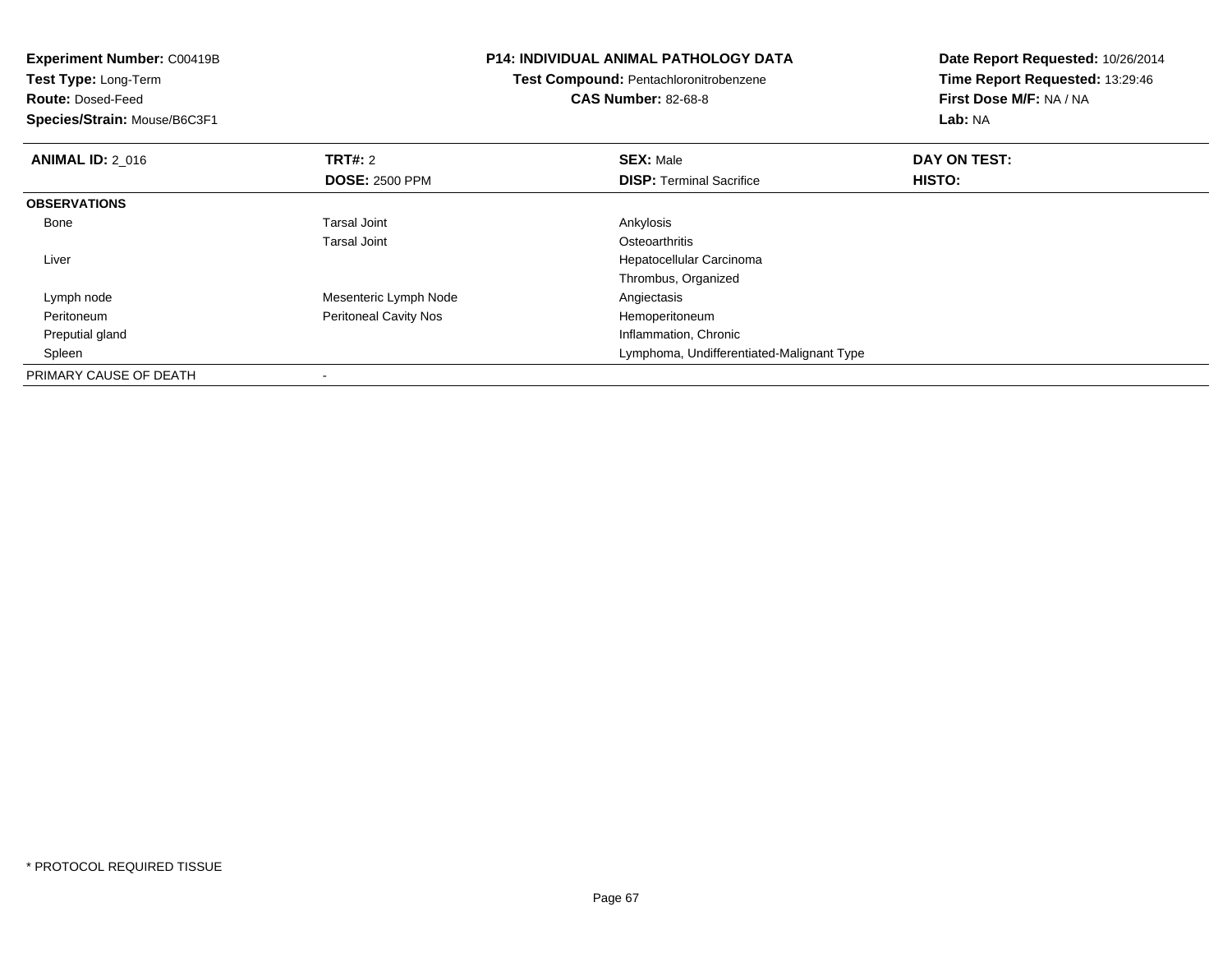**Experiment Number:** C00419B
**Test Type:** Long-Term
**Route:** Dosed-Feed
**Species/Strain:** Mouse/B6C3F1

**P14: INDIVIDUAL ANIMAL PATHOLOGY DATA**
**Test Compound:** Pentachloronitrobenzene
**CAS Number:** 82-68-8

**Date Report Requested:** 10/26/2014
**Time Report Requested:** 13:29:46
**First Dose M/F:** NA / NA
**Lab:** NA

| **ANIMAL ID:** 2_016 | **TRT#:** 2 | **SEX:** Male | **DAY ON TEST:** |
|---|---|---|---|
| | **DOSE:** 2500 PPM | **DISP:** Terminal Sacrifice | **HISTO:** |
| **OBSERVATIONS** | | | |
| Bone | Tarsal Joint | Ankylosis | |
| | Tarsal Joint | Osteoarthritis | |
| Liver | | Hepatocellular Carcinoma | |
| | | Thrombus, Organized | |
| Lymph node | Mesenteric Lymph Node | Angiectasis | |
| Peritoneum | Peritoneal Cavity Nos | Hemoperitoneum | |
| Preputial gland | | Inflammation, Chronic | |
| Spleen | | Lymphoma, Undifferentiated-Malignant Type | |
| PRIMARY CAUSE OF DEATH | - | | |

* PROTOCOL REQUIRED TISSUE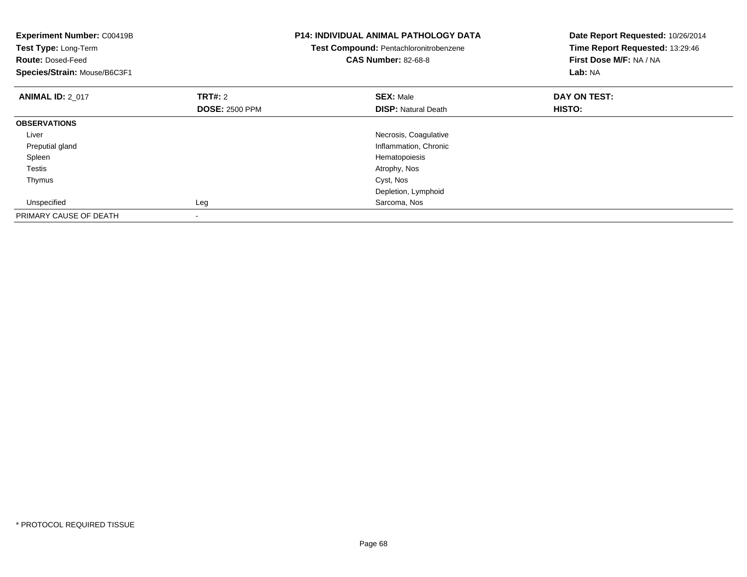**Experiment Number:** C00419B
**Test Type:** Long-Term
**Route:** Dosed-Feed
**Species/Strain:** Mouse/B6C3F1

**P14: INDIVIDUAL ANIMAL PATHOLOGY DATA**
**Test Compound:** Pentachloronitrobenzene
**CAS Number:** 82-68-8

**Date Report Requested:** 10/26/2014
**Time Report Requested:** 13:29:46
**First Dose M/F:** NA / NA
**Lab:** NA

| **ANIMAL ID:** 2_017 | **TRT#:** 2 | **SEX:** Male | **DAY ON TEST:** |
|---|---|---|---|
| | **DOSE:** 2500 PPM | **DISP:** Natural Death | **HISTO:** |
| **OBSERVATIONS** | | | |
| Liver | | Necrosis, Coagulative | |
| Preputial gland | | Inflammation, Chronic | |
| Spleen | | Hematopoiesis | |
| Testis | | Atrophy, Nos | |
| Thymus | | Cyst, Nos | |
| | | Depletion, Lymphoid | |
| Unspecified | Leg | Sarcoma, Nos | |
| PRIMARY CAUSE OF DEATH | - | | |

* PROTOCOL REQUIRED TISSUE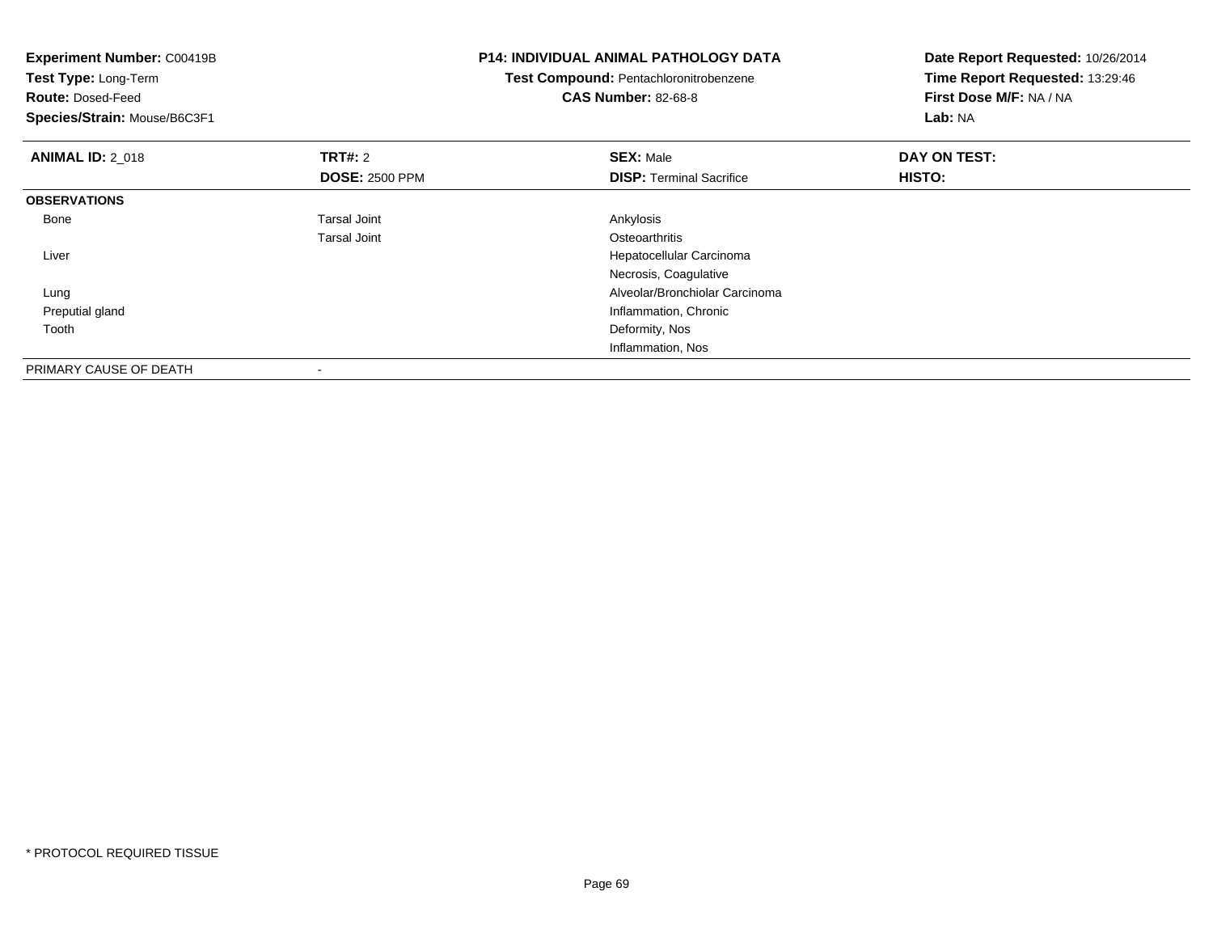**Experiment Number:** C00419B
**Test Type:** Long-Term
**Route:** Dosed-Feed
**Species/Strain:** Mouse/B6C3F1

**P14: INDIVIDUAL ANIMAL PATHOLOGY DATA**
**Test Compound:** Pentachloronitrobenzene
**CAS Number:** 82-68-8

**Date Report Requested:** 10/26/2014
**Time Report Requested:** 13:29:46
**First Dose M/F:** NA / NA
**Lab:** NA

| **ANIMAL ID:** 2_018 | **TRT#:** 2 | **SEX:** Male | **DAY ON TEST:** |
|---|---|---|---|
| | **DOSE:** 2500 PPM | **DISP:** Terminal Sacrifice | **HISTO:** |
| **OBSERVATIONS** | | | |
| Bone | Tarsal Joint | Ankylosis | |
| | Tarsal Joint | Osteoarthritis | |
| Liver | | Hepatocellular Carcinoma | |
| | | Necrosis, Coagulative | |
| Lung | | Alveolar/Bronchiolar Carcinoma | |
| Preputial gland | | Inflammation, Chronic | |
| Tooth | | Deformity, Nos | |
| | | Inflammation, Nos | |
| PRIMARY CAUSE OF DEATH | - | | |

* PROTOCOL REQUIRED TISSUE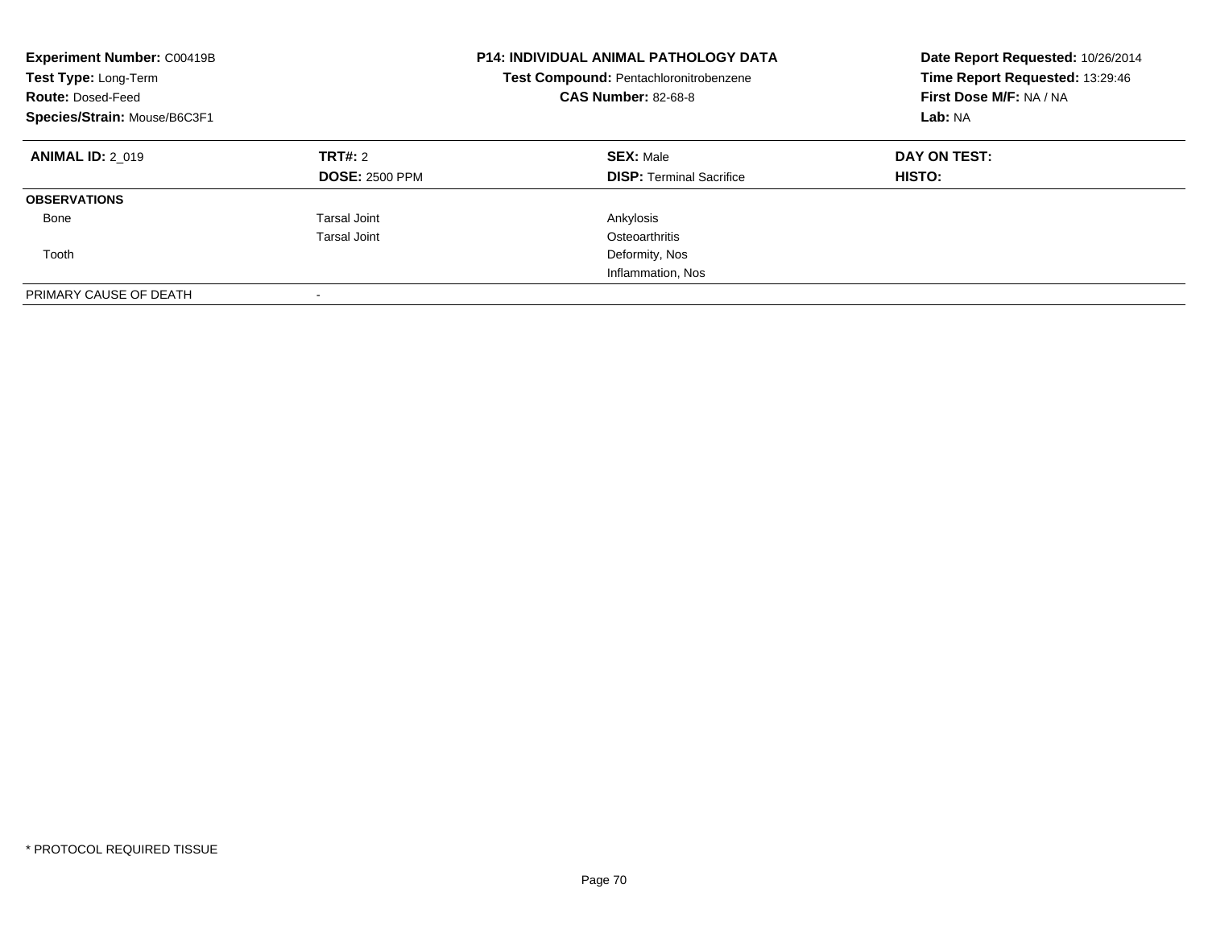**Experiment Number:** C00419B
**Test Type:** Long-Term
**Route:** Dosed-Feed
**Species/Strain:** Mouse/B6C3F1

**P14: INDIVIDUAL ANIMAL PATHOLOGY DATA**
**Test Compound:** Pentachloronitrobenzene
**CAS Number:** 82-68-8

**Date Report Requested:** 10/26/2014
**Time Report Requested:** 13:29:46
**First Dose M/F:** NA / NA
**Lab:** NA

| **ANIMAL ID:** 2_019 | **TRT#:** 2 | **SEX:** Male | **DAY ON TEST:** |
|---|---|---|---|
| | **DOSE:** 2500 PPM | **DISP:** Terminal Sacrifice | **HISTO:** |
| **OBSERVATIONS** | | | |
| Bone | Tarsal Joint | Ankylosis | |
| | Tarsal Joint | Osteoarthritis | |
| Tooth | | Deformity, Nos | |
| | | Inflammation, Nos | |
| PRIMARY CAUSE OF DEATH | - | | |

* PROTOCOL REQUIRED TISSUE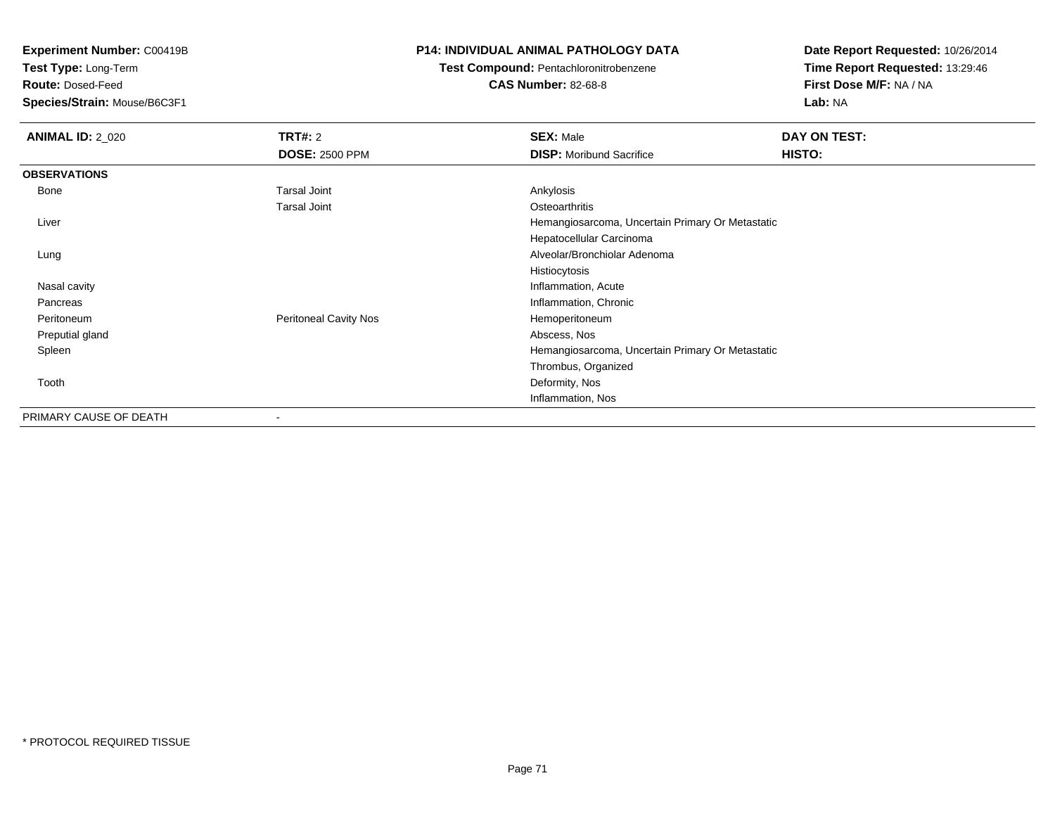**Experiment Number:** C00419B
**Test Type:** Long-Term
**Route:** Dosed-Feed
**Species/Strain:** Mouse/B6C3F1

**P14: INDIVIDUAL ANIMAL PATHOLOGY DATA**
**Test Compound:** Pentachloronitrobenzene
**CAS Number:** 82-68-8

**Date Report Requested:** 10/26/2014
**Time Report Requested:** 13:29:46
**First Dose M/F:** NA / NA
**Lab:** NA

| **ANIMAL ID:** 2_020 | **TRT#:** 2 | **SEX:** Male | **DAY ON TEST:** |
|---|---|---|---|
| | **DOSE:** 2500 PPM | **DISP:** Moribund Sacrifice | **HISTO:** |
| **OBSERVATIONS** | | | |
| Bone | Tarsal Joint | Ankylosis | |
| | Tarsal Joint | Osteoarthritis | |
| Liver | | Hemangiosarcoma, Uncertain Primary Or Metastatic | |
| | | Hepatocellular Carcinoma | |
| Lung | | Alveolar/Bronchiolar Adenoma | |
| | | Histiocytosis | |
| Nasal cavity | | Inflammation, Acute | |
| Pancreas | | Inflammation, Chronic | |
| Peritoneum | Peritoneal Cavity Nos | Hemoperitoneum | |
| Preputial gland | | Abscess, Nos | |
| Spleen | | Hemangiosarcoma, Uncertain Primary Or Metastatic | |
| | | Thrombus, Organized | |
| Tooth | | Deformity, Nos | |
| | | Inflammation, Nos | |
| PRIMARY CAUSE OF DEATH | - | | |

* PROTOCOL REQUIRED TISSUE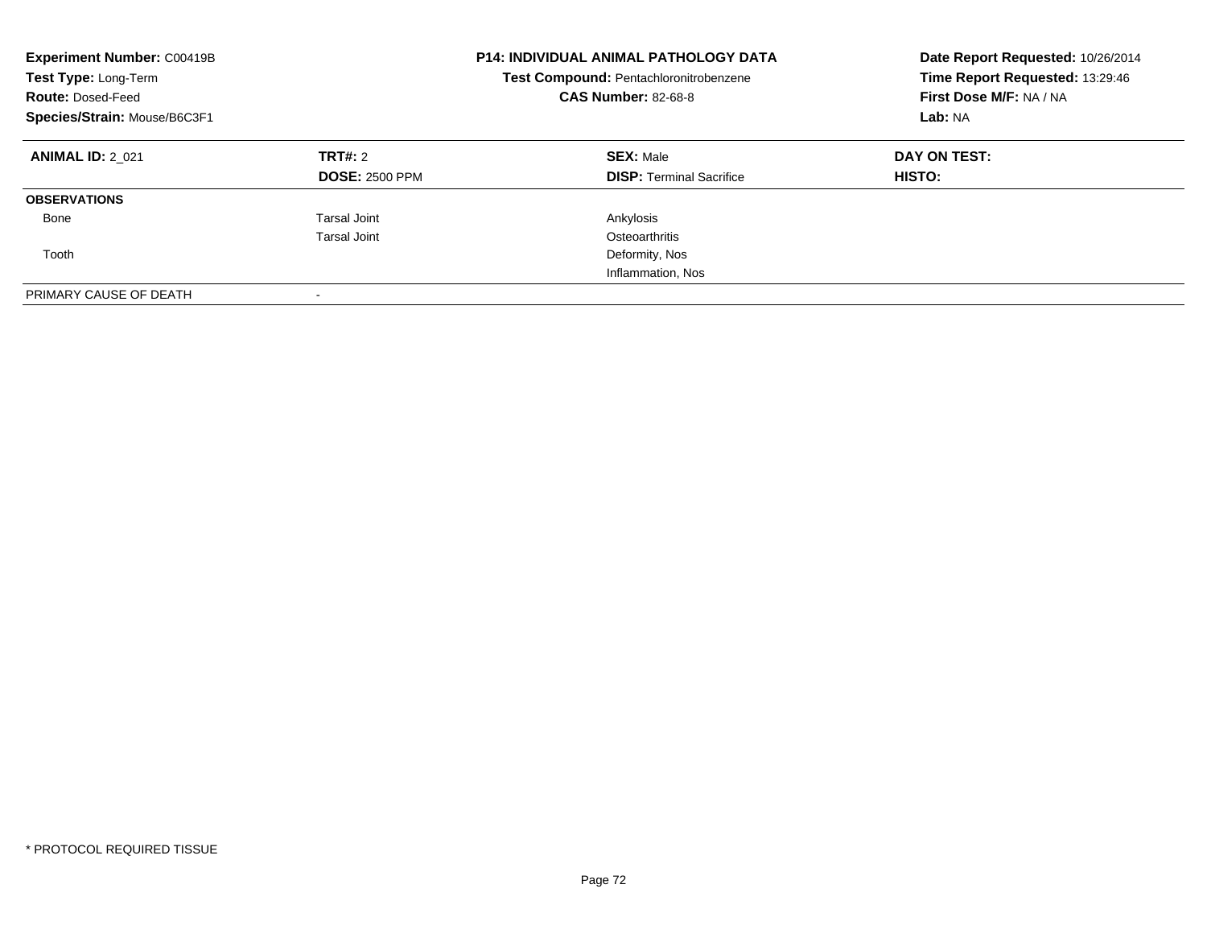**Experiment Number:** C00419B
**Test Type:** Long-Term
**Route:** Dosed-Feed
**Species/Strain:** Mouse/B6C3F1

**P14: INDIVIDUAL ANIMAL PATHOLOGY DATA**
**Test Compound:** Pentachloronitrobenzene
**CAS Number:** 82-68-8

**Date Report Requested:** 10/26/2014
**Time Report Requested:** 13:29:46
**First Dose M/F:** NA / NA
**Lab:** NA

| **ANIMAL ID:** 2_021 | **TRT#:** 2 | **SEX:** Male | **DAY ON TEST:** |
|---|---|---|---|
| | **DOSE:** 2500 PPM | **DISP:** Terminal Sacrifice | **HISTO:** |
| **OBSERVATIONS** | | | |
| Bone | Tarsal Joint | Ankylosis | |
| | Tarsal Joint | Osteoarthritis | |
| Tooth | | Deformity, Nos | |
| | | Inflammation, Nos | |
| PRIMARY CAUSE OF DEATH | - | | |

* PROTOCOL REQUIRED TISSUE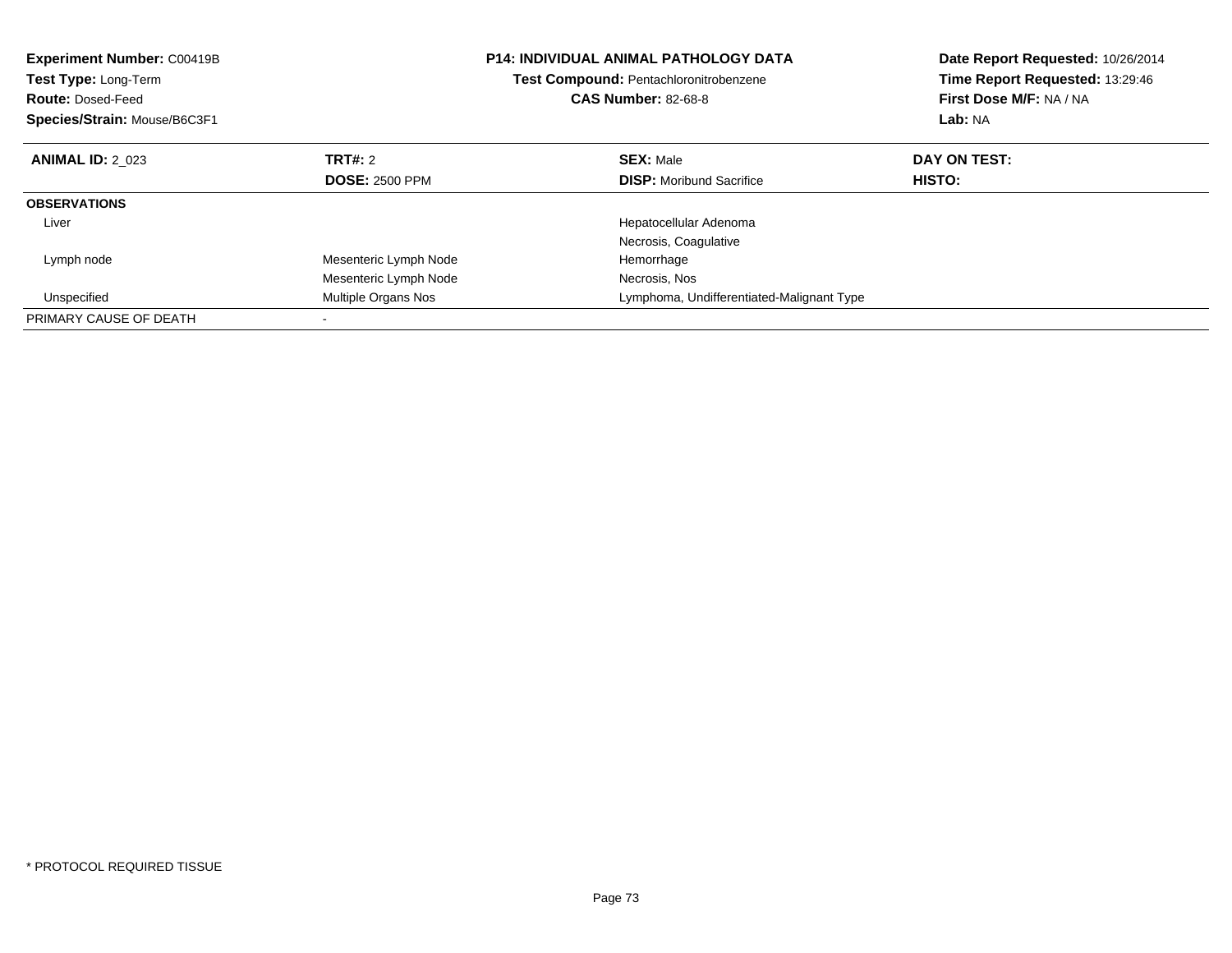**Experiment Number:** C00419B
**Test Type:** Long-Term
**Route:** Dosed-Feed
**Species/Strain:** Mouse/B6C3F1

**P14: INDIVIDUAL ANIMAL PATHOLOGY DATA**
**Test Compound:** Pentachloronitrobenzene
**CAS Number:** 82-68-8

**Date Report Requested:** 10/26/2014
**Time Report Requested:** 13:29:46
**First Dose M/F:** NA / NA
**Lab:** NA

| **ANIMAL ID:** 2_023 | **TRT#:** 2 | **SEX:** Male | **DAY ON TEST:** |
|---|---|---|---|
| | **DOSE:** 2500 PPM | **DISP:** Moribund Sacrifice | **HISTO:** |
| **OBSERVATIONS** | | | |
| Liver | | Hepatocellular Adenoma | |
| | | Necrosis, Coagulative | |
| Lymph node | Mesenteric Lymph Node | Hemorrhage | |
| | Mesenteric Lymph Node | Necrosis, Nos | |
| Unspecified | Multiple Organs Nos | Lymphoma, Undifferentiated-Malignant Type | |
| PRIMARY CAUSE OF DEATH | - | | |

* PROTOCOL REQUIRED TISSUE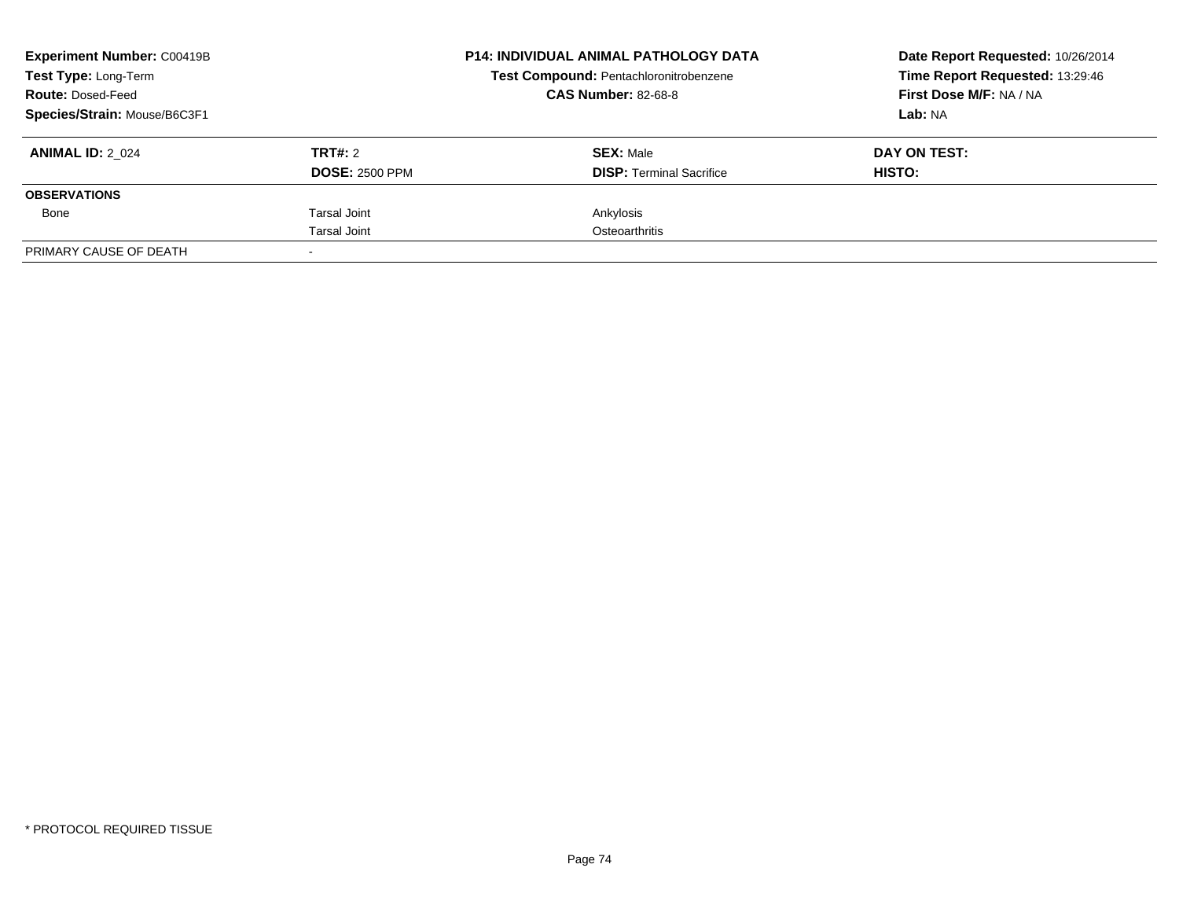**Experiment Number:** C00419B
**Test Type:** Long-Term
**Route:** Dosed-Feed
**Species/Strain:** Mouse/B6C3F1

**P14: INDIVIDUAL ANIMAL PATHOLOGY DATA**
**Test Compound:** Pentachloronitrobenzene
**CAS Number:** 82-68-8

**Date Report Requested:** 10/26/2014
**Time Report Requested:** 13:29:46
**First Dose M/F:** NA / NA
**Lab:** NA

| **ANIMAL ID:** 2_024 | **TRT#:** 2 | **SEX:** Male | **DAY ON TEST:** |
|---|---|---|---|
| | **DOSE:** 2500 PPM | **DISP:** Terminal Sacrifice | **HISTO:** |
| **OBSERVATIONS** | | | |
| Bone | Tarsal Joint | Ankylosis | |
| | Tarsal Joint | Osteoarthritis | |
| PRIMARY CAUSE OF DEATH | - | | |

* PROTOCOL REQUIRED TISSUE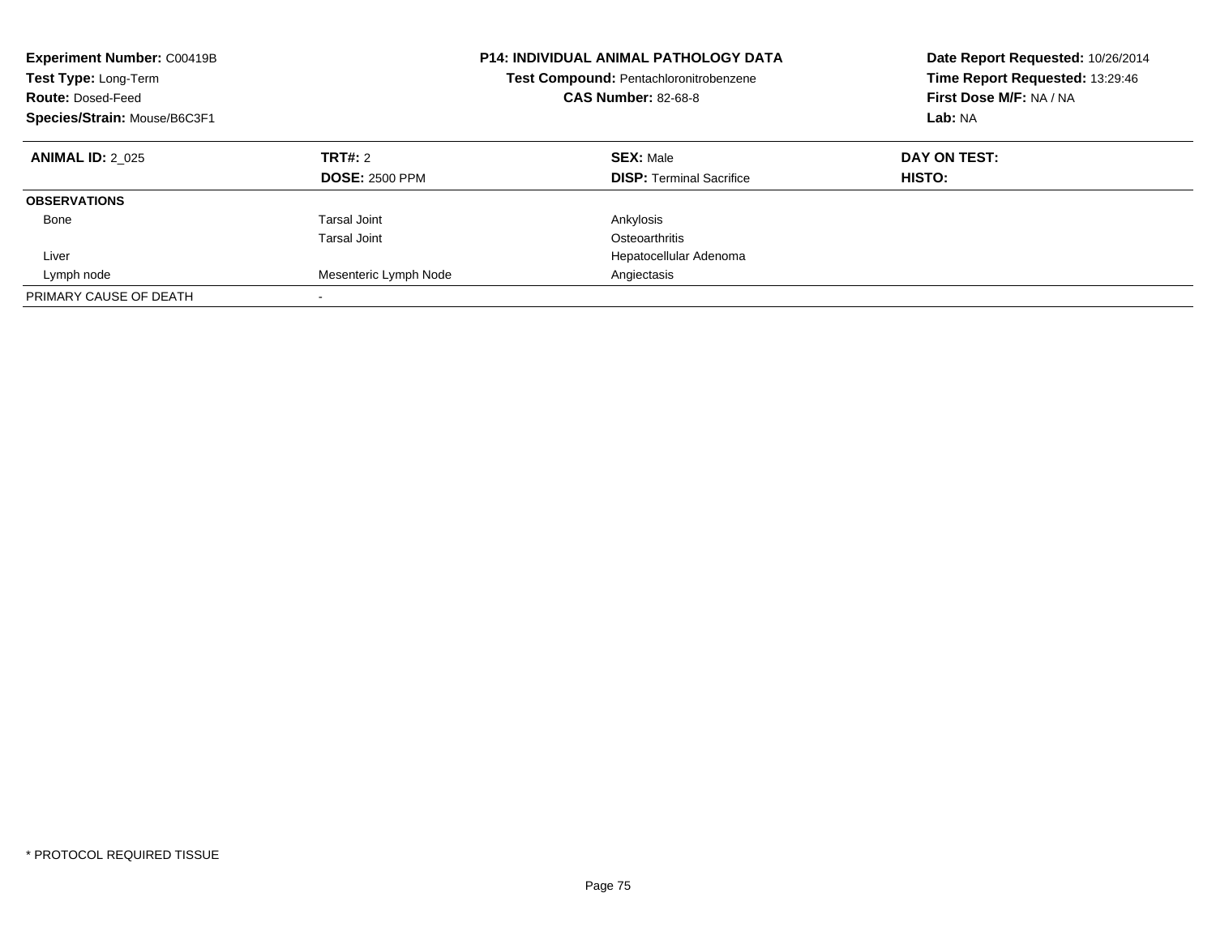**Experiment Number:** C00419B
**Test Type:** Long-Term
**Route:** Dosed-Feed
**Species/Strain:** Mouse/B6C3F1

**P14: INDIVIDUAL ANIMAL PATHOLOGY DATA**
**Test Compound:** Pentachloronitrobenzene
**CAS Number:** 82-68-8

**Date Report Requested:** 10/26/2014
**Time Report Requested:** 13:29:46
**First Dose M/F:** NA / NA
**Lab:** NA

| **ANIMAL ID:** 2_025 | **TRT#:** 2 | **SEX:** Male | **DAY ON TEST:** |
|---|---|---|---|
| | **DOSE:** 2500 PPM | **DISP:** Terminal Sacrifice | **HISTO:** |
| **OBSERVATIONS** | | | |
| Bone | Tarsal Joint | Ankylosis | |
| | Tarsal Joint | Osteoarthritis | |
| Liver | | Hepatocellular Adenoma | |
| Lymph node | Mesenteric Lymph Node | Angiectasis | |
| PRIMARY CAUSE OF DEATH | - | | |

* PROTOCOL REQUIRED TISSUE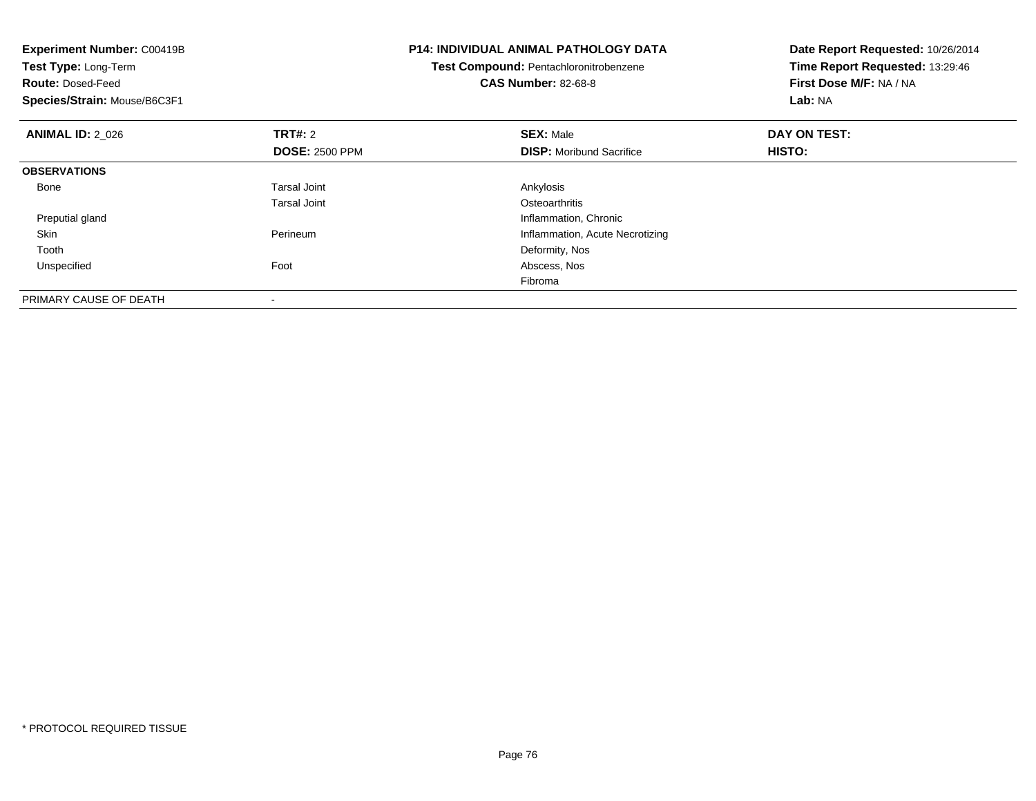**Experiment Number:** C00419B
**Test Type:** Long-Term
**Route:** Dosed-Feed
**Species/Strain:** Mouse/B6C3F1

**P14: INDIVIDUAL ANIMAL PATHOLOGY DATA**
**Test Compound:** Pentachloronitrobenzene
**CAS Number:** 82-68-8

**Date Report Requested:** 10/26/2014
**Time Report Requested:** 13:29:46
**First Dose M/F:** NA / NA
**Lab:** NA

| **ANIMAL ID:** 2_026 | **TRT#:** 2 | **SEX:** Male | **DAY ON TEST:** |
|---|---|---|---|
| | **DOSE:** 2500 PPM | **DISP:** Moribund Sacrifice | **HISTO:** |
| **OBSERVATIONS** | | | |
| Bone | Tarsal Joint | Ankylosis | |
| | Tarsal Joint | Osteoarthritis | |
| Preputial gland | | Inflammation, Chronic | |
| Skin | Perineum | Inflammation, Acute Necrotizing | |
| Tooth | | Deformity, Nos | |
| Unspecified | Foot | Abscess, Nos | |
| | | Fibroma | |
| PRIMARY CAUSE OF DEATH | - | | |

* PROTOCOL REQUIRED TISSUE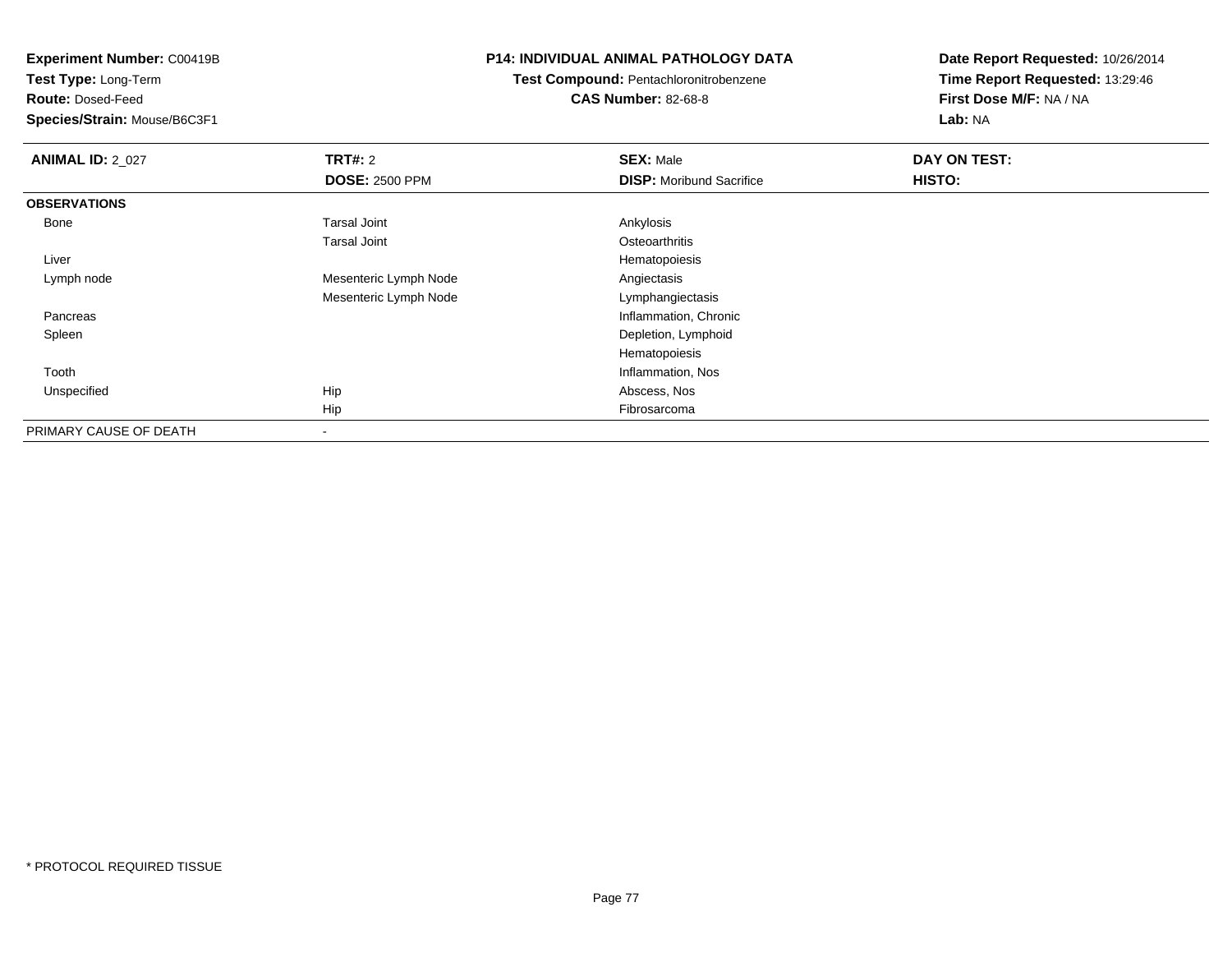**Experiment Number:** C00419B
**Test Type:** Long-Term
**Route:** Dosed-Feed
**Species/Strain:** Mouse/B6C3F1

**P14: INDIVIDUAL ANIMAL PATHOLOGY DATA**
**Test Compound:** Pentachloronitrobenzene
**CAS Number:** 82-68-8

**Date Report Requested:** 10/26/2014
**Time Report Requested:** 13:29:46
**First Dose M/F:** NA / NA
**Lab:** NA

| **ANIMAL ID:** 2_027 | **TRT#:** 2 | **SEX:** Male | **DAY ON TEST:** |
|---|---|---|---|
| | **DOSE:** 2500 PPM | **DISP:** Moribund Sacrifice | **HISTO:** |
| **OBSERVATIONS** | | | |
| Bone | Tarsal Joint | Ankylosis | |
| | Tarsal Joint | Osteoarthritis | |
| Liver | | Hematopoiesis | |
| Lymph node | Mesenteric Lymph Node | Angiectasis | |
| | Mesenteric Lymph Node | Lymphangiectasis | |
| Pancreas | | Inflammation, Chronic | |
| Spleen | | Depletion, Lymphoid | |
| | | Hematopoiesis | |
| Tooth | | Inflammation, Nos | |
| Unspecified | Hip | Abscess, Nos | |
| | Hip | Fibrosarcoma | |
| PRIMARY CAUSE OF DEATH | - | | |

* PROTOCOL REQUIRED TISSUE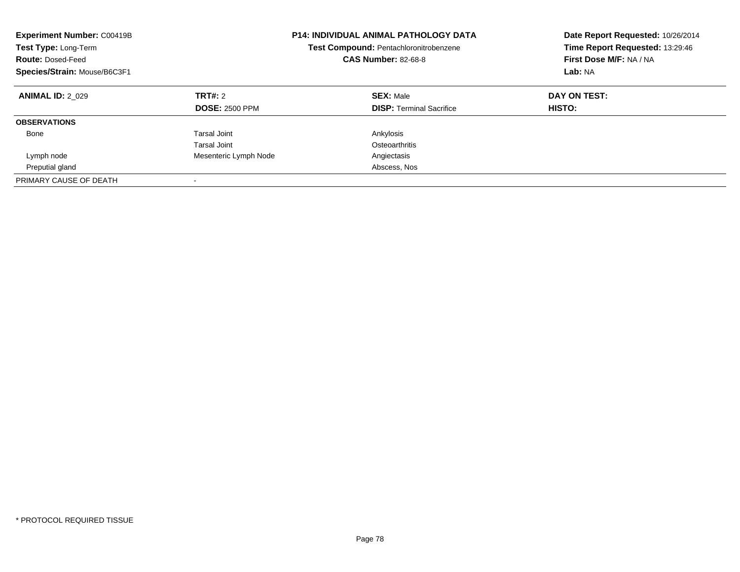**Experiment Number:** C00419B
**Test Type:** Long-Term
**Route:** Dosed-Feed
**Species/Strain:** Mouse/B6C3F1

**P14: INDIVIDUAL ANIMAL PATHOLOGY DATA**
**Test Compound:** Pentachloronitrobenzene
**CAS Number:** 82-68-8

**Date Report Requested:** 10/26/2014
**Time Report Requested:** 13:29:46
**First Dose M/F:** NA / NA
**Lab:** NA

| **ANIMAL ID:** 2_029 | **TRT#:** 2 | **SEX:** Male | **DAY ON TEST:** |
|---|---|---|---|
| | **DOSE:** 2500 PPM | **DISP:** Terminal Sacrifice | **HISTO:** |
| **OBSERVATIONS** | | | |
| Bone | Tarsal Joint | Ankylosis | |
| | Tarsal Joint | Osteoarthritis | |
| Lymph node | Mesenteric Lymph Node | Angiectasis | |
| Preputial gland | | Abscess, Nos | |
| PRIMARY CAUSE OF DEATH | - | | |

* PROTOCOL REQUIRED TISSUE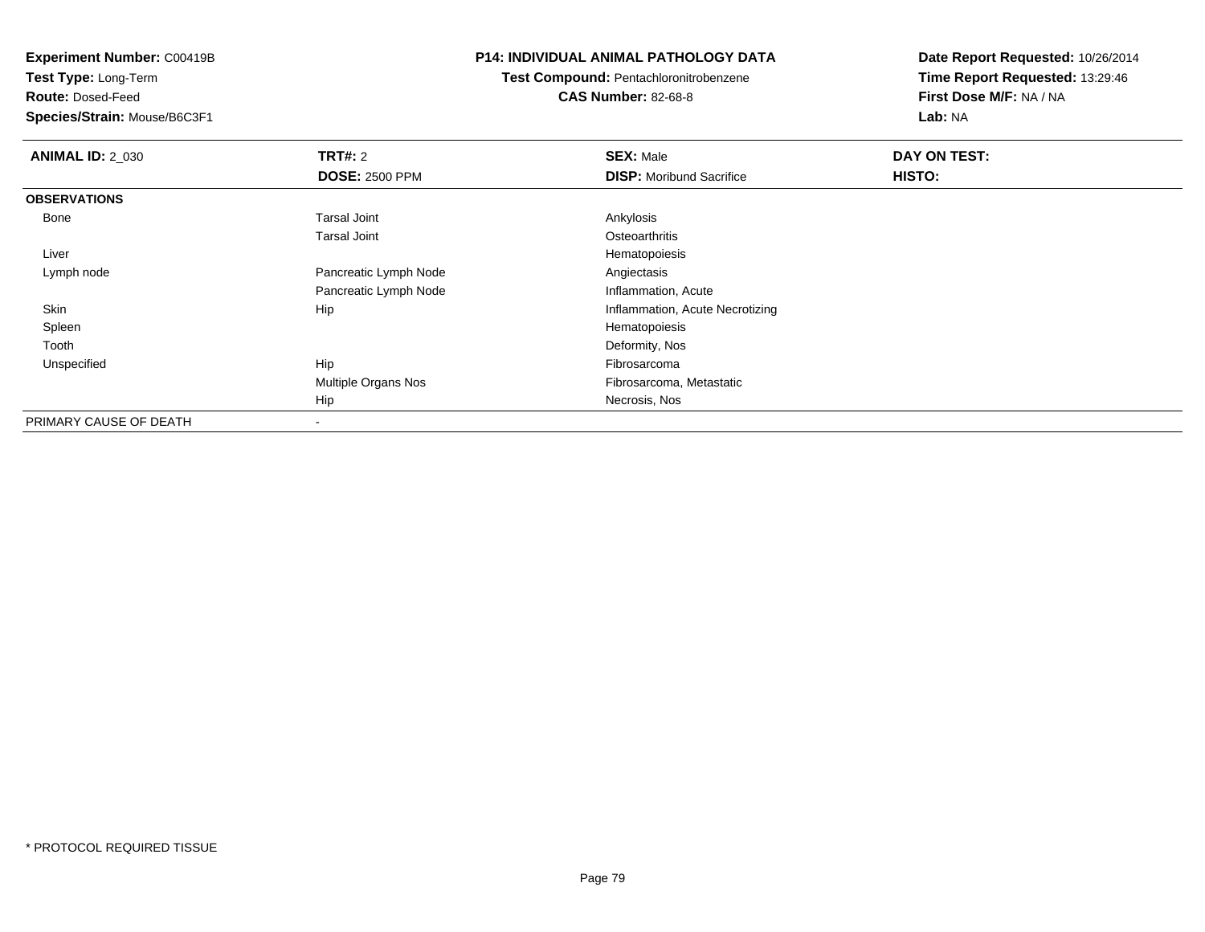**Experiment Number:** C00419B
**Test Type:** Long-Term
**Route:** Dosed-Feed
**Species/Strain:** Mouse/B6C3F1

**P14: INDIVIDUAL ANIMAL PATHOLOGY DATA**
**Test Compound:** Pentachloronitrobenzene
**CAS Number:** 82-68-8

**Date Report Requested:** 10/26/2014
**Time Report Requested:** 13:29:46
**First Dose M/F:** NA / NA
**Lab:** NA

| **ANIMAL ID:** 2_030 | **TRT#:** 2 | **SEX:** Male | **DAY ON TEST:** |
|---|---|---|---|
| | **DOSE:** 2500 PPM | **DISP:** Moribund Sacrifice | **HISTO:** |
| **OBSERVATIONS** | | | |
| Bone | Tarsal Joint | Ankylosis | |
| | Tarsal Joint | Osteoarthritis | |
| Liver | | Hematopoiesis | |
| Lymph node | Pancreatic Lymph Node | Angiectasis | |
| | Pancreatic Lymph Node | Inflammation, Acute | |
| Skin | Hip | Inflammation, Acute Necrotizing | |
| Spleen | | Hematopoiesis | |
| Tooth | | Deformity, Nos | |
| Unspecified | Hip | Fibrosarcoma | |
| | Multiple Organs Nos | Fibrosarcoma, Metastatic | |
| | Hip | Necrosis, Nos | |
| PRIMARY CAUSE OF DEATH | - | | |

* PROTOCOL REQUIRED TISSUE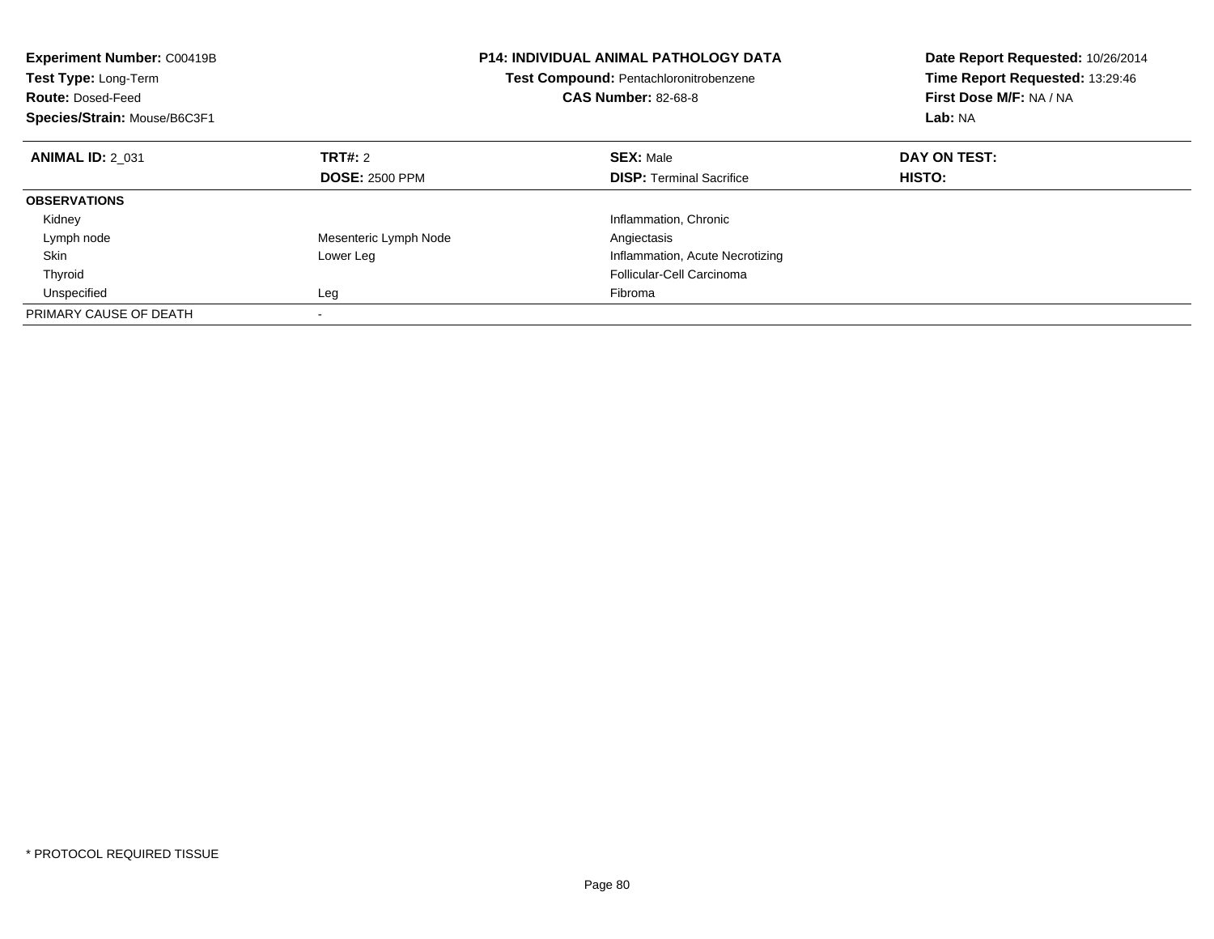**Experiment Number:** C00419B
**Test Type:** Long-Term
**Route:** Dosed-Feed
**Species/Strain:** Mouse/B6C3F1

**P14: INDIVIDUAL ANIMAL PATHOLOGY DATA**
**Test Compound:** Pentachloronitrobenzene
**CAS Number:** 82-68-8

**Date Report Requested:** 10/26/2014
**Time Report Requested:** 13:29:46
**First Dose M/F:** NA / NA
**Lab:** NA

| **ANIMAL ID:** 2_031 | **TRT#:** 2 | **SEX:** Male | **DAY ON TEST:** |
|---|---|---|---|
| | **DOSE:** 2500 PPM | **DISP:** Terminal Sacrifice | **HISTO:** |
| **OBSERVATIONS** | | | |
| Kidney | | Inflammation, Chronic | |
| Lymph node | Mesenteric Lymph Node | Angiectasis | |
| Skin | Lower Leg | Inflammation, Acute Necrotizing | |
| Thyroid | | Follicular-Cell Carcinoma | |
| Unspecified | Leg | Fibroma | |
| PRIMARY CAUSE OF DEATH | - | | |

* PROTOCOL REQUIRED TISSUE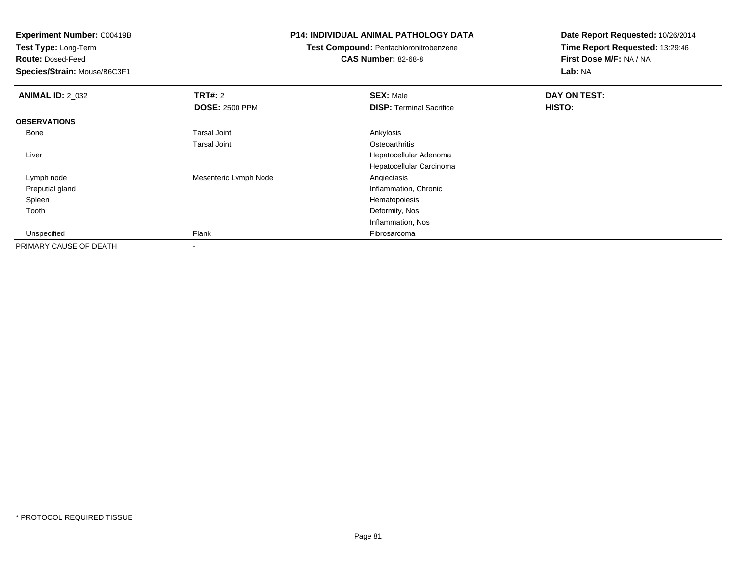**Experiment Number:** C00419B
**Test Type:** Long-Term
**Route:** Dosed-Feed
**Species/Strain:** Mouse/B6C3F1

**P14: INDIVIDUAL ANIMAL PATHOLOGY DATA**
**Test Compound:** Pentachloronitrobenzene
**CAS Number:** 82-68-8

**Date Report Requested:** 10/26/2014
**Time Report Requested:** 13:29:46
**First Dose M/F:** NA / NA
**Lab:** NA

| **ANIMAL ID:** 2_032 | **TRT#:** 2 | **SEX:** Male | **DAY ON TEST:** |
|---|---|---|---|
| | **DOSE:** 2500 PPM | **DISP:** Terminal Sacrifice | **HISTO:** |
| **OBSERVATIONS** | | | |
| Bone | Tarsal Joint | Ankylosis | |
| | Tarsal Joint | Osteoarthritis | |
| Liver | | Hepatocellular Adenoma | |
| | | Hepatocellular Carcinoma | |
| Lymph node | Mesenteric Lymph Node | Angiectasis | |
| Preputial gland | | Inflammation, Chronic | |
| Spleen | | Hematopoiesis | |
| Tooth | | Deformity, Nos | |
| | | Inflammation, Nos | |
| Unspecified | Flank | Fibrosarcoma | |
| PRIMARY CAUSE OF DEATH | - | | |

* PROTOCOL REQUIRED TISSUE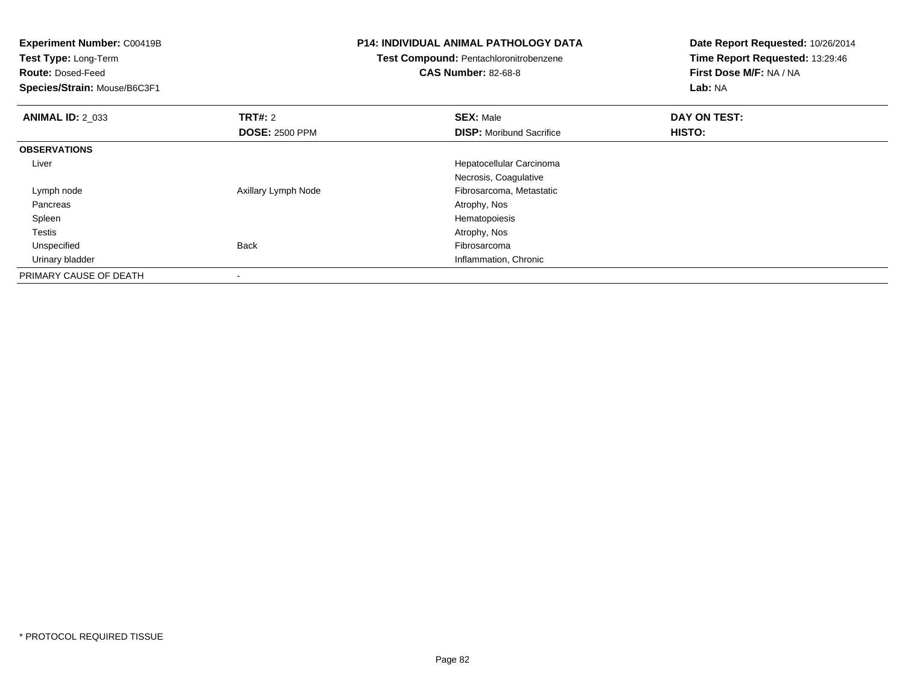**Experiment Number:** C00419B
**Test Type:** Long-Term
**Route:** Dosed-Feed
**Species/Strain:** Mouse/B6C3F1

**P14: INDIVIDUAL ANIMAL PATHOLOGY DATA**
**Test Compound:** Pentachloronitrobenzene
**CAS Number:** 82-68-8

**Date Report Requested:** 10/26/2014
**Time Report Requested:** 13:29:46
**First Dose M/F:** NA / NA
**Lab:** NA

| **ANIMAL ID:** 2_033 | **TRT#:** 2 | **SEX:** Male | **DAY ON TEST:** |
|---|---|---|---|
| | **DOSE:** 2500 PPM | **DISP:** Moribund Sacrifice | **HISTO:** |
| **OBSERVATIONS** | | | |
| Liver | | Hepatocellular Carcinoma | |
| | | Necrosis, Coagulative | |
| Lymph node | Axillary Lymph Node | Fibrosarcoma, Metastatic | |
| Pancreas | | Atrophy, Nos | |
| Spleen | | Hematopoiesis | |
| Testis | | Atrophy, Nos | |
| Unspecified | Back | Fibrosarcoma | |
| Urinary bladder | | Inflammation, Chronic | |
| PRIMARY CAUSE OF DEATH | - | | |

* PROTOCOL REQUIRED TISSUE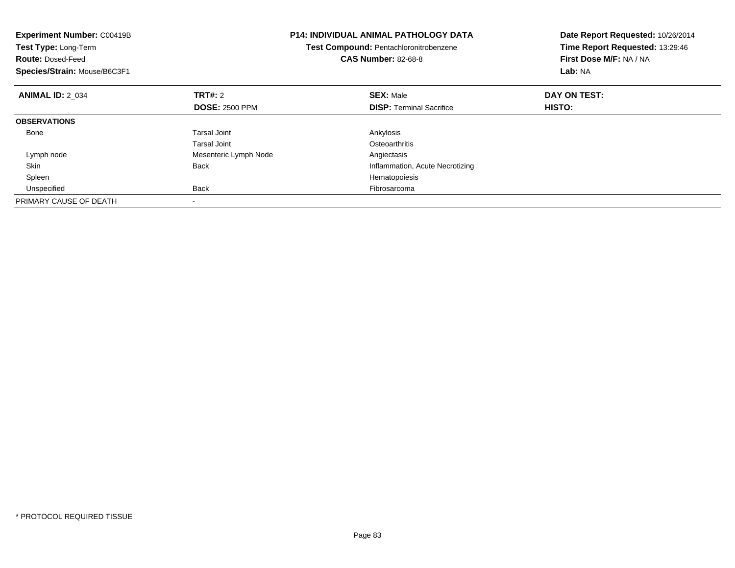**Experiment Number:** C00419B
**Test Type:** Long-Term
**Route:** Dosed-Feed
**Species/Strain:** Mouse/B6C3F1

**P14: INDIVIDUAL ANIMAL PATHOLOGY DATA**
**Test Compound:** Pentachloronitrobenzene
**CAS Number:** 82-68-8

**Date Report Requested:** 10/26/2014
**Time Report Requested:** 13:29:46
**First Dose M/F:** NA / NA
**Lab:** NA

| **ANIMAL ID:** 2_034 | **TRT#:** 2 | **SEX:** Male | **DAY ON TEST:** |
|---|---|---|---|
| | **DOSE:** 2500 PPM | **DISP:** Terminal Sacrifice | **HISTO:** |
| **OBSERVATIONS** | | | |
| Bone | Tarsal Joint | Ankylosis | |
| | Tarsal Joint | Osteoarthritis | |
| Lymph node | Mesenteric Lymph Node | Angiectasis | |
| Skin | Back | Inflammation, Acute Necrotizing | |
| Spleen | | Hematopoiesis | |
| Unspecified | Back | Fibrosarcoma | |
| PRIMARY CAUSE OF DEATH | - | | |

\* PROTOCOL REQUIRED TISSUE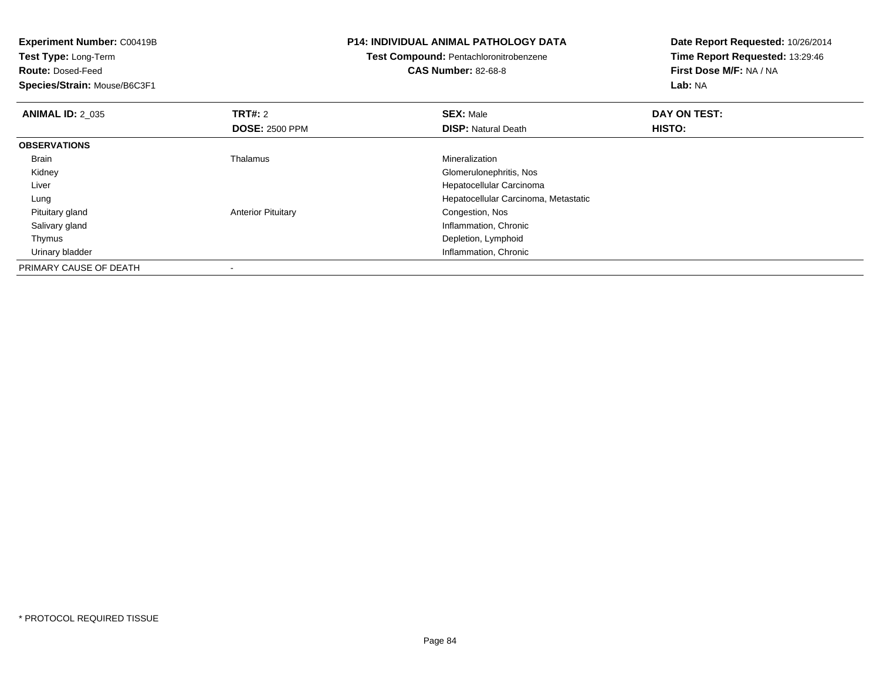**Experiment Number:** C00419B
**Test Type:** Long-Term
**Route:** Dosed-Feed
**Species/Strain:** Mouse/B6C3F1

**P14: INDIVIDUAL ANIMAL PATHOLOGY DATA**
**Test Compound:** Pentachloronitrobenzene
**CAS Number:** 82-68-8

**Date Report Requested:** 10/26/2014
**Time Report Requested:** 13:29:46
**First Dose M/F:** NA / NA
**Lab:** NA

| **ANIMAL ID:** 2_035 | **TRT#:** 2 | **SEX:** Male | **DAY ON TEST:** |
|---|---|---|---|
| | **DOSE:** 2500 PPM | **DISP:** Natural Death | **HISTO:** |
| **OBSERVATIONS** | | | |
| Brain | Thalamus | Mineralization | |
| Kidney | | Glomerulonephritis, Nos | |
| Liver | | Hepatocellular Carcinoma | |
| Lung | | Hepatocellular Carcinoma, Metastatic | |
| Pituitary gland | Anterior Pituitary | Congestion, Nos | |
| Salivary gland | | Inflammation, Chronic | |
| Thymus | | Depletion, Lymphoid | |
| Urinary bladder | | Inflammation, Chronic | |
| PRIMARY CAUSE OF DEATH | - | | |

* PROTOCOL REQUIRED TISSUE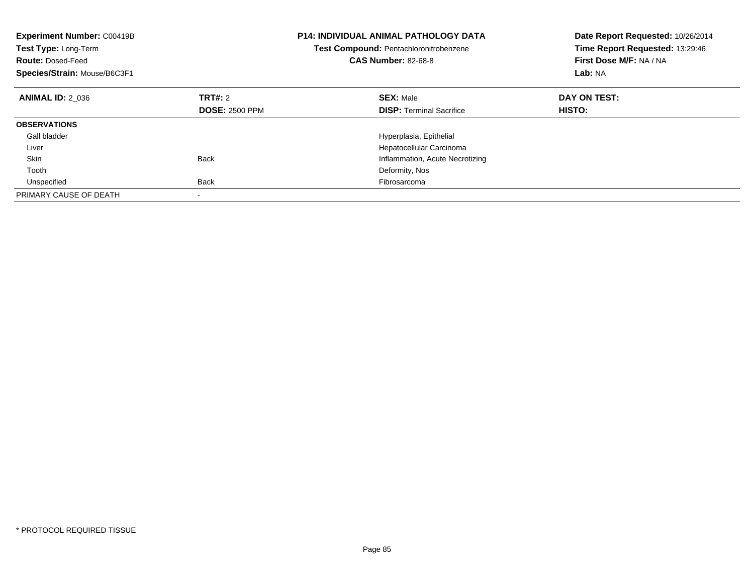**Experiment Number:** C00419B
**Test Type:** Long-Term
**Route:** Dosed-Feed
**Species/Strain:** Mouse/B6C3F1

**P14: INDIVIDUAL ANIMAL PATHOLOGY DATA**
**Test Compound:** Pentachloronitrobenzene
**CAS Number:** 82-68-8

**Date Report Requested:** 10/26/2014
**Time Report Requested:** 13:29:46
**First Dose M/F:** NA / NA
**Lab:** NA

| **ANIMAL ID:** 2_036 | **TRT#:** 2 | **SEX:** Male | **DAY ON TEST:** |
|---|---|---|---|
| | **DOSE:** 2500 PPM | **DISP:** Terminal Sacrifice | **HISTO:** |
| **OBSERVATIONS** | | | |
| Gall bladder | | Hyperplasia, Epithelial | |
| Liver | | Hepatocellular Carcinoma | |
| Skin | Back | Inflammation, Acute Necrotizing | |
| Tooth | | Deformity, Nos | |
| Unspecified | Back | Fibrosarcoma | |
| PRIMARY CAUSE OF DEATH | - | | |

* PROTOCOL REQUIRED TISSUE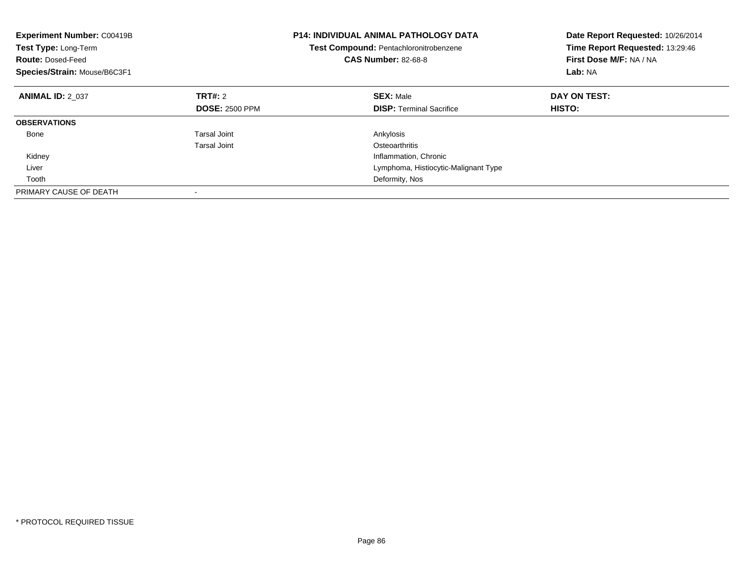**Experiment Number:** C00419B
**Test Type:** Long-Term
**Route:** Dosed-Feed
**Species/Strain:** Mouse/B6C3F1

**P14: INDIVIDUAL ANIMAL PATHOLOGY DATA**
**Test Compound:** Pentachloronitrobenzene
**CAS Number:** 82-68-8

**Date Report Requested:** 10/26/2014
**Time Report Requested:** 13:29:46
**First Dose M/F:** NA / NA
**Lab:** NA

| **ANIMAL ID:** 2_037 | **TRT#:** 2 | **SEX:** Male | **DAY ON TEST:** |
|---|---|---|---|
| | **DOSE:** 2500 PPM | **DISP:** Terminal Sacrifice | **HISTO:** |
| **OBSERVATIONS** | | | |
| Bone | Tarsal Joint | Ankylosis | |
| | Tarsal Joint | Osteoarthritis | |
| Kidney | | Inflammation, Chronic | |
| Liver | | Lymphoma, Histiocytic-Malignant Type | |
| Tooth | | Deformity, Nos | |
| PRIMARY CAUSE OF DEATH | - | | |

* PROTOCOL REQUIRED TISSUE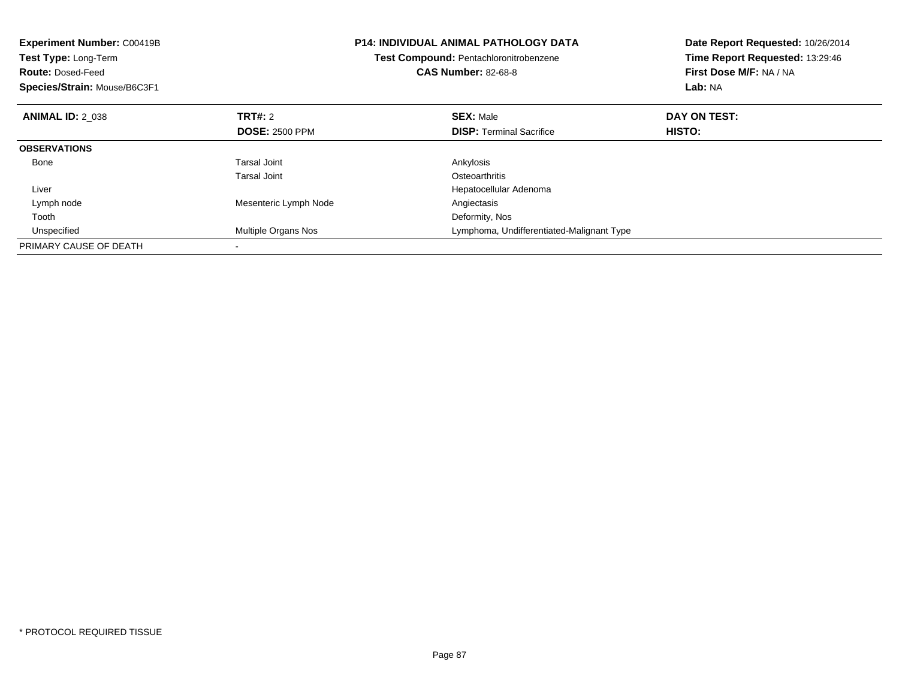**Experiment Number:** C00419B
**Test Type:** Long-Term
**Route:** Dosed-Feed
**Species/Strain:** Mouse/B6C3F1

**P14: INDIVIDUAL ANIMAL PATHOLOGY DATA**
**Test Compound:** Pentachloronitrobenzene
**CAS Number:** 82-68-8

**Date Report Requested:** 10/26/2014
**Time Report Requested:** 13:29:46
**First Dose M/F:** NA / NA
**Lab:** NA

| **ANIMAL ID:** 2_038 | **TRT#:** 2 | **SEX:** Male | **DAY ON TEST:** |
|---|---|---|---|
| | **DOSE:** 2500 PPM | **DISP:** Terminal Sacrifice | **HISTO:** |
| **OBSERVATIONS** | | | |
| Bone | Tarsal Joint | Ankylosis | |
| | Tarsal Joint | Osteoarthritis | |
| Liver | | Hepatocellular Adenoma | |
| Lymph node | Mesenteric Lymph Node | Angiectasis | |
| Tooth | | Deformity, Nos | |
| Unspecified | Multiple Organs Nos | Lymphoma, Undifferentiated-Malignant Type | |
| PRIMARY CAUSE OF DEATH | - | | |

* PROTOCOL REQUIRED TISSUE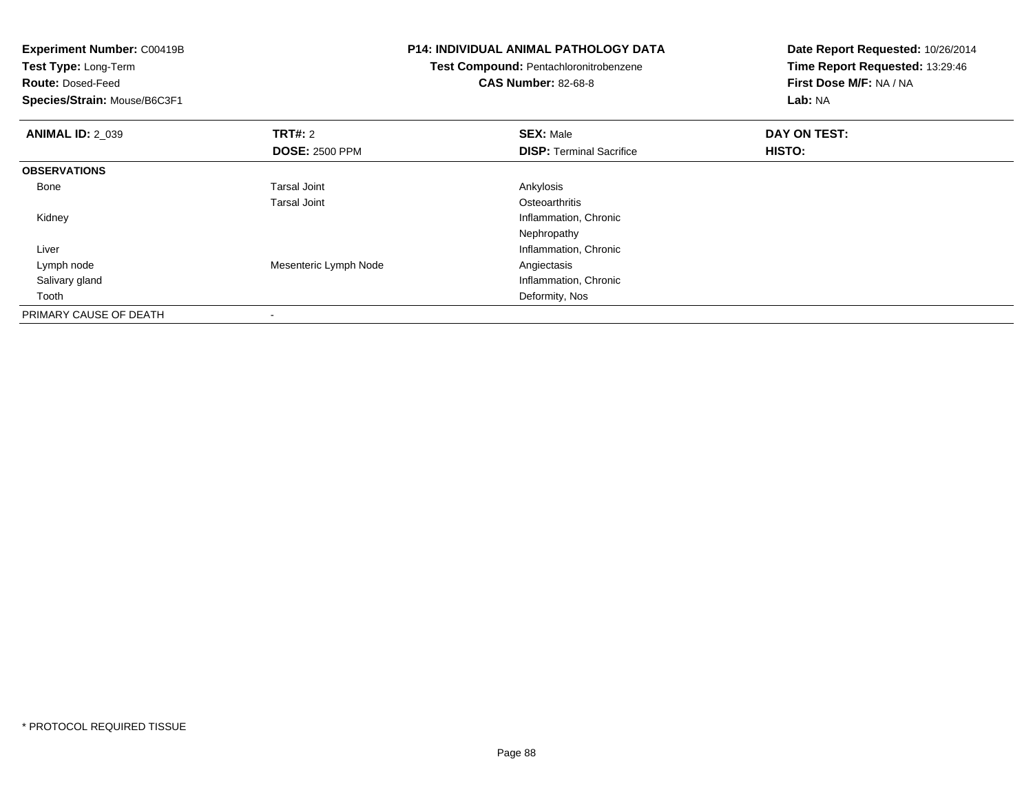**Experiment Number:** C00419B
**Test Type:** Long-Term
**Route:** Dosed-Feed
**Species/Strain:** Mouse/B6C3F1

**P14: INDIVIDUAL ANIMAL PATHOLOGY DATA**
**Test Compound:** Pentachloronitrobenzene
**CAS Number:** 82-68-8

**Date Report Requested:** 10/26/2014
**Time Report Requested:** 13:29:46
**First Dose M/F:** NA / NA
**Lab:** NA

| **ANIMAL ID:** 2_039 | **TRT#:** 2 | **SEX:** Male | **DAY ON TEST:** |
|---|---|---|---|
| | **DOSE:** 2500 PPM | **DISP:** Terminal Sacrifice | **HISTO:** |
| **OBSERVATIONS** | | | |
| Bone | Tarsal Joint | Ankylosis | |
| | Tarsal Joint | Osteoarthritis | |
| Kidney | | Inflammation, Chronic | |
| | | Nephropathy | |
| Liver | | Inflammation, Chronic | |
| Lymph node | Mesenteric Lymph Node | Angiectasis | |
| Salivary gland | | Inflammation, Chronic | |
| Tooth | | Deformity, Nos | |
| PRIMARY CAUSE OF DEATH | - | | |

* PROTOCOL REQUIRED TISSUE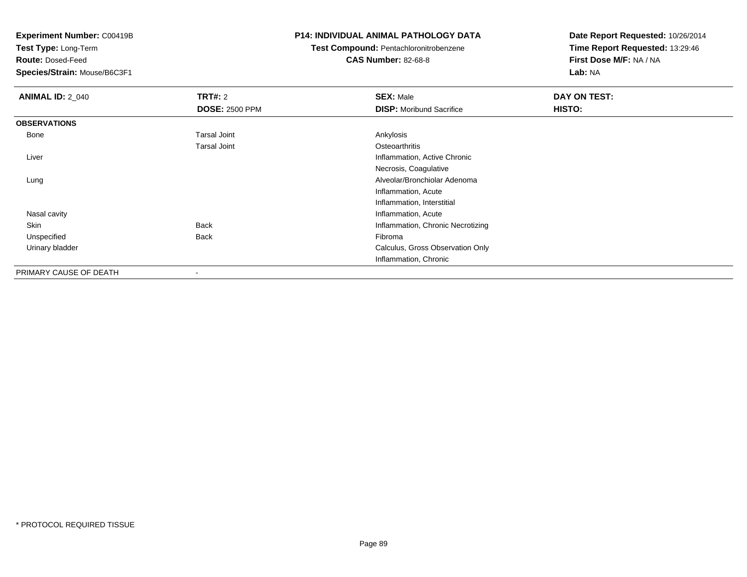**Experiment Number:** C00419B
**Test Type:** Long-Term
**Route:** Dosed-Feed
**Species/Strain:** Mouse/B6C3F1

**P14: INDIVIDUAL ANIMAL PATHOLOGY DATA**
**Test Compound:** Pentachloronitrobenzene
**CAS Number:** 82-68-8

**Date Report Requested:** 10/26/2014
**Time Report Requested:** 13:29:46
**First Dose M/F:** NA / NA
**Lab:** NA

| **ANIMAL ID:** 2_040 | **TRT#:** 2 | **SEX:** Male | **DAY ON TEST:** |
|---|---|---|---|
| | **DOSE:** 2500 PPM | **DISP:** Moribund Sacrifice | **HISTO:** |
| **OBSERVATIONS** | | | |
| Bone | Tarsal Joint | Ankylosis | |
| | Tarsal Joint | Osteoarthritis | |
| Liver | | Inflammation, Active Chronic | |
| | | Necrosis, Coagulative | |
| Lung | | Alveolar/Bronchiolar Adenoma | |
| | | Inflammation, Acute | |
| | | Inflammation, Interstitial | |
| Nasal cavity | | Inflammation, Acute | |
| Skin | Back | Inflammation, Chronic Necrotizing | |
| Unspecified | Back | Fibroma | |
| Urinary bladder | | Calculus, Gross Observation Only | |
| | | Inflammation, Chronic | |
| PRIMARY CAUSE OF DEATH | - | | |

* PROTOCOL REQUIRED TISSUE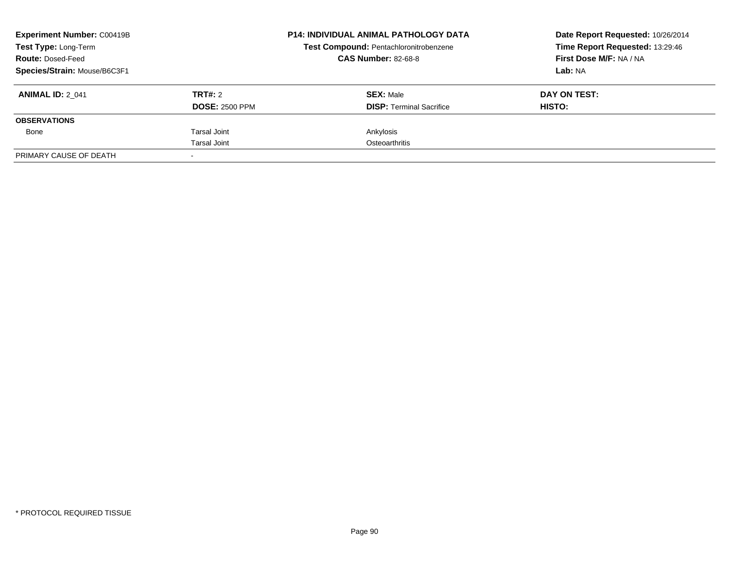**Experiment Number:** C00419B
**Test Type:** Long-Term
**Route:** Dosed-Feed
**Species/Strain:** Mouse/B6C3F1

**P14: INDIVIDUAL ANIMAL PATHOLOGY DATA**
**Test Compound:** Pentachloronitrobenzene
**CAS Number:** 82-68-8

**Date Report Requested:** 10/26/2014
**Time Report Requested:** 13:29:46
**First Dose M/F:** NA / NA
**Lab:** NA

| **ANIMAL ID:** 2_041 | **TRT#:** 2 | **SEX:** Male | **DAY ON TEST:** |
|---|---|---|---|
| | **DOSE:** 2500 PPM | **DISP:** Terminal Sacrifice | **HISTO:** |
| **OBSERVATIONS** | | | |
| Bone | Tarsal Joint | Ankylosis | |
| | Tarsal Joint | Osteoarthritis | |
| PRIMARY CAUSE OF DEATH | - | | |

\* PROTOCOL REQUIRED TISSUE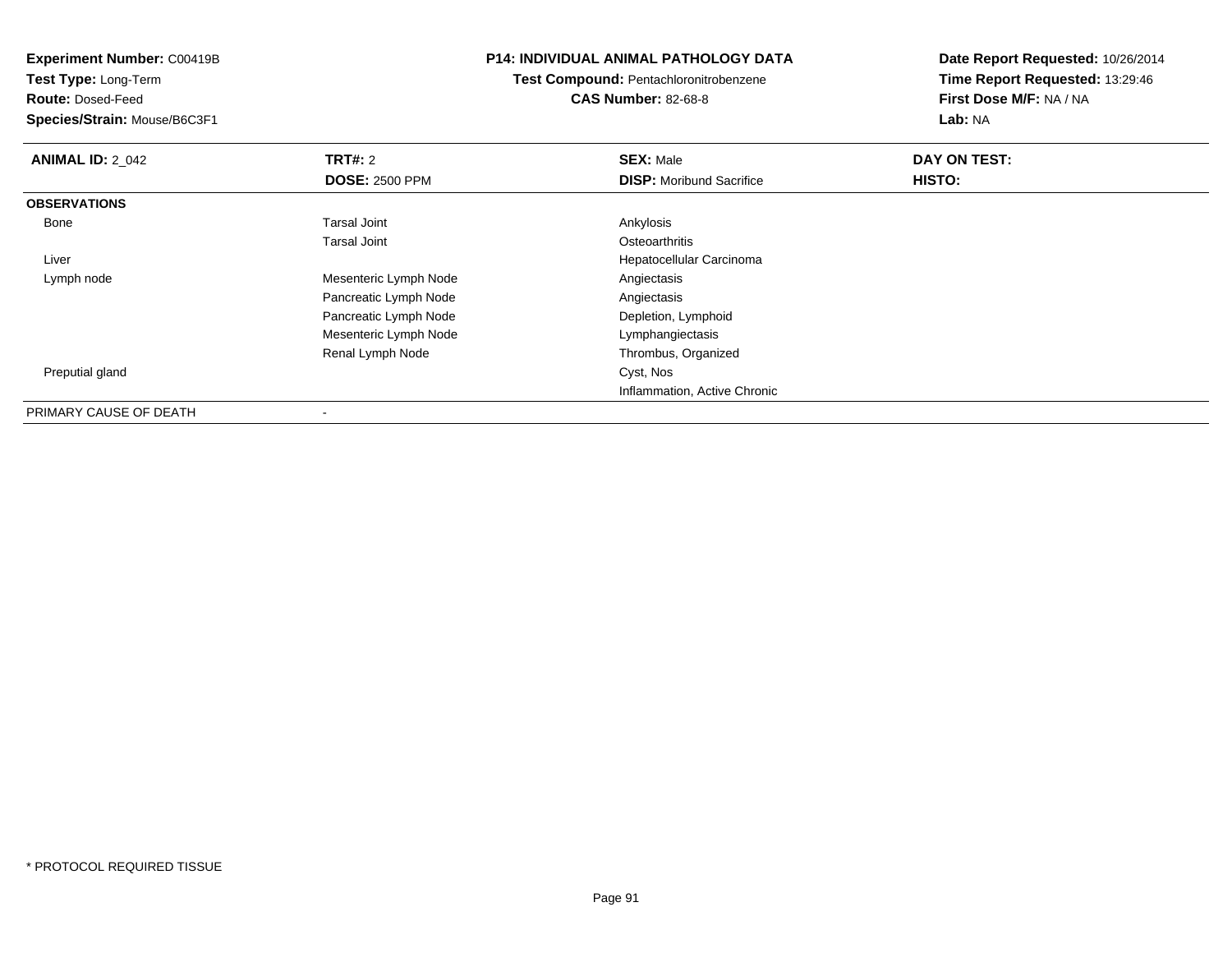**Experiment Number:** C00419B
**Test Type:** Long-Term
**Route:** Dosed-Feed
**Species/Strain:** Mouse/B6C3F1

**P14: INDIVIDUAL ANIMAL PATHOLOGY DATA**
**Test Compound:** Pentachloronitrobenzene
**CAS Number:** 82-68-8

**Date Report Requested:** 10/26/2014
**Time Report Requested:** 13:29:46
**First Dose M/F:** NA / NA
**Lab:** NA

| **ANIMAL ID:** 2_042 | **TRT#:** 2 | **SEX:** Male | **DAY ON TEST:** |
|---|---|---|---|
| | **DOSE:** 2500 PPM | **DISP:** Moribund Sacrifice | **HISTO:** |
| **OBSERVATIONS** | | | |
| Bone | Tarsal Joint | Ankylosis | |
| | Tarsal Joint | Osteoarthritis | |
| Liver | | Hepatocellular Carcinoma | |
| Lymph node | Mesenteric Lymph Node | Angiectasis | |
| | Pancreatic Lymph Node | Angiectasis | |
| | Pancreatic Lymph Node | Depletion, Lymphoid | |
| | Mesenteric Lymph Node | Lymphangiectasis | |
| | Renal Lymph Node | Thrombus, Organized | |
| Preputial gland | | Cyst, Nos | |
| | | Inflammation, Active Chronic | |
| PRIMARY CAUSE OF DEATH | - | | |

* PROTOCOL REQUIRED TISSUE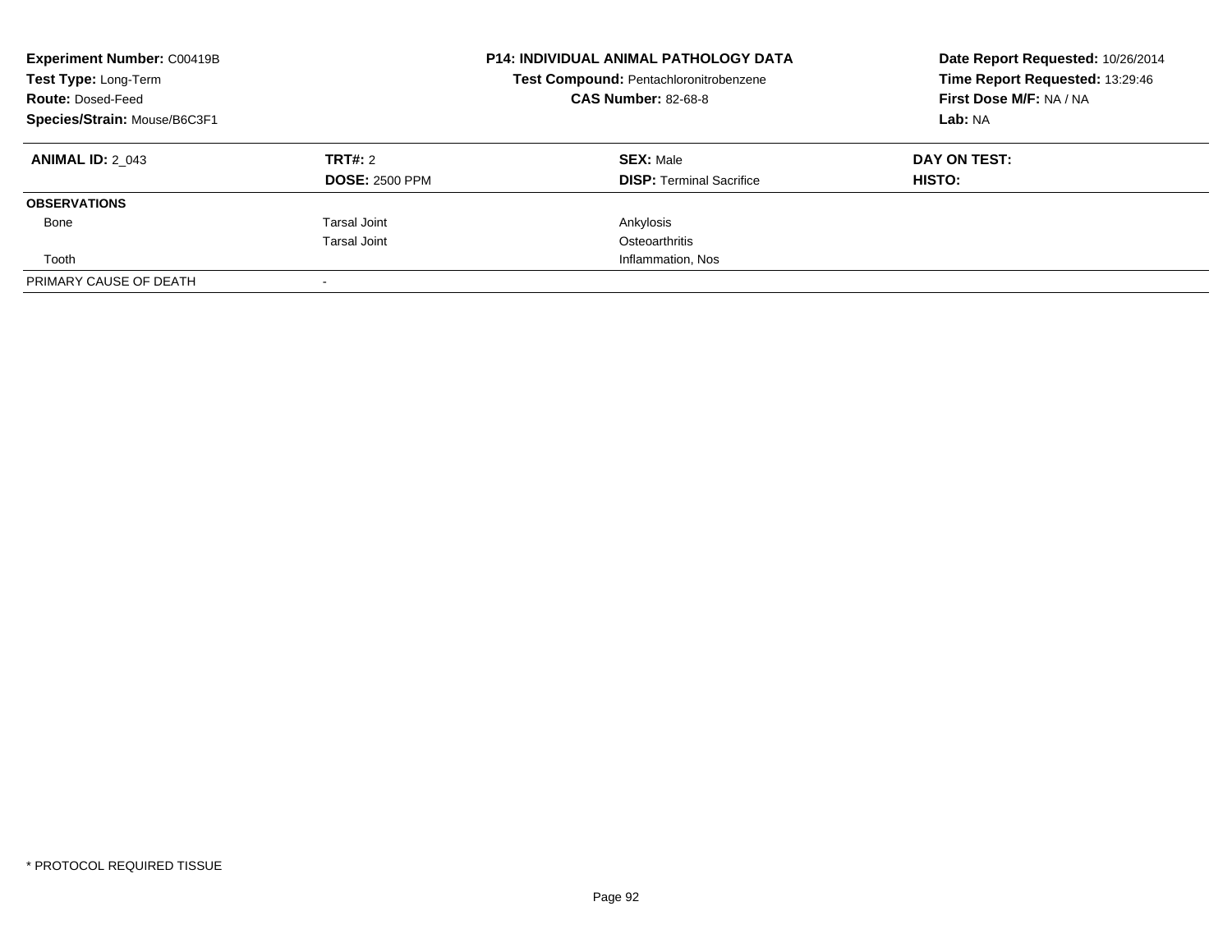**Experiment Number:** C00419B
**Test Type:** Long-Term
**Route:** Dosed-Feed
**Species/Strain:** Mouse/B6C3F1

**P14: INDIVIDUAL ANIMAL PATHOLOGY DATA**
**Test Compound:** Pentachloronitrobenzene
**CAS Number:** 82-68-8

**Date Report Requested:** 10/26/2014
**Time Report Requested:** 13:29:46
**First Dose M/F:** NA / NA
**Lab:** NA

| **ANIMAL ID:** 2_043 | **TRT#:** 2 | **SEX:** Male | **DAY ON TEST:** |
|---|---|---|---|
| | **DOSE:** 2500 PPM | **DISP:** Terminal Sacrifice | **HISTO:** |
| **OBSERVATIONS** | | | |
| Bone | Tarsal Joint | Ankylosis | |
| | Tarsal Joint | Osteoarthritis | |
| Tooth | | Inflammation, Nos | |
| PRIMARY CAUSE OF DEATH | - | | |

* PROTOCOL REQUIRED TISSUE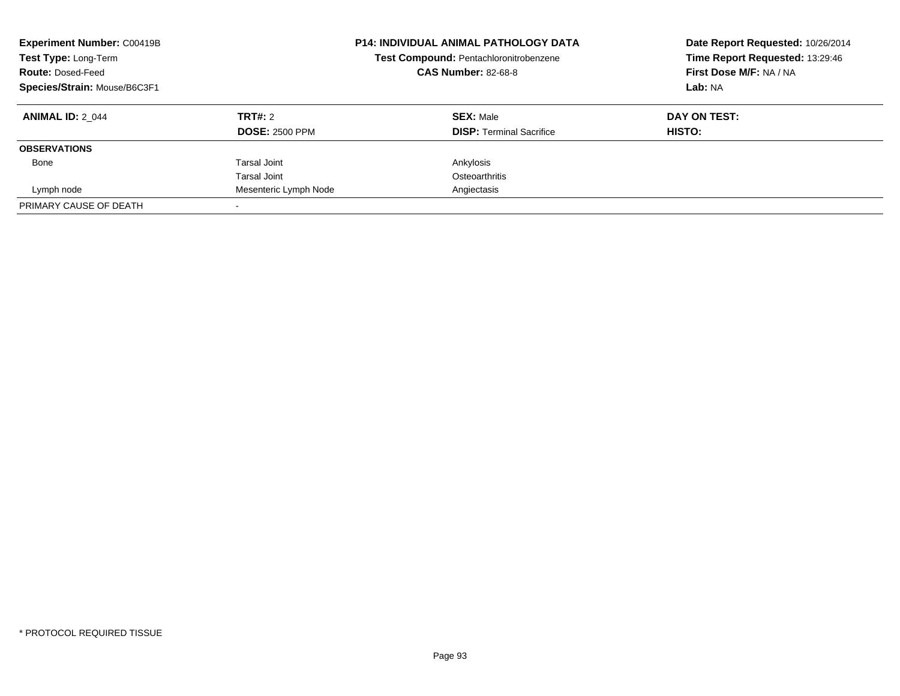**Experiment Number:** C00419B
**Test Type:** Long-Term
**Route:** Dosed-Feed
**Species/Strain:** Mouse/B6C3F1

**P14: INDIVIDUAL ANIMAL PATHOLOGY DATA**
**Test Compound:** Pentachloronitrobenzene
**CAS Number:** 82-68-8

**Date Report Requested:** 10/26/2014
**Time Report Requested:** 13:29:46
**First Dose M/F:** NA / NA
**Lab:** NA

| **ANIMAL ID:** 2_044 | **TRT#:** 2 | **SEX:** Male | **DAY ON TEST:** |
|---|---|---|---|
| | **DOSE:** 2500 PPM | **DISP:** Terminal Sacrifice | **HISTO:** |
| **OBSERVATIONS** | | | |
| Bone | Tarsal Joint | Ankylosis | |
| | Tarsal Joint | Osteoarthritis | |
| Lymph node | Mesenteric Lymph Node | Angiectasis | |
| PRIMARY CAUSE OF DEATH | - | | |

* PROTOCOL REQUIRED TISSUE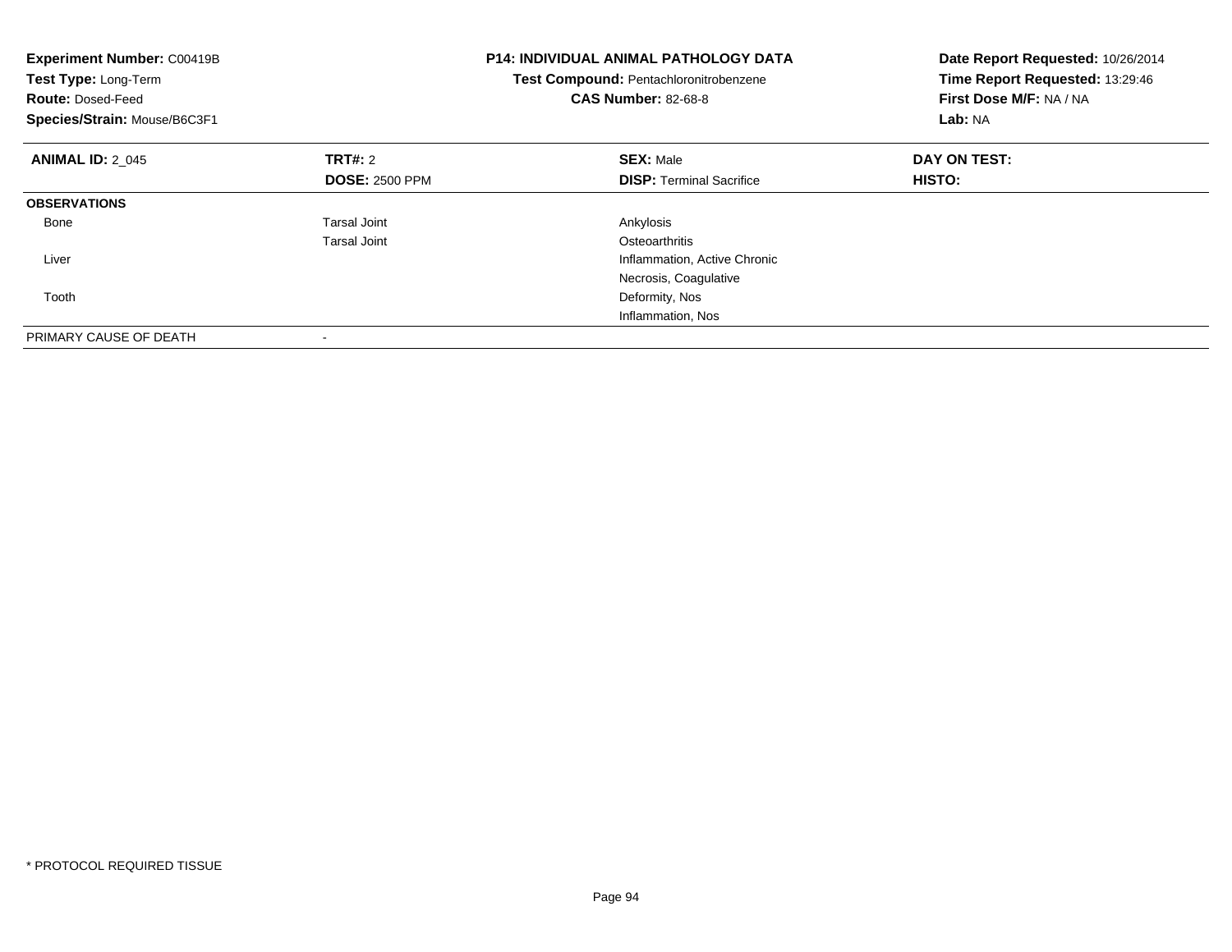**Experiment Number:** C00419B
**Test Type:** Long-Term
**Route:** Dosed-Feed
**Species/Strain:** Mouse/B6C3F1

**P14: INDIVIDUAL ANIMAL PATHOLOGY DATA**
**Test Compound:** Pentachloronitrobenzene
**CAS Number:** 82-68-8

**Date Report Requested:** 10/26/2014
**Time Report Requested:** 13:29:46
**First Dose M/F:** NA / NA
**Lab:** NA

| **ANIMAL ID:** 2_045 | **TRT#:** 2 | **SEX:** Male | **DAY ON TEST:** |
|---|---|---|---|
| | **DOSE:** 2500 PPM | **DISP:** Terminal Sacrifice | **HISTO:** |
| **OBSERVATIONS** | | | |
| Bone | Tarsal Joint | Ankylosis | |
| | Tarsal Joint | Osteoarthritis | |
| Liver | | Inflammation, Active Chronic | |
| | | Necrosis, Coagulative | |
| Tooth | | Deformity, Nos | |
| | | Inflammation, Nos | |
| PRIMARY CAUSE OF DEATH | - | | |

\* PROTOCOL REQUIRED TISSUE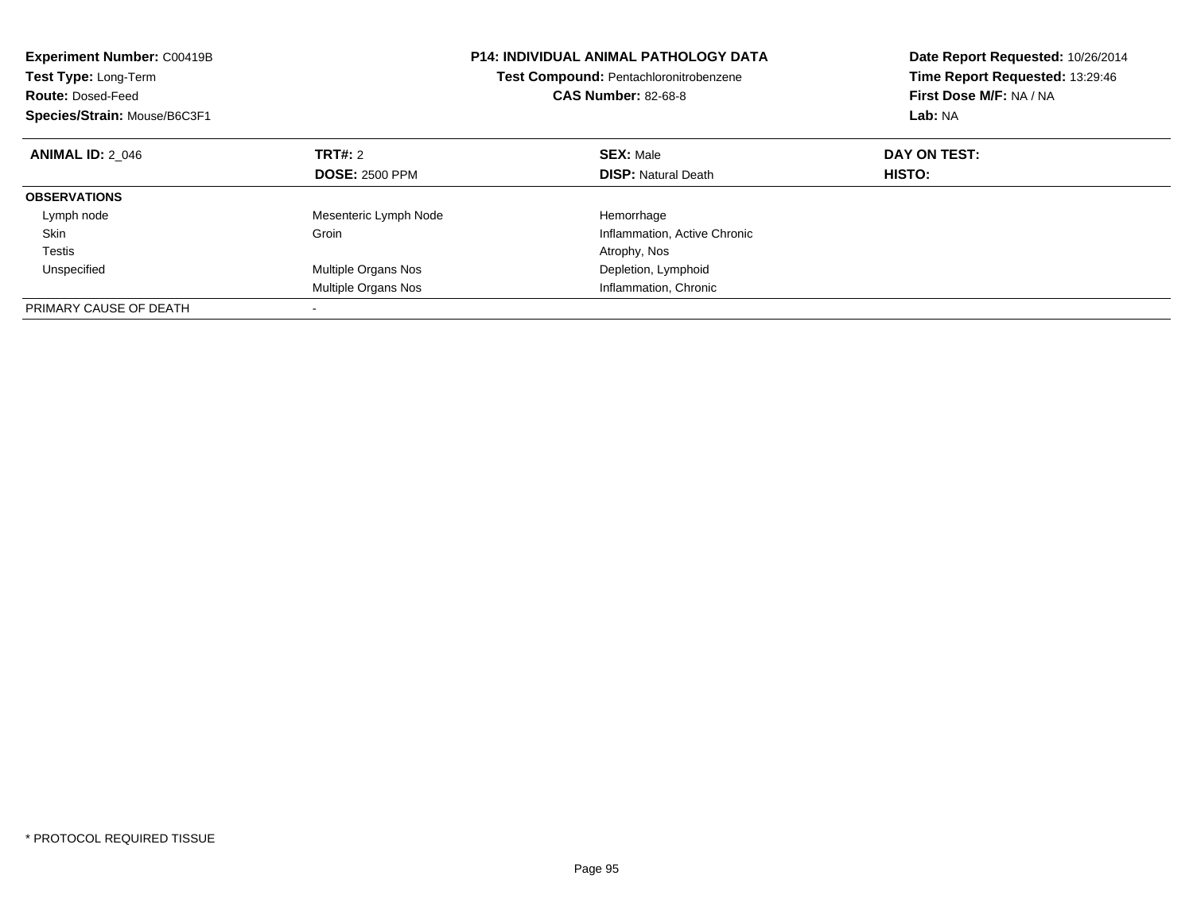**Experiment Number:** C00419B
**Test Type:** Long-Term
**Route:** Dosed-Feed
**Species/Strain:** Mouse/B6C3F1

**P14: INDIVIDUAL ANIMAL PATHOLOGY DATA**
**Test Compound:** Pentachloronitrobenzene
**CAS Number:** 82-68-8

**Date Report Requested:** 10/26/2014
**Time Report Requested:** 13:29:46
**First Dose M/F:** NA / NA
**Lab:** NA

| **ANIMAL ID:** 2_046 | **TRT#:** 2 | **SEX:** Male | **DAY ON TEST:** |
|---|---|---|---|
| | **DOSE:** 2500 PPM | **DISP:** Natural Death | **HISTO:** |
| **OBSERVATIONS** | | | |
| Lymph node | Mesenteric Lymph Node | Hemorrhage | |
| Skin | Groin | Inflammation, Active Chronic | |
| Testis | | Atrophy, Nos | |
| Unspecified | Multiple Organs Nos | Depletion, Lymphoid | |
| | Multiple Organs Nos | Inflammation, Chronic | |
| PRIMARY CAUSE OF DEATH | - | | |

* PROTOCOL REQUIRED TISSUE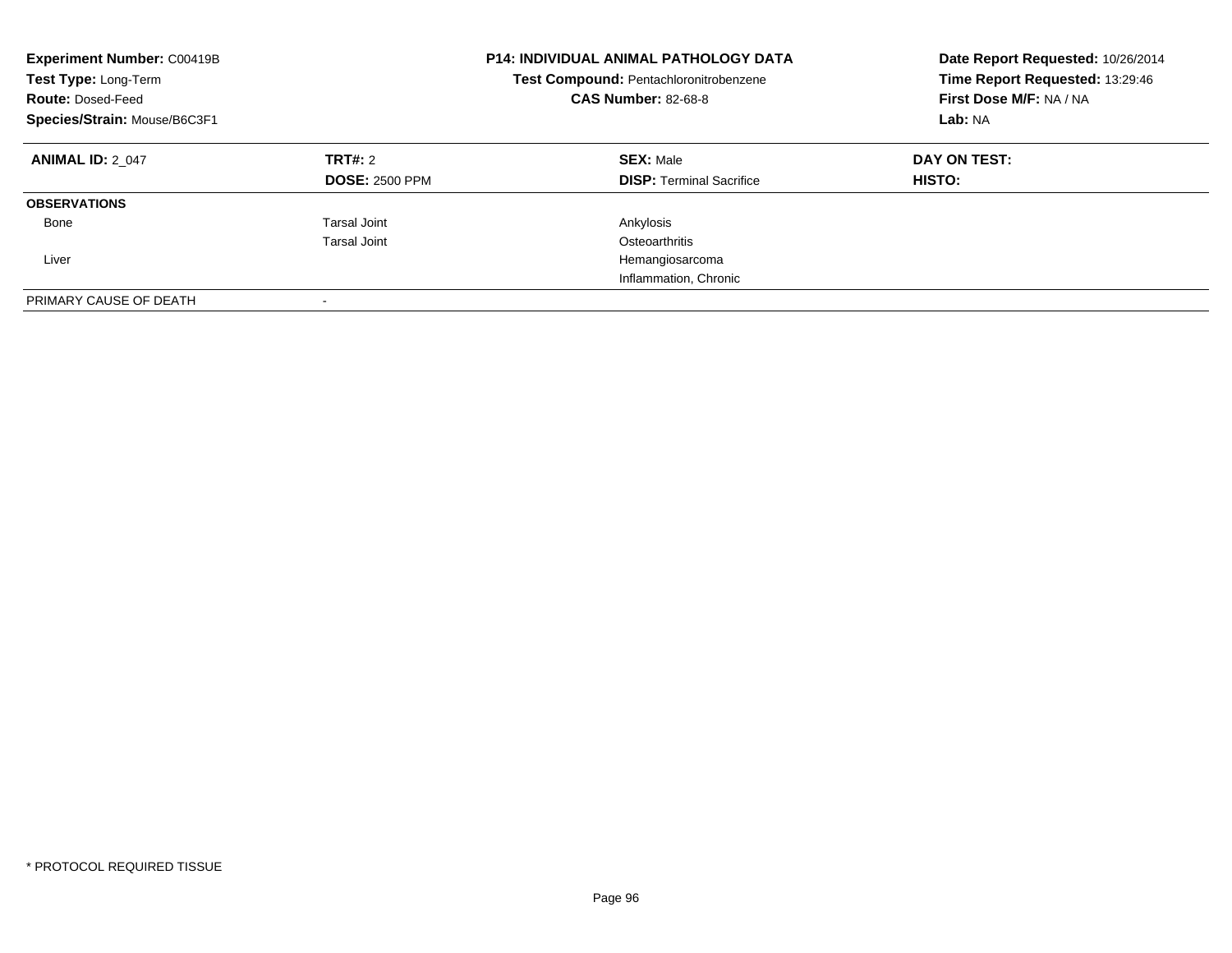**Experiment Number:** C00419B
**Test Type:** Long-Term
**Route:** Dosed-Feed
**Species/Strain:** Mouse/B6C3F1

**P14: INDIVIDUAL ANIMAL PATHOLOGY DATA**
**Test Compound:** Pentachloronitrobenzene
**CAS Number:** 82-68-8

**Date Report Requested:** 10/26/2014
**Time Report Requested:** 13:29:46
**First Dose M/F:** NA / NA
**Lab:** NA

| **ANIMAL ID:** 2_047 | **TRT#:** 2 | **SEX:** Male | **DAY ON TEST:** |
|---|---|---|---|
| | **DOSE:** 2500 PPM | **DISP:** Terminal Sacrifice | **HISTO:** |
| **OBSERVATIONS** | | | |
| Bone | Tarsal Joint | Ankylosis | |
| | Tarsal Joint | Osteoarthritis | |
| Liver | | Hemangiosarcoma | |
| | | Inflammation, Chronic | |
| PRIMARY CAUSE OF DEATH | - | | |

* PROTOCOL REQUIRED TISSUE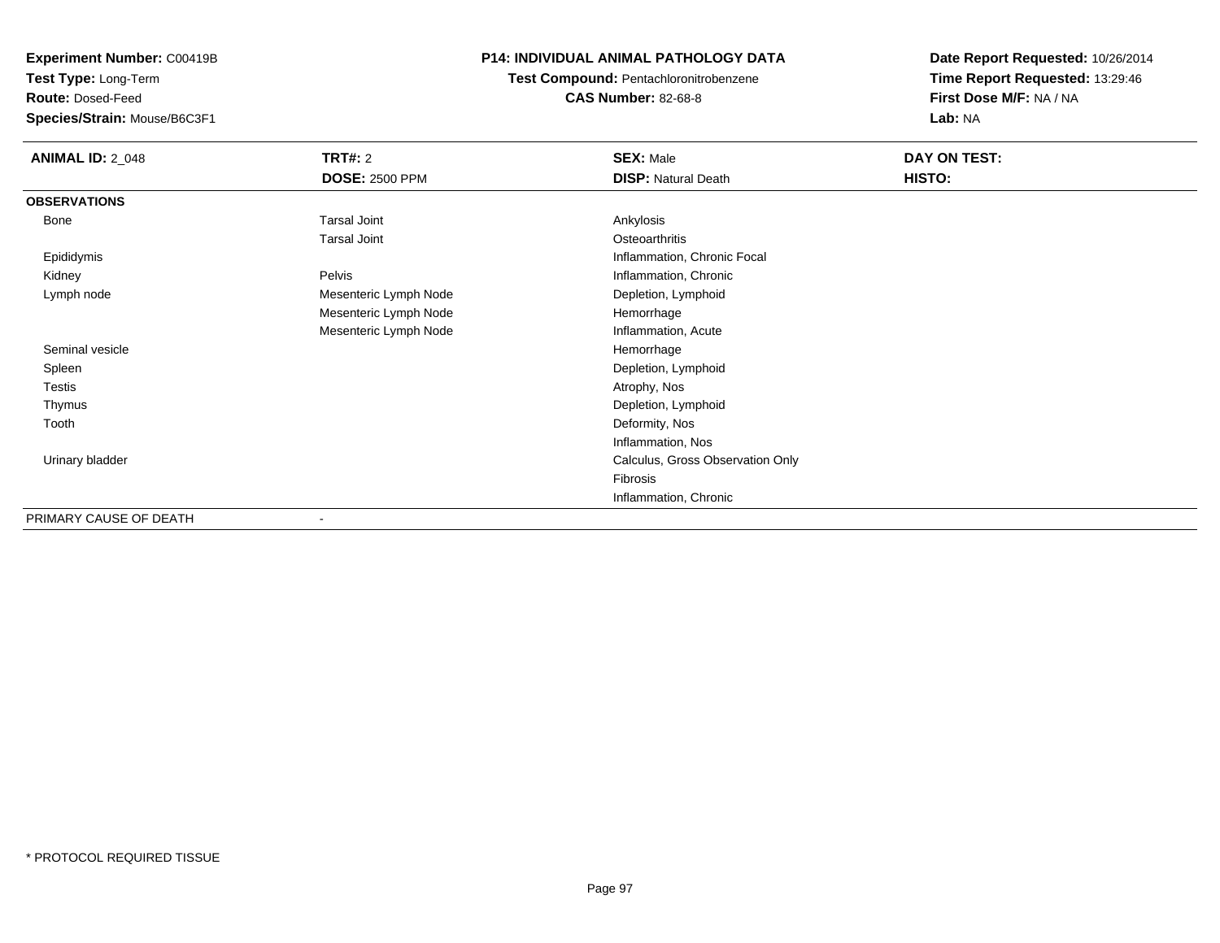**Experiment Number:** C00419B
**Test Type:** Long-Term
**Route:** Dosed-Feed
**Species/Strain:** Mouse/B6C3F1

**P14: INDIVIDUAL ANIMAL PATHOLOGY DATA**
**Test Compound:** Pentachloronitrobenzene
**CAS Number:** 82-68-8

**Date Report Requested:** 10/26/2014
**Time Report Requested:** 13:29:46
**First Dose M/F:** NA / NA
**Lab:** NA

| **ANIMAL ID:** 2_048 | **TRT#:** 2 | **SEX:** Male | **DAY ON TEST:** |
|---|---|---|---|
| | **DOSE:** 2500 PPM | **DISP:** Natural Death | **HISTO:** |
| **OBSERVATIONS** | | | |
| Bone | Tarsal Joint | Ankylosis | |
| | Tarsal Joint | Osteoarthritis | |
| Epididymis | | Inflammation, Chronic Focal | |
| Kidney | Pelvis | Inflammation, Chronic | |
| Lymph node | Mesenteric Lymph Node | Depletion, Lymphoid | |
| | Mesenteric Lymph Node | Hemorrhage | |
| | Mesenteric Lymph Node | Inflammation, Acute | |
| Seminal vesicle | | Hemorrhage | |
| Spleen | | Depletion, Lymphoid | |
| Testis | | Atrophy, Nos | |
| Thymus | | Depletion, Lymphoid | |
| Tooth | | Deformity, Nos | |
| | | Inflammation, Nos | |
| Urinary bladder | | Calculus, Gross Observation Only | |
| | | Fibrosis | |
| | | Inflammation, Chronic | |
| PRIMARY CAUSE OF DEATH | - | | |

* PROTOCOL REQUIRED TISSUE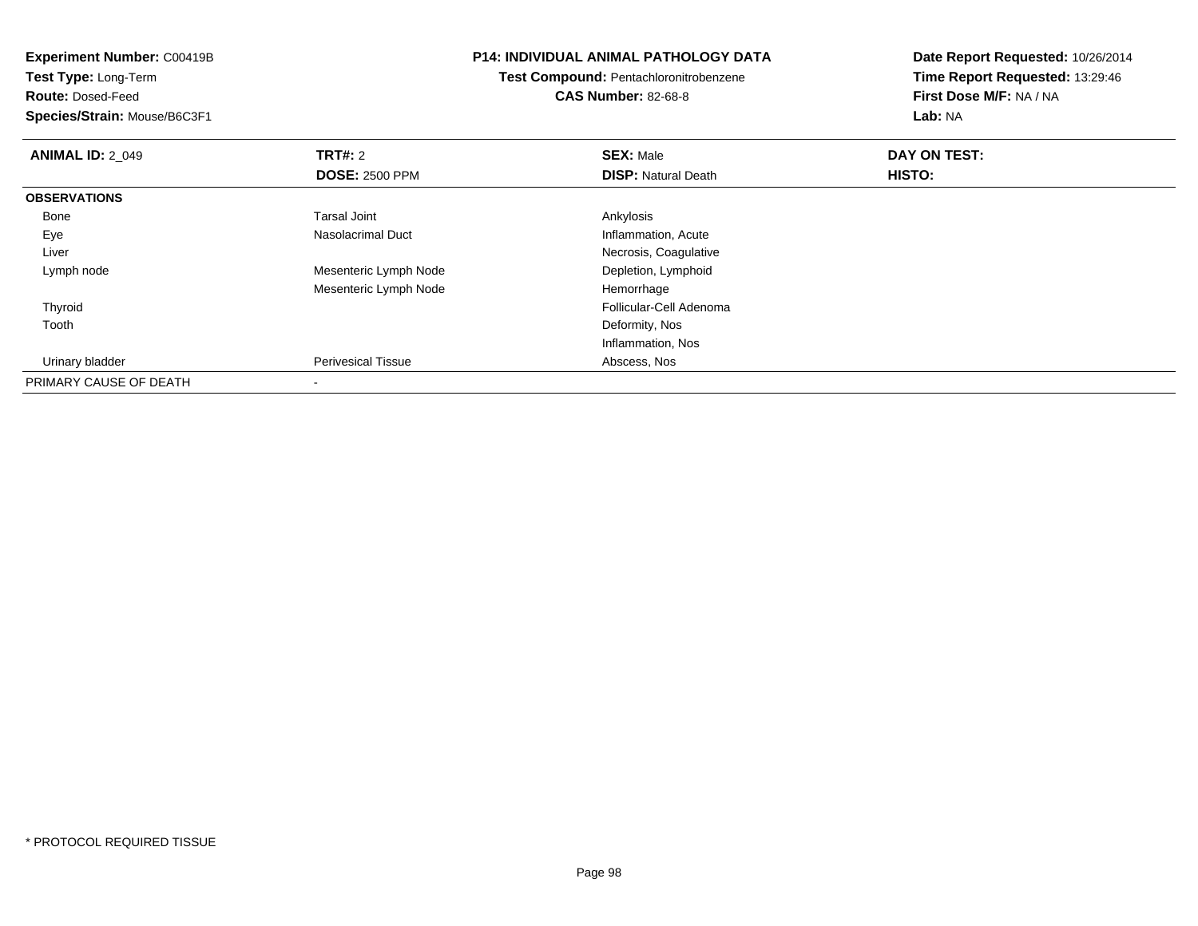**Experiment Number:** C00419B
**Test Type:** Long-Term
**Route:** Dosed-Feed
**Species/Strain:** Mouse/B6C3F1

**P14: INDIVIDUAL ANIMAL PATHOLOGY DATA**
**Test Compound:** Pentachloronitrobenzene
**CAS Number:** 82-68-8

**Date Report Requested:** 10/26/2014
**Time Report Requested:** 13:29:46
**First Dose M/F:** NA / NA
**Lab:** NA

| **ANIMAL ID:** 2_049 | **TRT#:** 2 | **SEX:** Male | **DAY ON TEST:** |
|---|---|---|---|
| | **DOSE:** 2500 PPM | **DISP:** Natural Death | **HISTO:** |
| **OBSERVATIONS** | | | |
| Bone | Tarsal Joint | Ankylosis | |
| Eye | Nasolacrimal Duct | Inflammation, Acute | |
| Liver | | Necrosis, Coagulative | |
| Lymph node | Mesenteric Lymph Node | Depletion, Lymphoid | |
| | Mesenteric Lymph Node | Hemorrhage | |
| Thyroid | | Follicular-Cell Adenoma | |
| Tooth | | Deformity, Nos | |
| | | Inflammation, Nos | |
| Urinary bladder | Perivesical Tissue | Abscess, Nos | |
| PRIMARY CAUSE OF DEATH | - | | |

\* PROTOCOL REQUIRED TISSUE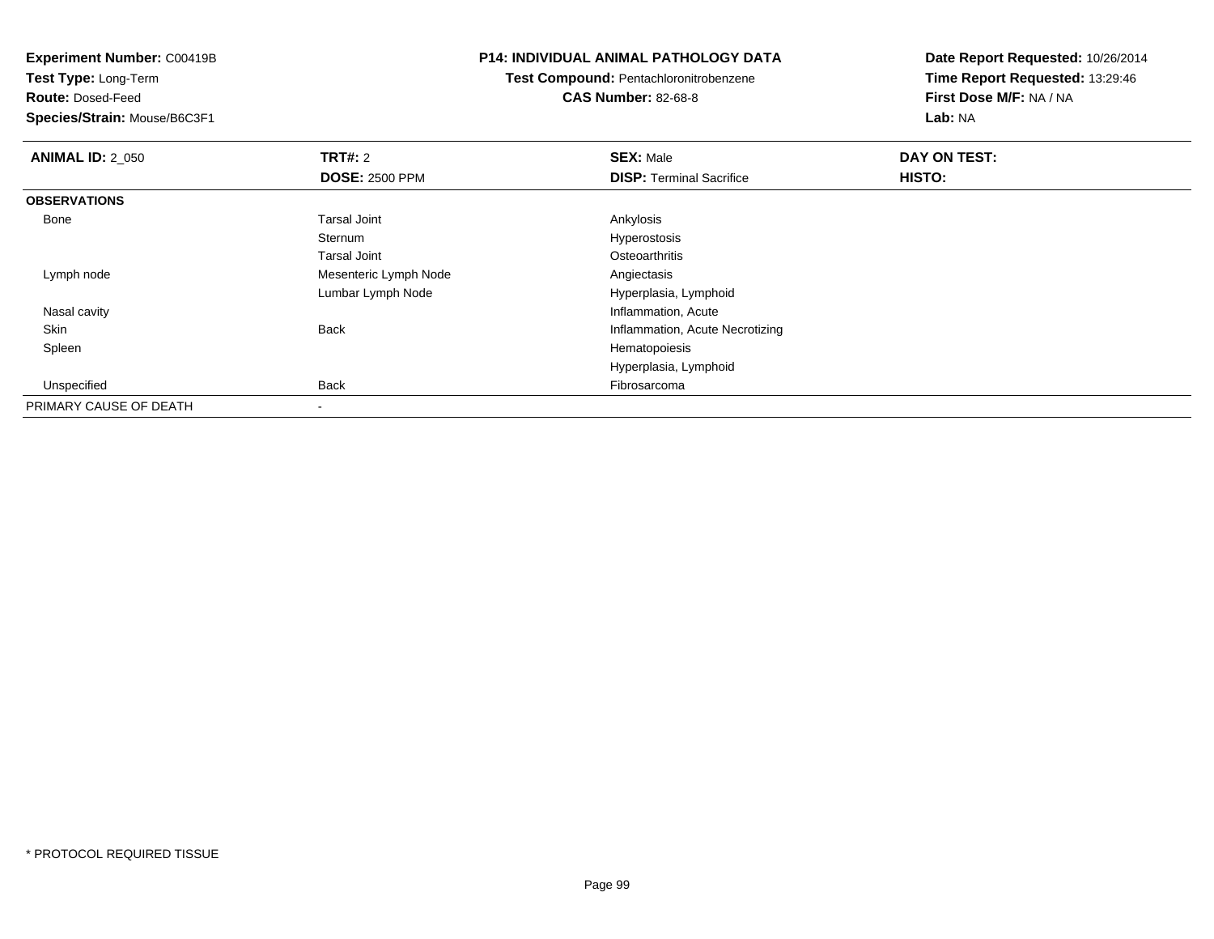**Experiment Number:** C00419B
**Test Type:** Long-Term
**Route:** Dosed-Feed
**Species/Strain:** Mouse/B6C3F1

**P14: INDIVIDUAL ANIMAL PATHOLOGY DATA**
**Test Compound:** Pentachloronitrobenzene
**CAS Number:** 82-68-8

**Date Report Requested:** 10/26/2014
**Time Report Requested:** 13:29:46
**First Dose M/F:** NA / NA
**Lab:** NA

| **ANIMAL ID:** 2_050 | **TRT#:** 2 | **SEX:** Male | **DAY ON TEST:** |
|---|---|---|---|
| | **DOSE:** 2500 PPM | **DISP:** Terminal Sacrifice | **HISTO:** |
| **OBSERVATIONS** | | | |
| Bone | Tarsal Joint | Ankylosis | |
| | Sternum | Hyperostosis | |
| | Tarsal Joint | Osteoarthritis | |
| Lymph node | Mesenteric Lymph Node | Angiectasis | |
| | Lumbar Lymph Node | Hyperplasia, Lymphoid | |
| Nasal cavity | | Inflammation, Acute | |
| Skin | Back | Inflammation, Acute Necrotizing | |
| Spleen | | Hematopoiesis | |
| | | Hyperplasia, Lymphoid | |
| Unspecified | Back | Fibrosarcoma | |
| PRIMARY CAUSE OF DEATH | - | | |

* PROTOCOL REQUIRED TISSUE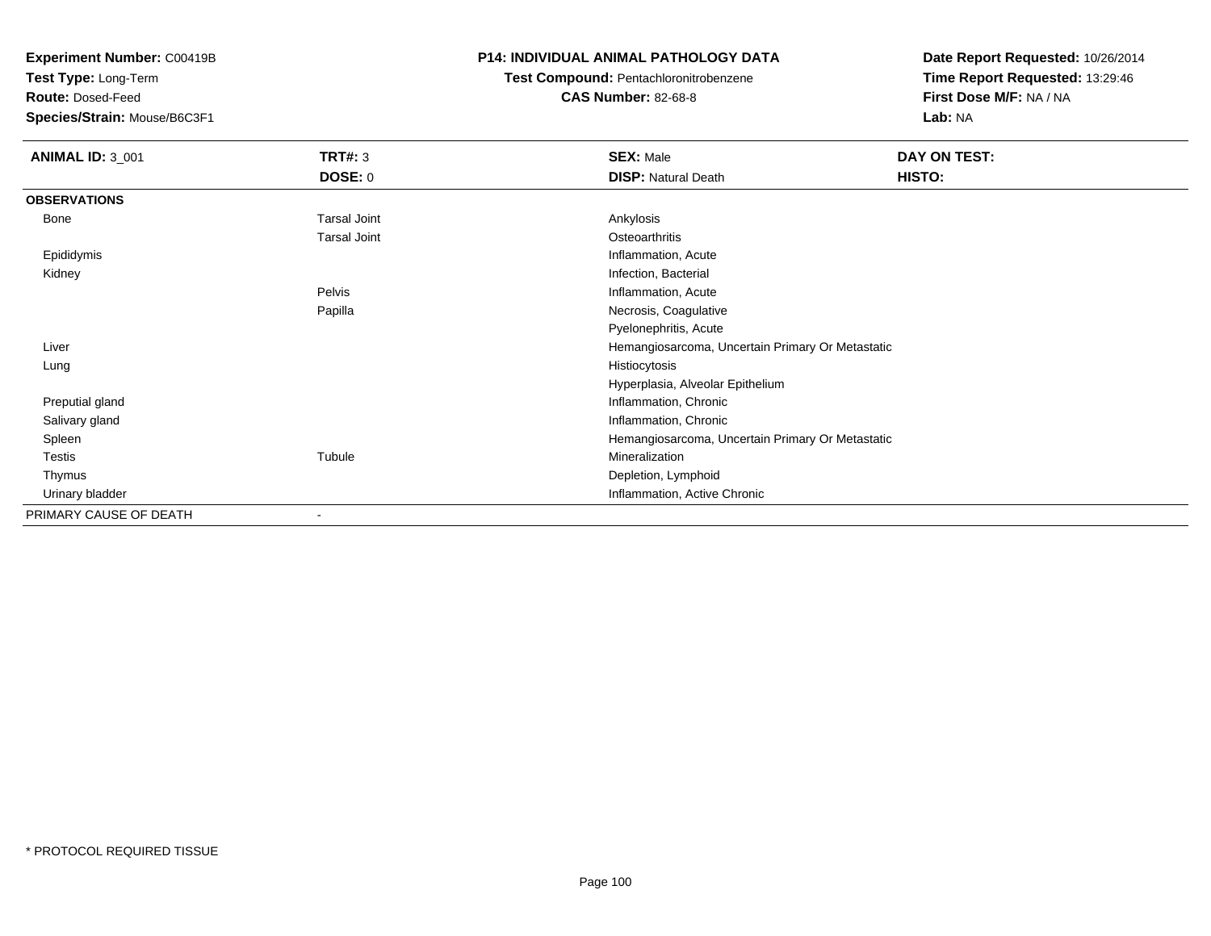**Experiment Number:** C00419B
**Test Type:** Long-Term
**Route:** Dosed-Feed
**Species/Strain:** Mouse/B6C3F1

**P14: INDIVIDUAL ANIMAL PATHOLOGY DATA**
**Test Compound:** Pentachloronitrobenzene
**CAS Number:** 82-68-8

**Date Report Requested:** 10/26/2014
**Time Report Requested:** 13:29:46
**First Dose M/F:** NA / NA
**Lab:** NA

| **ANIMAL ID:** 3_001 | **TRT#:** 3 | **SEX:** Male | **DAY ON TEST:** |
|---|---|---|---|
| | **DOSE:** 0 | **DISP:** Natural Death | **HISTO:** |
| **OBSERVATIONS** | | | |
| Bone | Tarsal Joint | Ankylosis | |
| | Tarsal Joint | Osteoarthritis | |
| Epididymis | | Inflammation, Acute | |
| Kidney | | Infection, Bacterial | |
| | Pelvis | Inflammation, Acute | |
| | Papilla | Necrosis, Coagulative | |
| | | Pyelonephritis, Acute | |
| Liver | | Hemangiosarcoma, Uncertain Primary Or Metastatic | |
| Lung | | Histiocytosis | |
| | | Hyperplasia, Alveolar Epithelium | |
| Preputial gland | | Inflammation, Chronic | |
| Salivary gland | | Inflammation, Chronic | |
| Spleen | | Hemangiosarcoma, Uncertain Primary Or Metastatic | |
| Testis | Tubule | Mineralization | |
| Thymus | | Depletion, Lymphoid | |
| Urinary bladder | | Inflammation, Active Chronic | |
| PRIMARY CAUSE OF DEATH | - | | |

* PROTOCOL REQUIRED TISSUE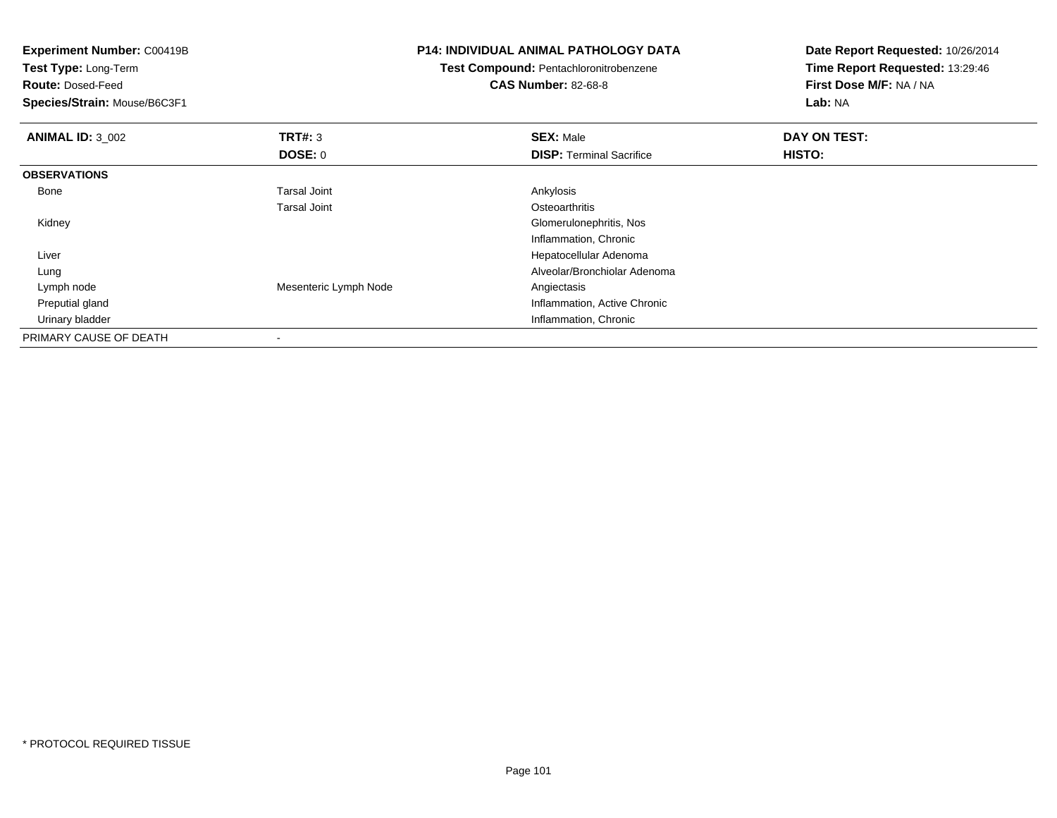**Experiment Number:** C00419B
**Test Type:** Long-Term
**Route:** Dosed-Feed
**Species/Strain:** Mouse/B6C3F1

**P14: INDIVIDUAL ANIMAL PATHOLOGY DATA**
**Test Compound:** Pentachloronitrobenzene
**CAS Number:** 82-68-8

**Date Report Requested:** 10/26/2014
**Time Report Requested:** 13:29:46
**First Dose M/F:** NA / NA
**Lab:** NA

| **ANIMAL ID:** 3_002 | **TRT#:** 3 | **SEX:** Male | **DAY ON TEST:** |
|---|---|---|---|
| | **DOSE:** 0 | **DISP:** Terminal Sacrifice | **HISTO:** |
| **OBSERVATIONS** | | | |
| Bone | Tarsal Joint | Ankylosis | |
| | Tarsal Joint | Osteoarthritis | |
| Kidney | | Glomerulonephritis, Nos | |
| | | Inflammation, Chronic | |
| Liver | | Hepatocellular Adenoma | |
| Lung | | Alveolar/Bronchiolar Adenoma | |
| Lymph node | Mesenteric Lymph Node | Angiectasis | |
| Preputial gland | | Inflammation, Active Chronic | |
| Urinary bladder | | Inflammation, Chronic | |
| PRIMARY CAUSE OF DEATH | - | | |

* PROTOCOL REQUIRED TISSUE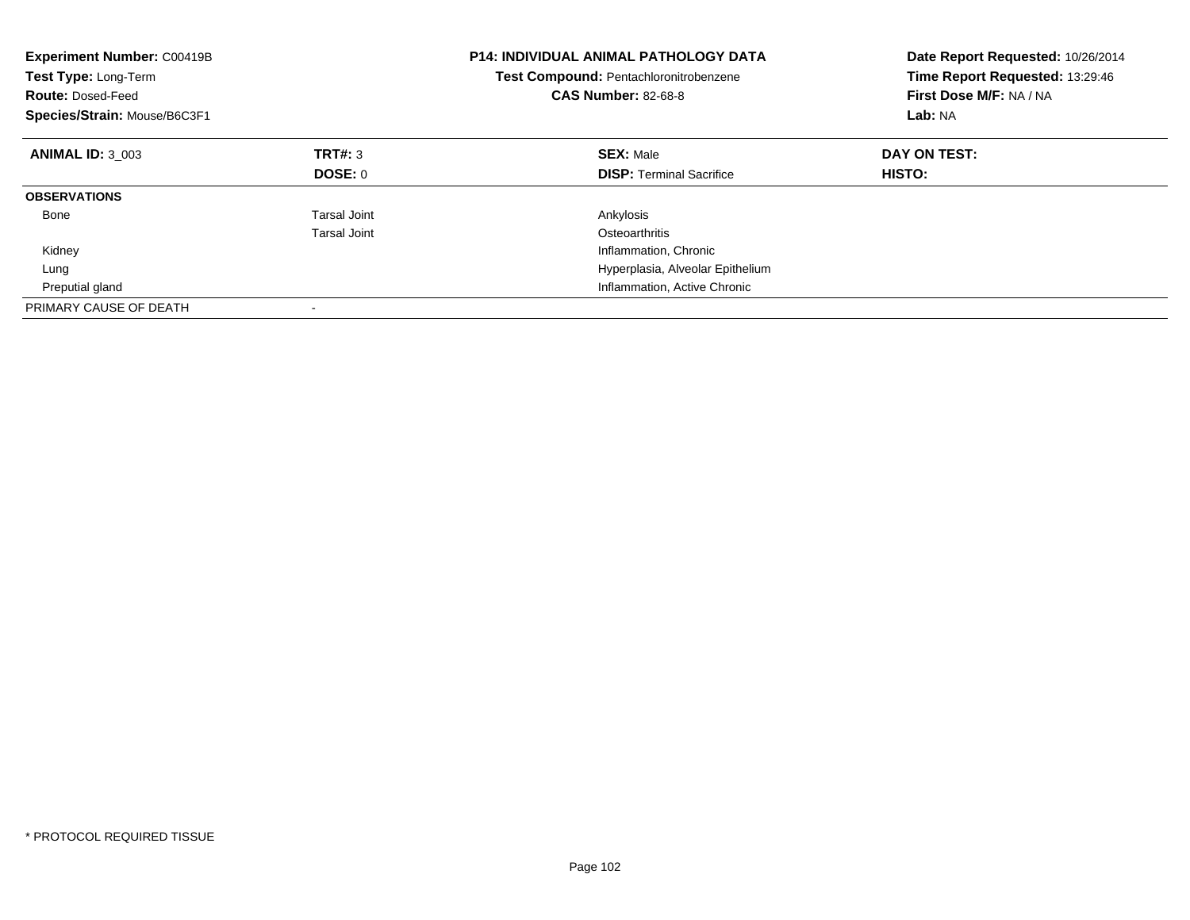**Experiment Number:** C00419B
**Test Type:** Long-Term
**Route:** Dosed-Feed
**Species/Strain:** Mouse/B6C3F1

**P14: INDIVIDUAL ANIMAL PATHOLOGY DATA**
**Test Compound:** Pentachloronitrobenzene
**CAS Number:** 82-68-8

**Date Report Requested:** 10/26/2014
**Time Report Requested:** 13:29:46
**First Dose M/F:** NA / NA
**Lab:** NA

| **ANIMAL ID:** 3_003 | **TRT#:** 3 | **SEX:** Male | **DAY ON TEST:** |
|---|---|---|---|
| | **DOSE:** 0 | **DISP:** Terminal Sacrifice | **HISTO:** |
| **OBSERVATIONS** | | | |
| Bone | Tarsal Joint | Ankylosis | |
| | Tarsal Joint | Osteoarthritis | |
| Kidney | | Inflammation, Chronic | |
| Lung | | Hyperplasia, Alveolar Epithelium | |
| Preputial gland | | Inflammation, Active Chronic | |
| PRIMARY CAUSE OF DEATH | - | | |

\* PROTOCOL REQUIRED TISSUE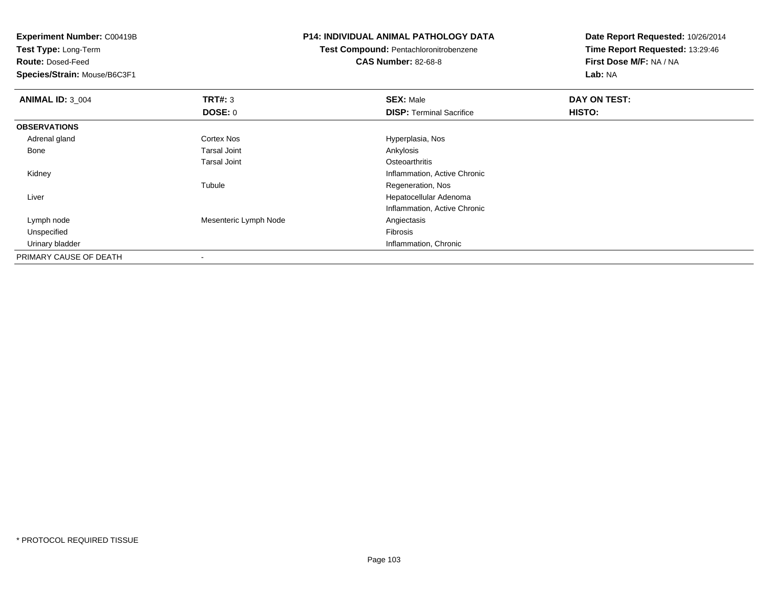**Experiment Number:** C00419B
**Test Type:** Long-Term
**Route:** Dosed-Feed
**Species/Strain:** Mouse/B6C3F1

**P14: INDIVIDUAL ANIMAL PATHOLOGY DATA**
**Test Compound:** Pentachloronitrobenzene
**CAS Number:** 82-68-8

**Date Report Requested:** 10/26/2014
**Time Report Requested:** 13:29:46
**First Dose M/F:** NA / NA
**Lab:** NA

| **ANIMAL ID:** 3_004 | **TRT#:** 3 | **SEX:** Male | **DAY ON TEST:** |
|---|---|---|---|
| | **DOSE:** 0 | **DISP:** Terminal Sacrifice | **HISTO:** |
| **OBSERVATIONS** | | | |
| Adrenal gland | Cortex Nos | Hyperplasia, Nos | |
| Bone | Tarsal Joint | Ankylosis | |
| | Tarsal Joint | Osteoarthritis | |
| Kidney | | Inflammation, Active Chronic | |
| | Tubule | Regeneration, Nos | |
| Liver | | Hepatocellular Adenoma | |
| | | Inflammation, Active Chronic | |
| Lymph node | Mesenteric Lymph Node | Angiectasis | |
| Unspecified | | Fibrosis | |
| Urinary bladder | | Inflammation, Chronic | |
| PRIMARY CAUSE OF DEATH | - | | |

* PROTOCOL REQUIRED TISSUE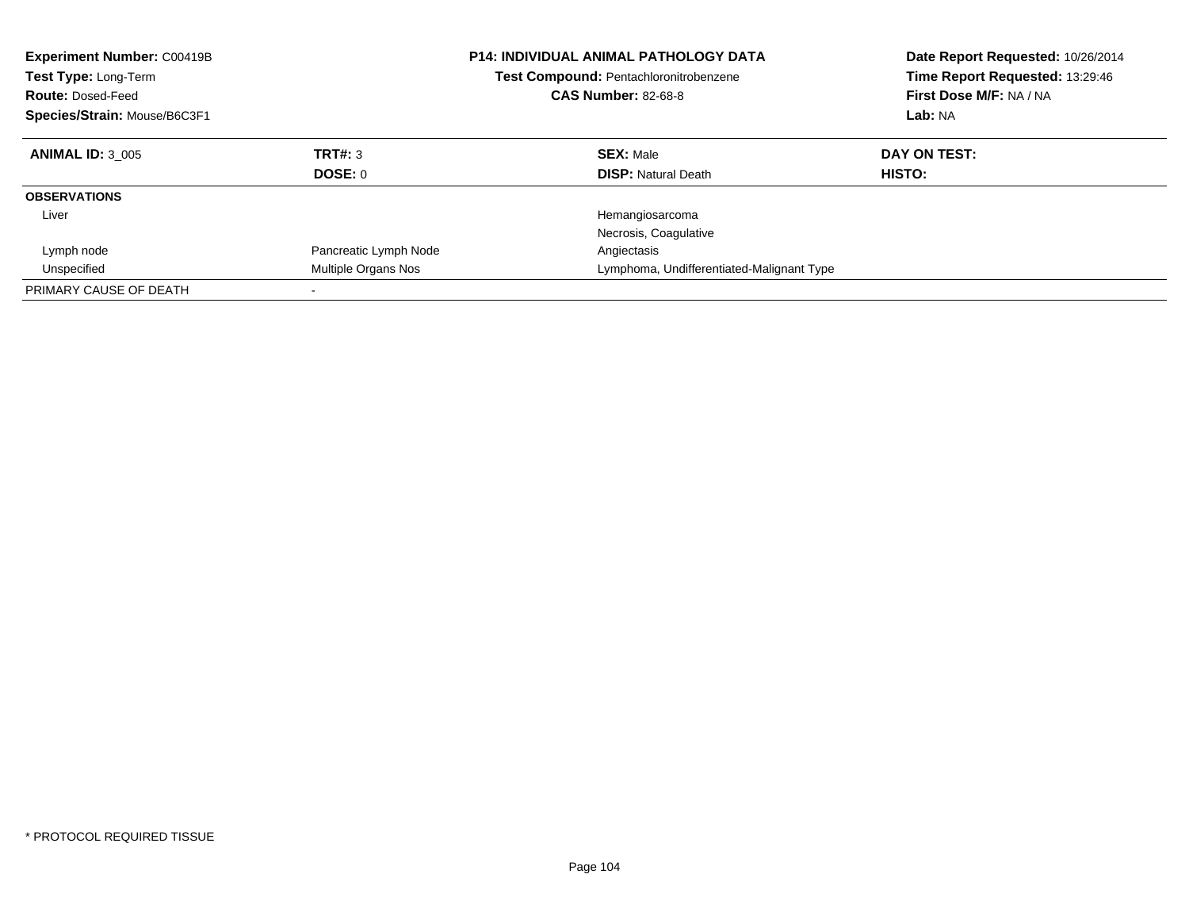**Experiment Number:** C00419B
**Test Type:** Long-Term
**Route:** Dosed-Feed
**Species/Strain:** Mouse/B6C3F1

**P14: INDIVIDUAL ANIMAL PATHOLOGY DATA**
**Test Compound:** Pentachloronitrobenzene
**CAS Number:** 82-68-8

**Date Report Requested:** 10/26/2014
**Time Report Requested:** 13:29:46
**First Dose M/F:** NA / NA
**Lab:** NA

| **ANIMAL ID:** 3_005 | **TRT#:** 3 | **SEX:** Male | **DAY ON TEST:** |
|---|---|---|---|
| | **DOSE:** 0 | **DISP:** Natural Death | **HISTO:** |
| **OBSERVATIONS** | | | |
| Liver | | Hemangiosarcoma | |
| | | Necrosis, Coagulative | |
| Lymph node | Pancreatic Lymph Node | Angiectasis | |
| Unspecified | Multiple Organs Nos | Lymphoma, Undifferentiated-Malignant Type | |
| PRIMARY CAUSE OF DEATH | - | | |

* PROTOCOL REQUIRED TISSUE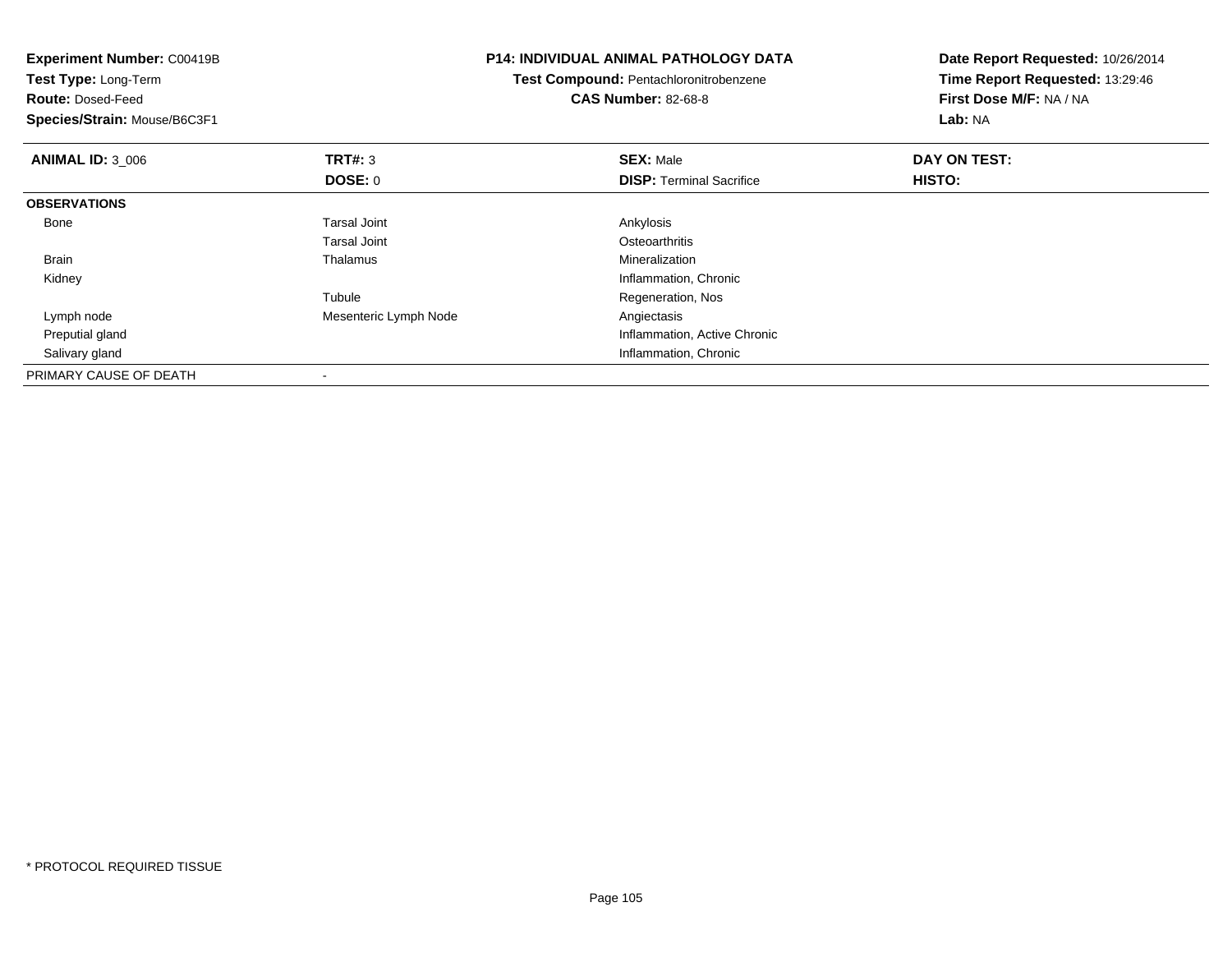**Experiment Number:** C00419B
**Test Type:** Long-Term
**Route:** Dosed-Feed
**Species/Strain:** Mouse/B6C3F1

**P14: INDIVIDUAL ANIMAL PATHOLOGY DATA**
**Test Compound:** Pentachloronitrobenzene
**CAS Number:** 82-68-8

**Date Report Requested:** 10/26/2014
**Time Report Requested:** 13:29:46
**First Dose M/F:** NA / NA
**Lab:** NA

| **ANIMAL ID:** 3_006 | **TRT#:** 3 | **SEX:** Male | **DAY ON TEST:** |
|---|---|---|---|
| | **DOSE:** 0 | **DISP:** Terminal Sacrifice | **HISTO:** |
| **OBSERVATIONS** | | | |
| Bone | Tarsal Joint | Ankylosis | |
| | Tarsal Joint | Osteoarthritis | |
| Brain | Thalamus | Mineralization | |
| Kidney | | Inflammation, Chronic | |
| | Tubule | Regeneration, Nos | |
| Lymph node | Mesenteric Lymph Node | Angiectasis | |
| Preputial gland | | Inflammation, Active Chronic | |
| Salivary gland | | Inflammation, Chronic | |
| PRIMARY CAUSE OF DEATH | - | | |

* PROTOCOL REQUIRED TISSUE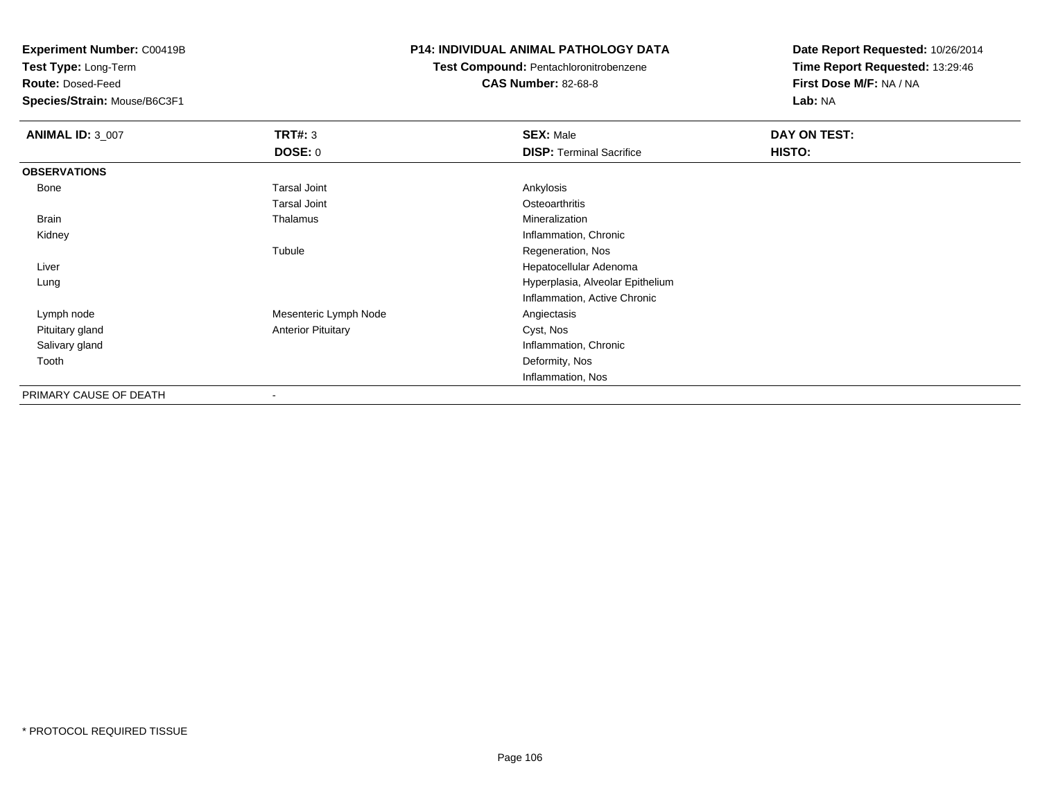**Experiment Number:** C00419B
**Test Type:** Long-Term
**Route:** Dosed-Feed
**Species/Strain:** Mouse/B6C3F1

**P14: INDIVIDUAL ANIMAL PATHOLOGY DATA**
**Test Compound:** Pentachloronitrobenzene
**CAS Number:** 82-68-8

**Date Report Requested:** 10/26/2014
**Time Report Requested:** 13:29:46
**First Dose M/F:** NA / NA
**Lab:** NA

| **ANIMAL ID:** 3_007 | **TRT#:** 3 | **SEX:** Male | **DAY ON TEST:** |
|---|---|---|---|
| | **DOSE:** 0 | **DISP:** Terminal Sacrifice | **HISTO:** |
| **OBSERVATIONS** | | | |
| Bone | Tarsal Joint | Ankylosis | |
| | Tarsal Joint | Osteoarthritis | |
| Brain | Thalamus | Mineralization | |
| Kidney | | Inflammation, Chronic | |
| | Tubule | Regeneration, Nos | |
| Liver | | Hepatocellular Adenoma | |
| Lung | | Hyperplasia, Alveolar Epithelium | |
| | | Inflammation, Active Chronic | |
| Lymph node | Mesenteric Lymph Node | Angiectasis | |
| Pituitary gland | Anterior Pituitary | Cyst, Nos | |
| Salivary gland | | Inflammation, Chronic | |
| Tooth | | Deformity, Nos | |
| | | Inflammation, Nos | |
| PRIMARY CAUSE OF DEATH | - | | |

* PROTOCOL REQUIRED TISSUE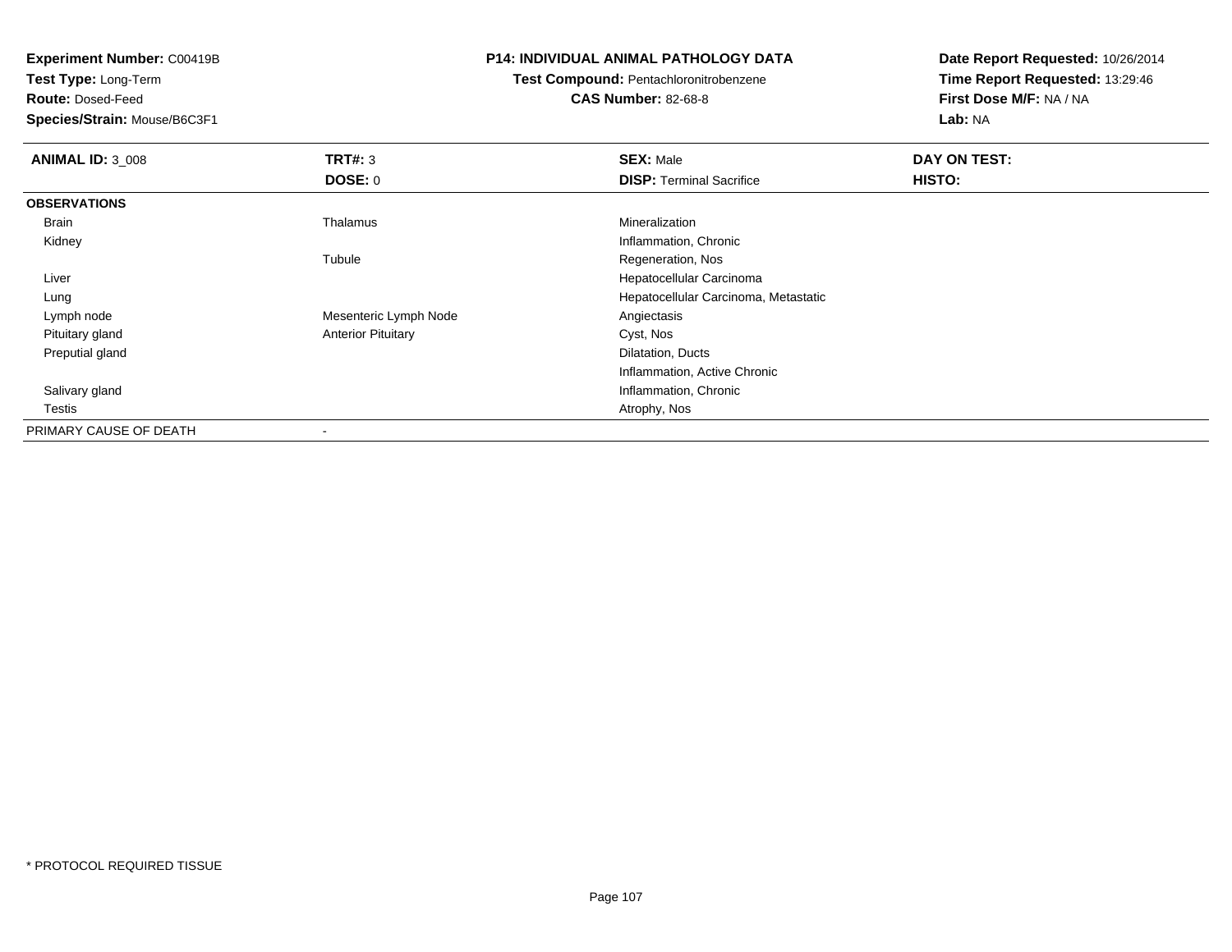**Experiment Number:** C00419B
**Test Type:** Long-Term
**Route:** Dosed-Feed
**Species/Strain:** Mouse/B6C3F1

**P14: INDIVIDUAL ANIMAL PATHOLOGY DATA**
**Test Compound:** Pentachloronitrobenzene
**CAS Number:** 82-68-8

**Date Report Requested:** 10/26/2014
**Time Report Requested:** 13:29:46
**First Dose M/F:** NA / NA
**Lab:** NA

| **ANIMAL ID:** 3_008 | **TRT#:** 3 | **SEX:** Male | **DAY ON TEST:** |
|---|---|---|---|
| | **DOSE:** 0 | **DISP:** Terminal Sacrifice | **HISTO:** |
| **OBSERVATIONS** | | | |
| Brain | Thalamus | Mineralization | |
| Kidney | | Inflammation, Chronic | |
| | Tubule | Regeneration, Nos | |
| Liver | | Hepatocellular Carcinoma | |
| Lung | | Hepatocellular Carcinoma, Metastatic | |
| Lymph node | Mesenteric Lymph Node | Angiectasis | |
| Pituitary gland | Anterior Pituitary | Cyst, Nos | |
| Preputial gland | | Dilatation, Ducts | |
| | | Inflammation, Active Chronic | |
| Salivary gland | | Inflammation, Chronic | |
| Testis | | Atrophy, Nos | |
| PRIMARY CAUSE OF DEATH | - | | |

* PROTOCOL REQUIRED TISSUE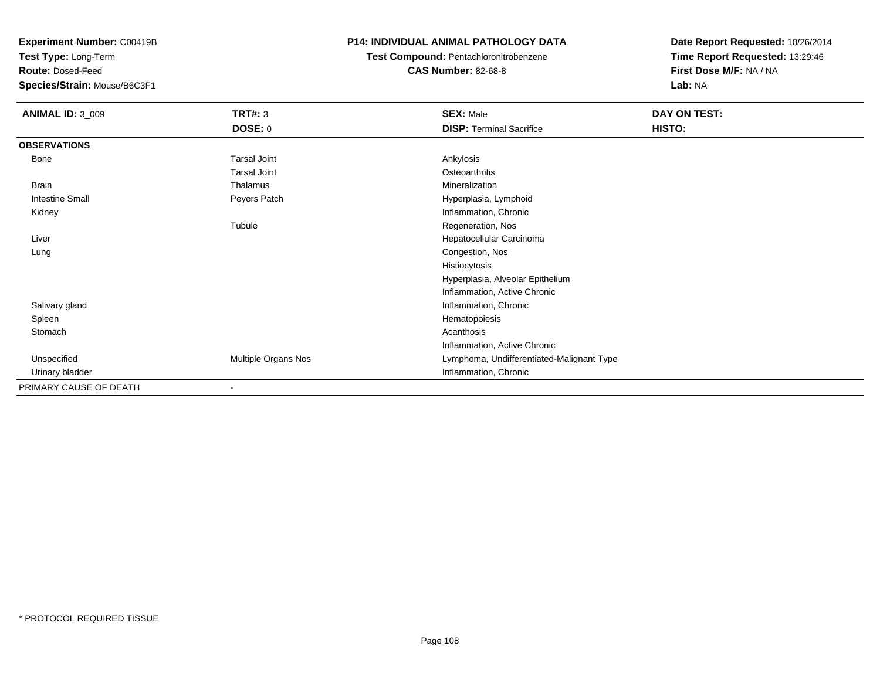**Experiment Number:** C00419B
**Test Type:** Long-Term
**Route:** Dosed-Feed
**Species/Strain:** Mouse/B6C3F1

**P14: INDIVIDUAL ANIMAL PATHOLOGY DATA**
**Test Compound:** Pentachloronitrobenzene
**CAS Number:** 82-68-8

**Date Report Requested:** 10/26/2014
**Time Report Requested:** 13:29:46
**First Dose M/F:** NA / NA
**Lab:** NA

| **ANIMAL ID:** 3_009 | **TRT#:** 3 | **SEX:** Male | **DAY ON TEST:** |
|---|---|---|---|
| | **DOSE:** 0 | **DISP:** Terminal Sacrifice | **HISTO:** |
| **OBSERVATIONS** | | | |
| Bone | Tarsal Joint | Ankylosis | |
| | Tarsal Joint | Osteoarthritis | |
| Brain | Thalamus | Mineralization | |
| Intestine Small | Peyers Patch | Hyperplasia, Lymphoid | |
| Kidney | | Inflammation, Chronic | |
| | Tubule | Regeneration, Nos | |
| Liver | | Hepatocellular Carcinoma | |
| Lung | | Congestion, Nos | |
| | | Histiocytosis | |
| | | Hyperplasia, Alveolar Epithelium | |
| | | Inflammation, Active Chronic | |
| Salivary gland | | Inflammation, Chronic | |
| Spleen | | Hematopoiesis | |
| Stomach | | Acanthosis | |
| | | Inflammation, Active Chronic | |
| Unspecified | Multiple Organs Nos | Lymphoma, Undifferentiated-Malignant Type | |
| Urinary bladder | | Inflammation, Chronic | |
| PRIMARY CAUSE OF DEATH | - | | |

* PROTOCOL REQUIRED TISSUE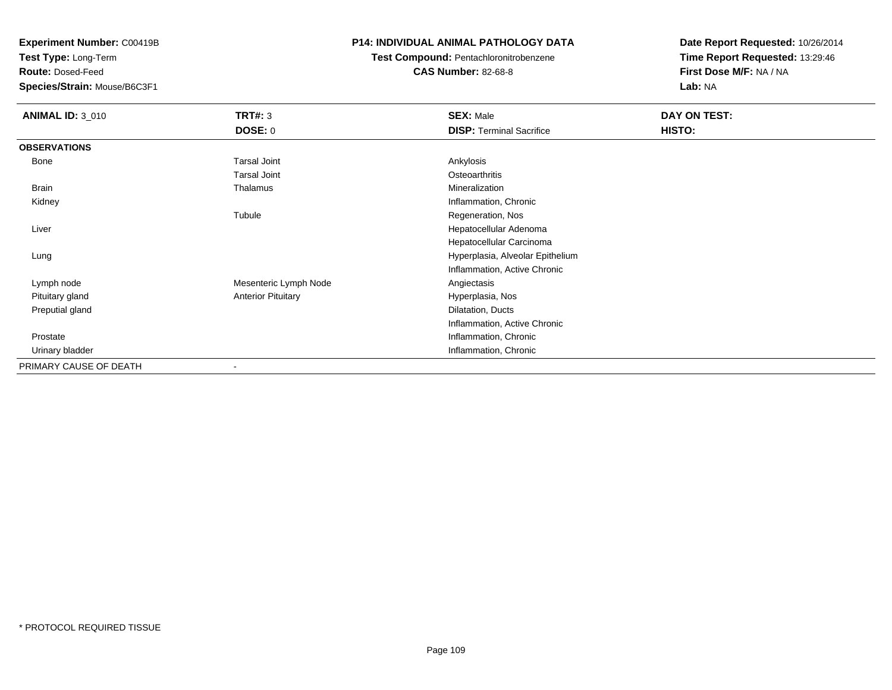**Experiment Number:** C00419B
**Test Type:** Long-Term
**Route:** Dosed-Feed
**Species/Strain:** Mouse/B6C3F1

**P14: INDIVIDUAL ANIMAL PATHOLOGY DATA**
**Test Compound:** Pentachloronitrobenzene
**CAS Number:** 82-68-8

**Date Report Requested:** 10/26/2014
**Time Report Requested:** 13:29:46
**First Dose M/F:** NA / NA
**Lab:** NA

| **ANIMAL ID:** 3_010 | **TRT#:** 3 | **SEX:** Male | **DAY ON TEST:** |
|---|---|---|---|
| | **DOSE:** 0 | **DISP:** Terminal Sacrifice | **HISTO:** |
| **OBSERVATIONS** | | | |
| Bone | Tarsal Joint | Ankylosis | |
| | Tarsal Joint | Osteoarthritis | |
| Brain | Thalamus | Mineralization | |
| Kidney | | Inflammation, Chronic | |
| | Tubule | Regeneration, Nos | |
| Liver | | Hepatocellular Adenoma | |
| | | Hepatocellular Carcinoma | |
| Lung | | Hyperplasia, Alveolar Epithelium | |
| | | Inflammation, Active Chronic | |
| Lymph node | Mesenteric Lymph Node | Angiectasis | |
| Pituitary gland | Anterior Pituitary | Hyperplasia, Nos | |
| Preputial gland | | Dilatation, Ducts | |
| | | Inflammation, Active Chronic | |
| Prostate | | Inflammation, Chronic | |
| Urinary bladder | | Inflammation, Chronic | |
| PRIMARY CAUSE OF DEATH | - | | |

* PROTOCOL REQUIRED TISSUE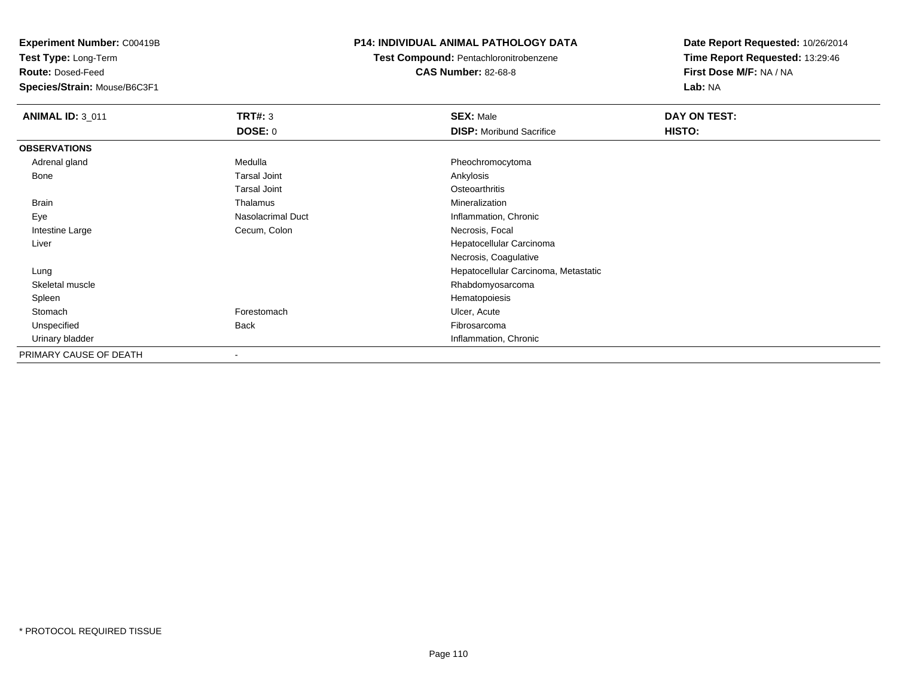**Experiment Number:** C00419B
**Test Type:** Long-Term
**Route:** Dosed-Feed
**Species/Strain:** Mouse/B6C3F1

**P14: INDIVIDUAL ANIMAL PATHOLOGY DATA**
**Test Compound:** Pentachloronitrobenzene
**CAS Number:** 82-68-8

**Date Report Requested:** 10/26/2014
**Time Report Requested:** 13:29:46
**First Dose M/F:** NA / NA
**Lab:** NA

| **ANIMAL ID:** 3_011 | **TRT#:** 3 | **SEX:** Male | **DAY ON TEST:** |
|---|---|---|---|
| | **DOSE:** 0 | **DISP:** Moribund Sacrifice | **HISTO:** |
| **OBSERVATIONS** | | | |
| Adrenal gland | Medulla | Pheochromocytoma | |
| Bone | Tarsal Joint | Ankylosis | |
| | Tarsal Joint | Osteoarthritis | |
| Brain | Thalamus | Mineralization | |
| Eye | Nasolacrimal Duct | Inflammation, Chronic | |
| Intestine Large | Cecum, Colon | Necrosis, Focal | |
| Liver | | Hepatocellular Carcinoma | |
| | | Necrosis, Coagulative | |
| Lung | | Hepatocellular Carcinoma, Metastatic | |
| Skeletal muscle | | Rhabdomyosarcoma | |
| Spleen | | Hematopoiesis | |
| Stomach | Forestomach | Ulcer, Acute | |
| Unspecified | Back | Fibrosarcoma | |
| Urinary bladder | | Inflammation, Chronic | |
| PRIMARY CAUSE OF DEATH | - | | |

* PROTOCOL REQUIRED TISSUE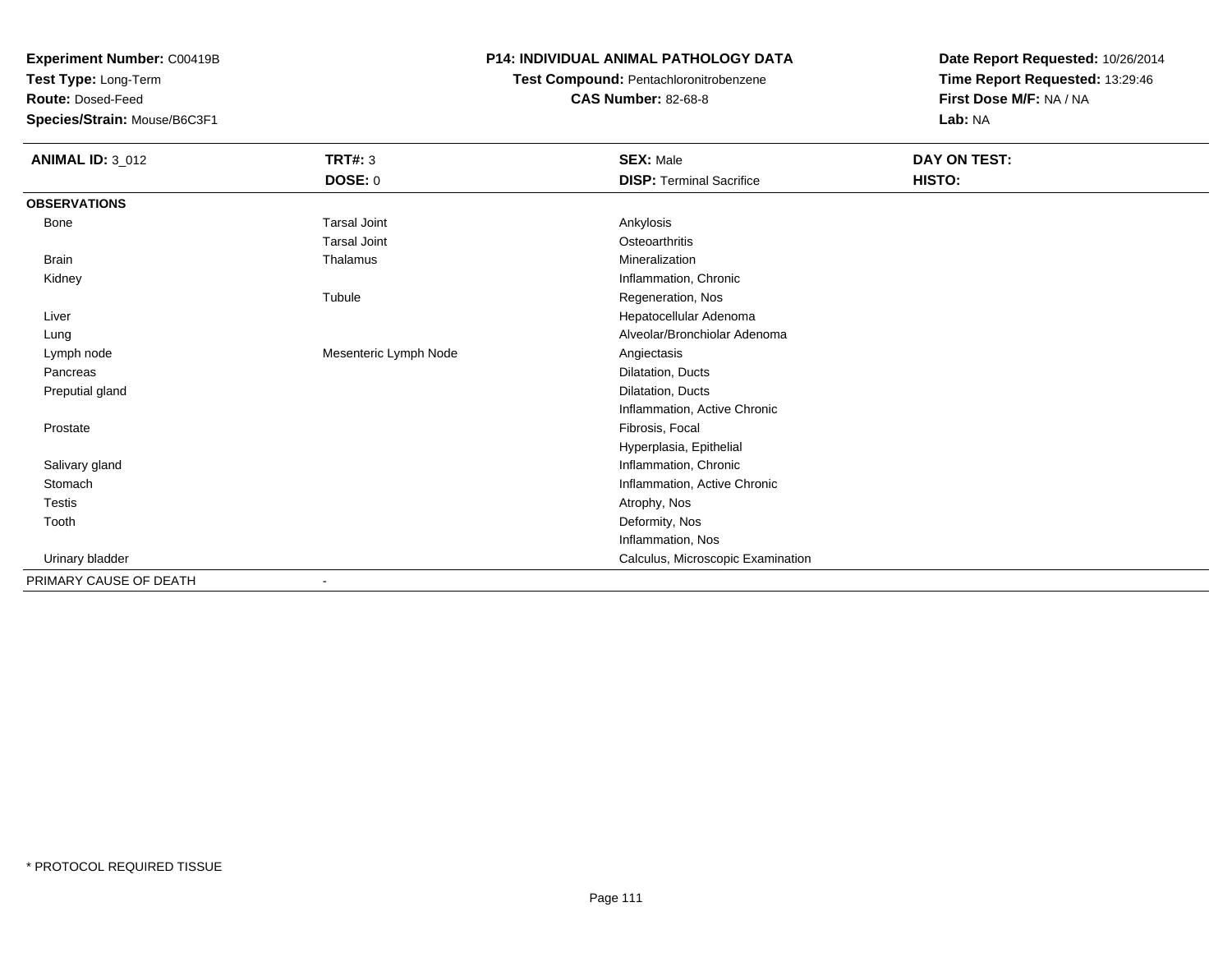**Experiment Number:** C00419B
**Test Type:** Long-Term
**Route:** Dosed-Feed
**Species/Strain:** Mouse/B6C3F1

**P14: INDIVIDUAL ANIMAL PATHOLOGY DATA**
**Test Compound:** Pentachloronitrobenzene
**CAS Number:** 82-68-8

**Date Report Requested:** 10/26/2014
**Time Report Requested:** 13:29:46
**First Dose M/F:** NA / NA
**Lab:** NA

| **ANIMAL ID:** 3_012 | **TRT#:** 3 | **SEX:** Male | **DAY ON TEST:** |
|---|---|---|---|
| | **DOSE:** 0 | **DISP:** Terminal Sacrifice | **HISTO:** |
| **OBSERVATIONS** | | | |
| Bone | Tarsal Joint | Ankylosis | |
| | Tarsal Joint | Osteoarthritis | |
| Brain | Thalamus | Mineralization | |
| Kidney | | Inflammation, Chronic | |
| | Tubule | Regeneration, Nos | |
| Liver | | Hepatocellular Adenoma | |
| Lung | | Alveolar/Bronchiolar Adenoma | |
| Lymph node | Mesenteric Lymph Node | Angiectasis | |
| Pancreas | | Dilatation, Ducts | |
| Preputial gland | | Dilatation, Ducts | |
| | | Inflammation, Active Chronic | |
| Prostate | | Fibrosis, Focal | |
| | | Hyperplasia, Epithelial | |
| Salivary gland | | Inflammation, Chronic | |
| Stomach | | Inflammation, Active Chronic | |
| Testis | | Atrophy, Nos | |
| Tooth | | Deformity, Nos | |
| | | Inflammation, Nos | |
| Urinary bladder | | Calculus, Microscopic Examination | |
| PRIMARY CAUSE OF DEATH | - | | |

\* PROTOCOL REQUIRED TISSUE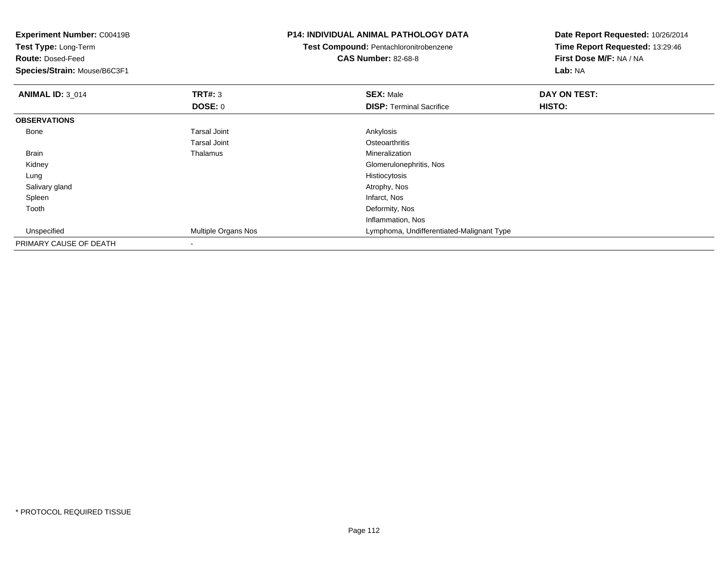**Experiment Number:** C00419B
**Test Type:** Long-Term
**Route:** Dosed-Feed
**Species/Strain:** Mouse/B6C3F1

**P14: INDIVIDUAL ANIMAL PATHOLOGY DATA**
**Test Compound:** Pentachloronitrobenzene
**CAS Number:** 82-68-8

**Date Report Requested:** 10/26/2014
**Time Report Requested:** 13:29:46
**First Dose M/F:** NA / NA
**Lab:** NA

| **ANIMAL ID:** 3_014 | **TRT#:** 3 | **SEX:** Male | **DAY ON TEST:** |
|---|---|---|---|
| | **DOSE:** 0 | **DISP:** Terminal Sacrifice | **HISTO:** |
| **OBSERVATIONS** | | | |
| Bone | Tarsal Joint | Ankylosis | |
| | Tarsal Joint | Osteoarthritis | |
| Brain | Thalamus | Mineralization | |
| Kidney | | Glomerulonephritis, Nos | |
| Lung | | Histiocytosis | |
| Salivary gland | | Atrophy, Nos | |
| Spleen | | Infarct, Nos | |
| Tooth | | Deformity, Nos | |
| | | Inflammation, Nos | |
| Unspecified | Multiple Organs Nos | Lymphoma, Undifferentiated-Malignant Type | |
| PRIMARY CAUSE OF DEATH | - | | |

* PROTOCOL REQUIRED TISSUE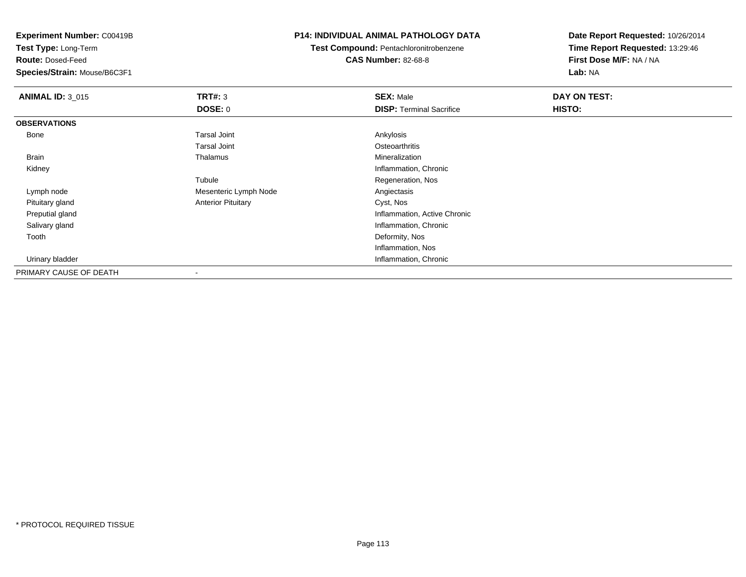**Experiment Number:** C00419B
**Test Type:** Long-Term
**Route:** Dosed-Feed
**Species/Strain:** Mouse/B6C3F1

**P14: INDIVIDUAL ANIMAL PATHOLOGY DATA**
**Test Compound:** Pentachloronitrobenzene
**CAS Number:** 82-68-8

**Date Report Requested:** 10/26/2014
**Time Report Requested:** 13:29:46
**First Dose M/F:** NA / NA
**Lab:** NA

| **ANIMAL ID:** 3_015 | **TRT#:** 3 | **SEX:** Male | **DAY ON TEST:** |
|---|---|---|---|
| | **DOSE:** 0 | **DISP:** Terminal Sacrifice | **HISTO:** |
| **OBSERVATIONS** | | | |
| Bone | Tarsal Joint | Ankylosis | |
| | Tarsal Joint | Osteoarthritis | |
| Brain | Thalamus | Mineralization | |
| Kidney | | Inflammation, Chronic | |
| | Tubule | Regeneration, Nos | |
| Lymph node | Mesenteric Lymph Node | Angiectasis | |
| Pituitary gland | Anterior Pituitary | Cyst, Nos | |
| Preputial gland | | Inflammation, Active Chronic | |
| Salivary gland | | Inflammation, Chronic | |
| Tooth | | Deformity, Nos | |
| | | Inflammation, Nos | |
| Urinary bladder | | Inflammation, Chronic | |
| PRIMARY CAUSE OF DEATH | - | | |

* PROTOCOL REQUIRED TISSUE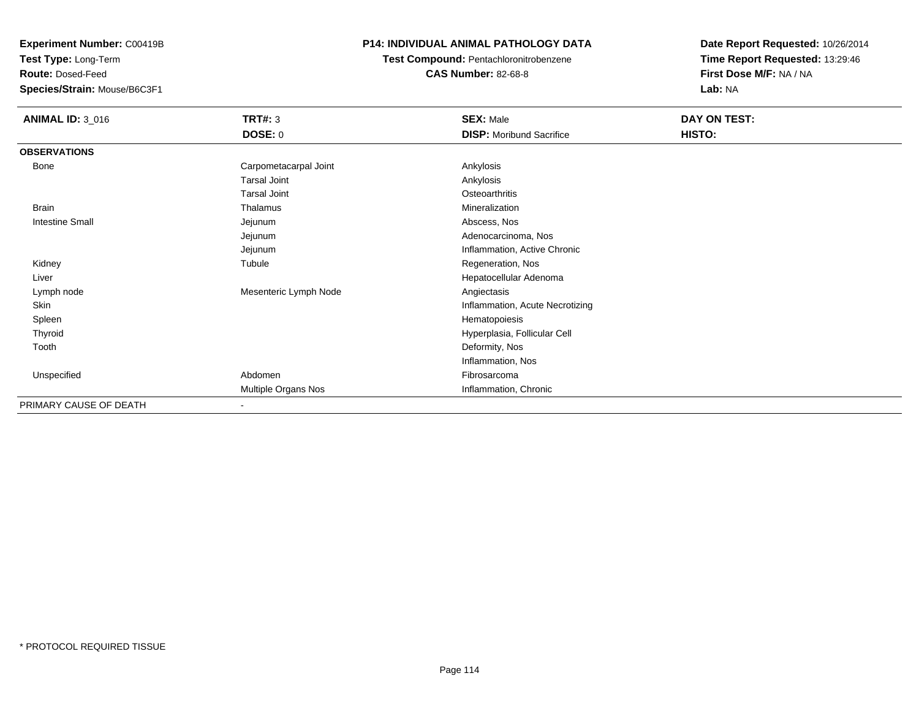**Experiment Number:** C00419B
**Test Type:** Long-Term
**Route:** Dosed-Feed
**Species/Strain:** Mouse/B6C3F1

**P14: INDIVIDUAL ANIMAL PATHOLOGY DATA**
**Test Compound:** Pentachloronitrobenzene
**CAS Number:** 82-68-8

**Date Report Requested:** 10/26/2014
**Time Report Requested:** 13:29:46
**First Dose M/F:** NA / NA
**Lab:** NA

| **ANIMAL ID:** 3_016 | **TRT#:** 3 | **SEX:** Male | **DAY ON TEST:** |
|---|---|---|---|
| | **DOSE:** 0 | **DISP:** Moribund Sacrifice | **HISTO:** |
| **OBSERVATIONS** | | | |
| Bone | Carpometacarpal Joint | Ankylosis | |
| | Tarsal Joint | Ankylosis | |
| | Tarsal Joint | Osteoarthritis | |
| Brain | Thalamus | Mineralization | |
| Intestine Small | Jejunum | Abscess, Nos | |
| | Jejunum | Adenocarcinoma, Nos | |
| | Jejunum | Inflammation, Active Chronic | |
| Kidney | Tubule | Regeneration, Nos | |
| Liver | | Hepatocellular Adenoma | |
| Lymph node | Mesenteric Lymph Node | Angiectasis | |
| Skin | | Inflammation, Acute Necrotizing | |
| Spleen | | Hematopoiesis | |
| Thyroid | | Hyperplasia, Follicular Cell | |
| Tooth | | Deformity, Nos | |
| | | Inflammation, Nos | |
| Unspecified | Abdomen | Fibrosarcoma | |
| | Multiple Organs Nos | Inflammation, Chronic | |
| PRIMARY CAUSE OF DEATH | - | | |

* PROTOCOL REQUIRED TISSUE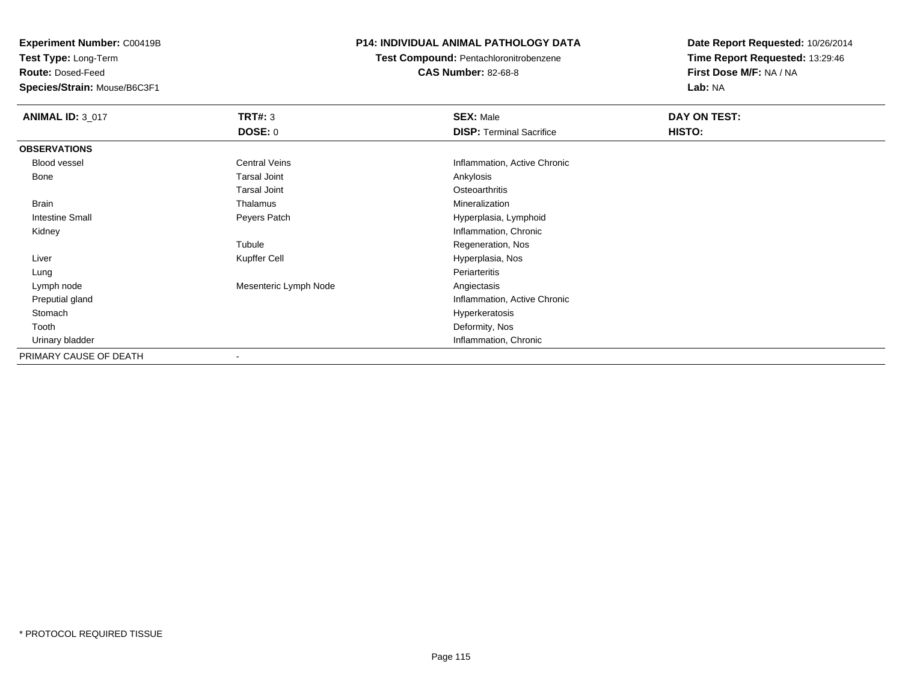**Experiment Number:** C00419B
**Test Type:** Long-Term
**Route:** Dosed-Feed
**Species/Strain:** Mouse/B6C3F1

**P14: INDIVIDUAL ANIMAL PATHOLOGY DATA**
**Test Compound:** Pentachloronitrobenzene
**CAS Number:** 82-68-8

**Date Report Requested:** 10/26/2014
**Time Report Requested:** 13:29:46
**First Dose M/F:** NA / NA
**Lab:** NA

| **ANIMAL ID:** 3_017 | **TRT#:** 3 | **SEX:** Male | **DAY ON TEST:** |
|---|---|---|---|
| | **DOSE:** 0 | **DISP:** Terminal Sacrifice | **HISTO:** |
| **OBSERVATIONS** | | | |
| Blood vessel | Central Veins | Inflammation, Active Chronic | |
| Bone | Tarsal Joint | Ankylosis | |
| | Tarsal Joint | Osteoarthritis | |
| Brain | Thalamus | Mineralization | |
| Intestine Small | Peyers Patch | Hyperplasia, Lymphoid | |
| Kidney | | Inflammation, Chronic | |
| | Tubule | Regeneration, Nos | |
| Liver | Kupffer Cell | Hyperplasia, Nos | |
| Lung | | Periarteritis | |
| Lymph node | Mesenteric Lymph Node | Angiectasis | |
| Preputial gland | | Inflammation, Active Chronic | |
| Stomach | | Hyperkeratosis | |
| Tooth | | Deformity, Nos | |
| Urinary bladder | | Inflammation, Chronic | |
| PRIMARY CAUSE OF DEATH | - | | |

* PROTOCOL REQUIRED TISSUE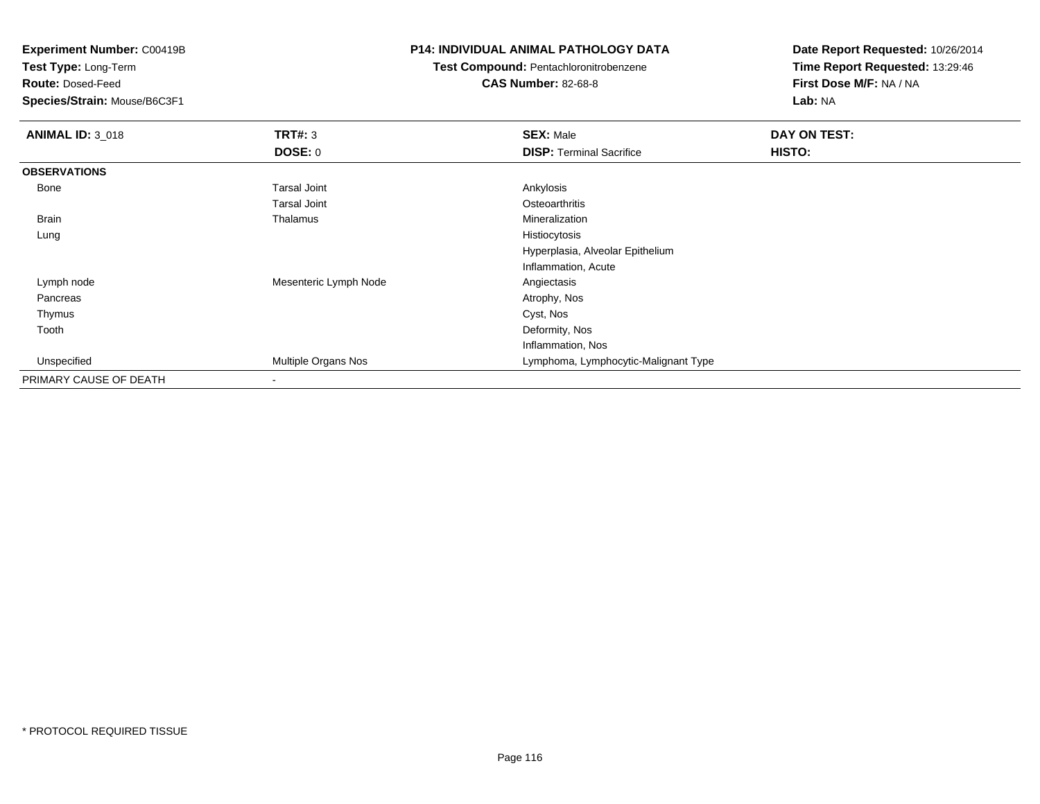**Experiment Number:** C00419B
**Test Type:** Long-Term
**Route:** Dosed-Feed
**Species/Strain:** Mouse/B6C3F1

**P14: INDIVIDUAL ANIMAL PATHOLOGY DATA**
**Test Compound:** Pentachloronitrobenzene
**CAS Number:** 82-68-8

**Date Report Requested:** 10/26/2014
**Time Report Requested:** 13:29:46
**First Dose M/F:** NA / NA
**Lab:** NA

| **ANIMAL ID:** 3_018 | **TRT#:** 3 | **SEX:** Male | **DAY ON TEST:** |
|---|---|---|---|
| | **DOSE:** 0 | **DISP:** Terminal Sacrifice | **HISTO:** |
| **OBSERVATIONS** | | | |
| Bone | Tarsal Joint | Ankylosis | |
| | Tarsal Joint | Osteoarthritis | |
| Brain | Thalamus | Mineralization | |
| Lung | | Histiocytosis | |
| | | Hyperplasia, Alveolar Epithelium | |
| | | Inflammation, Acute | |
| Lymph node | Mesenteric Lymph Node | Angiectasis | |
| Pancreas | | Atrophy, Nos | |
| Thymus | | Cyst, Nos | |
| Tooth | | Deformity, Nos | |
| | | Inflammation, Nos | |
| Unspecified | Multiple Organs Nos | Lymphoma, Lymphocytic-Malignant Type | |
| PRIMARY CAUSE OF DEATH | - | | |

* PROTOCOL REQUIRED TISSUE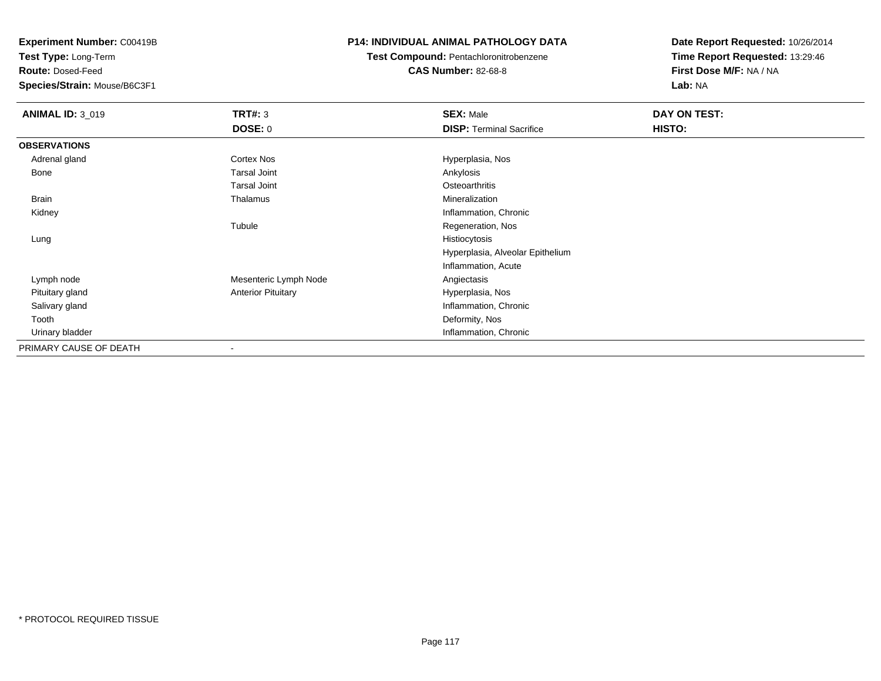**Experiment Number:** C00419B
**Test Type:** Long-Term
**Route:** Dosed-Feed
**Species/Strain:** Mouse/B6C3F1

**P14: INDIVIDUAL ANIMAL PATHOLOGY DATA**
**Test Compound:** Pentachloronitrobenzene
**CAS Number:** 82-68-8

**Date Report Requested:** 10/26/2014
**Time Report Requested:** 13:29:46
**First Dose M/F:** NA / NA
**Lab:** NA

| **ANIMAL ID:** 3_019 | **TRT#:** 3 | **SEX:** Male | **DAY ON TEST:** |
|---|---|---|---|
| | **DOSE:** 0 | **DISP:** Terminal Sacrifice | **HISTO:** |
| **OBSERVATIONS** | | | |
| Adrenal gland | Cortex Nos | Hyperplasia, Nos | |
| Bone | Tarsal Joint | Ankylosis | |
| | Tarsal Joint | Osteoarthritis | |
| Brain | Thalamus | Mineralization | |
| Kidney | | Inflammation, Chronic | |
| | Tubule | Regeneration, Nos | |
| Lung | | Histiocytosis | |
| | | Hyperplasia, Alveolar Epithelium | |
| | | Inflammation, Acute | |
| Lymph node | Mesenteric Lymph Node | Angiectasis | |
| Pituitary gland | Anterior Pituitary | Hyperplasia, Nos | |
| Salivary gland | | Inflammation, Chronic | |
| Tooth | | Deformity, Nos | |
| Urinary bladder | | Inflammation, Chronic | |
| PRIMARY CAUSE OF DEATH | - | | |

* PROTOCOL REQUIRED TISSUE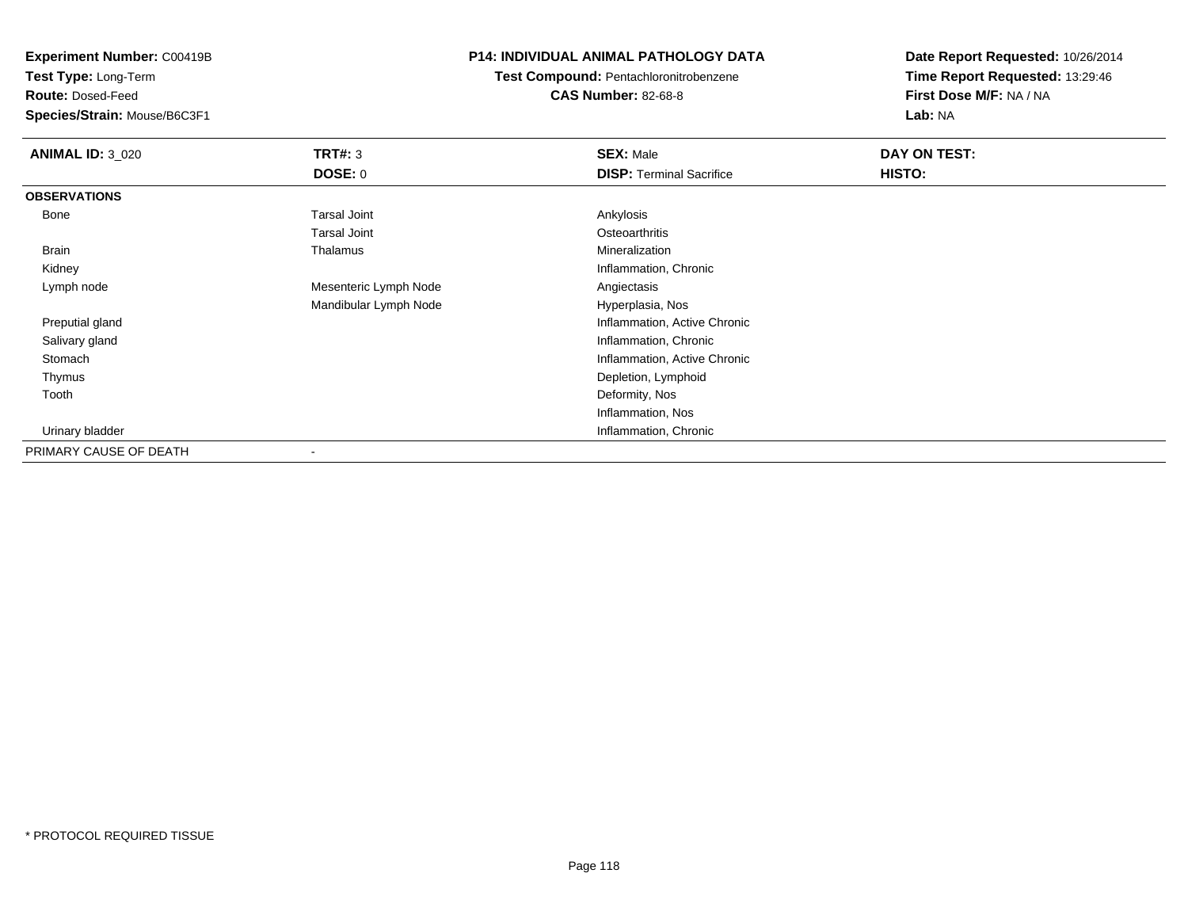**Experiment Number:** C00419B
**Test Type:** Long-Term
**Route:** Dosed-Feed
**Species/Strain:** Mouse/B6C3F1

**P14: INDIVIDUAL ANIMAL PATHOLOGY DATA**
**Test Compound:** Pentachloronitrobenzene
**CAS Number:** 82-68-8

**Date Report Requested:** 10/26/2014
**Time Report Requested:** 13:29:46
**First Dose M/F:** NA / NA
**Lab:** NA

| **ANIMAL ID:** 3_020 | **TRT#:** 3 | **SEX:** Male | **DAY ON TEST:** |
|---|---|---|---|
| | **DOSE:** 0 | **DISP:** Terminal Sacrifice | **HISTO:** |
| **OBSERVATIONS** | | | |
| Bone | Tarsal Joint | Ankylosis | |
| | Tarsal Joint | Osteoarthritis | |
| Brain | Thalamus | Mineralization | |
| Kidney | | Inflammation, Chronic | |
| Lymph node | Mesenteric Lymph Node | Angiectasis | |
| | Mandibular Lymph Node | Hyperplasia, Nos | |
| Preputial gland | | Inflammation, Active Chronic | |
| Salivary gland | | Inflammation, Chronic | |
| Stomach | | Inflammation, Active Chronic | |
| Thymus | | Depletion, Lymphoid | |
| Tooth | | Deformity, Nos | |
| | | Inflammation, Nos | |
| Urinary bladder | | Inflammation, Chronic | |
| PRIMARY CAUSE OF DEATH | - | | |

* PROTOCOL REQUIRED TISSUE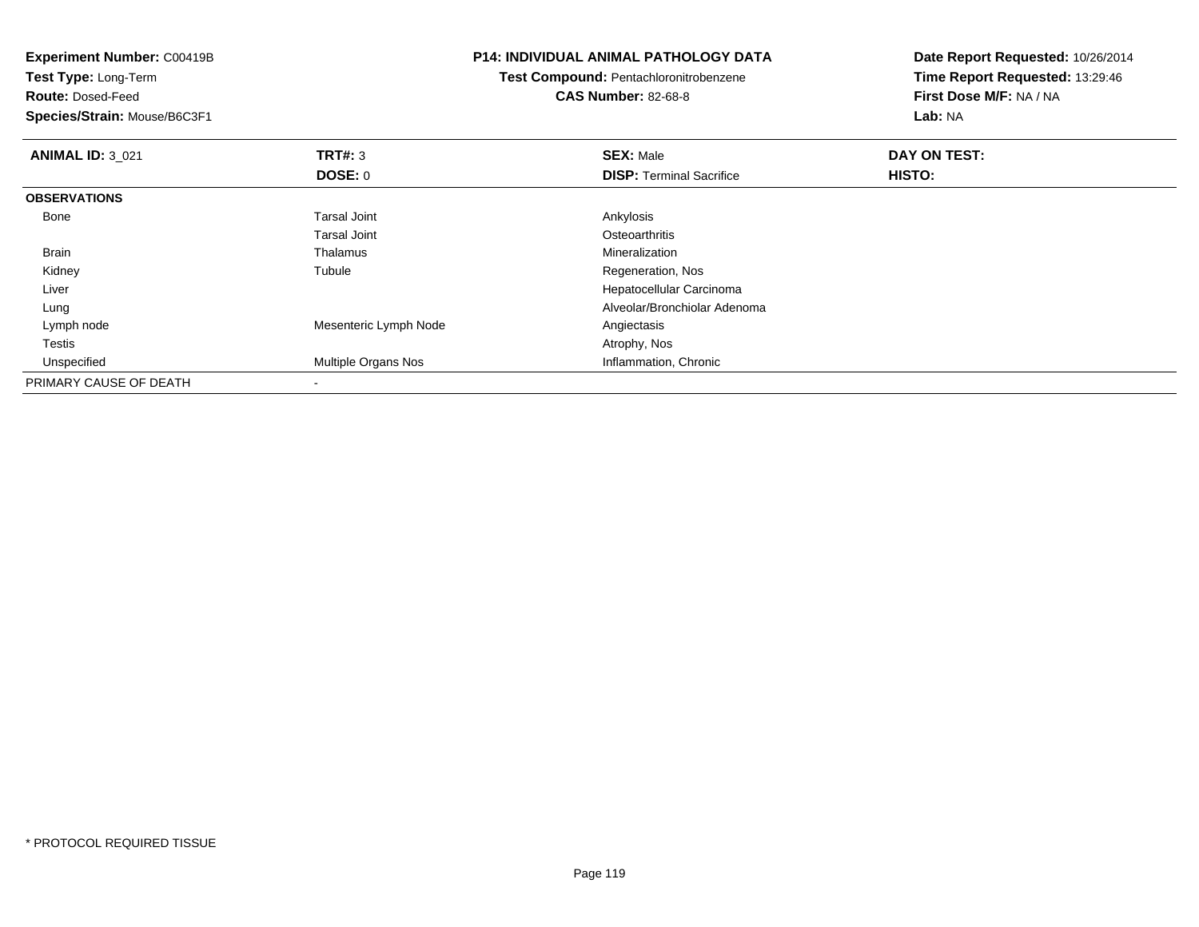**Experiment Number:** C00419B
**Test Type:** Long-Term
**Route:** Dosed-Feed
**Species/Strain:** Mouse/B6C3F1

**P14: INDIVIDUAL ANIMAL PATHOLOGY DATA**
**Test Compound:** Pentachloronitrobenzene
**CAS Number:** 82-68-8

**Date Report Requested:** 10/26/2014
**Time Report Requested:** 13:29:46
**First Dose M/F:** NA / NA
**Lab:** NA

| **ANIMAL ID:** 3_021 | **TRT#:** 3 | **SEX:** Male | **DAY ON TEST:** |
|---|---|---|---|
| | **DOSE:** 0 | **DISP:** Terminal Sacrifice | **HISTO:** |
| **OBSERVATIONS** | | | |
| Bone | Tarsal Joint | Ankylosis | |
| | Tarsal Joint | Osteoarthritis | |
| Brain | Thalamus | Mineralization | |
| Kidney | Tubule | Regeneration, Nos | |
| Liver | | Hepatocellular Carcinoma | |
| Lung | | Alveolar/Bronchiolar Adenoma | |
| Lymph node | Mesenteric Lymph Node | Angiectasis | |
| Testis | | Atrophy, Nos | |
| Unspecified | Multiple Organs Nos | Inflammation, Chronic | |
| PRIMARY CAUSE OF DEATH | - | | |

* PROTOCOL REQUIRED TISSUE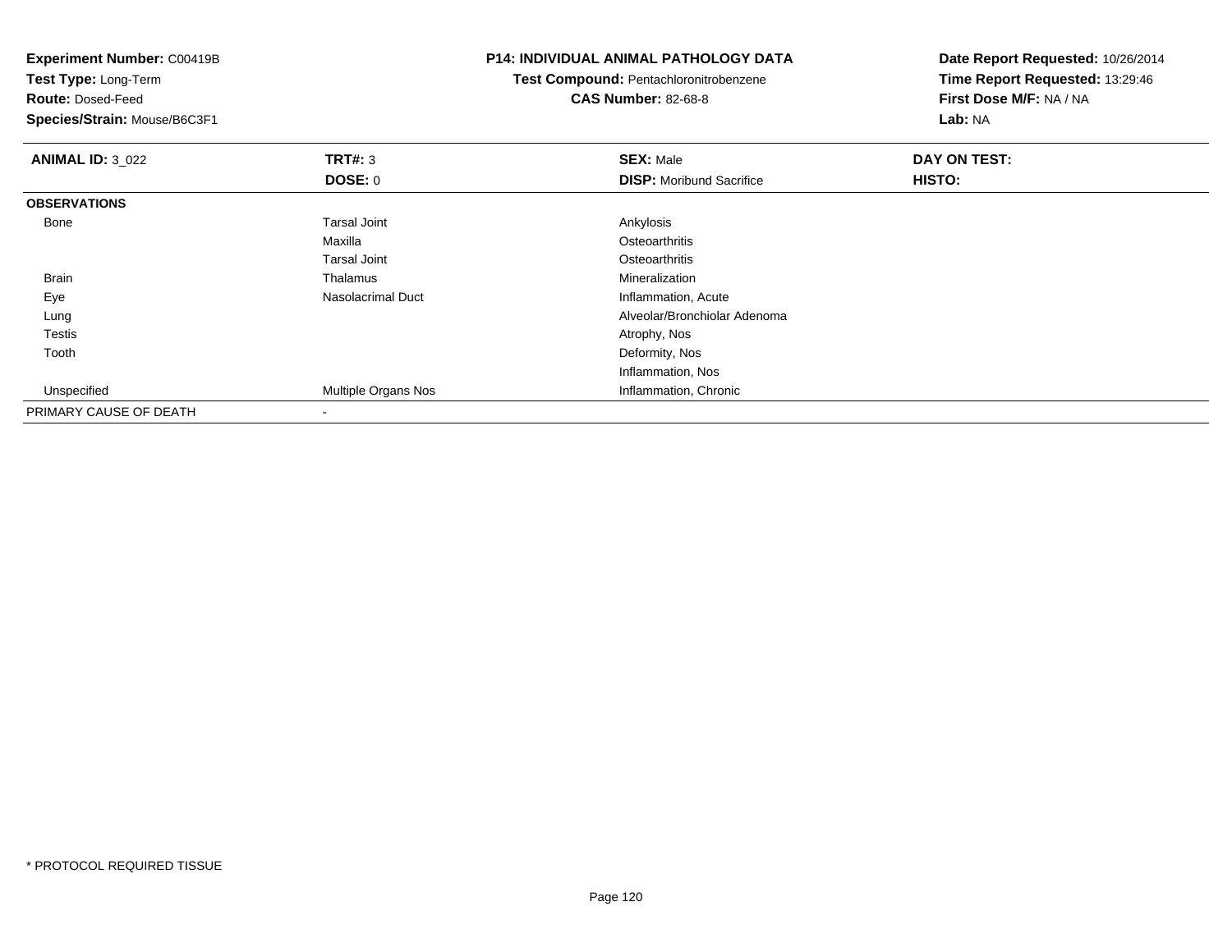**Experiment Number:** C00419B
**Test Type:** Long-Term
**Route:** Dosed-Feed
**Species/Strain:** Mouse/B6C3F1

**P14: INDIVIDUAL ANIMAL PATHOLOGY DATA**
**Test Compound:** Pentachloronitrobenzene
**CAS Number:** 82-68-8

**Date Report Requested:** 10/26/2014
**Time Report Requested:** 13:29:46
**First Dose M/F:** NA / NA
**Lab:** NA

| **ANIMAL ID:** 3_022 | **TRT#:** 3 | **SEX:** Male | **DAY ON TEST:** |
|---|---|---|---|
| | **DOSE:** 0 | **DISP:** Moribund Sacrifice | **HISTO:** |
| **OBSERVATIONS** | | | |
| Bone | Tarsal Joint | Ankylosis | |
| | Maxilla | Osteoarthritis | |
| | Tarsal Joint | Osteoarthritis | |
| Brain | Thalamus | Mineralization | |
| Eye | Nasolacrimal Duct | Inflammation, Acute | |
| Lung | | Alveolar/Bronchiolar Adenoma | |
| Testis | | Atrophy, Nos | |
| Tooth | | Deformity, Nos | |
| | | Inflammation, Nos | |
| Unspecified | Multiple Organs Nos | Inflammation, Chronic | |
| PRIMARY CAUSE OF DEATH | - | | |

* PROTOCOL REQUIRED TISSUE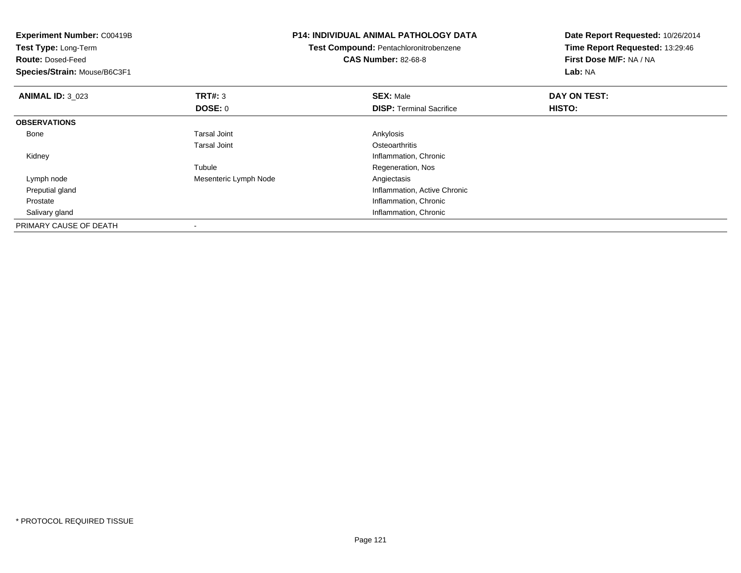**Experiment Number:** C00419B
**Test Type:** Long-Term
**Route:** Dosed-Feed
**Species/Strain:** Mouse/B6C3F1

**P14: INDIVIDUAL ANIMAL PATHOLOGY DATA**
**Test Compound:** Pentachloronitrobenzene
**CAS Number:** 82-68-8

**Date Report Requested:** 10/26/2014
**Time Report Requested:** 13:29:46
**First Dose M/F:** NA / NA
**Lab:** NA

| **ANIMAL ID:** 3_023 | **TRT#:** 3 | **SEX:** Male | **DAY ON TEST:** |
|---|---|---|---|
| | **DOSE:** 0 | **DISP:** Terminal Sacrifice | **HISTO:** |
| **OBSERVATIONS** | | | |
| Bone | Tarsal Joint | Ankylosis | |
| | Tarsal Joint | Osteoarthritis | |
| Kidney | | Inflammation, Chronic | |
| | Tubule | Regeneration, Nos | |
| Lymph node | Mesenteric Lymph Node | Angiectasis | |
| Preputial gland | | Inflammation, Active Chronic | |
| Prostate | | Inflammation, Chronic | |
| Salivary gland | | Inflammation, Chronic | |
| PRIMARY CAUSE OF DEATH | - | | |

* PROTOCOL REQUIRED TISSUE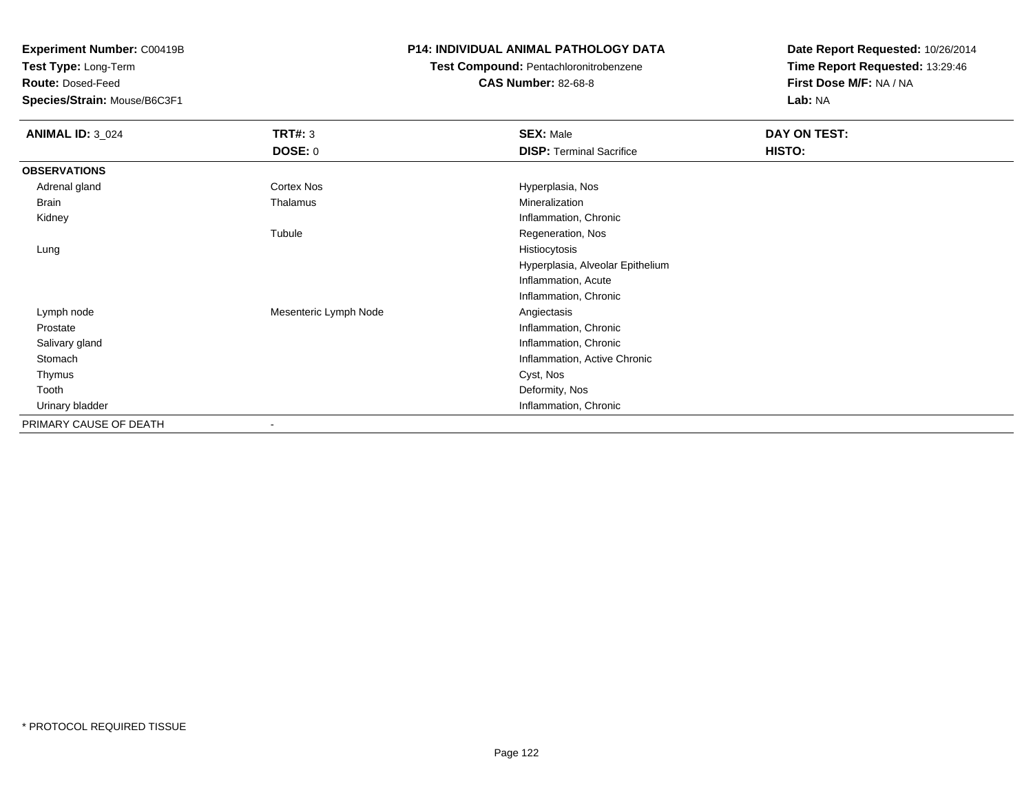**Experiment Number:** C00419B
**Test Type:** Long-Term
**Route:** Dosed-Feed
**Species/Strain:** Mouse/B6C3F1

**P14: INDIVIDUAL ANIMAL PATHOLOGY DATA**
**Test Compound:** Pentachloronitrobenzene
**CAS Number:** 82-68-8

**Date Report Requested:** 10/26/2014
**Time Report Requested:** 13:29:46
**First Dose M/F:** NA / NA
**Lab:** NA

| **ANIMAL ID:** 3_024 | **TRT#:** 3 | **SEX:** Male | **DAY ON TEST:** |
|---|---|---|---|
| | **DOSE:** 0 | **DISP:** Terminal Sacrifice | **HISTO:** |
| **OBSERVATIONS** | | | |
| Adrenal gland | Cortex Nos | Hyperplasia, Nos | |
| Brain | Thalamus | Mineralization | |
| Kidney | | Inflammation, Chronic | |
| | Tubule | Regeneration, Nos | |
| Lung | | Histiocytosis | |
| | | Hyperplasia, Alveolar Epithelium | |
| | | Inflammation, Acute | |
| | | Inflammation, Chronic | |
| Lymph node | Mesenteric Lymph Node | Angiectasis | |
| Prostate | | Inflammation, Chronic | |
| Salivary gland | | Inflammation, Chronic | |
| Stomach | | Inflammation, Active Chronic | |
| Thymus | | Cyst, Nos | |
| Tooth | | Deformity, Nos | |
| Urinary bladder | | Inflammation, Chronic | |
| PRIMARY CAUSE OF DEATH | - | | |

* PROTOCOL REQUIRED TISSUE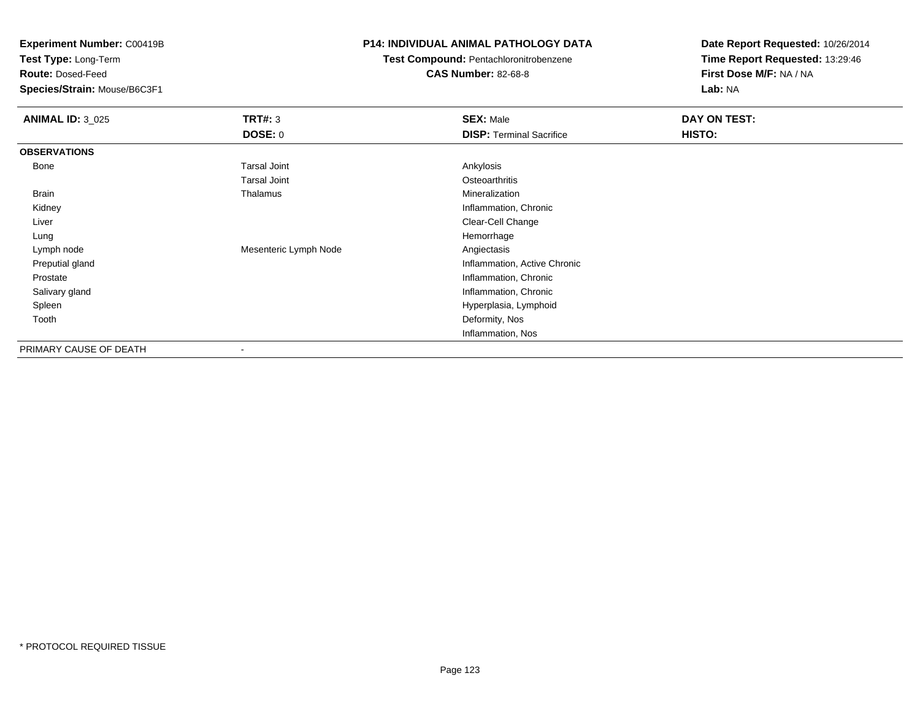**Experiment Number:** C00419B
**Test Type:** Long-Term
**Route:** Dosed-Feed
**Species/Strain:** Mouse/B6C3F1

**P14: INDIVIDUAL ANIMAL PATHOLOGY DATA**
**Test Compound:** Pentachloronitrobenzene
**CAS Number:** 82-68-8

**Date Report Requested:** 10/26/2014
**Time Report Requested:** 13:29:46
**First Dose M/F:** NA / NA
**Lab:** NA

| **ANIMAL ID:** 3_025 | **TRT#:** 3 | **SEX:** Male | **DAY ON TEST:** |
|---|---|---|---|
| | **DOSE:** 0 | **DISP:** Terminal Sacrifice | **HISTO:** |
| **OBSERVATIONS** | | | |
| Bone | Tarsal Joint | Ankylosis | |
| | Tarsal Joint | Osteoarthritis | |
| Brain | Thalamus | Mineralization | |
| Kidney | | Inflammation, Chronic | |
| Liver | | Clear-Cell Change | |
| Lung | | Hemorrhage | |
| Lymph node | Mesenteric Lymph Node | Angiectasis | |
| Preputial gland | | Inflammation, Active Chronic | |
| Prostate | | Inflammation, Chronic | |
| Salivary gland | | Inflammation, Chronic | |
| Spleen | | Hyperplasia, Lymphoid | |
| Tooth | | Deformity, Nos | |
| | | Inflammation, Nos | |
| PRIMARY CAUSE OF DEATH | - | | |

* PROTOCOL REQUIRED TISSUE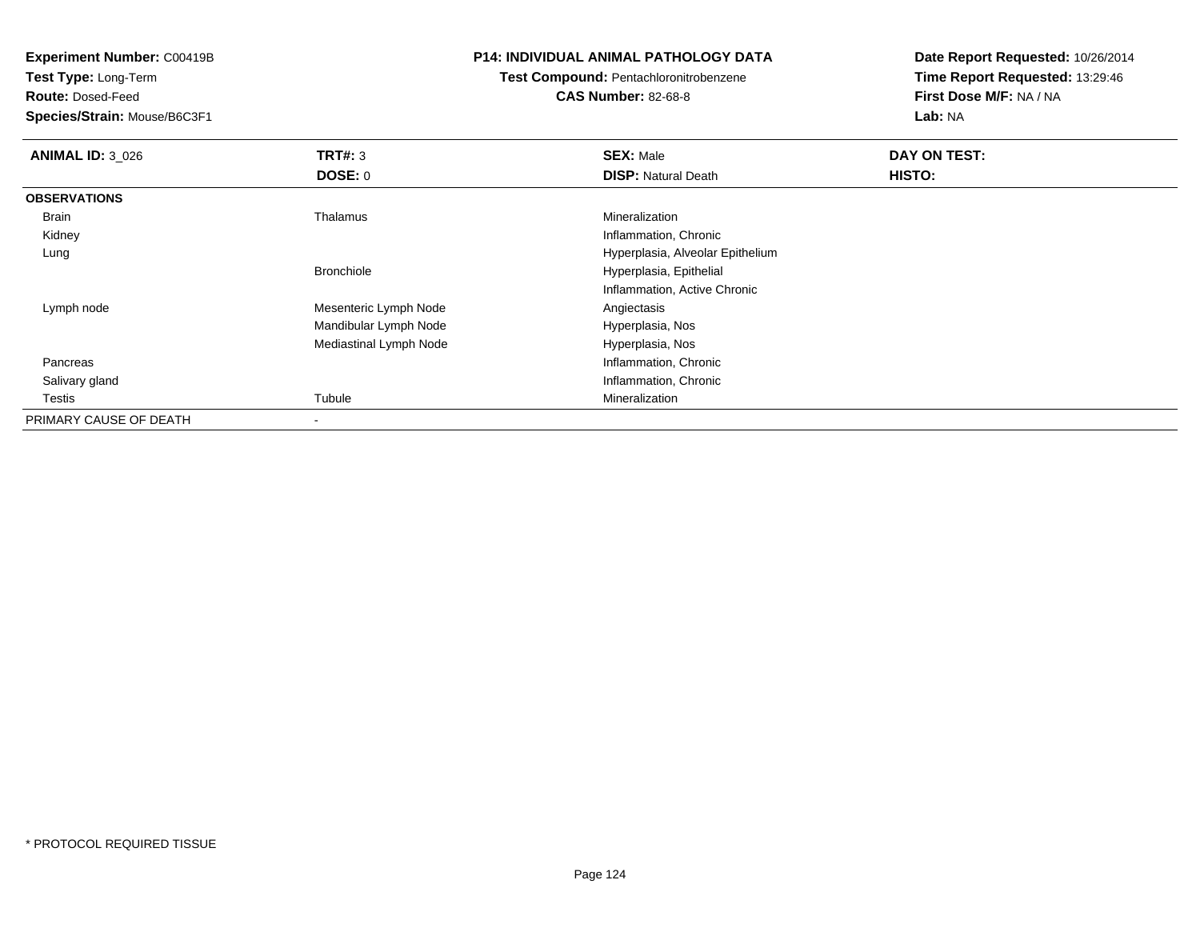**Experiment Number:** C00419B
**Test Type:** Long-Term
**Route:** Dosed-Feed
**Species/Strain:** Mouse/B6C3F1

**P14: INDIVIDUAL ANIMAL PATHOLOGY DATA**
**Test Compound:** Pentachloronitrobenzene
**CAS Number:** 82-68-8

**Date Report Requested:** 10/26/2014
**Time Report Requested:** 13:29:46
**First Dose M/F:** NA / NA
**Lab:** NA

| **ANIMAL ID:** 3_026 | **TRT#:** 3 | **SEX:** Male | **DAY ON TEST:** |
|---|---|---|---|
| | **DOSE:** 0 | **DISP:** Natural Death | **HISTO:** |
| **OBSERVATIONS** | | | |
| Brain | Thalamus | Mineralization | |
| Kidney | | Inflammation, Chronic | |
| Lung | | Hyperplasia, Alveolar Epithelium | |
| | Bronchiole | Hyperplasia, Epithelial | |
| | | Inflammation, Active Chronic | |
| Lymph node | Mesenteric Lymph Node | Angiectasis | |
| | Mandibular Lymph Node | Hyperplasia, Nos | |
| | Mediastinal Lymph Node | Hyperplasia, Nos | |
| Pancreas | | Inflammation, Chronic | |
| Salivary gland | | Inflammation, Chronic | |
| Testis | Tubule | Mineralization | |
| PRIMARY CAUSE OF DEATH | - | | |

* PROTOCOL REQUIRED TISSUE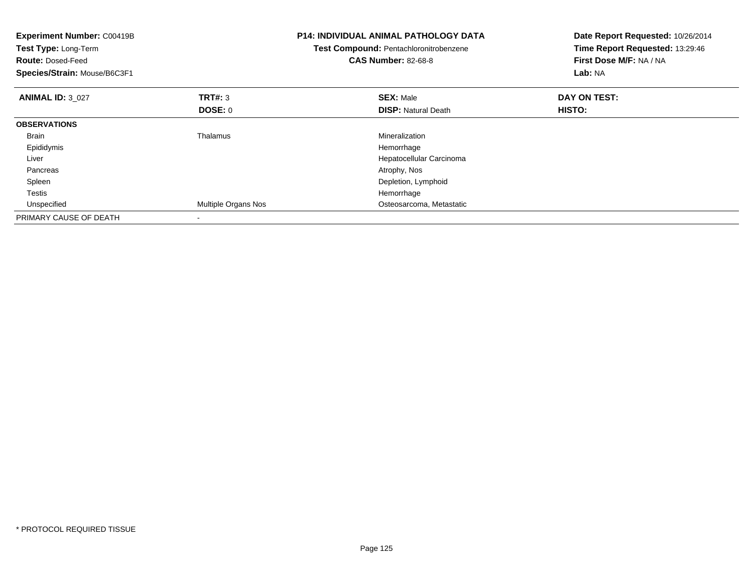**Experiment Number:** C00419B
**Test Type:** Long-Term
**Route:** Dosed-Feed
**Species/Strain:** Mouse/B6C3F1

**P14: INDIVIDUAL ANIMAL PATHOLOGY DATA**
**Test Compound:** Pentachloronitrobenzene
**CAS Number:** 82-68-8

**Date Report Requested:** 10/26/2014
**Time Report Requested:** 13:29:46
**First Dose M/F:** NA / NA
**Lab:** NA

| **ANIMAL ID:** 3_027 | **TRT#:** 3 | **SEX:** Male | **DAY ON TEST:** |
|---|---|---|---|
| | **DOSE:** 0 | **DISP:** Natural Death | **HISTO:** |
| **OBSERVATIONS** | | | |
| Brain | Thalamus | Mineralization | |
| Epididymis | | Hemorrhage | |
| Liver | | Hepatocellular Carcinoma | |
| Pancreas | | Atrophy, Nos | |
| Spleen | | Depletion, Lymphoid | |
| Testis | | Hemorrhage | |
| Unspecified | Multiple Organs Nos | Osteosarcoma, Metastatic | |
| PRIMARY CAUSE OF DEATH | - | | |

* PROTOCOL REQUIRED TISSUE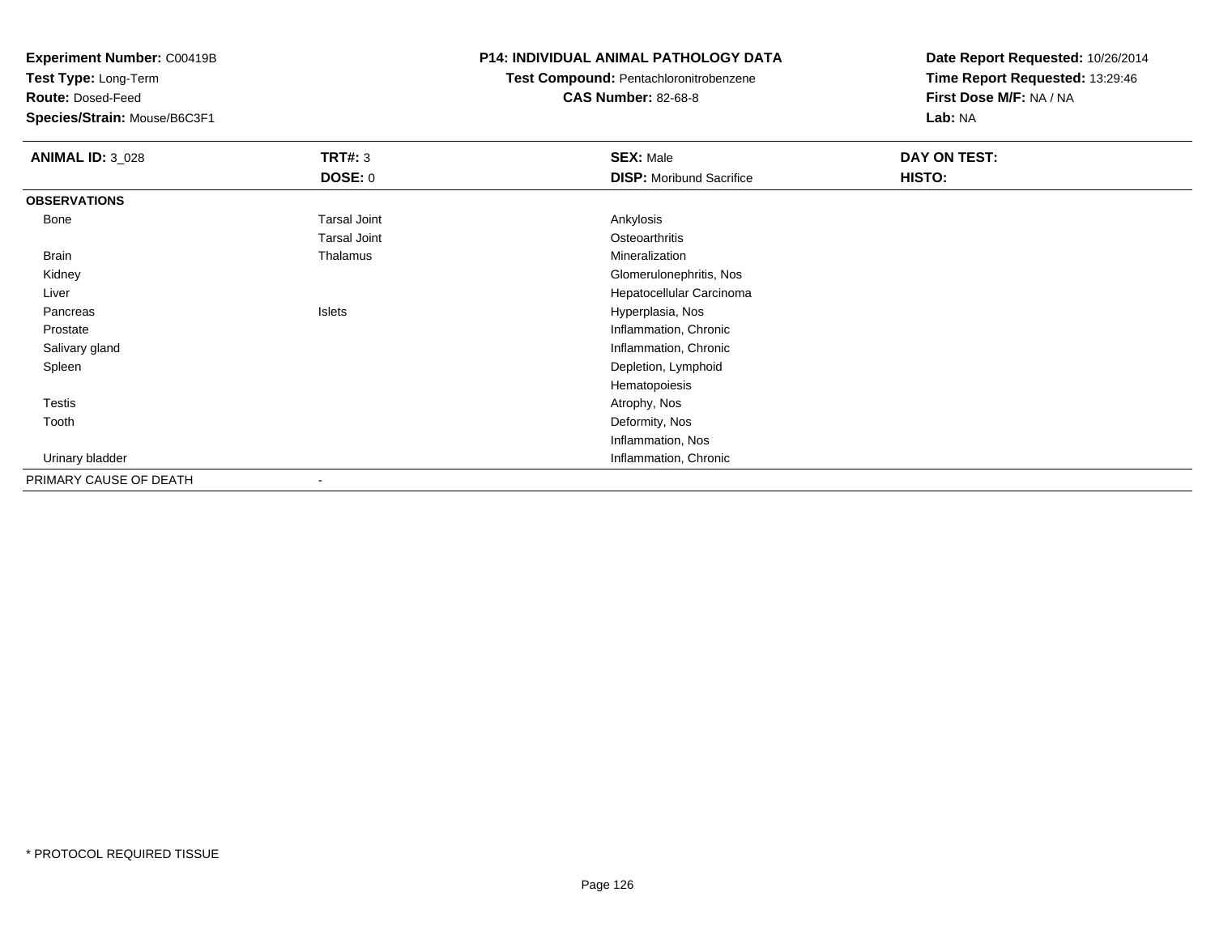**Experiment Number:** C00419B
**Test Type:** Long-Term
**Route:** Dosed-Feed
**Species/Strain:** Mouse/B6C3F1

**P14: INDIVIDUAL ANIMAL PATHOLOGY DATA**
**Test Compound:** Pentachloronitrobenzene
**CAS Number:** 82-68-8

**Date Report Requested:** 10/26/2014
**Time Report Requested:** 13:29:46
**First Dose M/F:** NA / NA
**Lab:** NA

| **ANIMAL ID:** 3_028 | **TRT#:** 3 | **SEX:** Male | **DAY ON TEST:** |
|---|---|---|---|
| | **DOSE:** 0 | **DISP:** Moribund Sacrifice | **HISTO:** |
| **OBSERVATIONS** | | | |
| Bone | Tarsal Joint | Ankylosis | |
| | Tarsal Joint | Osteoarthritis | |
| Brain | Thalamus | Mineralization | |
| Kidney | | Glomerulonephritis, Nos | |
| Liver | | Hepatocellular Carcinoma | |
| Pancreas | Islets | Hyperplasia, Nos | |
| Prostate | | Inflammation, Chronic | |
| Salivary gland | | Inflammation, Chronic | |
| Spleen | | Depletion, Lymphoid | |
| | | Hematopoiesis | |
| Testis | | Atrophy, Nos | |
| Tooth | | Deformity, Nos | |
| | | Inflammation, Nos | |
| Urinary bladder | | Inflammation, Chronic | |
| PRIMARY CAUSE OF DEATH | - | | |

* PROTOCOL REQUIRED TISSUE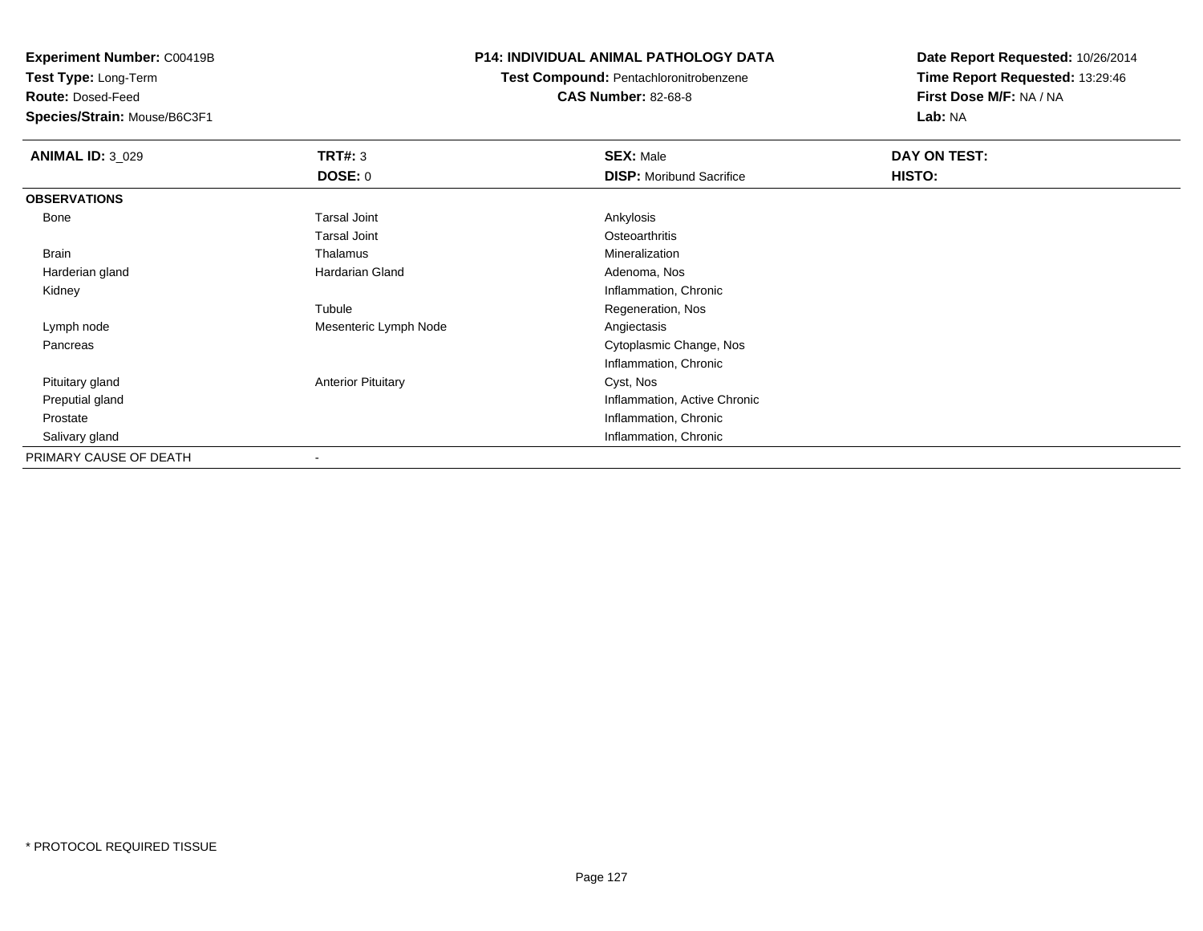**Experiment Number:** C00419B
**Test Type:** Long-Term
**Route:** Dosed-Feed
**Species/Strain:** Mouse/B6C3F1

**P14: INDIVIDUAL ANIMAL PATHOLOGY DATA**
**Test Compound:** Pentachloronitrobenzene
**CAS Number:** 82-68-8

**Date Report Requested:** 10/26/2014
**Time Report Requested:** 13:29:46
**First Dose M/F:** NA / NA
**Lab:** NA

| **ANIMAL ID:** 3_029 | **TRT#:** 3 | **SEX:** Male | **DAY ON TEST:** |
|---|---|---|---|
| | **DOSE:** 0 | **DISP:** Moribund Sacrifice | **HISTO:** |
| **OBSERVATIONS** | | | |
| Bone | Tarsal Joint | Ankylosis | |
| | Tarsal Joint | Osteoarthritis | |
| Brain | Thalamus | Mineralization | |
| Harderian gland | Hardarian Gland | Adenoma, Nos | |
| Kidney | | Inflammation, Chronic | |
| | Tubule | Regeneration, Nos | |
| Lymph node | Mesenteric Lymph Node | Angiectasis | |
| Pancreas | | Cytoplasmic Change, Nos | |
| | | Inflammation, Chronic | |
| Pituitary gland | Anterior Pituitary | Cyst, Nos | |
| Preputial gland | | Inflammation, Active Chronic | |
| Prostate | | Inflammation, Chronic | |
| Salivary gland | | Inflammation, Chronic | |
| PRIMARY CAUSE OF DEATH | - | | |

* PROTOCOL REQUIRED TISSUE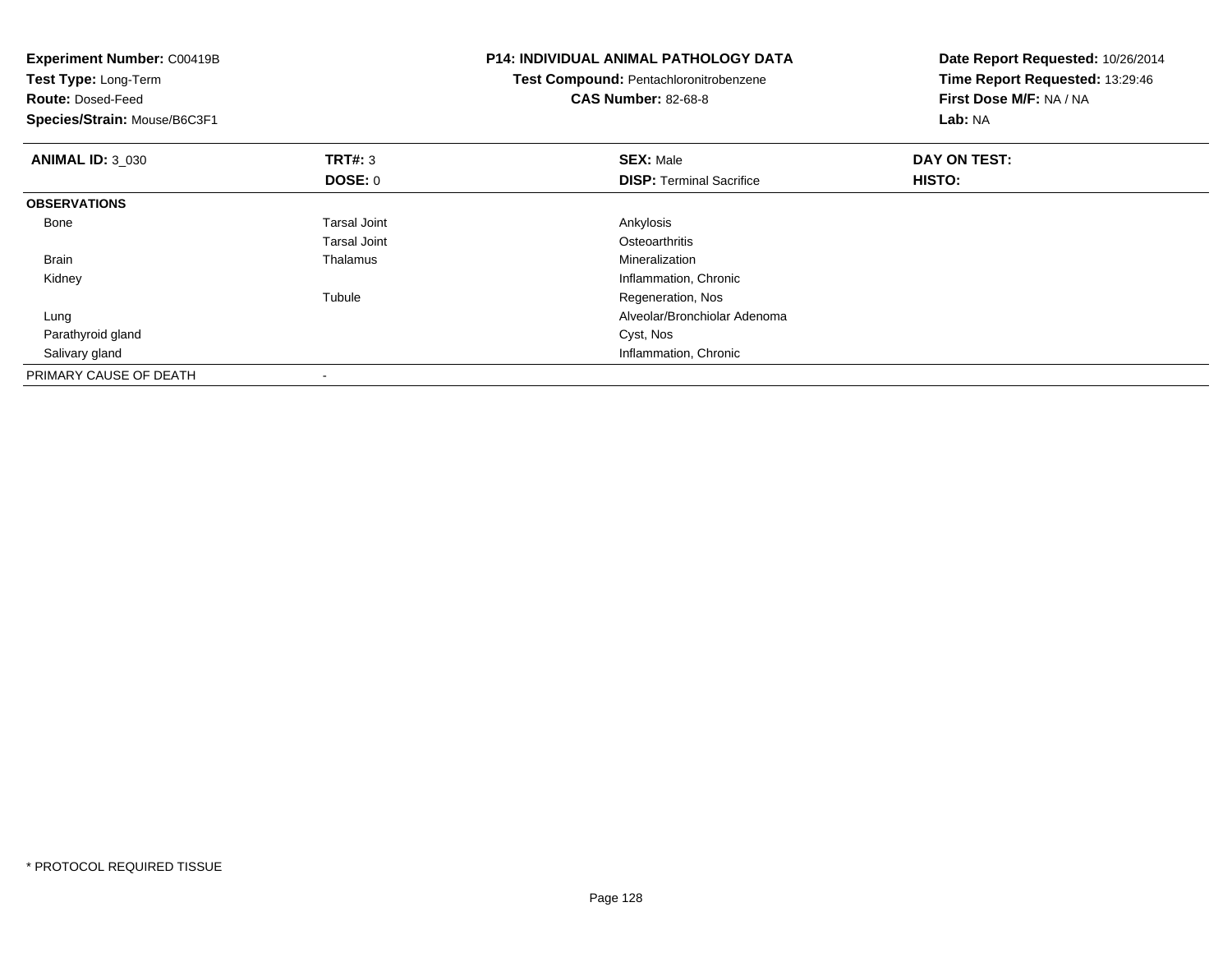**Experiment Number:** C00419B
**Test Type:** Long-Term
**Route:** Dosed-Feed
**Species/Strain:** Mouse/B6C3F1

**P14: INDIVIDUAL ANIMAL PATHOLOGY DATA**
**Test Compound:** Pentachloronitrobenzene
**CAS Number:** 82-68-8

**Date Report Requested:** 10/26/2014
**Time Report Requested:** 13:29:46
**First Dose M/F:** NA / NA
**Lab:** NA

| **ANIMAL ID:** 3_030 | **TRT#:** 3 | **SEX:** Male | **DAY ON TEST:** |
|---|---|---|---|
| | **DOSE:** 0 | **DISP:** Terminal Sacrifice | **HISTO:** |
| **OBSERVATIONS** | | | |
| Bone | Tarsal Joint | Ankylosis | |
| | Tarsal Joint | Osteoarthritis | |
| Brain | Thalamus | Mineralization | |
| Kidney | | Inflammation, Chronic | |
| | Tubule | Regeneration, Nos | |
| Lung | | Alveolar/Bronchiolar Adenoma | |
| Parathyroid gland | | Cyst, Nos | |
| Salivary gland | | Inflammation, Chronic | |
| PRIMARY CAUSE OF DEATH | - | | |

* PROTOCOL REQUIRED TISSUE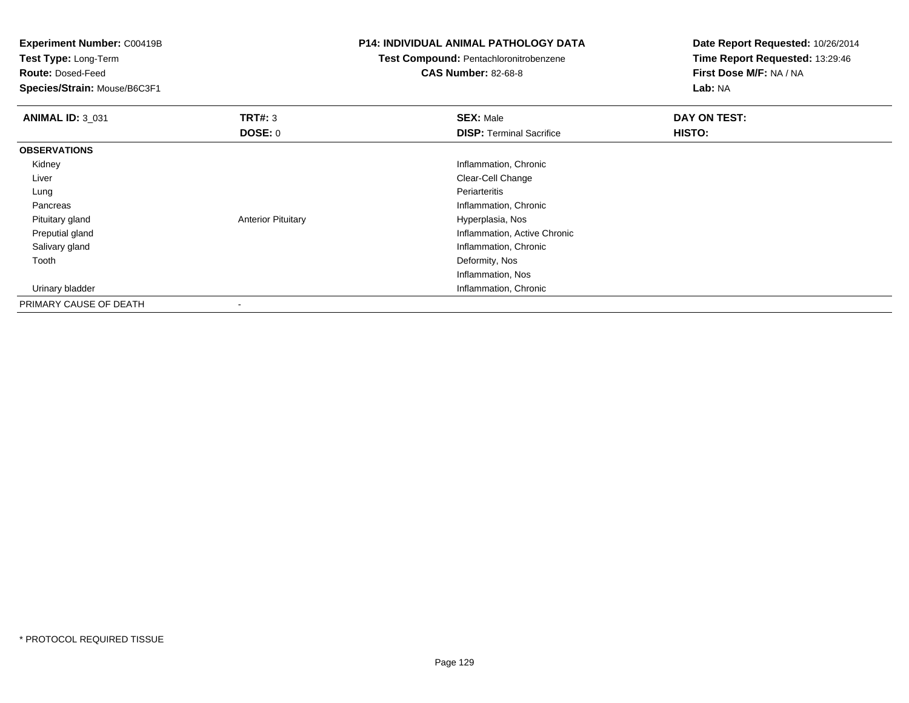**Experiment Number:** C00419B
**Test Type:** Long-Term
**Route:** Dosed-Feed
**Species/Strain:** Mouse/B6C3F1

**P14: INDIVIDUAL ANIMAL PATHOLOGY DATA**
**Test Compound:** Pentachloronitrobenzene
**CAS Number:** 82-68-8

**Date Report Requested:** 10/26/2014
**Time Report Requested:** 13:29:46
**First Dose M/F:** NA / NA
**Lab:** NA

| **ANIMAL ID:** 3_031 | **TRT#:** 3 | **SEX:** Male | **DAY ON TEST:** |
|---|---|---|---|
| | **DOSE:** 0 | **DISP:** Terminal Sacrifice | **HISTO:** |
| **OBSERVATIONS** | | | |
| Kidney | | Inflammation, Chronic | |
| Liver | | Clear-Cell Change | |
| Lung | | Periarteritis | |
| Pancreas | | Inflammation, Chronic | |
| Pituitary gland | Anterior Pituitary | Hyperplasia, Nos | |
| Preputial gland | | Inflammation, Active Chronic | |
| Salivary gland | | Inflammation, Chronic | |
| Tooth | | Deformity, Nos | |
| | | Inflammation, Nos | |
| Urinary bladder | | Inflammation, Chronic | |
| PRIMARY CAUSE OF DEATH | - | | |

* PROTOCOL REQUIRED TISSUE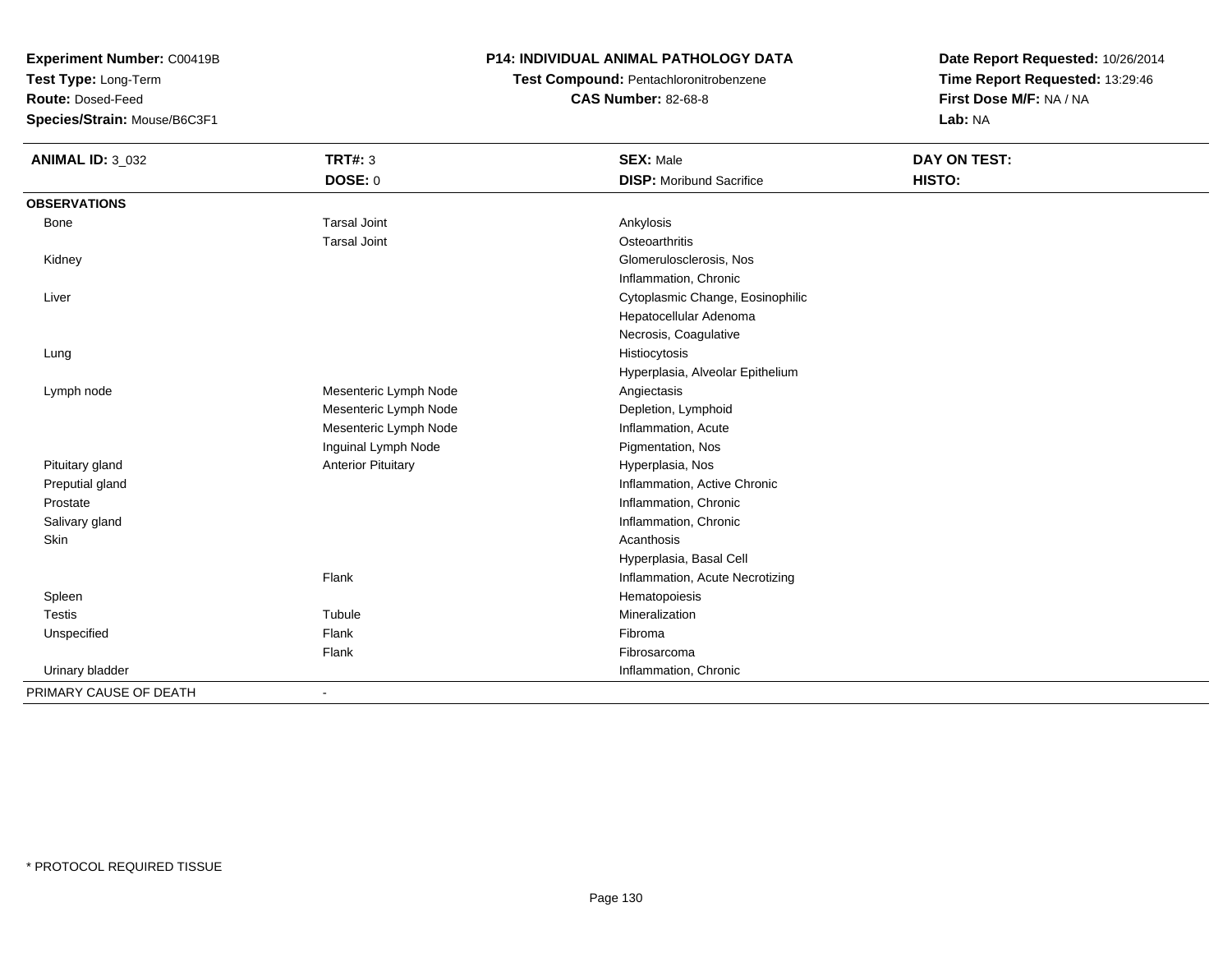**Experiment Number:** C00419B
**Test Type:** Long-Term
**Route:** Dosed-Feed
**Species/Strain:** Mouse/B6C3F1

**P14: INDIVIDUAL ANIMAL PATHOLOGY DATA**
**Test Compound:** Pentachloronitrobenzene
**CAS Number:** 82-68-8

**Date Report Requested:** 10/26/2014
**Time Report Requested:** 13:29:46
**First Dose M/F:** NA / NA
**Lab:** NA

| **ANIMAL ID:** 3_032 | **TRT#:** 3 | **SEX:** Male | **DAY ON TEST:** |
|---|---|---|---|
| | **DOSE:** 0 | **DISP:** Moribund Sacrifice | **HISTO:** |
| **OBSERVATIONS** | | | |
| Bone | Tarsal Joint | Ankylosis | |
| | Tarsal Joint | Osteoarthritis | |
| Kidney | | Glomerulosclerosis, Nos | |
| | | Inflammation, Chronic | |
| Liver | | Cytoplasmic Change, Eosinophilic | |
| | | Hepatocellular Adenoma | |
| | | Necrosis, Coagulative | |
| Lung | | Histiocytosis | |
| | | Hyperplasia, Alveolar Epithelium | |
| Lymph node | Mesenteric Lymph Node | Angiectasis | |
| | Mesenteric Lymph Node | Depletion, Lymphoid | |
| | Mesenteric Lymph Node | Inflammation, Acute | |
| | Inguinal Lymph Node | Pigmentation, Nos | |
| Pituitary gland | Anterior Pituitary | Hyperplasia, Nos | |
| Preputial gland | | Inflammation, Active Chronic | |
| Prostate | | Inflammation, Chronic | |
| Salivary gland | | Inflammation, Chronic | |
| Skin | | Acanthosis | |
| | | Hyperplasia, Basal Cell | |
| | Flank | Inflammation, Acute Necrotizing | |
| Spleen | | Hematopoiesis | |
| Testis | Tubule | Mineralization | |
| Unspecified | Flank | Fibroma | |
| | Flank | Fibrosarcoma | |
| Urinary bladder | | Inflammation, Chronic | |
| PRIMARY CAUSE OF DEATH | - | | |

* PROTOCOL REQUIRED TISSUE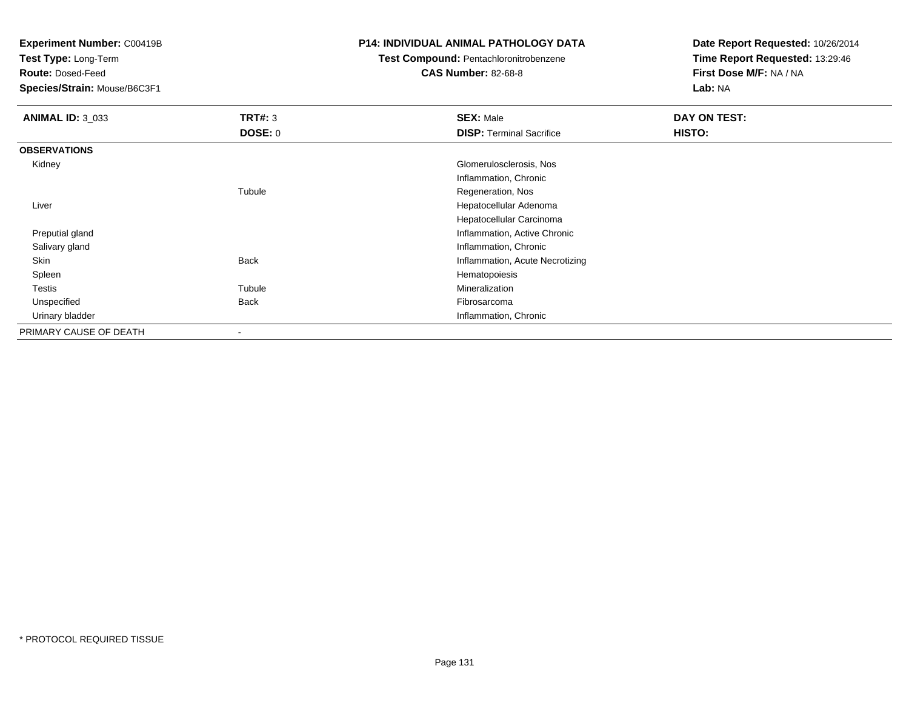**Experiment Number:** C00419B
**Test Type:** Long-Term
**Route:** Dosed-Feed
**Species/Strain:** Mouse/B6C3F1

**P14: INDIVIDUAL ANIMAL PATHOLOGY DATA**
**Test Compound:** Pentachloronitrobenzene
**CAS Number:** 82-68-8

**Date Report Requested:** 10/26/2014
**Time Report Requested:** 13:29:46
**First Dose M/F:** NA / NA
**Lab:** NA

| **ANIMAL ID:** 3_033 | **TRT#:** 3 | **SEX:** Male | **DAY ON TEST:** |
|---|---|---|---|
| | **DOSE:** 0 | **DISP:** Terminal Sacrifice | **HISTO:** |
| **OBSERVATIONS** | | | |
| Kidney | | Glomerulosclerosis, Nos | |
| | | Inflammation, Chronic | |
| | Tubule | Regeneration, Nos | |
| Liver | | Hepatocellular Adenoma | |
| | | Hepatocellular Carcinoma | |
| Preputial gland | | Inflammation, Active Chronic | |
| Salivary gland | | Inflammation, Chronic | |
| Skin | Back | Inflammation, Acute Necrotizing | |
| Spleen | | Hematopoiesis | |
| Testis | Tubule | Mineralization | |
| Unspecified | Back | Fibrosarcoma | |
| Urinary bladder | | Inflammation, Chronic | |
| PRIMARY CAUSE OF DEATH | - | | |

* PROTOCOL REQUIRED TISSUE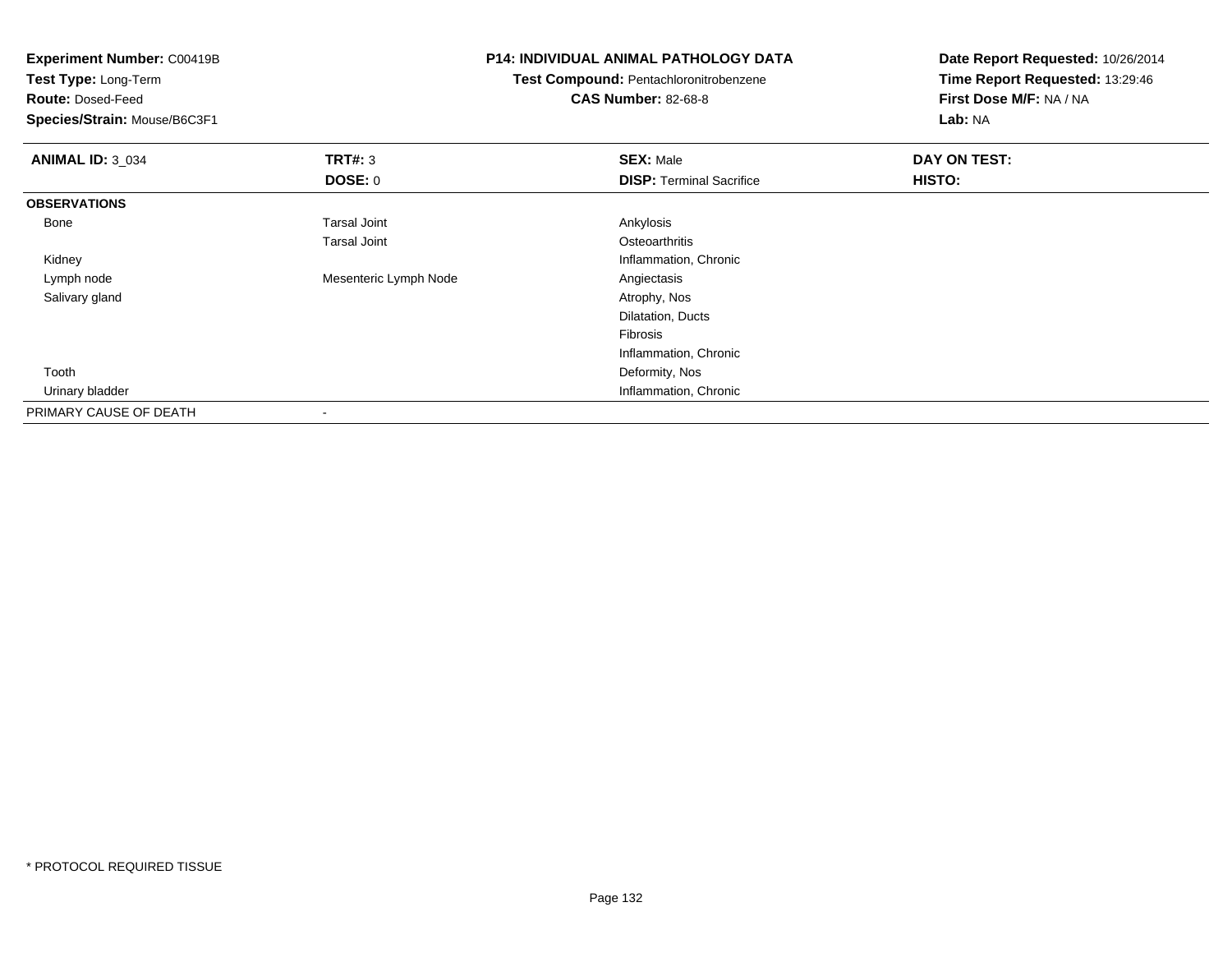**Experiment Number:** C00419B
**Test Type:** Long-Term
**Route:** Dosed-Feed
**Species/Strain:** Mouse/B6C3F1

**P14: INDIVIDUAL ANIMAL PATHOLOGY DATA**
**Test Compound:** Pentachloronitrobenzene
**CAS Number:** 82-68-8

**Date Report Requested:** 10/26/2014
**Time Report Requested:** 13:29:46
**First Dose M/F:** NA / NA
**Lab:** NA

| **ANIMAL ID:** 3_034 | **TRT#:** 3 | **SEX:** Male | **DAY ON TEST:** |
|---|---|---|---|
| | **DOSE:** 0 | **DISP:** Terminal Sacrifice | **HISTO:** |
| **OBSERVATIONS** | | | |
| Bone | Tarsal Joint | Ankylosis | |
| | Tarsal Joint | Osteoarthritis | |
| Kidney | | Inflammation, Chronic | |
| Lymph node | Mesenteric Lymph Node | Angiectasis | |
| Salivary gland | | Atrophy, Nos | |
| | | Dilatation, Ducts | |
| | | Fibrosis | |
| | | Inflammation, Chronic | |
| Tooth | | Deformity, Nos | |
| Urinary bladder | | Inflammation, Chronic | |
| PRIMARY CAUSE OF DEATH | - | | |

* PROTOCOL REQUIRED TISSUE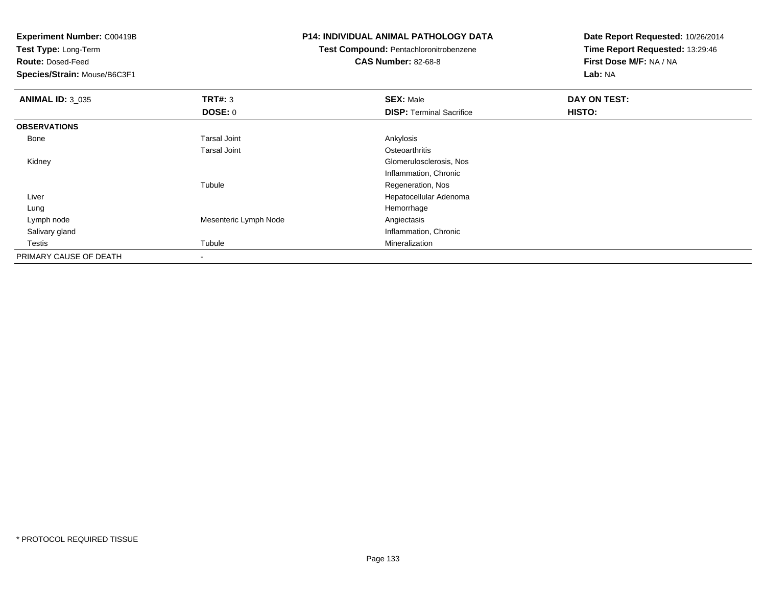**Experiment Number:** C00419B
**Test Type:** Long-Term
**Route:** Dosed-Feed
**Species/Strain:** Mouse/B6C3F1

**P14: INDIVIDUAL ANIMAL PATHOLOGY DATA**
**Test Compound:** Pentachloronitrobenzene
**CAS Number:** 82-68-8

**Date Report Requested:** 10/26/2014
**Time Report Requested:** 13:29:46
**First Dose M/F:** NA / NA
**Lab:** NA

| **ANIMAL ID:** 3_035 | **TRT#:** 3 | **SEX:** Male | **DAY ON TEST:** |
|---|---|---|---|
| | **DOSE:** 0 | **DISP:** Terminal Sacrifice | **HISTO:** |
| **OBSERVATIONS** | | | |
| Bone | Tarsal Joint | Ankylosis | |
| | Tarsal Joint | Osteoarthritis | |
| Kidney | | Glomerulosclerosis, Nos | |
| | | Inflammation, Chronic | |
| | Tubule | Regeneration, Nos | |
| Liver | | Hepatocellular Adenoma | |
| Lung | | Hemorrhage | |
| Lymph node | Mesenteric Lymph Node | Angiectasis | |
| Salivary gland | | Inflammation, Chronic | |
| Testis | Tubule | Mineralization | |
| PRIMARY CAUSE OF DEATH | - | | |

* PROTOCOL REQUIRED TISSUE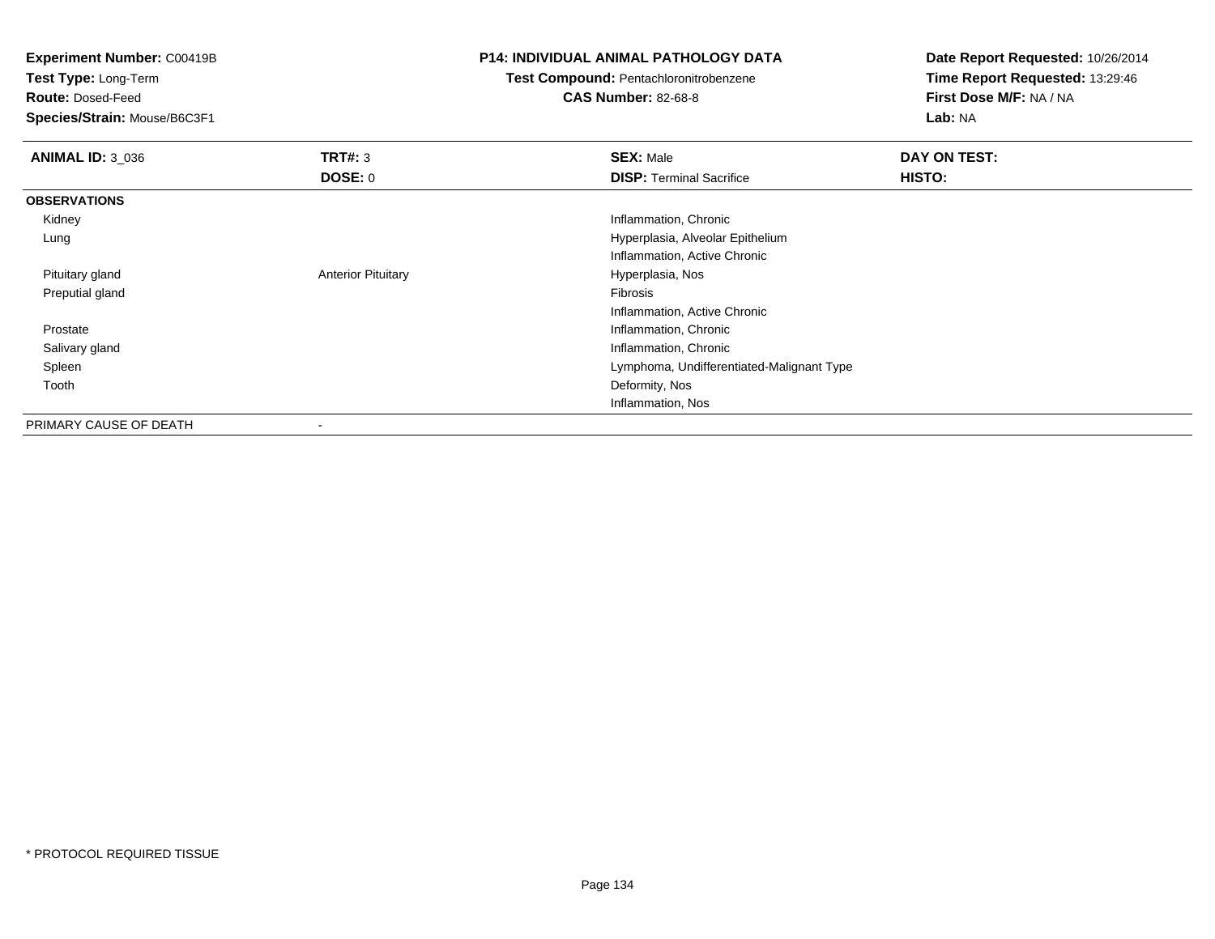**Experiment Number:** C00419B
**Test Type:** Long-Term
**Route:** Dosed-Feed
**Species/Strain:** Mouse/B6C3F1

**P14: INDIVIDUAL ANIMAL PATHOLOGY DATA**
**Test Compound:** Pentachloronitrobenzene
**CAS Number:** 82-68-8

**Date Report Requested:** 10/26/2014
**Time Report Requested:** 13:29:46
**First Dose M/F:** NA / NA
**Lab:** NA

| **ANIMAL ID:** 3_036 | **TRT#:** 3 | **SEX:** Male | **DAY ON TEST:** |
|---|---|---|---|
| | **DOSE:** 0 | **DISP:** Terminal Sacrifice | **HISTO:** |
| **OBSERVATIONS** | | | |
| Kidney | | Inflammation, Chronic | |
| Lung | | Hyperplasia, Alveolar Epithelium | |
| | | Inflammation, Active Chronic | |
| Pituitary gland | Anterior Pituitary | Hyperplasia, Nos | |
| Preputial gland | | Fibrosis | |
| | | Inflammation, Active Chronic | |
| Prostate | | Inflammation, Chronic | |
| Salivary gland | | Inflammation, Chronic | |
| Spleen | | Lymphoma, Undifferentiated-Malignant Type | |
| Tooth | | Deformity, Nos | |
| | | Inflammation, Nos | |
| PRIMARY CAUSE OF DEATH | - | | |

* PROTOCOL REQUIRED TISSUE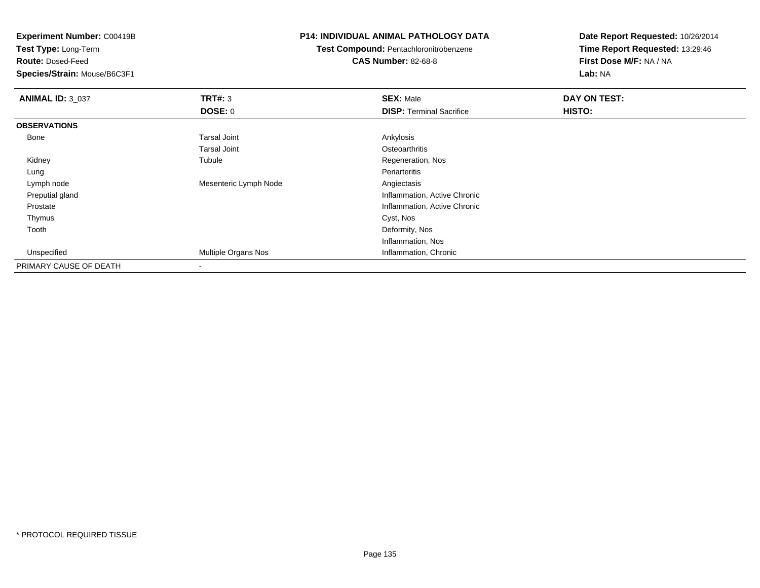**Experiment Number:** C00419B
**Test Type:** Long-Term
**Route:** Dosed-Feed
**Species/Strain:** Mouse/B6C3F1

**P14: INDIVIDUAL ANIMAL PATHOLOGY DATA**
**Test Compound:** Pentachloronitrobenzene
**CAS Number:** 82-68-8

**Date Report Requested:** 10/26/2014
**Time Report Requested:** 13:29:46
**First Dose M/F:** NA / NA
**Lab:** NA

| **ANIMAL ID:** 3_037 | **TRT#:** 3 | **SEX:** Male | **DAY ON TEST:** |
|---|---|---|---|
| | **DOSE:** 0 | **DISP:** Terminal Sacrifice | **HISTO:** |
| **OBSERVATIONS** | | | |
| Bone | Tarsal Joint | Ankylosis | |
| | Tarsal Joint | Osteoarthritis | |
| Kidney | Tubule | Regeneration, Nos | |
| Lung | | Periarteritis | |
| Lymph node | Mesenteric Lymph Node | Angiectasis | |
| Preputial gland | | Inflammation, Active Chronic | |
| Prostate | | Inflammation, Active Chronic | |
| Thymus | | Cyst, Nos | |
| Tooth | | Deformity, Nos | |
| | | Inflammation, Nos | |
| Unspecified | Multiple Organs Nos | Inflammation, Chronic | |
| PRIMARY CAUSE OF DEATH | - | | |

* PROTOCOL REQUIRED TISSUE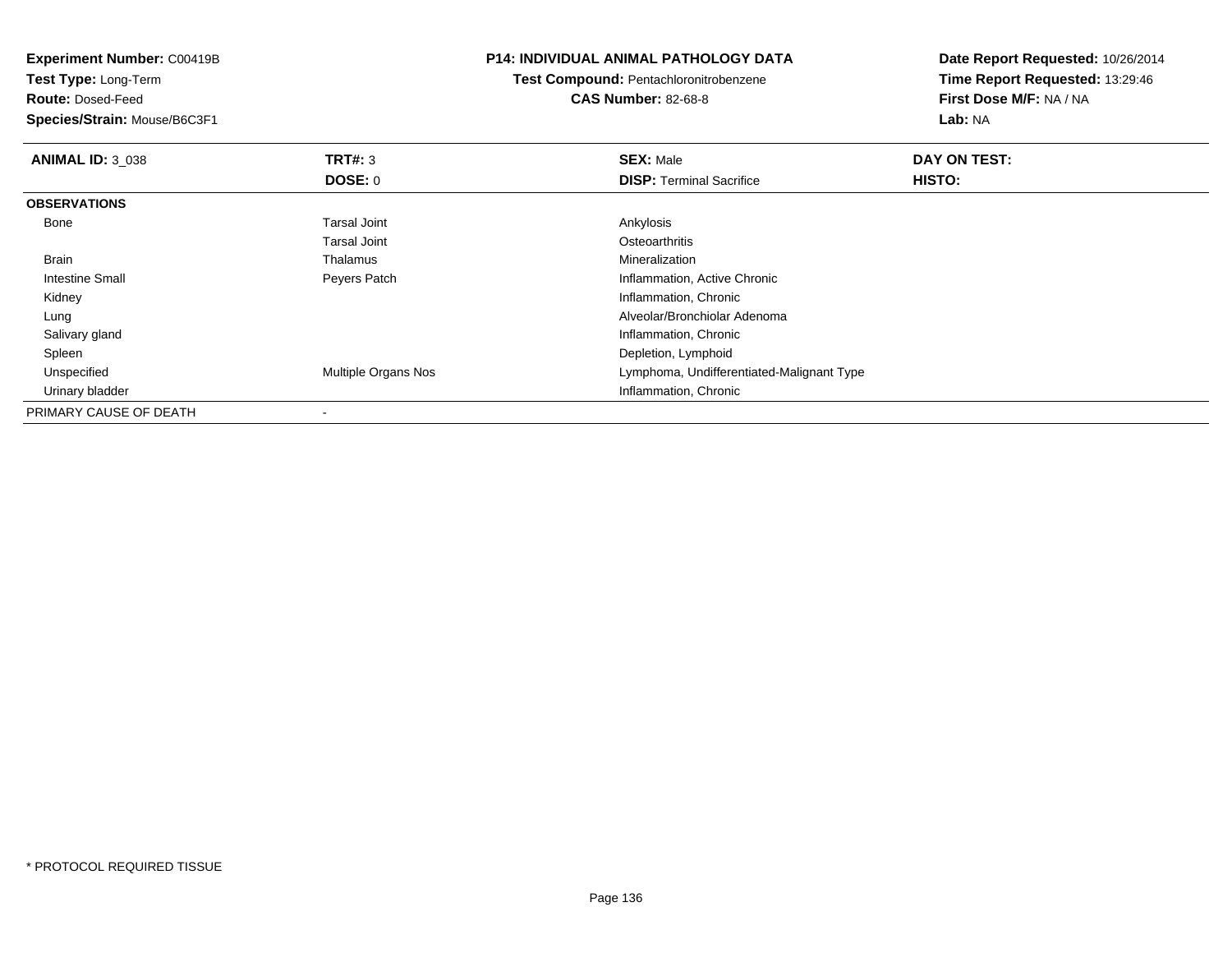**Experiment Number:** C00419B
**Test Type:** Long-Term
**Route:** Dosed-Feed
**Species/Strain:** Mouse/B6C3F1

**P14: INDIVIDUAL ANIMAL PATHOLOGY DATA**
**Test Compound:** Pentachloronitrobenzene
**CAS Number:** 82-68-8

**Date Report Requested:** 10/26/2014
**Time Report Requested:** 13:29:46
**First Dose M/F:** NA / NA
**Lab:** NA

| **ANIMAL ID:** 3_038 | **TRT#:** 3 | **SEX:** Male | **DAY ON TEST:** |
|---|---|---|---|
| | **DOSE:** 0 | **DISP:** Terminal Sacrifice | **HISTO:** |
| **OBSERVATIONS** | | | |
| Bone | Tarsal Joint | Ankylosis | |
| | Tarsal Joint | Osteoarthritis | |
| Brain | Thalamus | Mineralization | |
| Intestine Small | Peyers Patch | Inflammation, Active Chronic | |
| Kidney | | Inflammation, Chronic | |
| Lung | | Alveolar/Bronchiolar Adenoma | |
| Salivary gland | | Inflammation, Chronic | |
| Spleen | | Depletion, Lymphoid | |
| Unspecified | Multiple Organs Nos | Lymphoma, Undifferentiated-Malignant Type | |
| Urinary bladder | | Inflammation, Chronic | |
| PRIMARY CAUSE OF DEATH | - | | |

* PROTOCOL REQUIRED TISSUE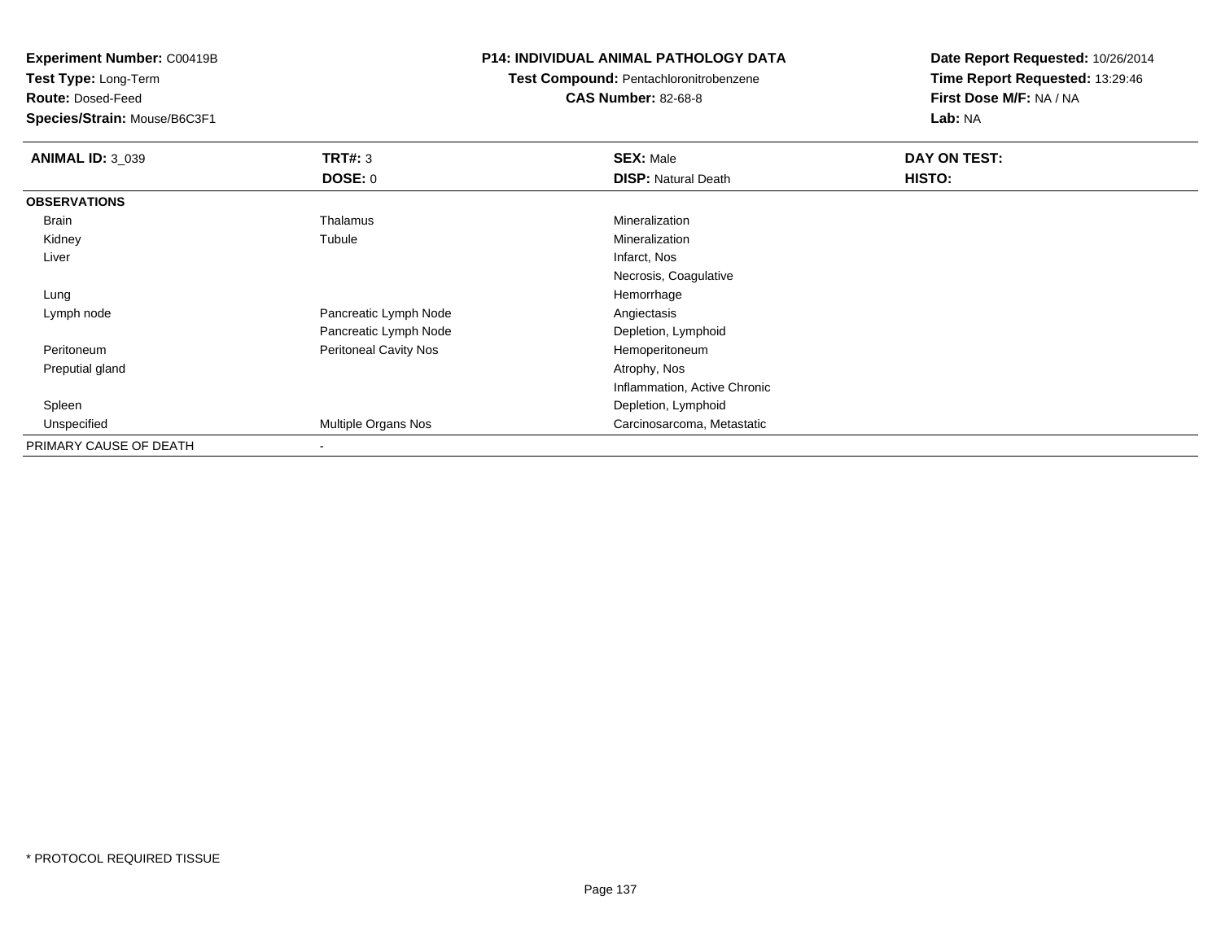**Experiment Number:** C00419B
**Test Type:** Long-Term
**Route:** Dosed-Feed
**Species/Strain:** Mouse/B6C3F1

**P14: INDIVIDUAL ANIMAL PATHOLOGY DATA**
**Test Compound:** Pentachloronitrobenzene
**CAS Number:** 82-68-8

**Date Report Requested:** 10/26/2014
**Time Report Requested:** 13:29:46
**First Dose M/F:** NA / NA
**Lab:** NA

| **ANIMAL ID:** 3_039 | **TRT#:** 3 | **SEX:** Male | **DAY ON TEST:** |
|---|---|---|---|
| | **DOSE:** 0 | **DISP:** Natural Death | **HISTO:** |
| **OBSERVATIONS** | | | |
| Brain | Thalamus | Mineralization | |
| Kidney | Tubule | Mineralization | |
| Liver | | Infarct, Nos | |
| | | Necrosis, Coagulative | |
| Lung | | Hemorrhage | |
| Lymph node | Pancreatic Lymph Node | Angiectasis | |
| | Pancreatic Lymph Node | Depletion, Lymphoid | |
| Peritoneum | Peritoneal Cavity Nos | Hemoperitoneum | |
| Preputial gland | | Atrophy, Nos | |
| | | Inflammation, Active Chronic | |
| Spleen | | Depletion, Lymphoid | |
| Unspecified | Multiple Organs Nos | Carcinosarcoma, Metastatic | |
| PRIMARY CAUSE OF DEATH | - | | |

* PROTOCOL REQUIRED TISSUE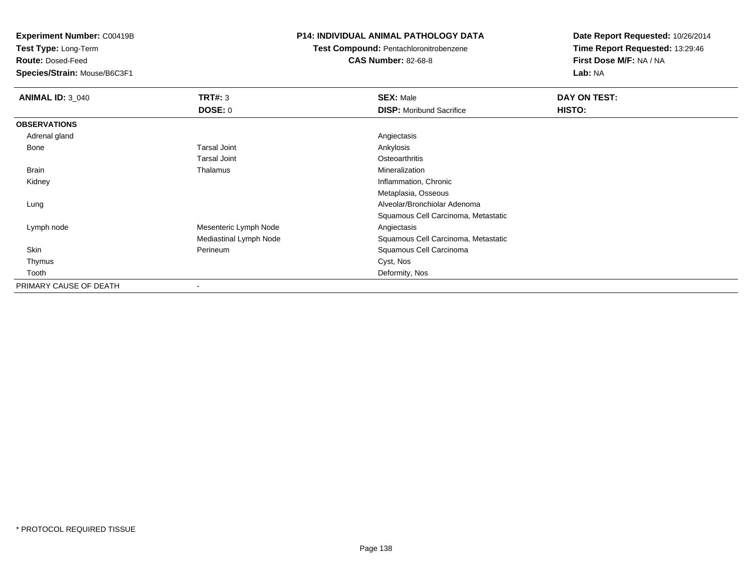**Experiment Number:** C00419B
**Test Type:** Long-Term
**Route:** Dosed-Feed
**Species/Strain:** Mouse/B6C3F1

**P14: INDIVIDUAL ANIMAL PATHOLOGY DATA**
**Test Compound:** Pentachloronitrobenzene
**CAS Number:** 82-68-8

**Date Report Requested:** 10/26/2014
**Time Report Requested:** 13:29:46
**First Dose M/F:** NA / NA
**Lab:** NA

| **ANIMAL ID:** 3_040 | **TRT#:** 3 | **SEX:** Male | **DAY ON TEST:** |
|---|---|---|---|
| | **DOSE:** 0 | **DISP:** Moribund Sacrifice | **HISTO:** |
| **OBSERVATIONS** | | | |
| Adrenal gland | | Angiectasis | |
| Bone | Tarsal Joint | Ankylosis | |
| | Tarsal Joint | Osteoarthritis | |
| Brain | Thalamus | Mineralization | |
| Kidney | | Inflammation, Chronic | |
| | | Metaplasia, Osseous | |
| Lung | | Alveolar/Bronchiolar Adenoma | |
| | | Squamous Cell Carcinoma, Metastatic | |
| Lymph node | Mesenteric Lymph Node | Angiectasis | |
| | Mediastinal Lymph Node | Squamous Cell Carcinoma, Metastatic | |
| Skin | Perineum | Squamous Cell Carcinoma | |
| Thymus | | Cyst, Nos | |
| Tooth | | Deformity, Nos | |
| PRIMARY CAUSE OF DEATH | - | | |

* PROTOCOL REQUIRED TISSUE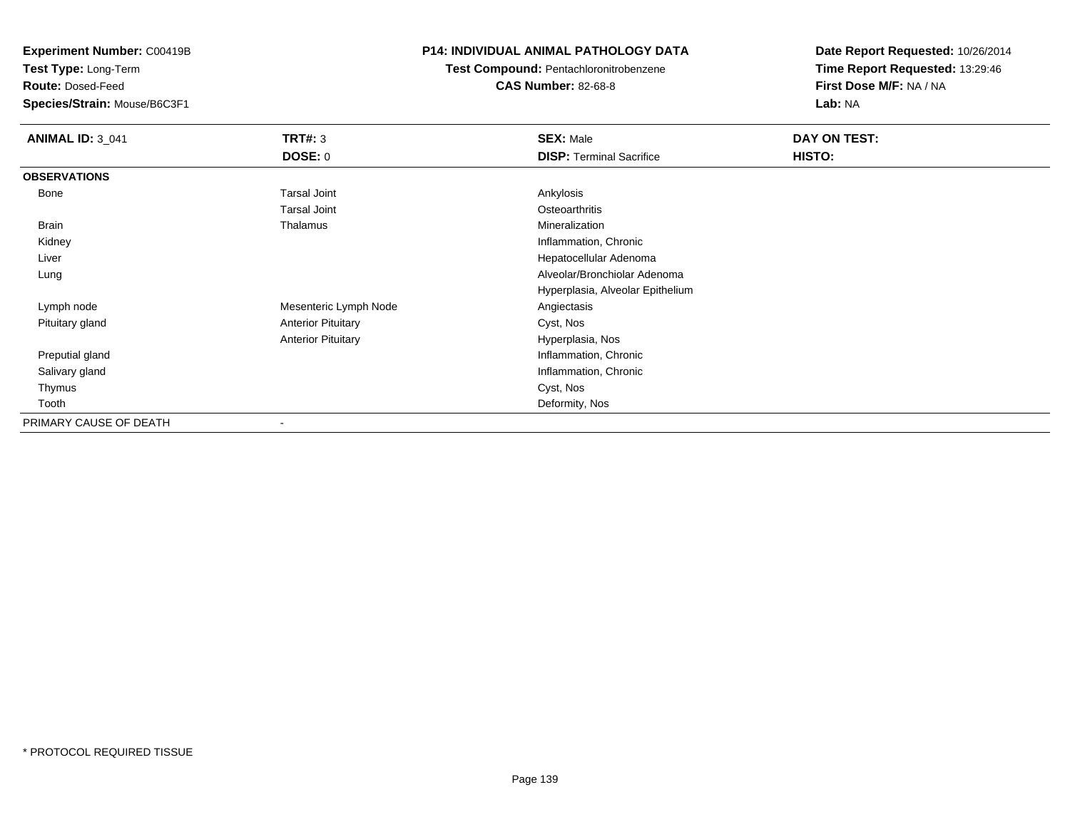**Experiment Number:** C00419B
**Test Type:** Long-Term
**Route:** Dosed-Feed
**Species/Strain:** Mouse/B6C3F1

**P14: INDIVIDUAL ANIMAL PATHOLOGY DATA**
**Test Compound:** Pentachloronitrobenzene
**CAS Number:** 82-68-8

**Date Report Requested:** 10/26/2014
**Time Report Requested:** 13:29:46
**First Dose M/F:** NA / NA
**Lab:** NA

| **ANIMAL ID:** 3_041 | **TRT#:** 3 | **SEX:** Male | **DAY ON TEST:** |
|---|---|---|---|
| | **DOSE:** 0 | **DISP:** Terminal Sacrifice | **HISTO:** |
| **OBSERVATIONS** | | | |
| Bone | Tarsal Joint | Ankylosis | |
| | Tarsal Joint | Osteoarthritis | |
| Brain | Thalamus | Mineralization | |
| Kidney | | Inflammation, Chronic | |
| Liver | | Hepatocellular Adenoma | |
| Lung | | Alveolar/Bronchiolar Adenoma | |
| | | Hyperplasia, Alveolar Epithelium | |
| Lymph node | Mesenteric Lymph Node | Angiectasis | |
| Pituitary gland | Anterior Pituitary | Cyst, Nos | |
| | Anterior Pituitary | Hyperplasia, Nos | |
| Preputial gland | | Inflammation, Chronic | |
| Salivary gland | | Inflammation, Chronic | |
| Thymus | | Cyst, Nos | |
| Tooth | | Deformity, Nos | |
| PRIMARY CAUSE OF DEATH | - | | |

* PROTOCOL REQUIRED TISSUE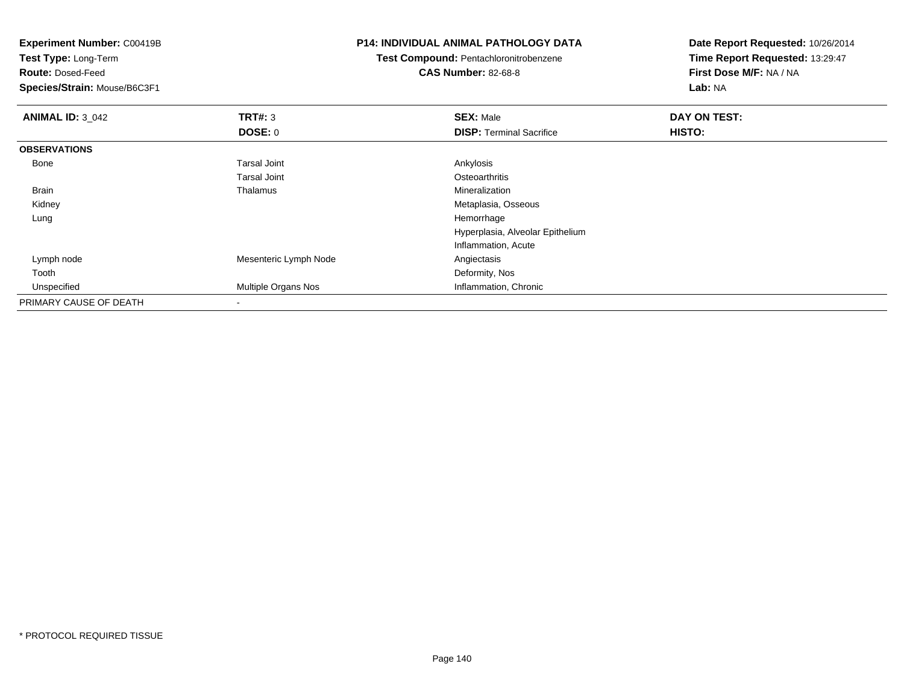**Experiment Number:** C00419B
**Test Type:** Long-Term
**Route:** Dosed-Feed
**Species/Strain:** Mouse/B6C3F1

**P14: INDIVIDUAL ANIMAL PATHOLOGY DATA**
**Test Compound:** Pentachloronitrobenzene
**CAS Number:** 82-68-8

**Date Report Requested:** 10/26/2014
**Time Report Requested:** 13:29:47
**First Dose M/F:** NA / NA
**Lab:** NA

| **ANIMAL ID:** 3_042 | **TRT#:** 3 | **SEX:** Male | **DAY ON TEST:** |
|---|---|---|---|
| | **DOSE:** 0 | **DISP:** Terminal Sacrifice | **HISTO:** |
| **OBSERVATIONS** | | | |
| Bone | Tarsal Joint | Ankylosis | |
| | Tarsal Joint | Osteoarthritis | |
| Brain | Thalamus | Mineralization | |
| Kidney | | Metaplasia, Osseous | |
| Lung | | Hemorrhage | |
| | | Hyperplasia, Alveolar Epithelium | |
| | | Inflammation, Acute | |
| Lymph node | Mesenteric Lymph Node | Angiectasis | |
| Tooth | | Deformity, Nos | |
| Unspecified | Multiple Organs Nos | Inflammation, Chronic | |
| PRIMARY CAUSE OF DEATH | - | | |

* PROTOCOL REQUIRED TISSUE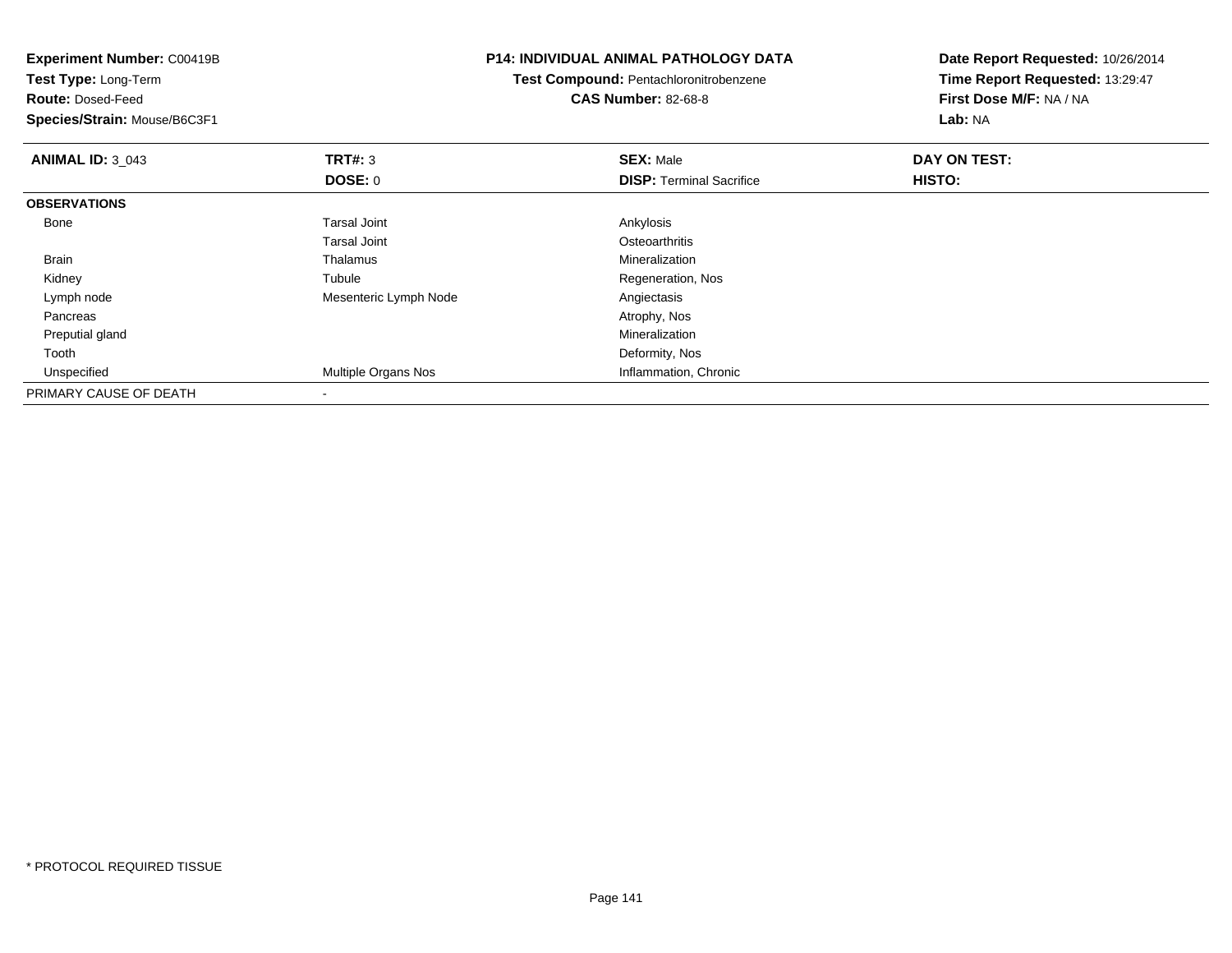**Experiment Number:** C00419B
**Test Type:** Long-Term
**Route:** Dosed-Feed
**Species/Strain:** Mouse/B6C3F1

**P14: INDIVIDUAL ANIMAL PATHOLOGY DATA**
**Test Compound:** Pentachloronitrobenzene
**CAS Number:** 82-68-8

**Date Report Requested:** 10/26/2014
**Time Report Requested:** 13:29:47
**First Dose M/F:** NA / NA
**Lab:** NA

| **ANIMAL ID:** 3_043 | **TRT#:** 3 | **SEX:** Male | **DAY ON TEST:** |
|---|---|---|---|
| | **DOSE:** 0 | **DISP:** Terminal Sacrifice | **HISTO:** |
| **OBSERVATIONS** | | | |
| Bone | Tarsal Joint | Ankylosis | |
| | Tarsal Joint | Osteoarthritis | |
| Brain | Thalamus | Mineralization | |
| Kidney | Tubule | Regeneration, Nos | |
| Lymph node | Mesenteric Lymph Node | Angiectasis | |
| Pancreas | | Atrophy, Nos | |
| Preputial gland | | Mineralization | |
| Tooth | | Deformity, Nos | |
| Unspecified | Multiple Organs Nos | Inflammation, Chronic | |
| PRIMARY CAUSE OF DEATH | - | | |

* PROTOCOL REQUIRED TISSUE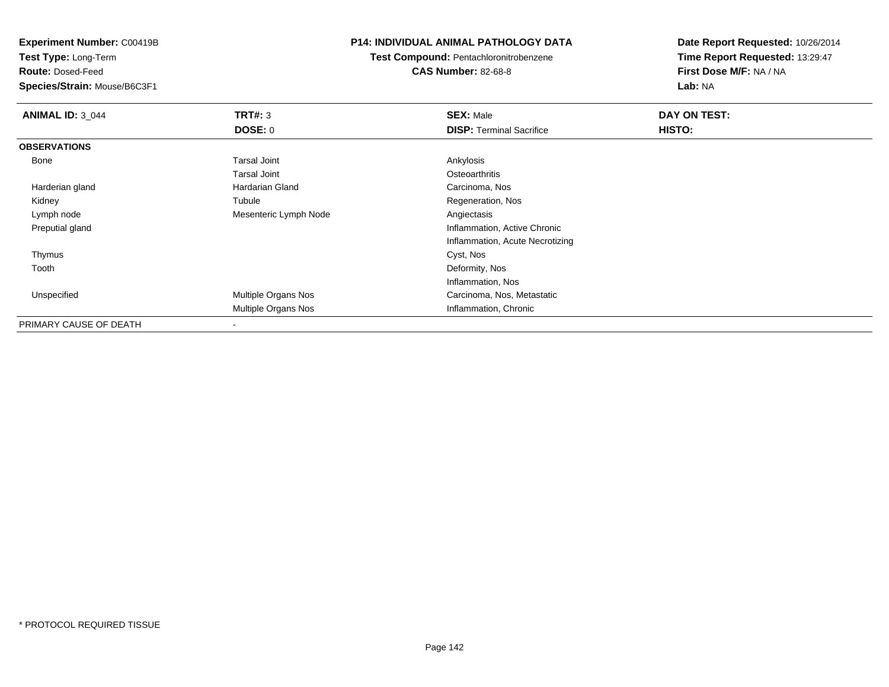**Experiment Number:** C00419B
**Test Type:** Long-Term
**Route:** Dosed-Feed
**Species/Strain:** Mouse/B6C3F1

**P14: INDIVIDUAL ANIMAL PATHOLOGY DATA**
**Test Compound:** Pentachloronitrobenzene
**CAS Number:** 82-68-8

**Date Report Requested:** 10/26/2014
**Time Report Requested:** 13:29:47
**First Dose M/F:** NA / NA
**Lab:** NA

| **ANIMAL ID:** 3_044 | **TRT#:** 3 | **SEX:** Male | **DAY ON TEST:** |
|---|---|---|---|
| | **DOSE:** 0 | **DISP:** Terminal Sacrifice | **HISTO:** |
| **OBSERVATIONS** | | | |
| Bone | Tarsal Joint | Ankylosis | |
| | Tarsal Joint | Osteoarthritis | |
| Harderian gland | Hardarian Gland | Carcinoma, Nos | |
| Kidney | Tubule | Regeneration, Nos | |
| Lymph node | Mesenteric Lymph Node | Angiectasis | |
| Preputial gland | | Inflammation, Active Chronic | |
| | | Inflammation, Acute Necrotizing | |
| Thymus | | Cyst, Nos | |
| Tooth | | Deformity, Nos | |
| | | Inflammation, Nos | |
| Unspecified | Multiple Organs Nos | Carcinoma, Nos, Metastatic | |
| | Multiple Organs Nos | Inflammation, Chronic | |
| PRIMARY CAUSE OF DEATH | - | | |

* PROTOCOL REQUIRED TISSUE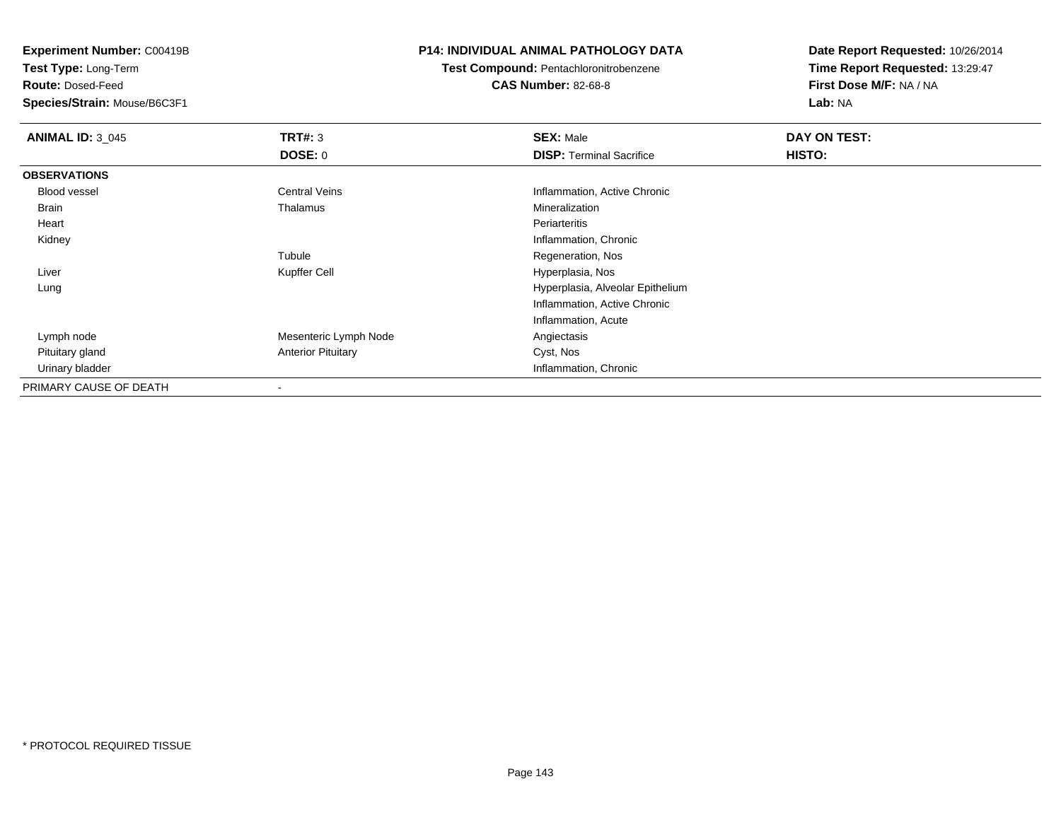**Experiment Number:** C00419B
**Test Type:** Long-Term
**Route:** Dosed-Feed
**Species/Strain:** Mouse/B6C3F1

**P14: INDIVIDUAL ANIMAL PATHOLOGY DATA**
**Test Compound:** Pentachloronitrobenzene
**CAS Number:** 82-68-8

**Date Report Requested:** 10/26/2014
**Time Report Requested:** 13:29:47
**First Dose M/F:** NA / NA
**Lab:** NA

| **ANIMAL ID:** 3_045 | **TRT#:** 3 | **SEX:** Male | **DAY ON TEST:** |
|---|---|---|---|
| | **DOSE:** 0 | **DISP:** Terminal Sacrifice | **HISTO:** |
| **OBSERVATIONS** | | | |
| Blood vessel | Central Veins | Inflammation, Active Chronic | |
| Brain | Thalamus | Mineralization | |
| Heart | | Periarteritis | |
| Kidney | | Inflammation, Chronic | |
| | Tubule | Regeneration, Nos | |
| Liver | Kupffer Cell | Hyperplasia, Nos | |
| Lung | | Hyperplasia, Alveolar Epithelium | |
| | | Inflammation, Active Chronic | |
| | | Inflammation, Acute | |
| Lymph node | Mesenteric Lymph Node | Angiectasis | |
| Pituitary gland | Anterior Pituitary | Cyst, Nos | |
| Urinary bladder | | Inflammation, Chronic | |
| PRIMARY CAUSE OF DEATH | - | | |

* PROTOCOL REQUIRED TISSUE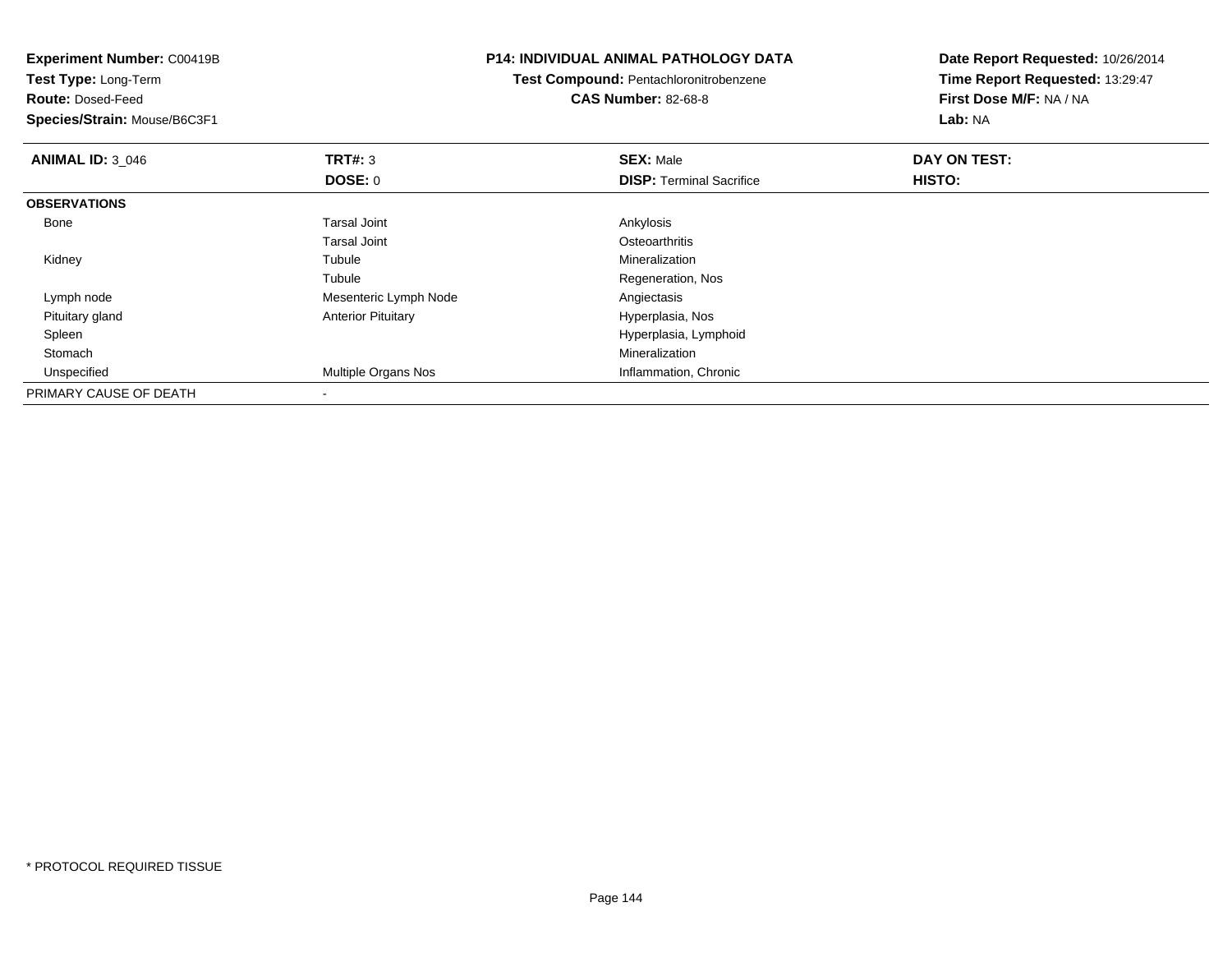**Experiment Number:** C00419B
**Test Type:** Long-Term
**Route:** Dosed-Feed
**Species/Strain:** Mouse/B6C3F1

**P14: INDIVIDUAL ANIMAL PATHOLOGY DATA**
**Test Compound:** Pentachloronitrobenzene
**CAS Number:** 82-68-8

**Date Report Requested:** 10/26/2014
**Time Report Requested:** 13:29:47
**First Dose M/F:** NA / NA
**Lab:** NA

| **ANIMAL ID:** 3_046 | **TRT#:** 3 | **SEX:** Male | **DAY ON TEST:** |
|---|---|---|---|
| | **DOSE:** 0 | **DISP:** Terminal Sacrifice | **HISTO:** |
| **OBSERVATIONS** | | | |
| Bone | Tarsal Joint | Ankylosis | |
| | Tarsal Joint | Osteoarthritis | |
| Kidney | Tubule | Mineralization | |
| | Tubule | Regeneration, Nos | |
| Lymph node | Mesenteric Lymph Node | Angiectasis | |
| Pituitary gland | Anterior Pituitary | Hyperplasia, Nos | |
| Spleen | | Hyperplasia, Lymphoid | |
| Stomach | | Mineralization | |
| Unspecified | Multiple Organs Nos | Inflammation, Chronic | |
| PRIMARY CAUSE OF DEATH | - | | |

* PROTOCOL REQUIRED TISSUE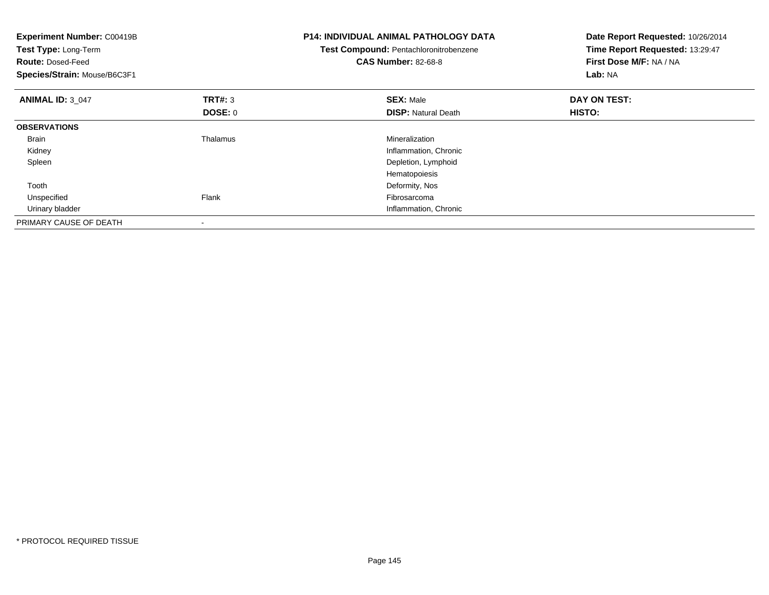**Experiment Number:** C00419B
**Test Type:** Long-Term
**Route:** Dosed-Feed
**Species/Strain:** Mouse/B6C3F1

**P14: INDIVIDUAL ANIMAL PATHOLOGY DATA**
**Test Compound:** Pentachloronitrobenzene
**CAS Number:** 82-68-8

**Date Report Requested:** 10/26/2014
**Time Report Requested:** 13:29:47
**First Dose M/F:** NA / NA
**Lab:** NA

| **ANIMAL ID:** 3_047 | **TRT#:** 3 | **SEX:** Male | **DAY ON TEST:** |
|---|---|---|---|
| | **DOSE:** 0 | **DISP:** Natural Death | **HISTO:** |
| **OBSERVATIONS** | | | |
| Brain | Thalamus | Mineralization | |
| Kidney | | Inflammation, Chronic | |
| Spleen | | Depletion, Lymphoid | |
| | | Hematopoiesis | |
| Tooth | | Deformity, Nos | |
| Unspecified | Flank | Fibrosarcoma | |
| Urinary bladder | | Inflammation, Chronic | |
| PRIMARY CAUSE OF DEATH | - | | |

* PROTOCOL REQUIRED TISSUE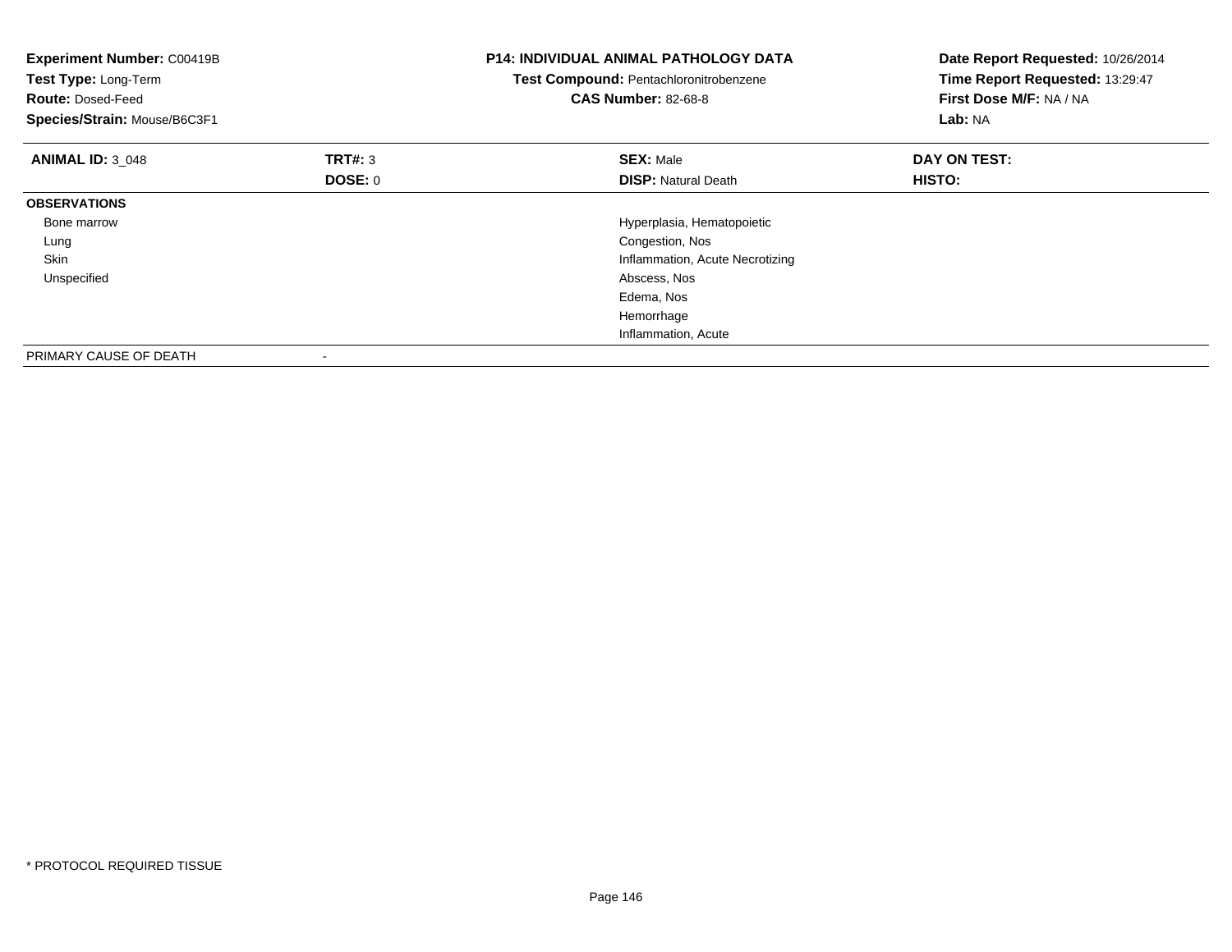**Experiment Number:** C00419B
**Test Type:** Long-Term
**Route:** Dosed-Feed
**Species/Strain:** Mouse/B6C3F1

**P14: INDIVIDUAL ANIMAL PATHOLOGY DATA**
**Test Compound:** Pentachloronitrobenzene
**CAS Number:** 82-68-8

**Date Report Requested:** 10/26/2014
**Time Report Requested:** 13:29:47
**First Dose M/F:** NA / NA
**Lab:** NA

| **ANIMAL ID:** 3_048 | **TRT#:** 3 | **SEX:** Male | **DAY ON TEST:** |
|---|---|---|---|
| | **DOSE:** 0 | **DISP:** Natural Death | **HISTO:** |
| **OBSERVATIONS** | | | |
| Bone marrow | | Hyperplasia, Hematopoietic | |
| Lung | | Congestion, Nos | |
| Skin | | Inflammation, Acute Necrotizing | |
| Unspecified | | Abscess, Nos | |
| | | Edema, Nos | |
| | | Hemorrhage | |
| | | Inflammation, Acute | |
| PRIMARY CAUSE OF DEATH | - | | |

* PROTOCOL REQUIRED TISSUE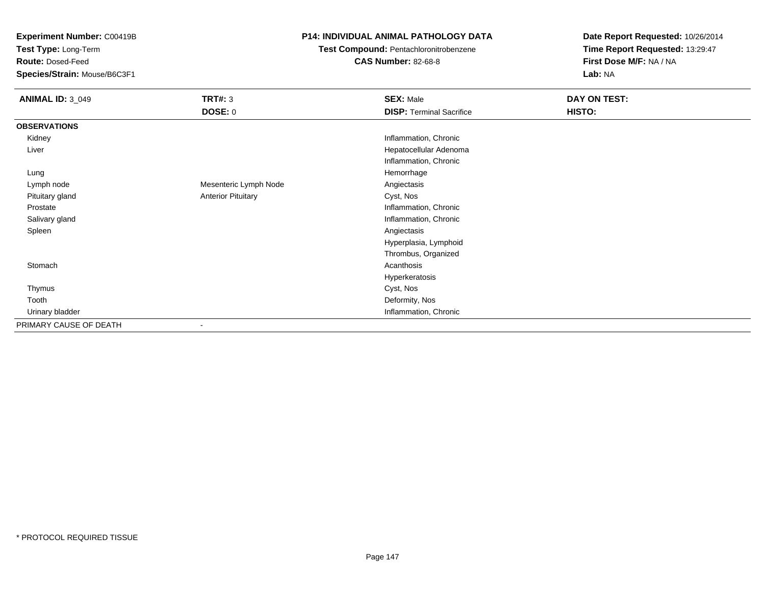**Experiment Number:** C00419B
**Test Type:** Long-Term
**Route:** Dosed-Feed
**Species/Strain:** Mouse/B6C3F1

**P14: INDIVIDUAL ANIMAL PATHOLOGY DATA**
**Test Compound:** Pentachloronitrobenzene
**CAS Number:** 82-68-8

**Date Report Requested:** 10/26/2014
**Time Report Requested:** 13:29:47
**First Dose M/F:** NA / NA
**Lab:** NA

| **ANIMAL ID:** 3_049 | **TRT#:** 3 | **SEX:** Male | **DAY ON TEST:** |
|---|---|---|---|
| | **DOSE:** 0 | **DISP:** Terminal Sacrifice | **HISTO:** |
| **OBSERVATIONS** | | | |
| Kidney | | Inflammation, Chronic | |
| Liver | | Hepatocellular Adenoma | |
| | | Inflammation, Chronic | |
| Lung | | Hemorrhage | |
| Lymph node | Mesenteric Lymph Node | Angiectasis | |
| Pituitary gland | Anterior Pituitary | Cyst, Nos | |
| Prostate | | Inflammation, Chronic | |
| Salivary gland | | Inflammation, Chronic | |
| Spleen | | Angiectasis | |
| | | Hyperplasia, Lymphoid | |
| | | Thrombus, Organized | |
| Stomach | | Acanthosis | |
| | | Hyperkeratosis | |
| Thymus | | Cyst, Nos | |
| Tooth | | Deformity, Nos | |
| Urinary bladder | | Inflammation, Chronic | |
| PRIMARY CAUSE OF DEATH | - | | |

* PROTOCOL REQUIRED TISSUE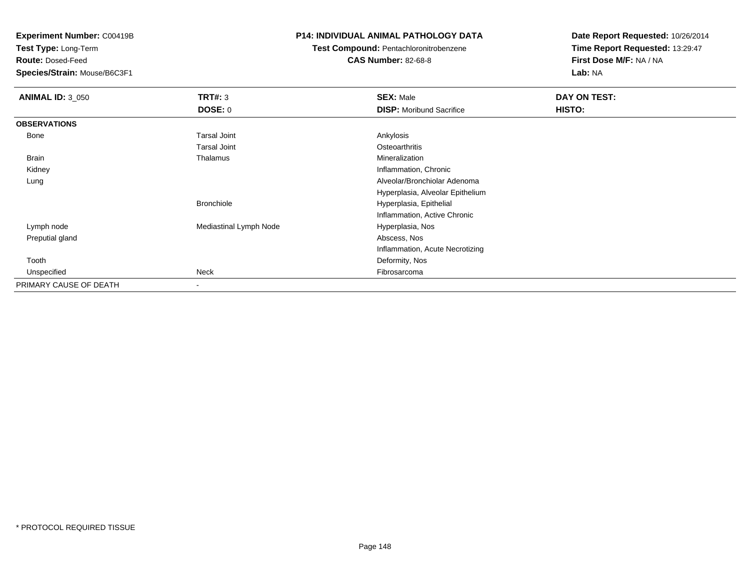**Experiment Number:** C00419B
**Test Type:** Long-Term
**Route:** Dosed-Feed
**Species/Strain:** Mouse/B6C3F1

**P14: INDIVIDUAL ANIMAL PATHOLOGY DATA**
**Test Compound:** Pentachloronitrobenzene
**CAS Number:** 82-68-8

**Date Report Requested:** 10/26/2014
**Time Report Requested:** 13:29:47
**First Dose M/F:** NA / NA
**Lab:** NA

| **ANIMAL ID:** 3_050 | **TRT#:** 3 | **SEX:** Male | **DAY ON TEST:** |
|---|---|---|---|
| | **DOSE:** 0 | **DISP:** Moribund Sacrifice | **HISTO:** |
| **OBSERVATIONS** | | | |
| Bone | Tarsal Joint | Ankylosis | |
| | Tarsal Joint | Osteoarthritis | |
| Brain | Thalamus | Mineralization | |
| Kidney | | Inflammation, Chronic | |
| Lung | | Alveolar/Bronchiolar Adenoma | |
| | | Hyperplasia, Alveolar Epithelium | |
| | Bronchiole | Hyperplasia, Epithelial | |
| | | Inflammation, Active Chronic | |
| Lymph node | Mediastinal Lymph Node | Hyperplasia, Nos | |
| Preputial gland | | Abscess, Nos | |
| | | Inflammation, Acute Necrotizing | |
| Tooth | | Deformity, Nos | |
| Unspecified | Neck | Fibrosarcoma | |
| PRIMARY CAUSE OF DEATH | - | | |

* PROTOCOL REQUIRED TISSUE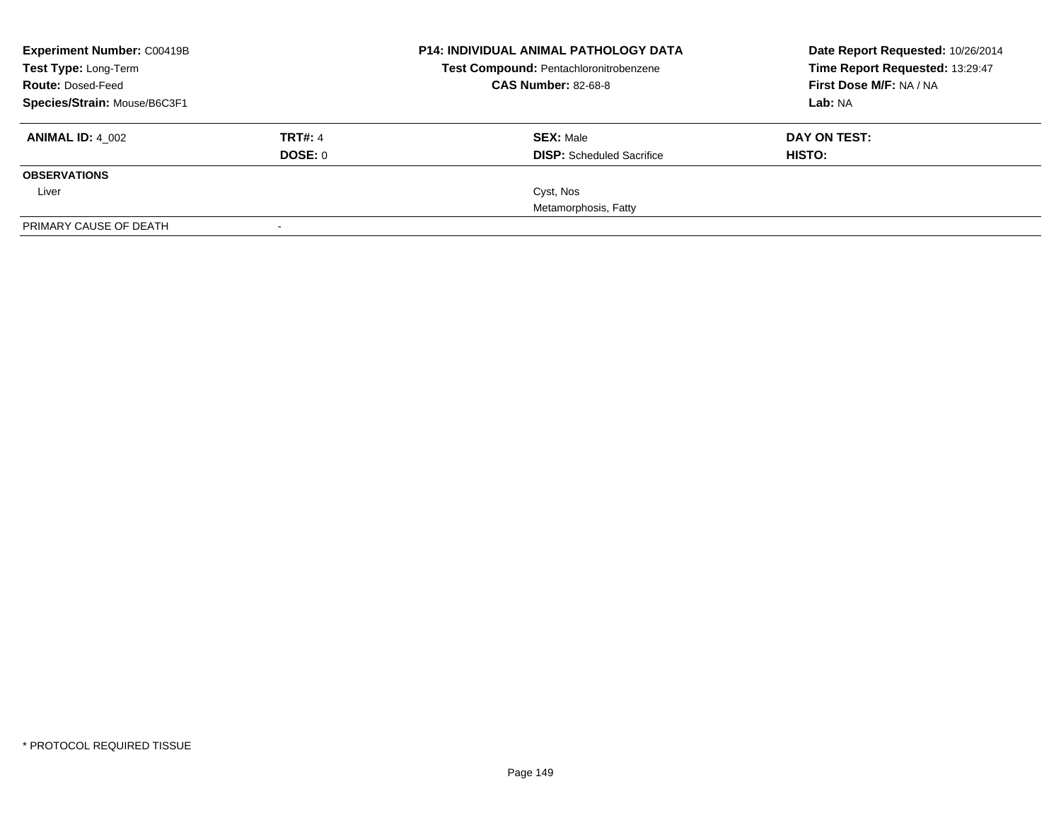**Experiment Number:** C00419B
**Test Type:** Long-Term
**Route:** Dosed-Feed
**Species/Strain:** Mouse/B6C3F1

**P14: INDIVIDUAL ANIMAL PATHOLOGY DATA**
**Test Compound:** Pentachloronitrobenzene
**CAS Number:** 82-68-8

**Date Report Requested:** 10/26/2014
**Time Report Requested:** 13:29:47
**First Dose M/F:** NA / NA
**Lab:** NA

| **ANIMAL ID:** 4_002 | **TRT#:** 4 | **SEX:** Male | **DAY ON TEST:** |
|---|---|---|---|
| | **DOSE:** 0 | **DISP:** Scheduled Sacrifice | **HISTO:** |
| **OBSERVATIONS** | | | |
| Liver | | Cyst, Nos | |
| | | Metamorphosis, Fatty | |
| PRIMARY CAUSE OF DEATH | - | | |

* PROTOCOL REQUIRED TISSUE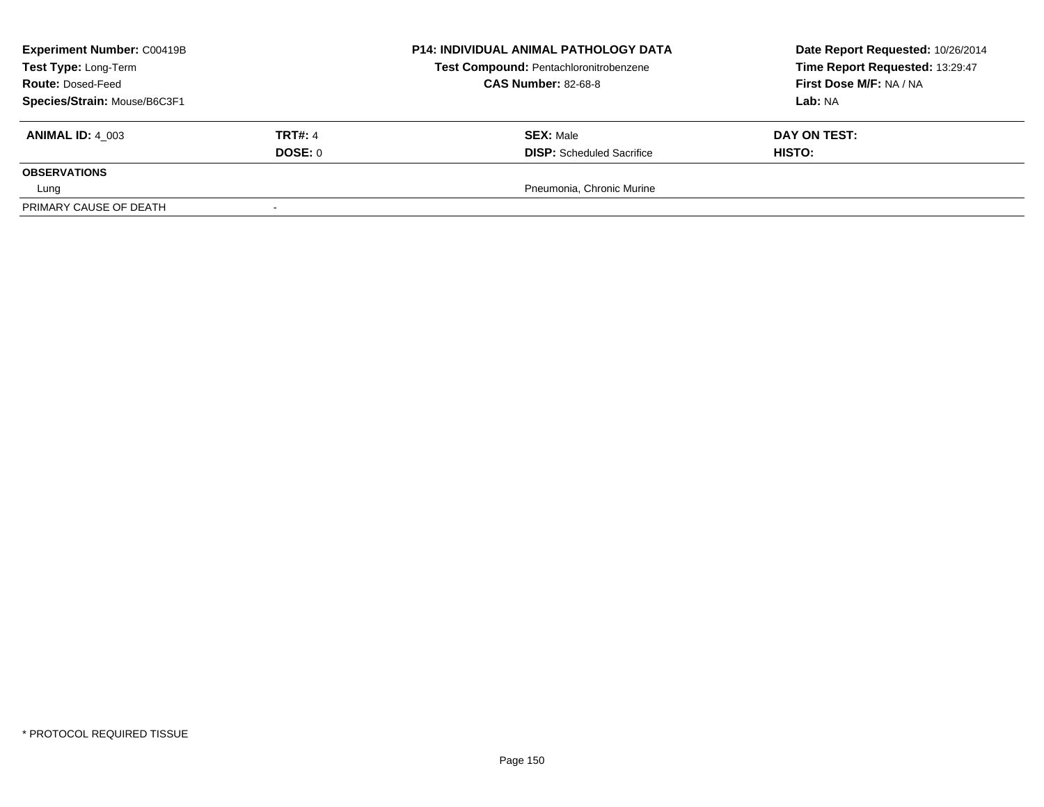| **Experiment Number:** C00419B | | **P14: INDIVIDUAL ANIMAL PATHOLOGY DATA** | **Date Report Requested:** 10/26/2014 |
|---|---|---|---|
| **Test Type:** Long-Term | | **Test Compound:** Pentachloronitrobenzene | **Time Report Requested:** 13:29:47 |
| **Route:** Dosed-Feed | | **CAS Number:** 82-68-8 | **First Dose M/F:** NA / NA |
| **Species/Strain:** Mouse/B6C3F1 | | | **Lab:** NA |

| **ANIMAL ID:** 4_003 | **TRT#:** 4 | **SEX:** Male | **DAY ON TEST:** |
|---|---|---|---|
| | **DOSE:** 0 | **DISP:** Scheduled Sacrifice | **HISTO:** |
| **OBSERVATIONS** | | | |
| Lung | | Pneumonia, Chronic Murine | |
| PRIMARY CAUSE OF DEATH | - | | |

* PROTOCOL REQUIRED TISSUE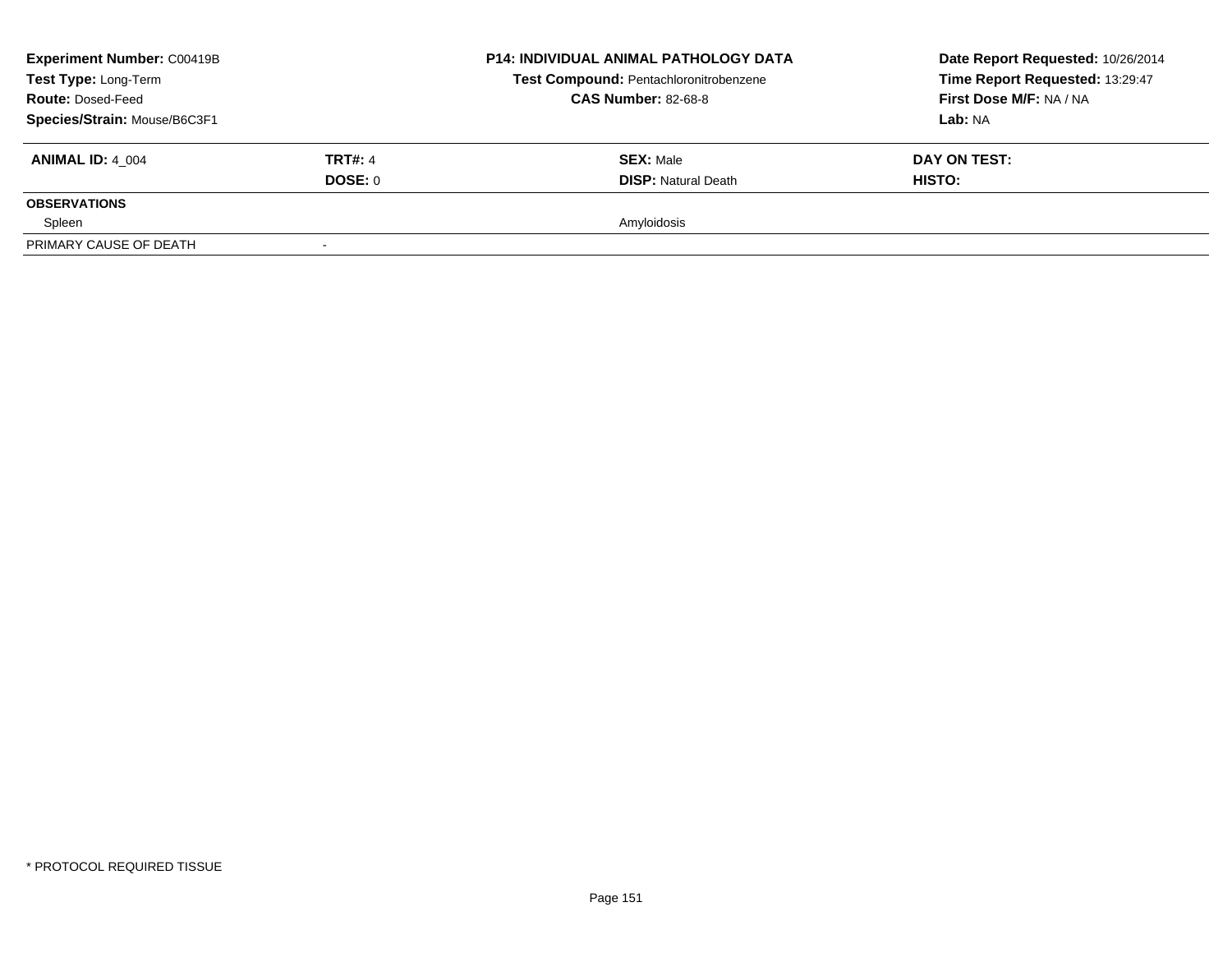**Experiment Number:** C00419B
**Test Type:** Long-Term
**Route:** Dosed-Feed
**Species/Strain:** Mouse/B6C3F1

**P14: INDIVIDUAL ANIMAL PATHOLOGY DATA**
**Test Compound:** Pentachloronitrobenzene
**CAS Number:** 82-68-8

**Date Report Requested:** 10/26/2014
**Time Report Requested:** 13:29:47
**First Dose M/F:** NA / NA
**Lab:** NA

| **ANIMAL ID:** 4_004 | **TRT#:** 4 | **SEX:** Male | **DAY ON TEST:** |
|---|---|---|---|
| | **DOSE:** 0 | **DISP:** Natural Death | **HISTO:** |
| **OBSERVATIONS** | | | |
| Spleen | | Amyloidosis | |
| PRIMARY CAUSE OF DEATH | - | | |

\* PROTOCOL REQUIRED TISSUE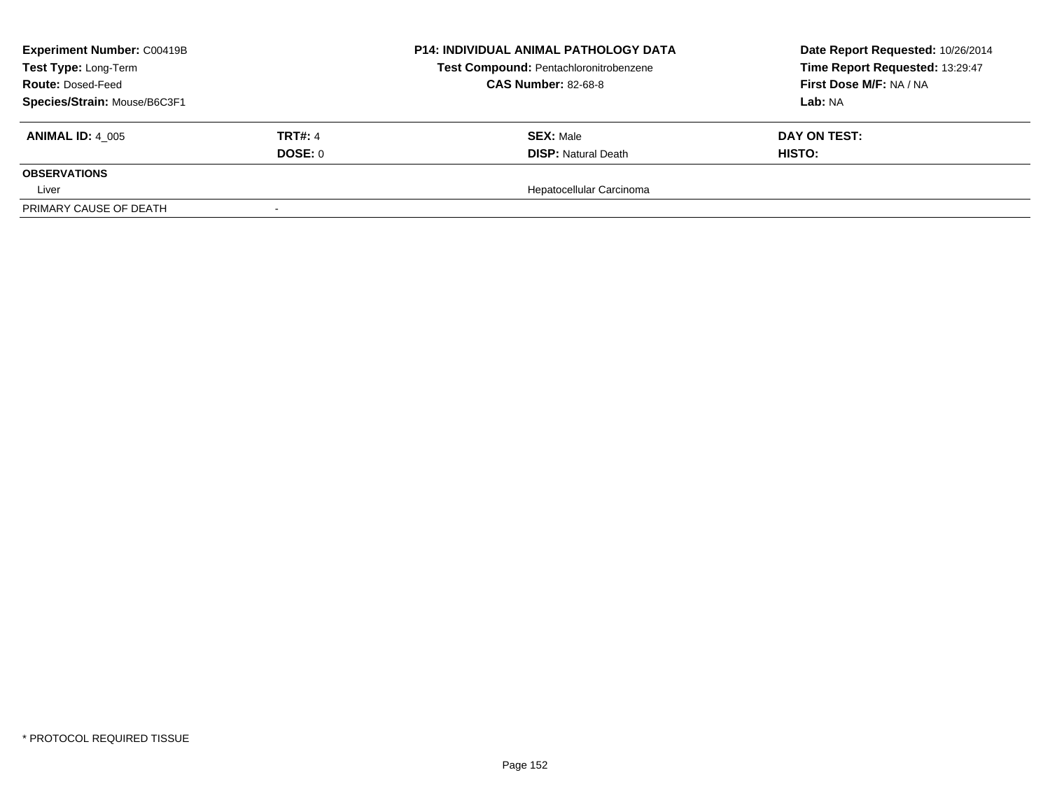**Experiment Number:** C00419B
**Test Type:** Long-Term
**Route:** Dosed-Feed
**Species/Strain:** Mouse/B6C3F1

**P14: INDIVIDUAL ANIMAL PATHOLOGY DATA**
**Test Compound:** Pentachloronitrobenzene
**CAS Number:** 82-68-8

**Date Report Requested:** 10/26/2014
**Time Report Requested:** 13:29:47
**First Dose M/F:** NA / NA
**Lab:** NA

| **ANIMAL ID:** 4_005 | **TRT#:** 4 | **SEX:** Male | **DAY ON TEST:** |
|---|---|---|---|
| | **DOSE:** 0 | **DISP:** Natural Death | **HISTO:** |
| **OBSERVATIONS** | | | |
| Liver | | Hepatocellular Carcinoma | |
| PRIMARY CAUSE OF DEATH | - | | |

* PROTOCOL REQUIRED TISSUE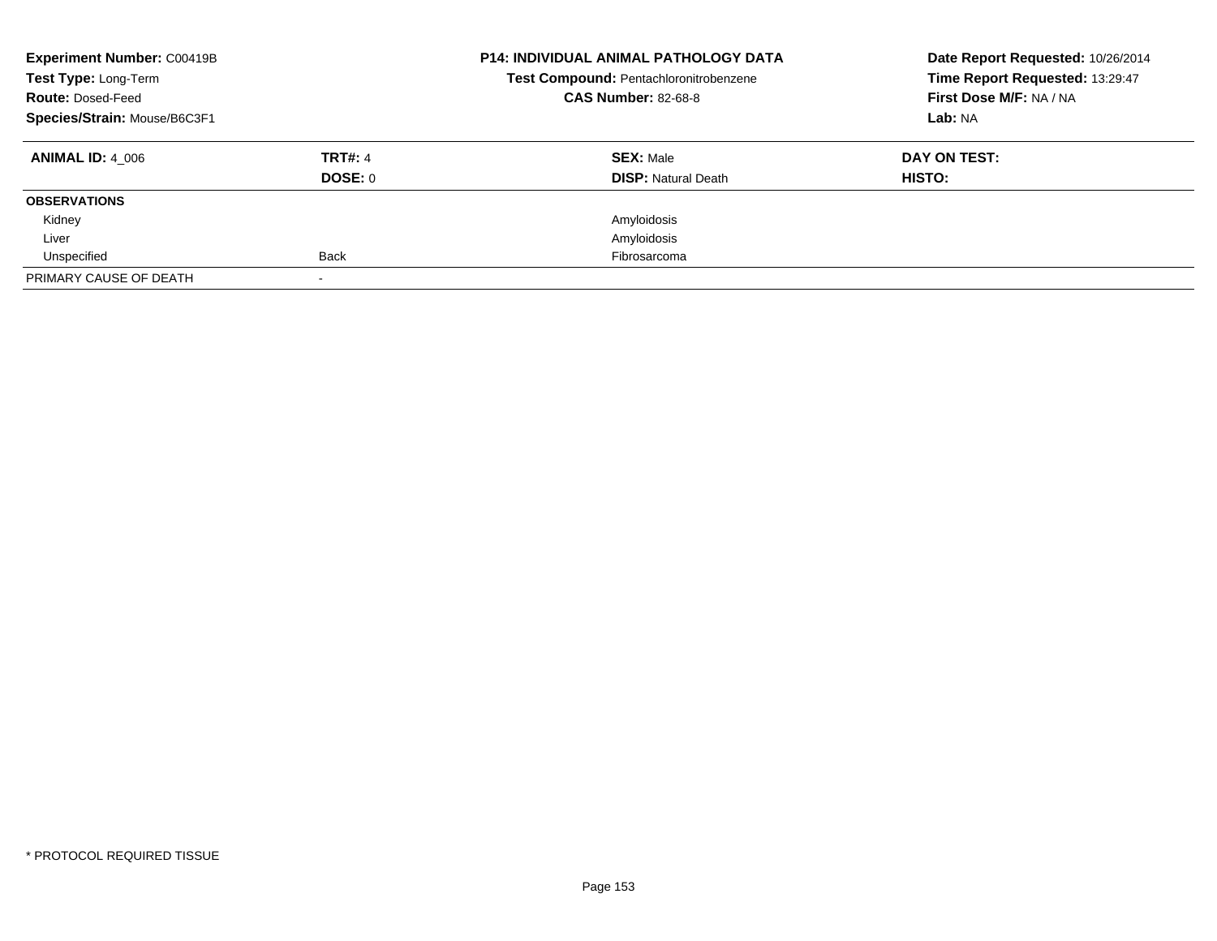**Experiment Number:** C00419B
**Test Type:** Long-Term
**Route:** Dosed-Feed
**Species/Strain:** Mouse/B6C3F1

**P14: INDIVIDUAL ANIMAL PATHOLOGY DATA**
**Test Compound:** Pentachloronitrobenzene
**CAS Number:** 82-68-8

**Date Report Requested:** 10/26/2014
**Time Report Requested:** 13:29:47
**First Dose M/F:** NA / NA
**Lab:** NA

| **ANIMAL ID:** 4_006 | **TRT#:** 4 | **SEX:** Male | **DAY ON TEST:** |
|---|---|---|---|
| | **DOSE:** 0 | **DISP:** Natural Death | **HISTO:** |
| **OBSERVATIONS** | | | |
| Kidney | | Amyloidosis | |
| Liver | | Amyloidosis | |
| Unspecified | Back | Fibrosarcoma | |
| PRIMARY CAUSE OF DEATH | - | | |

* PROTOCOL REQUIRED TISSUE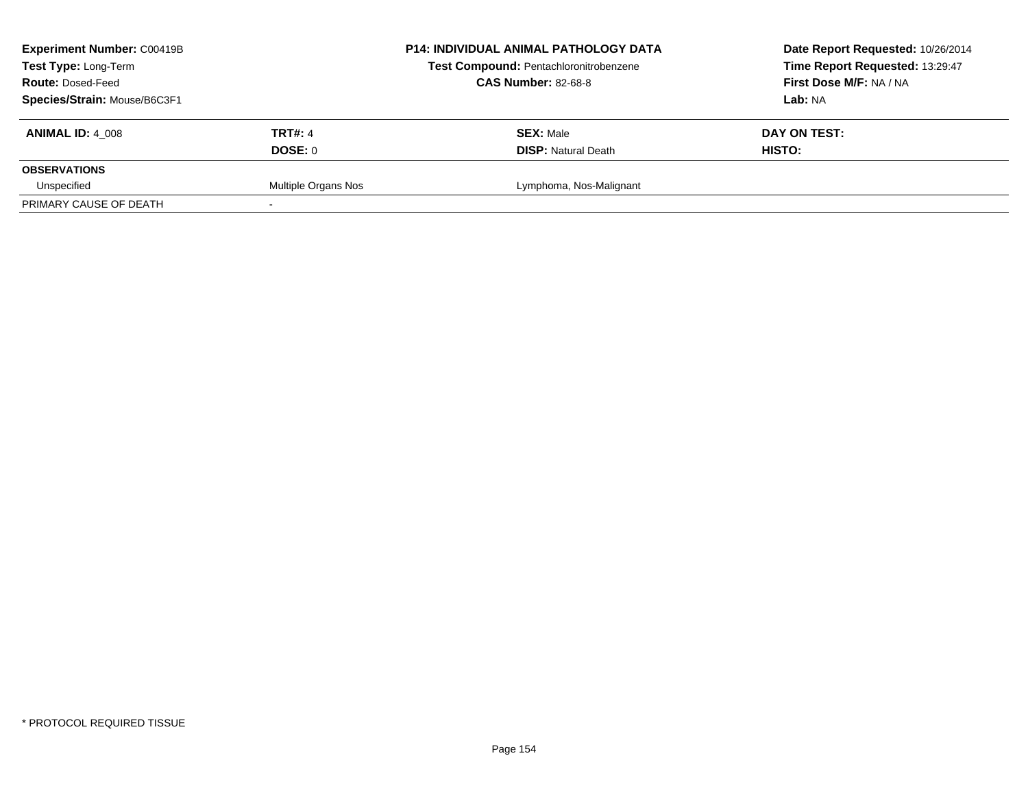| **Experiment Number:** C00419B | | **P14: INDIVIDUAL ANIMAL PATHOLOGY DATA** | **Date Report Requested:** 10/26/2014 |
|---|---|---|---|
| **Test Type:** Long-Term | | **Test Compound:** Pentachloronitrobenzene | **Time Report Requested:** 13:29:47 |
| **Route:** Dosed-Feed | | **CAS Number:** 82-68-8 | **First Dose M/F:** NA / NA |
| **Species/Strain:** Mouse/B6C3F1 | | | **Lab:** NA |

| **ANIMAL ID:** 4_008 | **TRT#:** 4 | **SEX:** Male | **DAY ON TEST:** |
|---|---|---|---|
| | **DOSE:** 0 | **DISP:** Natural Death | **HISTO:** |
| **OBSERVATIONS** | | | |
| Unspecified | Multiple Organs Nos | Lymphoma, Nos-Malignant | |
| PRIMARY CAUSE OF DEATH | - | | |

* PROTOCOL REQUIRED TISSUE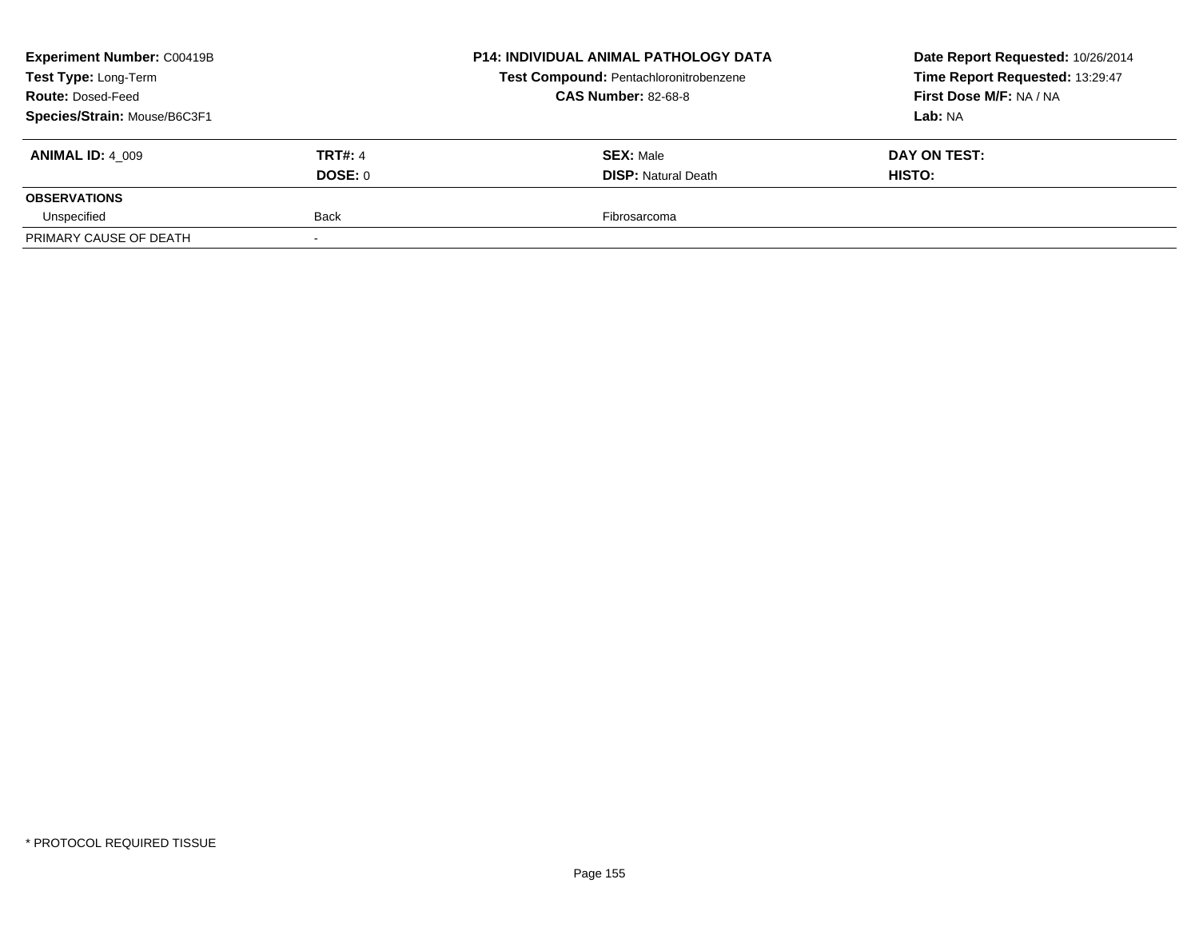| **Experiment Number:** C00419B | | **P14: INDIVIDUAL ANIMAL PATHOLOGY DATA** | **Date Report Requested:** 10/26/2014 |
|---|---|---|---|
| **Test Type:** Long-Term | | **Test Compound:** Pentachloronitrobenzene | **Time Report Requested:** 13:29:47 |
| **Route:** Dosed-Feed | | **CAS Number:** 82-68-8 | **First Dose M/F:** NA / NA |
| **Species/Strain:** Mouse/B6C3F1 | | | **Lab:** NA |

| **ANIMAL ID:** 4_009 | **TRT#:** 4 | **SEX:** Male | **DAY ON TEST:** |
|---|---|---|---|
| | **DOSE:** 0 | **DISP:** Natural Death | **HISTO:** |
| **OBSERVATIONS** | | | |
| Unspecified | Back | Fibrosarcoma | |
| PRIMARY CAUSE OF DEATH | - | | |

* PROTOCOL REQUIRED TISSUE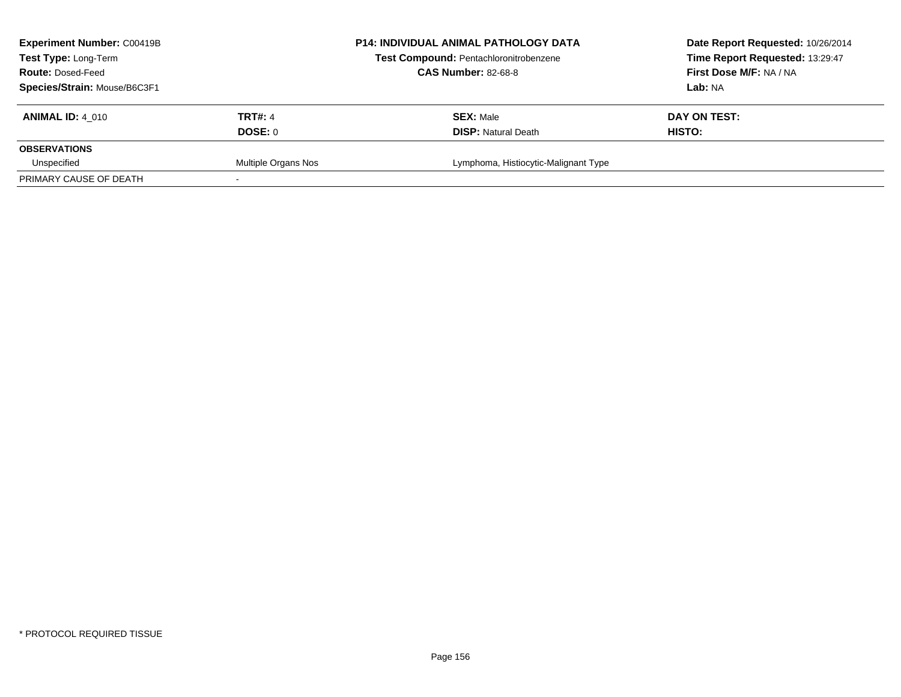**Experiment Number:** C00419B
**Test Type:** Long-Term
**Route:** Dosed-Feed
**Species/Strain:** Mouse/B6C3F1

**P14: INDIVIDUAL ANIMAL PATHOLOGY DATA**
**Test Compound:** Pentachloronitrobenzene
**CAS Number:** 82-68-8

**Date Report Requested:** 10/26/2014
**Time Report Requested:** 13:29:47
**First Dose M/F:** NA / NA
**Lab:** NA

| **ANIMAL ID:** 4_010 | **TRT#:** 4 | **SEX:** Male | **DAY ON TEST:** |
|---|---|---|---|
| | **DOSE:** 0 | **DISP:** Natural Death | **HISTO:** |
| **OBSERVATIONS** | | | |
| Unspecified | Multiple Organs Nos | Lymphoma, Histiocytic-Malignant Type | |
| PRIMARY CAUSE OF DEATH | - | | |

* PROTOCOL REQUIRED TISSUE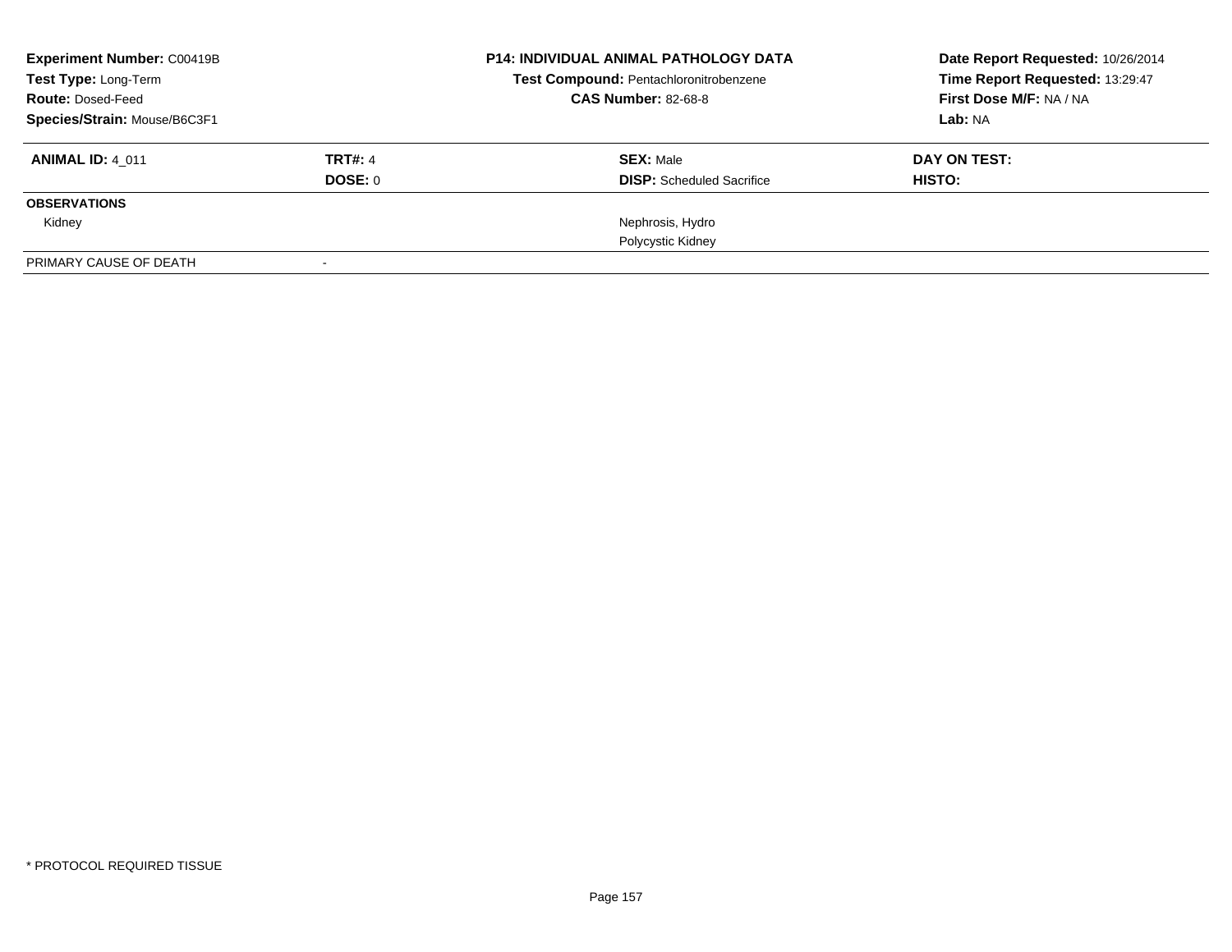| **Experiment Number:** C00419B | | **P14: INDIVIDUAL ANIMAL PATHOLOGY DATA** | **Date Report Requested:** 10/26/2014 |
|---|---|---|---|
| **Test Type:** Long-Term | | **Test Compound:** Pentachloronitrobenzene | **Time Report Requested:** 13:29:47 |
| **Route:** Dosed-Feed | | **CAS Number:** 82-68-8 | **First Dose M/F:** NA / NA |
| **Species/Strain:** Mouse/B6C3F1 | | | **Lab:** NA |

| **ANIMAL ID:** 4_011 | **TRT#:** 4 | **SEX:** Male | **DAY ON TEST:** |
|---|---|---|---|
| | **DOSE:** 0 | **DISP:** Scheduled Sacrifice | **HISTO:** |
| **OBSERVATIONS** | | | |
| Kidney | | Nephrosis, Hydro | |
| | | Polycystic Kidney | |
| PRIMARY CAUSE OF DEATH | - | | |

* PROTOCOL REQUIRED TISSUE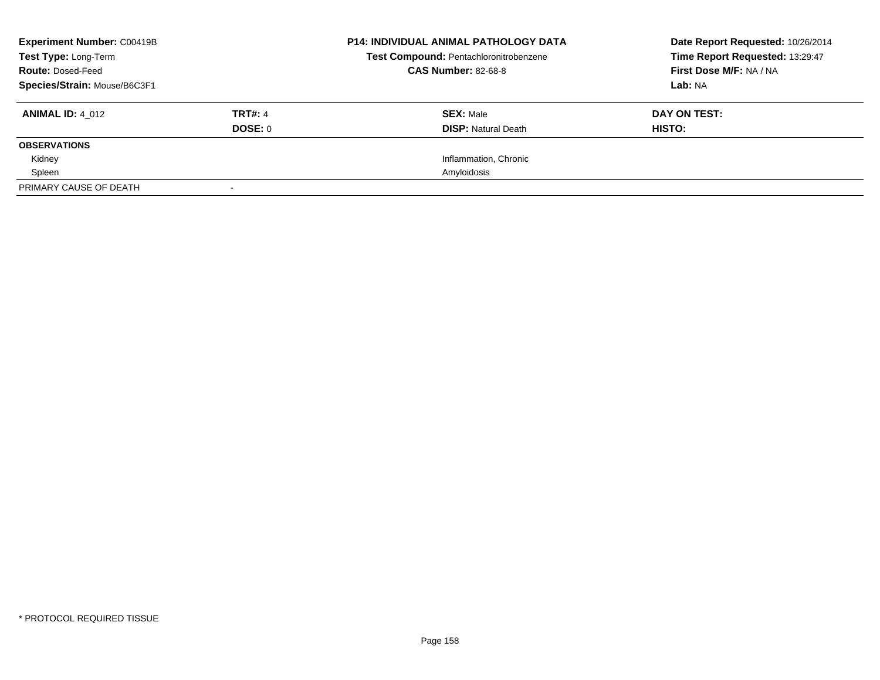**Experiment Number:** C00419B
**Test Type:** Long-Term
**Route:** Dosed-Feed
**Species/Strain:** Mouse/B6C3F1

**P14: INDIVIDUAL ANIMAL PATHOLOGY DATA**
**Test Compound:** Pentachloronitrobenzene
**CAS Number:** 82-68-8

**Date Report Requested:** 10/26/2014
**Time Report Requested:** 13:29:47
**First Dose M/F:** NA / NA
**Lab:** NA

| **ANIMAL ID:** 4_012 | **TRT#:** 4 | **SEX:** Male | **DAY ON TEST:** |
|---|---|---|---|
| | **DOSE:** 0 | **DISP:** Natural Death | **HISTO:** |
| **OBSERVATIONS** | | | |
| Kidney | | Inflammation, Chronic | |
| Spleen | | Amyloidosis | |
| PRIMARY CAUSE OF DEATH | - | | |

\* PROTOCOL REQUIRED TISSUE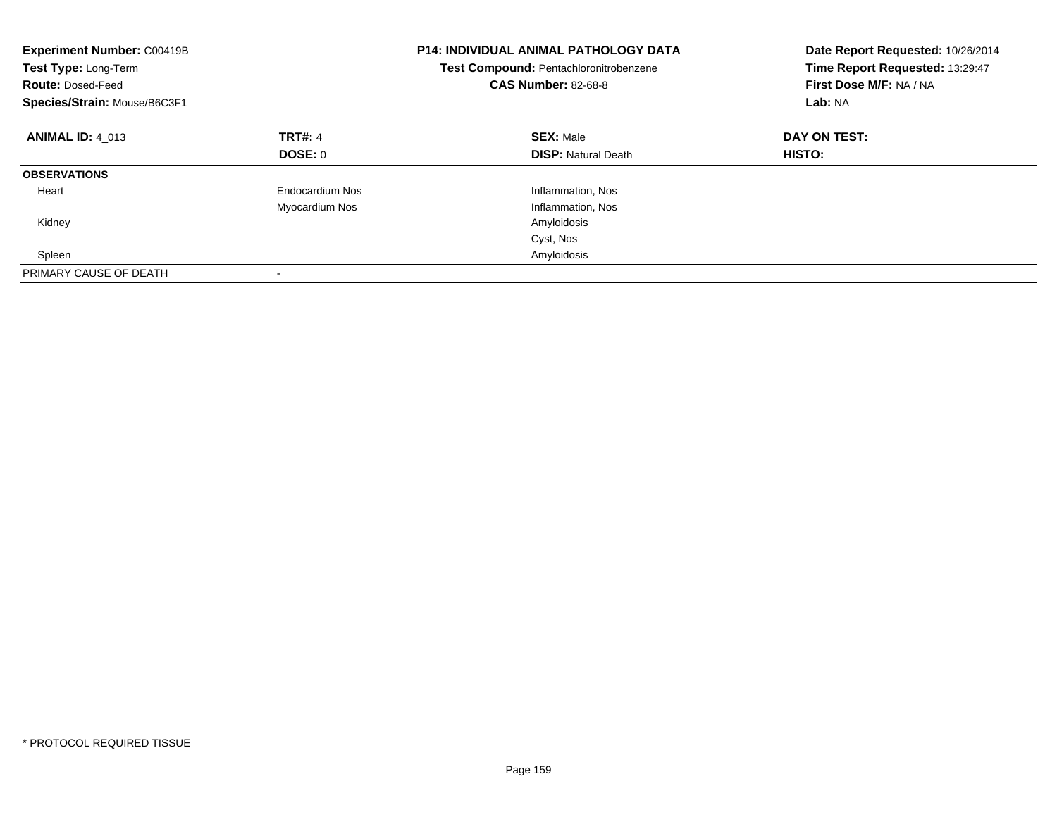**Experiment Number:** C00419B
**Test Type:** Long-Term
**Route:** Dosed-Feed
**Species/Strain:** Mouse/B6C3F1

**P14: INDIVIDUAL ANIMAL PATHOLOGY DATA**
**Test Compound:** Pentachloronitrobenzene
**CAS Number:** 82-68-8

**Date Report Requested:** 10/26/2014
**Time Report Requested:** 13:29:47
**First Dose M/F:** NA / NA
**Lab:** NA

| **ANIMAL ID:** 4_013 | **TRT#:** 4 | **SEX:** Male | **DAY ON TEST:** |
|---|---|---|---|
| | **DOSE:** 0 | **DISP:** Natural Death | **HISTO:** |
| **OBSERVATIONS** | | | |
| Heart | Endocardium Nos | Inflammation, Nos | |
| | Myocardium Nos | Inflammation, Nos | |
| Kidney | | Amyloidosis | |
| | | Cyst, Nos | |
| Spleen | | Amyloidosis | |
| PRIMARY CAUSE OF DEATH | - | | |

* PROTOCOL REQUIRED TISSUE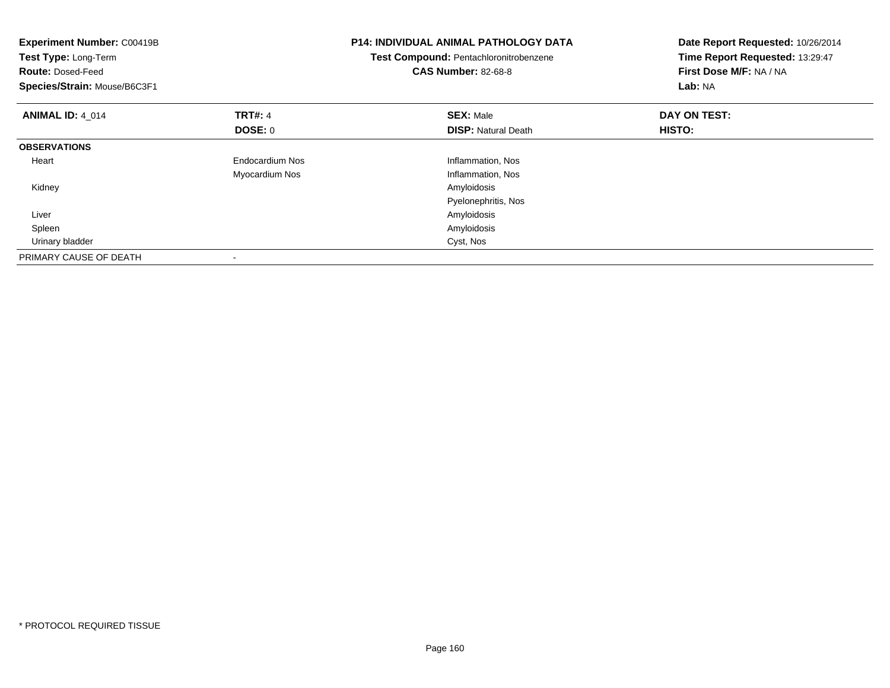**Experiment Number:** C00419B
**Test Type:** Long-Term
**Route:** Dosed-Feed
**Species/Strain:** Mouse/B6C3F1

**P14: INDIVIDUAL ANIMAL PATHOLOGY DATA**
**Test Compound:** Pentachloronitrobenzene
**CAS Number:** 82-68-8

**Date Report Requested:** 10/26/2014
**Time Report Requested:** 13:29:47
**First Dose M/F:** NA / NA
**Lab:** NA

| **ANIMAL ID:** 4_014 | **TRT#:** 4 | **SEX:** Male | **DAY ON TEST:** |
|---|---|---|---|
| | **DOSE:** 0 | **DISP:** Natural Death | **HISTO:** |
| **OBSERVATIONS** | | | |
| Heart | Endocardium Nos | Inflammation, Nos | |
| | Myocardium Nos | Inflammation, Nos | |
| Kidney | | Amyloidosis | |
| | | Pyelonephritis, Nos | |
| Liver | | Amyloidosis | |
| Spleen | | Amyloidosis | |
| Urinary bladder | | Cyst, Nos | |
| PRIMARY CAUSE OF DEATH | - | | |

* PROTOCOL REQUIRED TISSUE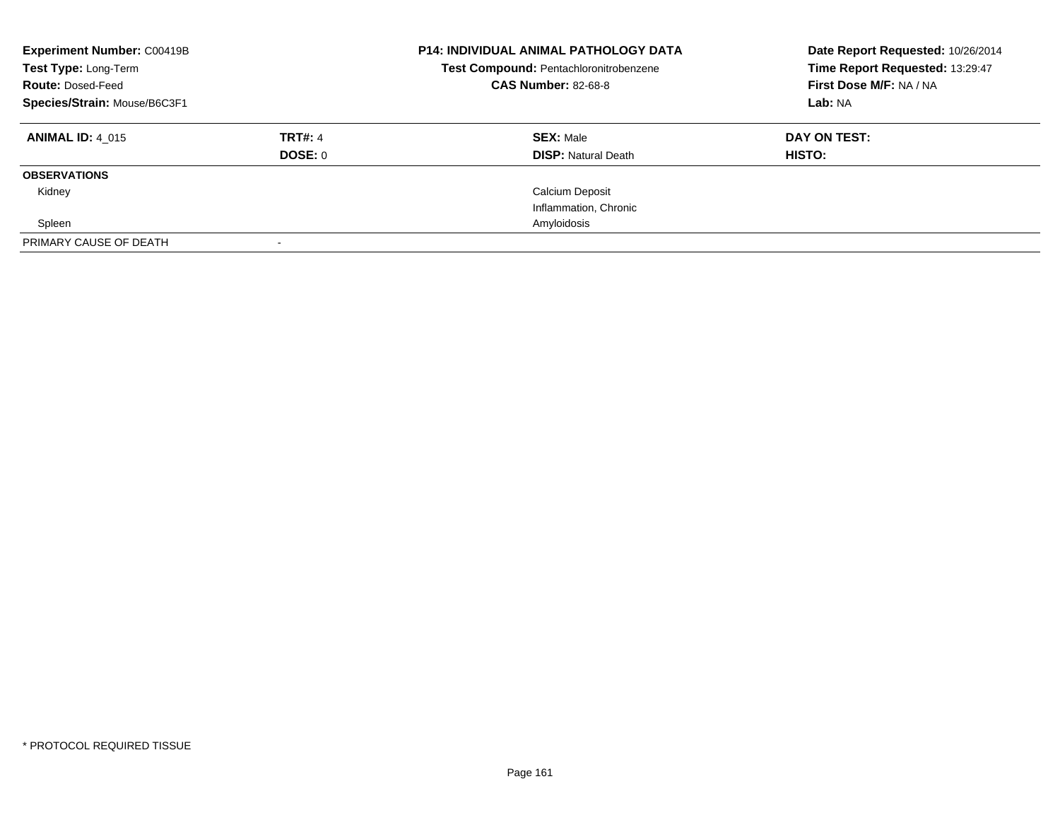**Experiment Number:** C00419B
**Test Type:** Long-Term
**Route:** Dosed-Feed
**Species/Strain:** Mouse/B6C3F1

**P14: INDIVIDUAL ANIMAL PATHOLOGY DATA**
**Test Compound:** Pentachloronitrobenzene
**CAS Number:** 82-68-8

**Date Report Requested:** 10/26/2014
**Time Report Requested:** 13:29:47
**First Dose M/F:** NA / NA
**Lab:** NA

| **ANIMAL ID:** 4_015 | **TRT#:** 4 | **SEX:** Male | **DAY ON TEST:** |
|---|---|---|---|
| | **DOSE:** 0 | **DISP:** Natural Death | **HISTO:** |
| **OBSERVATIONS** | | | |
| Kidney | | Calcium Deposit | |
| | | Inflammation, Chronic | |
| Spleen | | Amyloidosis | |
| PRIMARY CAUSE OF DEATH | - | | |

* PROTOCOL REQUIRED TISSUE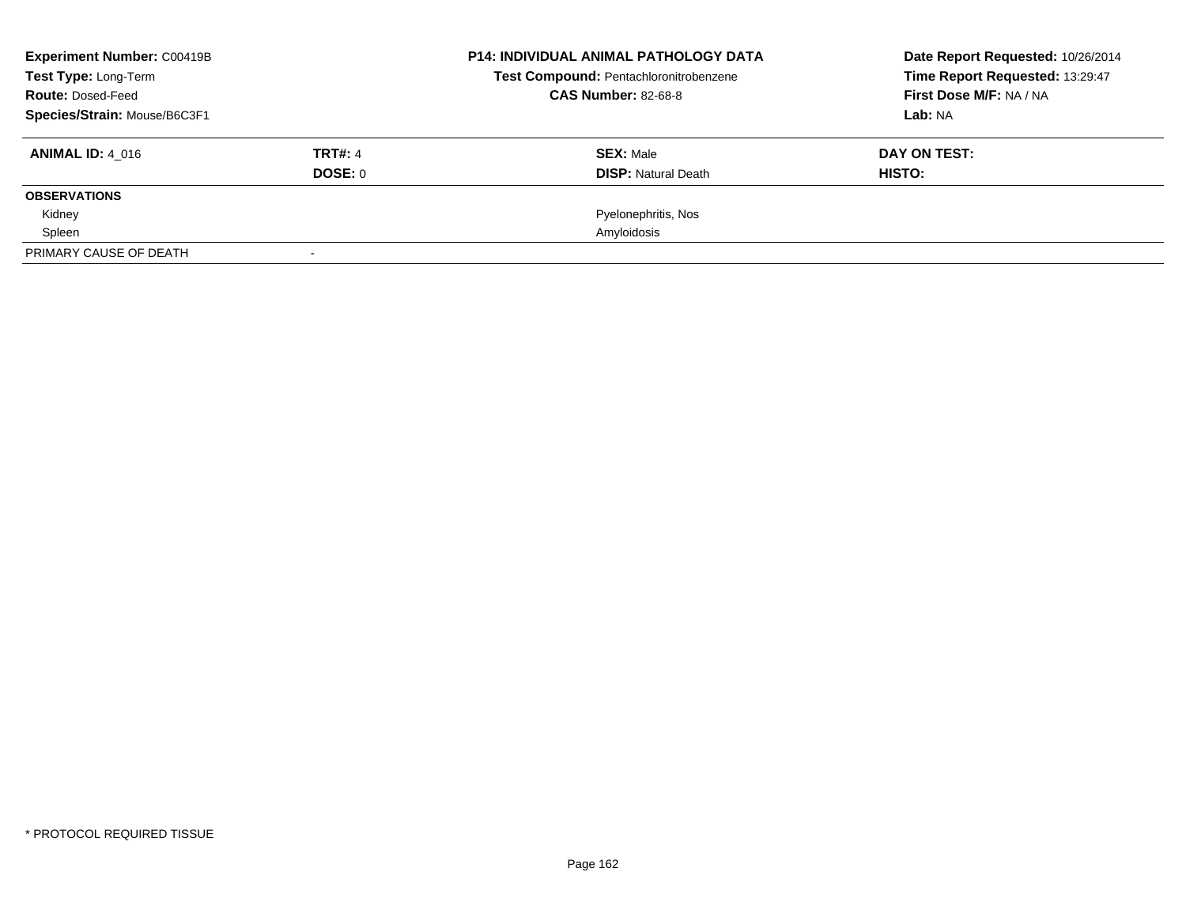**Experiment Number:** C00419B
**Test Type:** Long-Term
**Route:** Dosed-Feed
**Species/Strain:** Mouse/B6C3F1

**P14: INDIVIDUAL ANIMAL PATHOLOGY DATA**
**Test Compound:** Pentachloronitrobenzene
**CAS Number:** 82-68-8

**Date Report Requested:** 10/26/2014
**Time Report Requested:** 13:29:47
**First Dose M/F:** NA / NA
**Lab:** NA

| **ANIMAL ID:** 4_016 | **TRT#:** 4 | **SEX:** Male | **DAY ON TEST:** |
|---|---|---|---|
| | **DOSE:** 0 | **DISP:** Natural Death | **HISTO:** |
| **OBSERVATIONS** | | | |
| Kidney | | Pyelonephritis, Nos | |
| Spleen | | Amyloidosis | |
| PRIMARY CAUSE OF DEATH | - | | |

* PROTOCOL REQUIRED TISSUE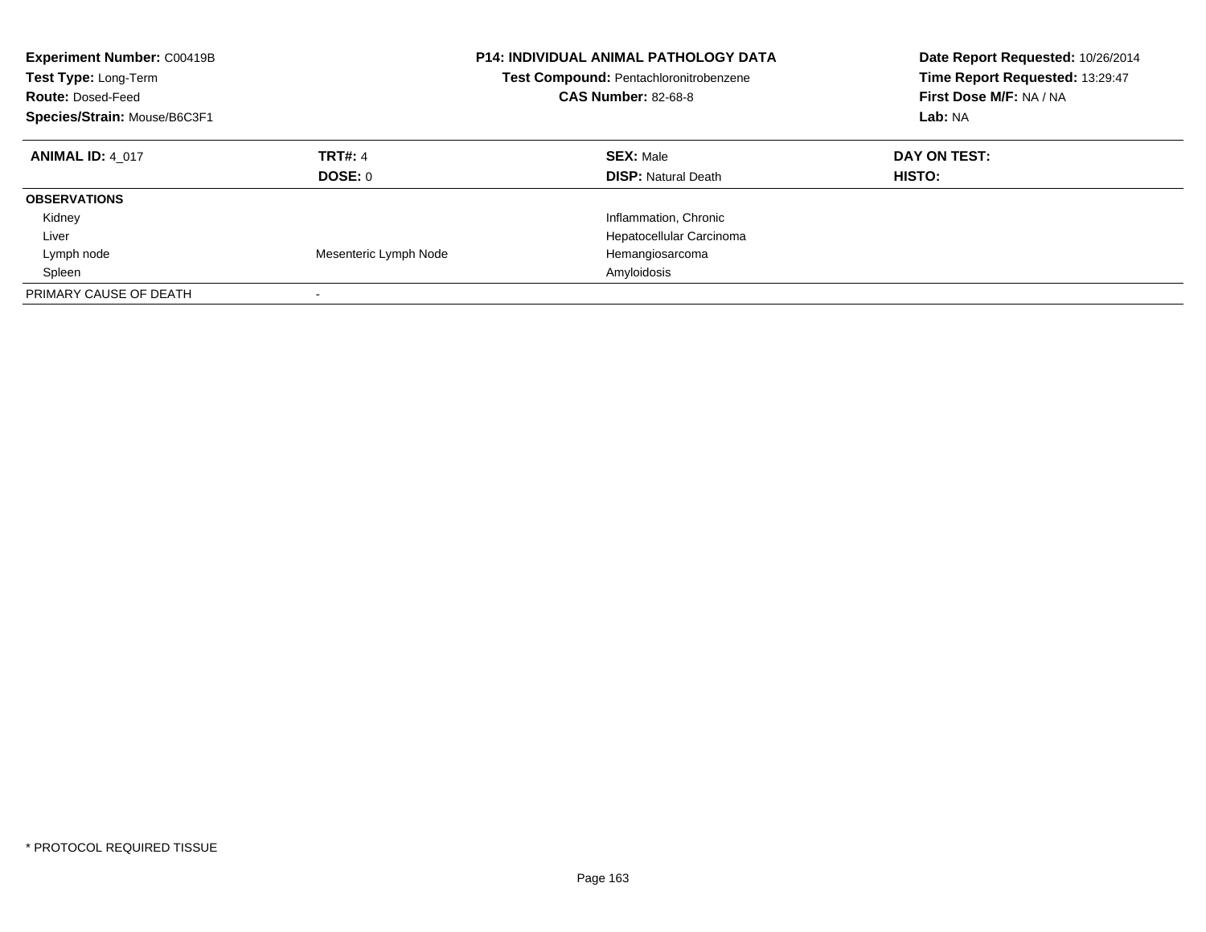**Experiment Number:** C00419B
**Test Type:** Long-Term
**Route:** Dosed-Feed
**Species/Strain:** Mouse/B6C3F1

**P14: INDIVIDUAL ANIMAL PATHOLOGY DATA**
**Test Compound:** Pentachloronitrobenzene
**CAS Number:** 82-68-8

**Date Report Requested:** 10/26/2014
**Time Report Requested:** 13:29:47
**First Dose M/F:** NA / NA
**Lab:** NA

| **ANIMAL ID:** 4_017 | **TRT#:** 4 | **SEX:** Male | **DAY ON TEST:** |
|---|---|---|---|
| | **DOSE:** 0 | **DISP:** Natural Death | **HISTO:** |
| **OBSERVATIONS** | | | |
| Kidney | | Inflammation, Chronic | |
| Liver | | Hepatocellular Carcinoma | |
| Lymph node | Mesenteric Lymph Node | Hemangiosarcoma | |
| Spleen | | Amyloidosis | |
| PRIMARY CAUSE OF DEATH | - | | |

* PROTOCOL REQUIRED TISSUE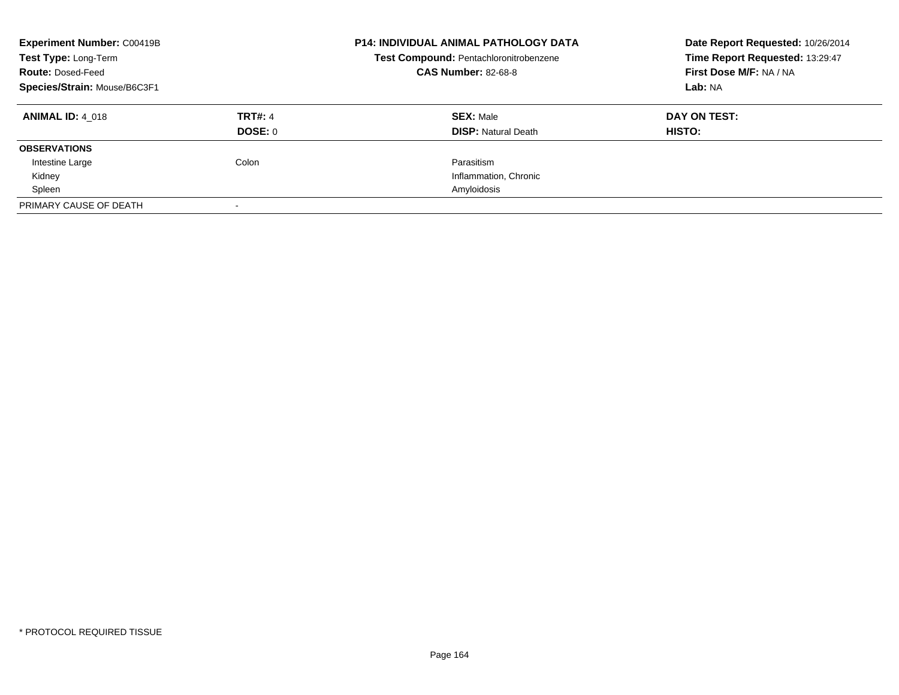**Experiment Number:** C00419B
**Test Type:** Long-Term
**Route:** Dosed-Feed
**Species/Strain:** Mouse/B6C3F1

**P14: INDIVIDUAL ANIMAL PATHOLOGY DATA**
**Test Compound:** Pentachloronitrobenzene
**CAS Number:** 82-68-8

**Date Report Requested:** 10/26/2014
**Time Report Requested:** 13:29:47
**First Dose M/F:** NA / NA
**Lab:** NA

| **ANIMAL ID:** 4_018 | **TRT#:** 4 | **SEX:** Male | **DAY ON TEST:** |
|---|---|---|---|
| | **DOSE:** 0 | **DISP:** Natural Death | **HISTO:** |
| **OBSERVATIONS** | | | |
| Intestine Large | Colon | Parasitism | |
| Kidney | | Inflammation, Chronic | |
| Spleen | | Amyloidosis | |
| PRIMARY CAUSE OF DEATH | - | | |

* PROTOCOL REQUIRED TISSUE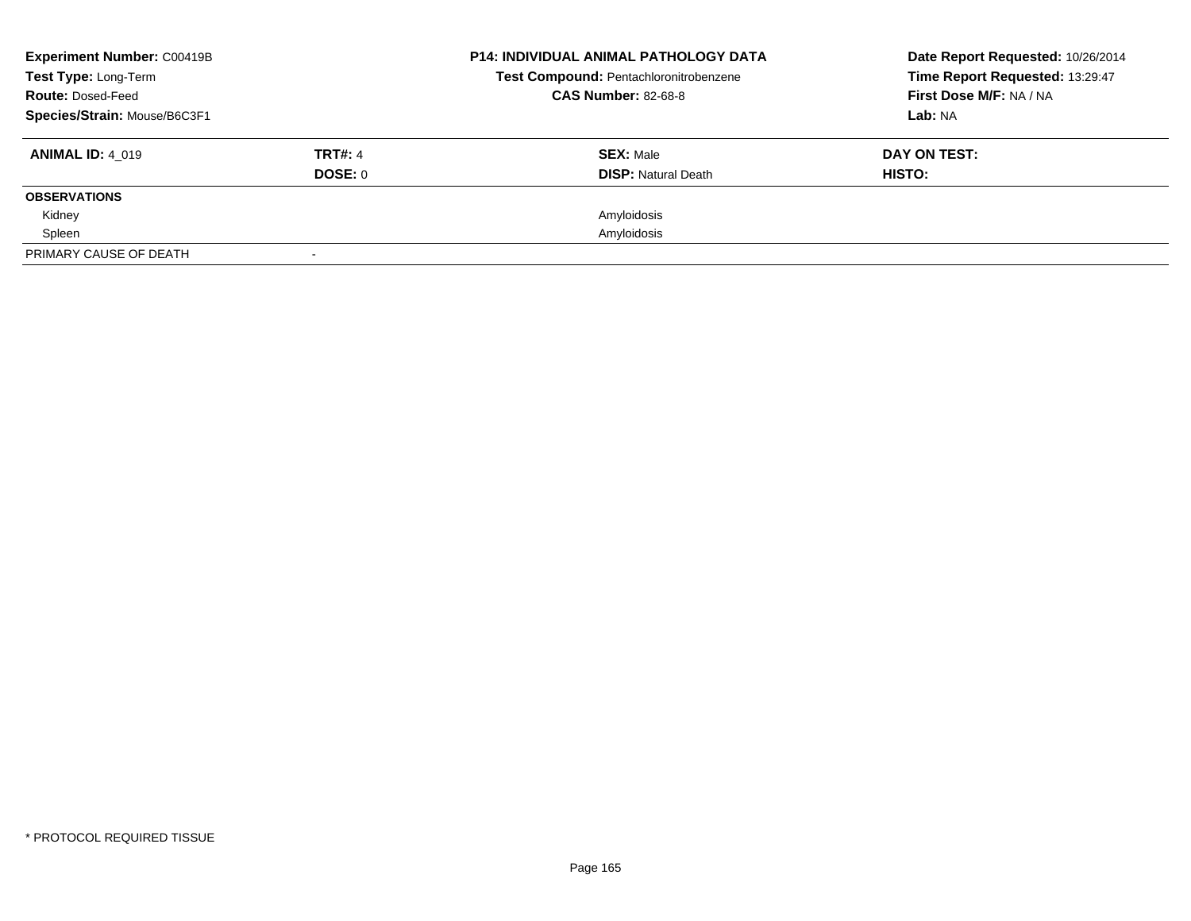**Experiment Number:** C00419B
**Test Type:** Long-Term
**Route:** Dosed-Feed
**Species/Strain:** Mouse/B6C3F1

**P14: INDIVIDUAL ANIMAL PATHOLOGY DATA**
**Test Compound:** Pentachloronitrobenzene
**CAS Number:** 82-68-8

**Date Report Requested:** 10/26/2014
**Time Report Requested:** 13:29:47
**First Dose M/F:** NA / NA
**Lab:** NA

| **ANIMAL ID:** 4_019 | **TRT#:** 4 | **SEX:** Male | **DAY ON TEST:** |
|---|---|---|---|
| | **DOSE:** 0 | **DISP:** Natural Death | **HISTO:** |
| **OBSERVATIONS** | | | |
| Kidney | | Amyloidosis | |
| Spleen | | Amyloidosis | |
| PRIMARY CAUSE OF DEATH | - | | |

* PROTOCOL REQUIRED TISSUE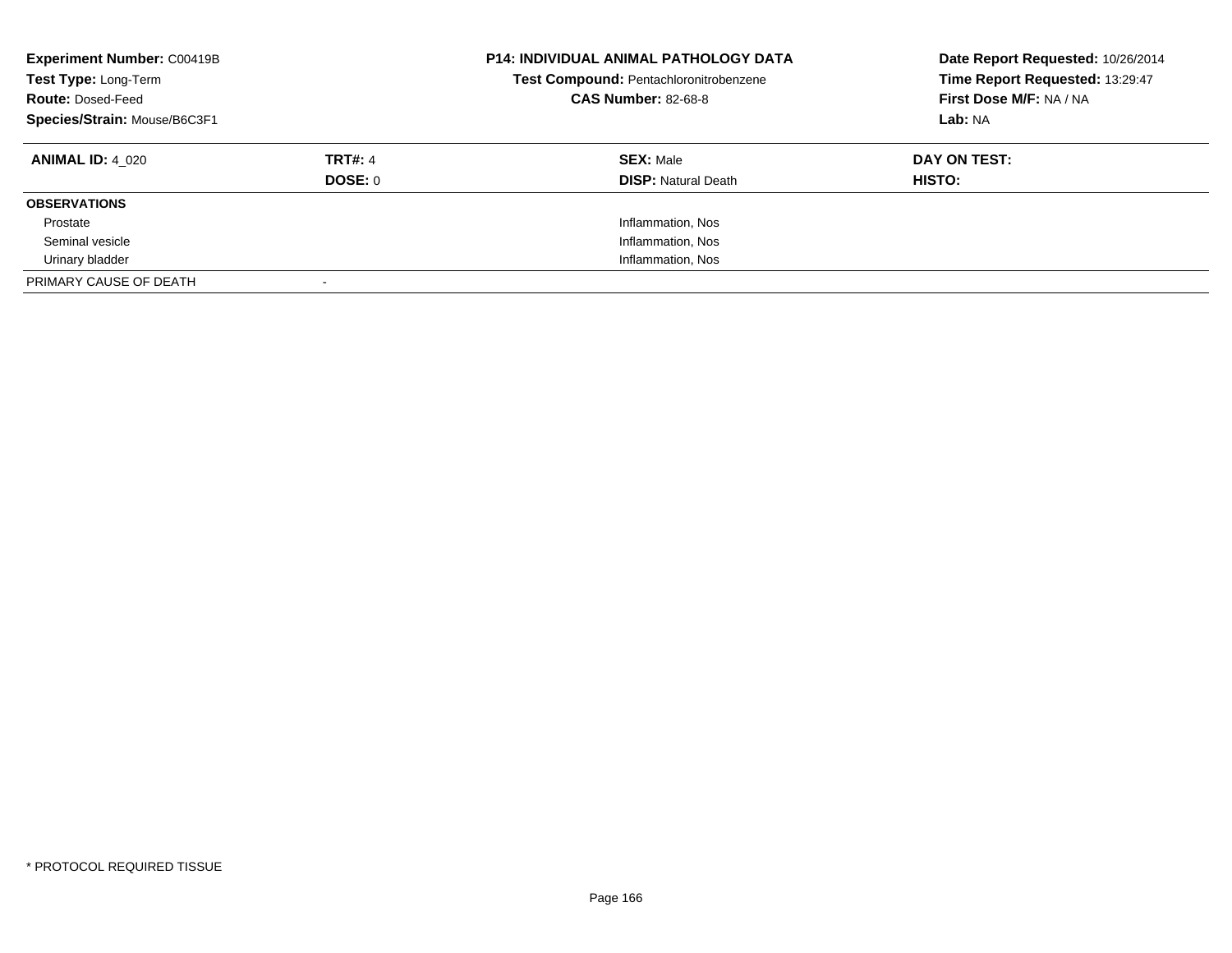**Experiment Number:** C00419B
**Test Type:** Long-Term
**Route:** Dosed-Feed
**Species/Strain:** Mouse/B6C3F1

**P14: INDIVIDUAL ANIMAL PATHOLOGY DATA**
**Test Compound:** Pentachloronitrobenzene
**CAS Number:** 82-68-8

**Date Report Requested:** 10/26/2014
**Time Report Requested:** 13:29:47
**First Dose M/F:** NA / NA
**Lab:** NA

| **ANIMAL ID:** 4_020 | **TRT#:** 4 | **SEX:** Male | **DAY ON TEST:** |
|---|---|---|---|
| | **DOSE:** 0 | **DISP:** Natural Death | **HISTO:** |
| **OBSERVATIONS** | | | |
| Prostate | | Inflammation, Nos | |
| Seminal vesicle | | Inflammation, Nos | |
| Urinary bladder | | Inflammation, Nos | |
| PRIMARY CAUSE OF DEATH | - | | |

* PROTOCOL REQUIRED TISSUE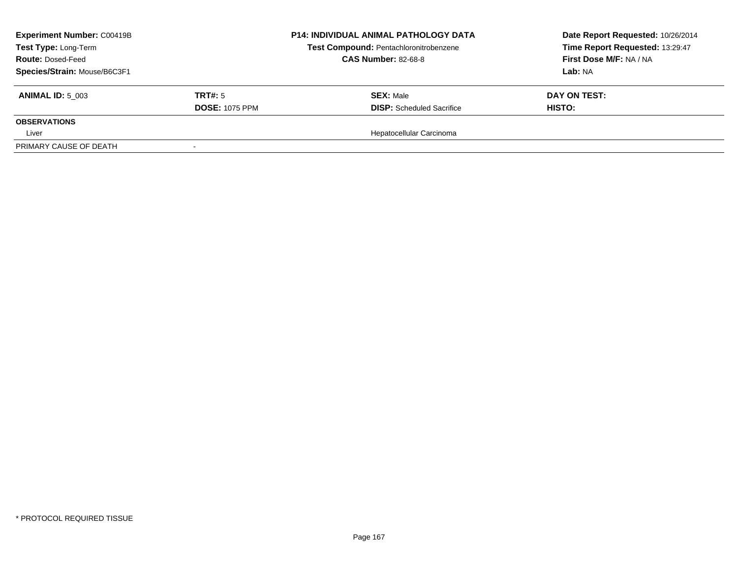**Experiment Number:** C00419B
**Test Type:** Long-Term
**Route:** Dosed-Feed
**Species/Strain:** Mouse/B6C3F1

**P14: INDIVIDUAL ANIMAL PATHOLOGY DATA**
**Test Compound:** Pentachloronitrobenzene
**CAS Number:** 82-68-8

**Date Report Requested:** 10/26/2014
**Time Report Requested:** 13:29:47
**First Dose M/F:** NA / NA
**Lab:** NA

| **ANIMAL ID:** 5_003 | **TRT#:** 5 | **SEX:** Male | **DAY ON TEST:** |
|---|---|---|---|
| | **DOSE:** 1075 PPM | **DISP:** Scheduled Sacrifice | **HISTO:** |
| **OBSERVATIONS** | | | |
| Liver | | Hepatocellular Carcinoma | |
| PRIMARY CAUSE OF DEATH | - | | |

* PROTOCOL REQUIRED TISSUE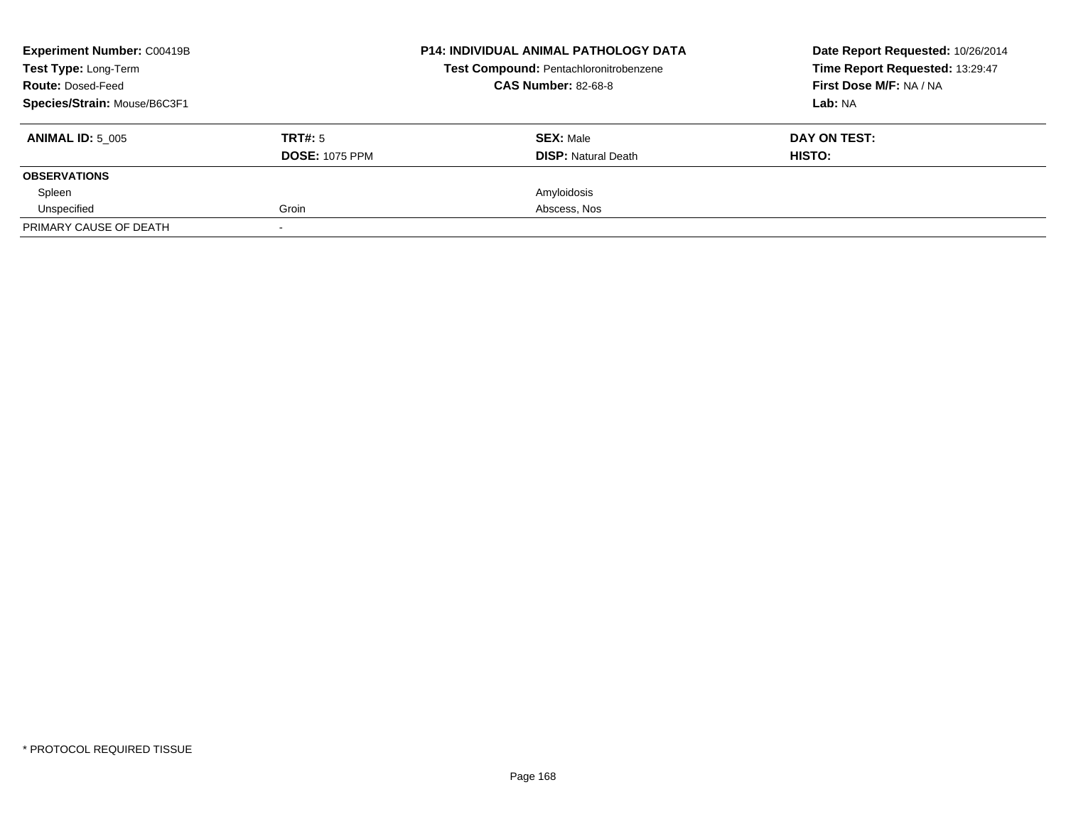| **Experiment Number:** C00419B | | **P14: INDIVIDUAL ANIMAL PATHOLOGY DATA** | **Date Report Requested:** 10/26/2014 |
|---|---|---|---|
| **Test Type:** Long-Term | | **Test Compound:** Pentachloronitrobenzene | **Time Report Requested:** 13:29:47 |
| **Route:** Dosed-Feed | | **CAS Number:** 82-68-8 | **First Dose M/F:** NA / NA |
| **Species/Strain:** Mouse/B6C3F1 | | | **Lab:** NA |

| **ANIMAL ID:** 5_005 | **TRT#:** 5 | **SEX:** Male | **DAY ON TEST:** |
|---|---|---|---|
| | **DOSE:** 1075 PPM | **DISP:** Natural Death | **HISTO:** |
| **OBSERVATIONS** | | | |
| Spleen | | Amyloidosis | |
| Unspecified | Groin | Abscess, Nos | |
| PRIMARY CAUSE OF DEATH | - | | |

* PROTOCOL REQUIRED TISSUE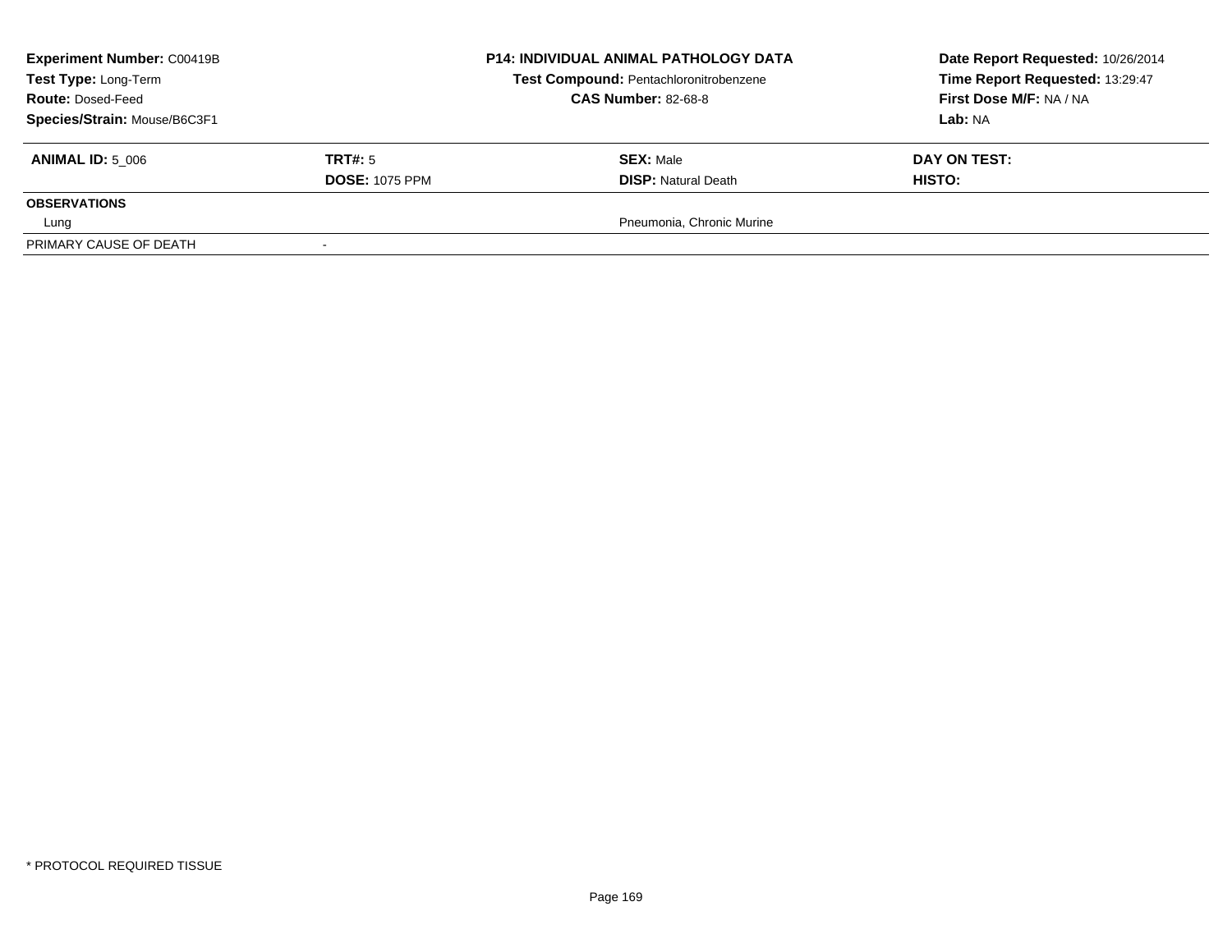**Experiment Number:** C00419B
**Test Type:** Long-Term
**Route:** Dosed-Feed
**Species/Strain:** Mouse/B6C3F1

**P14: INDIVIDUAL ANIMAL PATHOLOGY DATA**
**Test Compound:** Pentachloronitrobenzene
**CAS Number:** 82-68-8

**Date Report Requested:** 10/26/2014
**Time Report Requested:** 13:29:47
**First Dose M/F:** NA / NA
**Lab:** NA

| **ANIMAL ID:** 5_006 | **TRT#:** 5 | **SEX:** Male | **DAY ON TEST:** |
|---|---|---|---|
| | **DOSE:** 1075 PPM | **DISP:** Natural Death | **HISTO:** |
| **OBSERVATIONS** | | | |
| Lung | | Pneumonia, Chronic Murine | |
| PRIMARY CAUSE OF DEATH | - | | |

* PROTOCOL REQUIRED TISSUE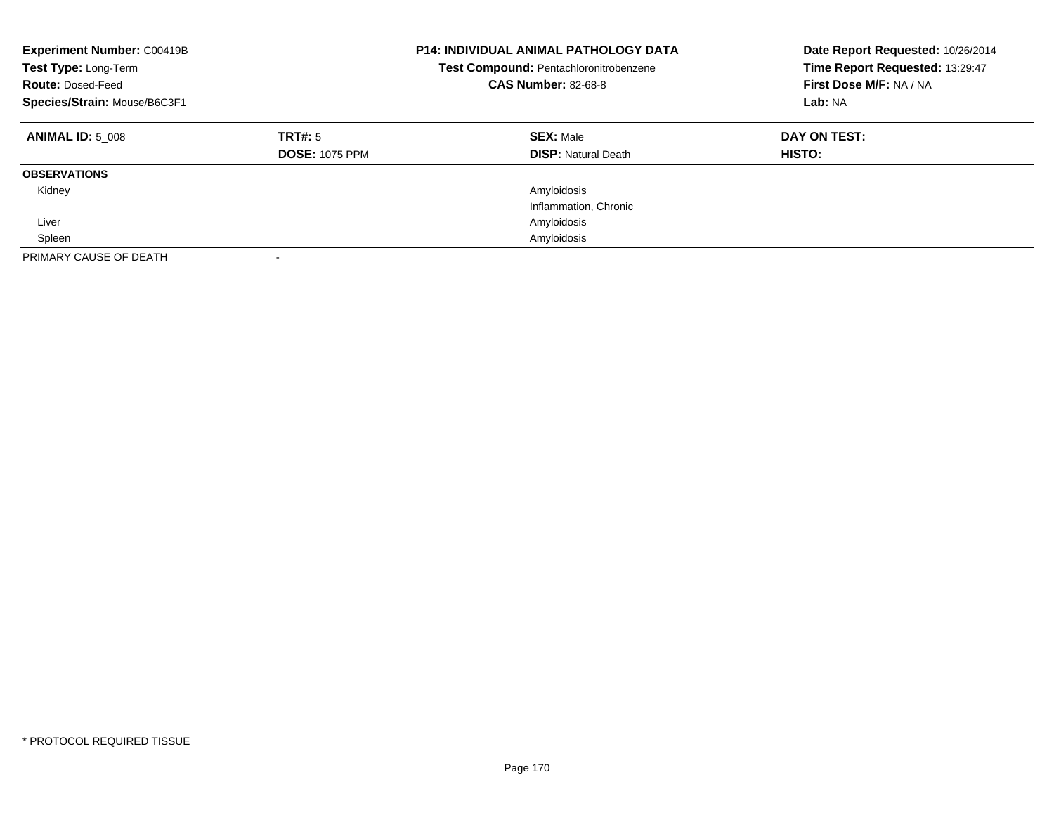**Experiment Number:** C00419B
**Test Type:** Long-Term
**Route:** Dosed-Feed
**Species/Strain:** Mouse/B6C3F1

**P14: INDIVIDUAL ANIMAL PATHOLOGY DATA**
**Test Compound:** Pentachloronitrobenzene
**CAS Number:** 82-68-8

**Date Report Requested:** 10/26/2014
**Time Report Requested:** 13:29:47
**First Dose M/F:** NA / NA
**Lab:** NA

| **ANIMAL ID:** 5_008 | **TRT#:** 5 | **SEX:** Male | **DAY ON TEST:** |
|---|---|---|---|
| | **DOSE:** 1075 PPM | **DISP:** Natural Death | **HISTO:** |
| **OBSERVATIONS** | | | |
| Kidney | | Amyloidosis | |
| | | Inflammation, Chronic | |
| Liver | | Amyloidosis | |
| Spleen | | Amyloidosis | |
| PRIMARY CAUSE OF DEATH | - | | |

* PROTOCOL REQUIRED TISSUE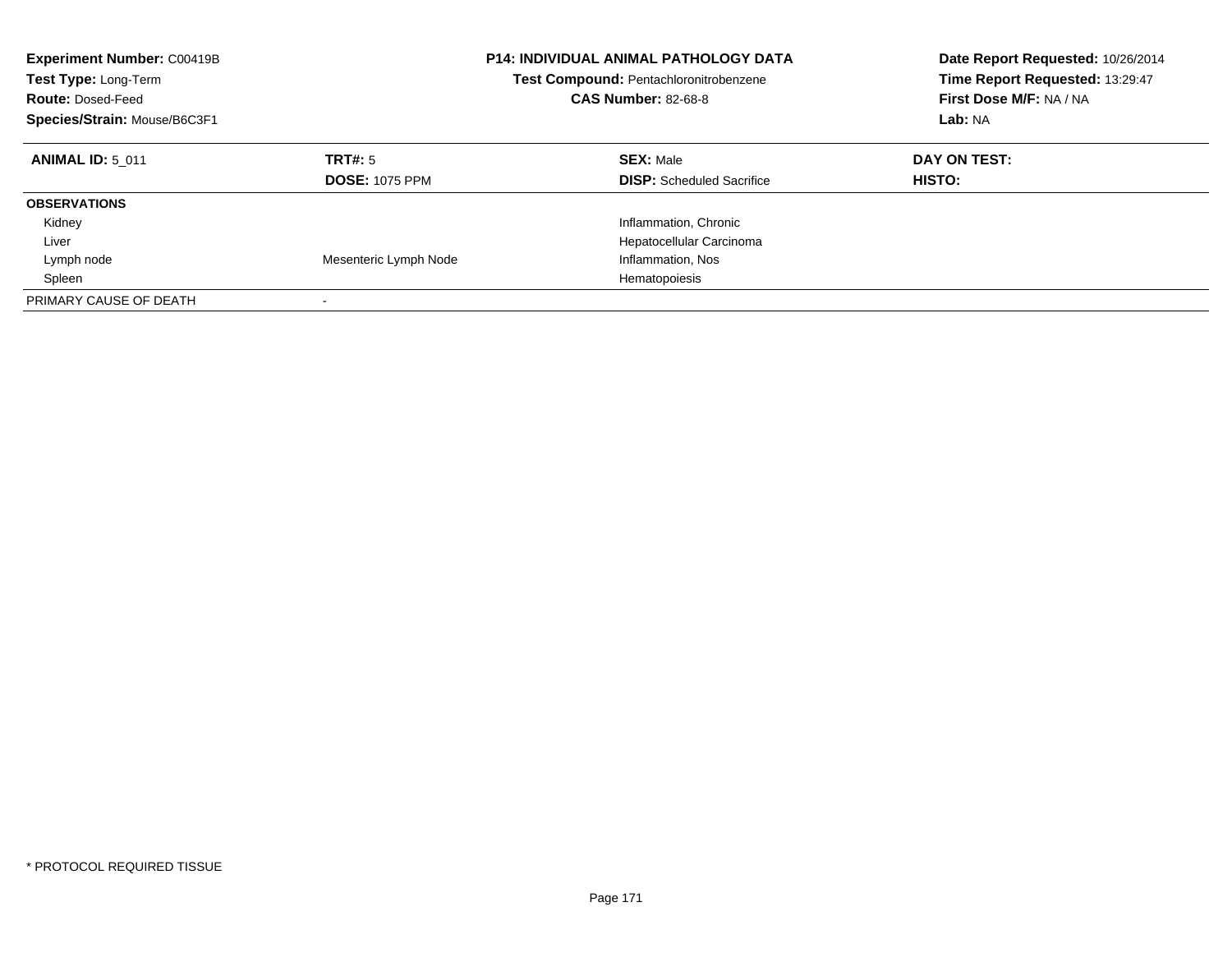**Experiment Number:** C00419B
**Test Type:** Long-Term
**Route:** Dosed-Feed
**Species/Strain:** Mouse/B6C3F1

**P14: INDIVIDUAL ANIMAL PATHOLOGY DATA**
**Test Compound:** Pentachloronitrobenzene
**CAS Number:** 82-68-8

**Date Report Requested:** 10/26/2014
**Time Report Requested:** 13:29:47
**First Dose M/F:** NA / NA
**Lab:** NA

| **ANIMAL ID:** 5_011 | **TRT#:** 5 | **SEX:** Male | **DAY ON TEST:** |
|---|---|---|---|
| | **DOSE:** 1075 PPM | **DISP:** Scheduled Sacrifice | **HISTO:** |
| **OBSERVATIONS** | | | |
| Kidney | | Inflammation, Chronic | |
| Liver | | Hepatocellular Carcinoma | |
| Lymph node | Mesenteric Lymph Node | Inflammation, Nos | |
| Spleen | | Hematopoiesis | |
| PRIMARY CAUSE OF DEATH | - | | |

* PROTOCOL REQUIRED TISSUE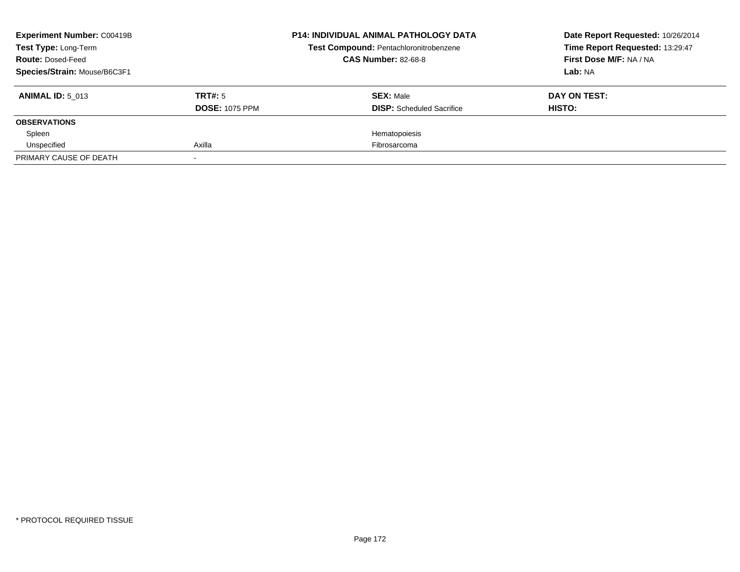**Experiment Number:** C00419B
**Test Type:** Long-Term
**Route:** Dosed-Feed
**Species/Strain:** Mouse/B6C3F1

**P14: INDIVIDUAL ANIMAL PATHOLOGY DATA**
**Test Compound:** Pentachloronitrobenzene
**CAS Number:** 82-68-8

**Date Report Requested:** 10/26/2014
**Time Report Requested:** 13:29:47
**First Dose M/F:** NA / NA
**Lab:** NA

| **ANIMAL ID:** 5_013 | **TRT#:** 5 | **SEX:** Male | **DAY ON TEST:** |
|---|---|---|---|
| | **DOSE:** 1075 PPM | **DISP:** Scheduled Sacrifice | **HISTO:** |
| **OBSERVATIONS** | | | |
| Spleen | | Hematopoiesis | |
| Unspecified | Axilla | Fibrosarcoma | |
| PRIMARY CAUSE OF DEATH | - | | |

* PROTOCOL REQUIRED TISSUE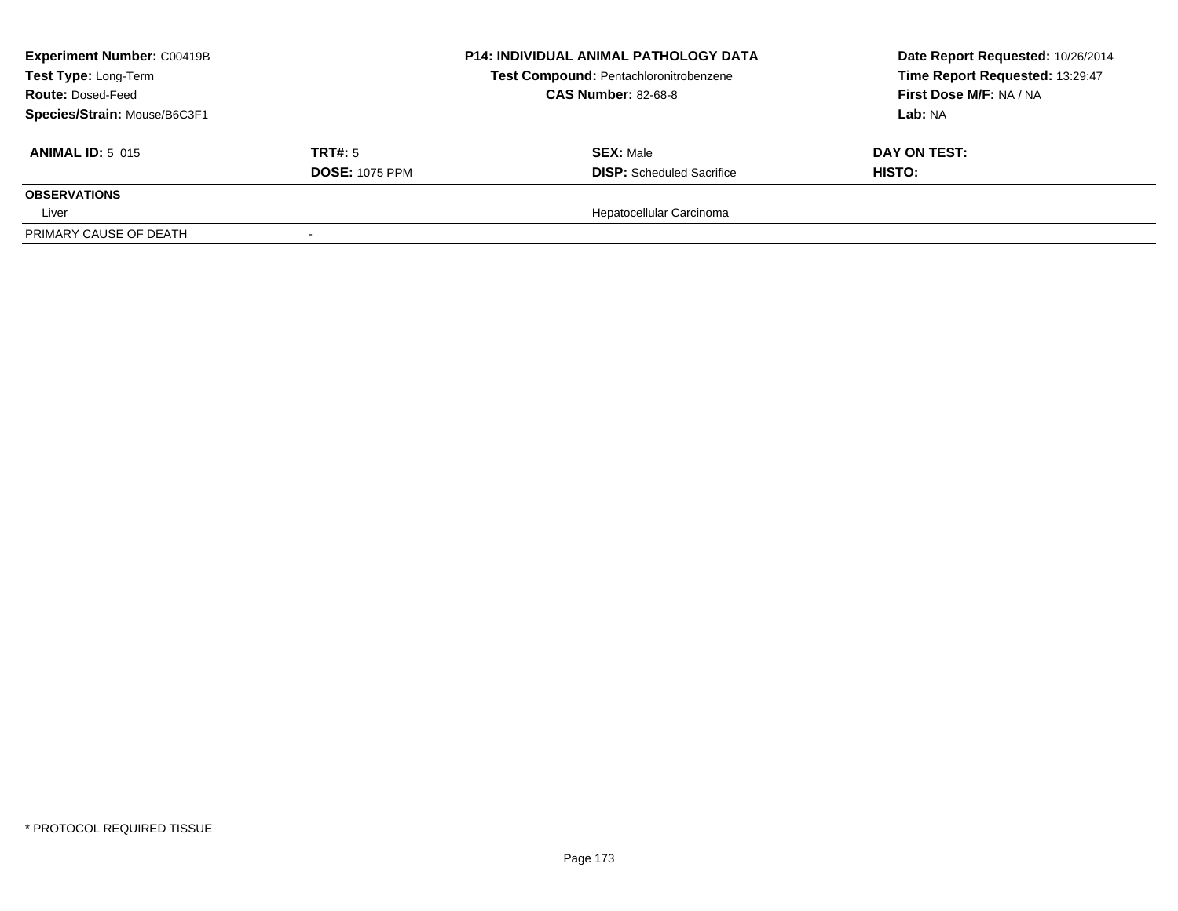| **Experiment Number:** C00419B | **P14: INDIVIDUAL ANIMAL PATHOLOGY DATA** | **Date Report Requested:** 10/26/2014 |
|---|---|---|
| **Test Type:** Long-Term | **Test Compound:** Pentachloronitrobenzene | **Time Report Requested:** 13:29:47 |
| **Route:** Dosed-Feed | **CAS Number:** 82-68-8 | **First Dose M/F:** NA / NA |
| **Species/Strain:** Mouse/B6C3F1 | | **Lab:** NA |

| **ANIMAL ID:** 5_015 | **TRT#:** 5 | **SEX:** Male | **DAY ON TEST:** |
|---|---|---|---|
| | **DOSE:** 1075 PPM | **DISP:** Scheduled Sacrifice | **HISTO:** |
| **OBSERVATIONS** | | | |
| Liver | | Hepatocellular Carcinoma | |
| PRIMARY CAUSE OF DEATH | - | | |

* PROTOCOL REQUIRED TISSUE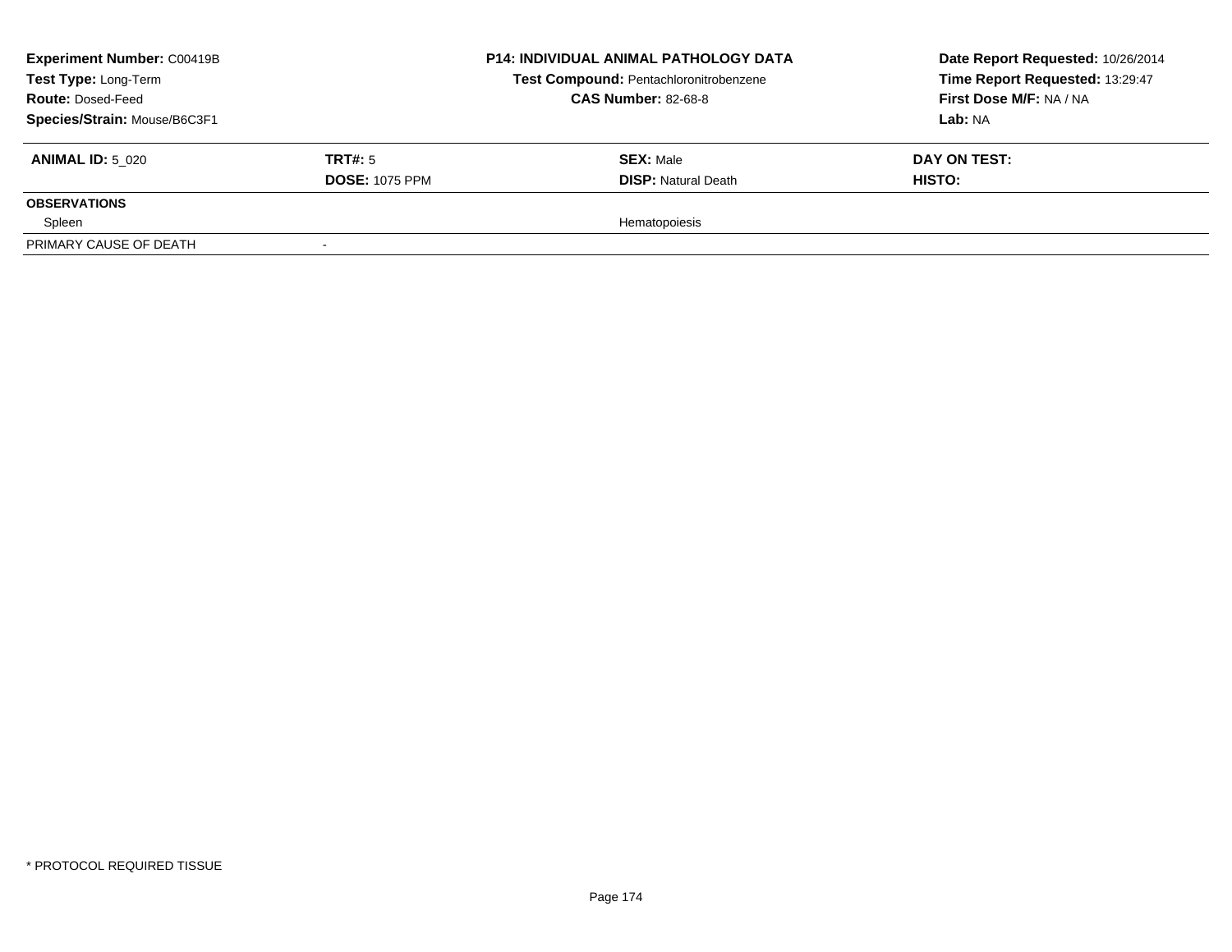**Experiment Number:** C00419B
**Test Type:** Long-Term
**Route:** Dosed-Feed
**Species/Strain:** Mouse/B6C3F1

**P14: INDIVIDUAL ANIMAL PATHOLOGY DATA**
**Test Compound:** Pentachloronitrobenzene
**CAS Number:** 82-68-8

**Date Report Requested:** 10/26/2014
**Time Report Requested:** 13:29:47
**First Dose M/F:** NA / NA
**Lab:** NA

| **ANIMAL ID:** 5_020 | **TRT#:** 5 | **SEX:** Male | **DAY ON TEST:** |
|---|---|---|---|
| | **DOSE:** 1075 PPM | **DISP:** Natural Death | **HISTO:** |
| **OBSERVATIONS** | | | |
| Spleen | | Hematopoiesis | |
| PRIMARY CAUSE OF DEATH | - | | |

* PROTOCOL REQUIRED TISSUE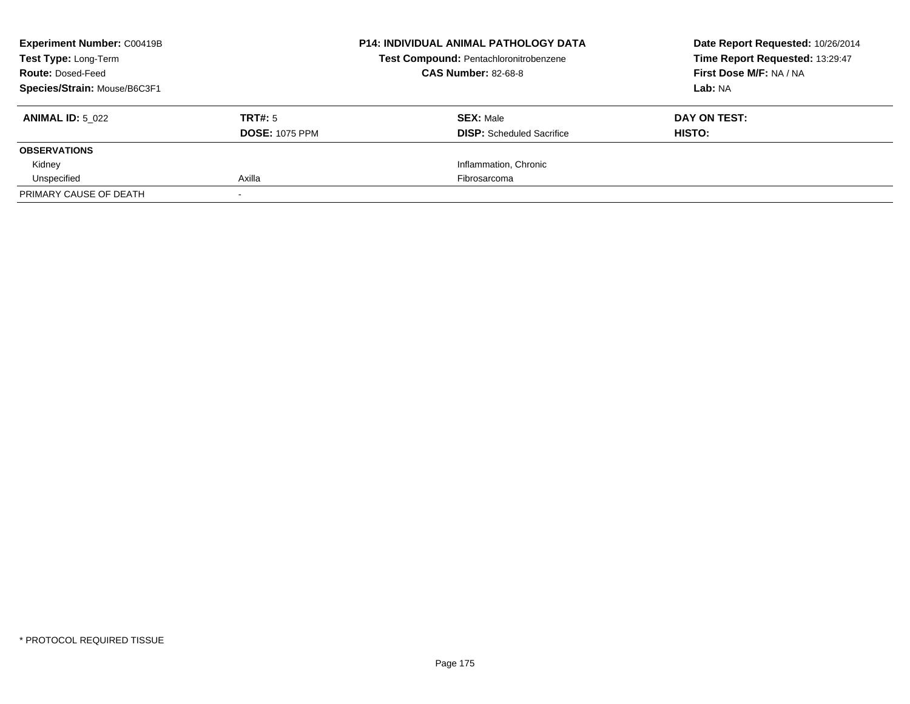**Experiment Number:** C00419B
**Test Type:** Long-Term
**Route:** Dosed-Feed
**Species/Strain:** Mouse/B6C3F1

**P14: INDIVIDUAL ANIMAL PATHOLOGY DATA**
**Test Compound:** Pentachloronitrobenzene
**CAS Number:** 82-68-8

**Date Report Requested:** 10/26/2014
**Time Report Requested:** 13:29:47
**First Dose M/F:** NA / NA
**Lab:** NA

| **ANIMAL ID:** 5_022 | **TRT#:** 5 | **SEX:** Male | **DAY ON TEST:** |
|---|---|---|---|
| | **DOSE:** 1075 PPM | **DISP:** Scheduled Sacrifice | **HISTO:** |
| **OBSERVATIONS** | | | |
| Kidney | | Inflammation, Chronic | |
| Unspecified | Axilla | Fibrosarcoma | |
| PRIMARY CAUSE OF DEATH | - | | |

* PROTOCOL REQUIRED TISSUE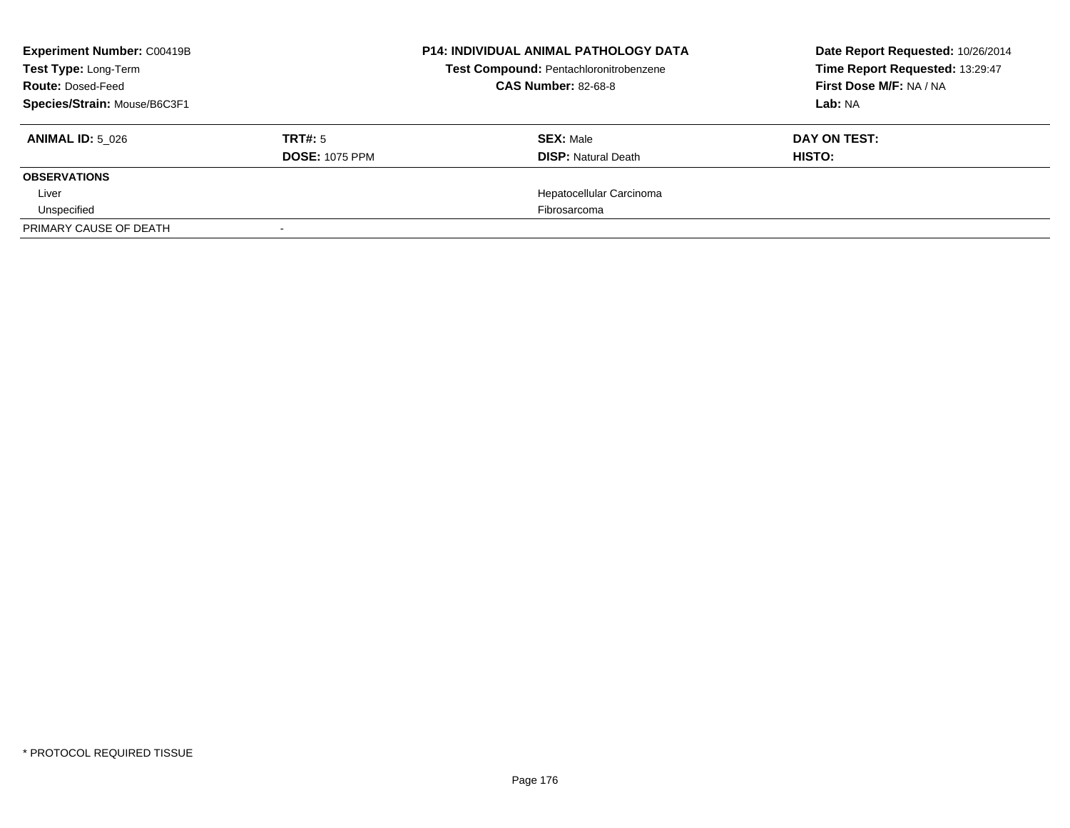**Experiment Number:** C00419B
**Test Type:** Long-Term
**Route:** Dosed-Feed
**Species/Strain:** Mouse/B6C3F1

**P14: INDIVIDUAL ANIMAL PATHOLOGY DATA**
**Test Compound:** Pentachloronitrobenzene
**CAS Number:** 82-68-8

**Date Report Requested:** 10/26/2014
**Time Report Requested:** 13:29:47
**First Dose M/F:** NA / NA
**Lab:** NA

| **ANIMAL ID:** 5_026 | **TRT#:** 5 | **SEX:** Male | **DAY ON TEST:** |
|---|---|---|---|
| | **DOSE:** 1075 PPM | **DISP:** Natural Death | **HISTO:** |
| **OBSERVATIONS** | | | |
| Liver | | Hepatocellular Carcinoma | |
| Unspecified | | Fibrosarcoma | |
| PRIMARY CAUSE OF DEATH | - | | |

* PROTOCOL REQUIRED TISSUE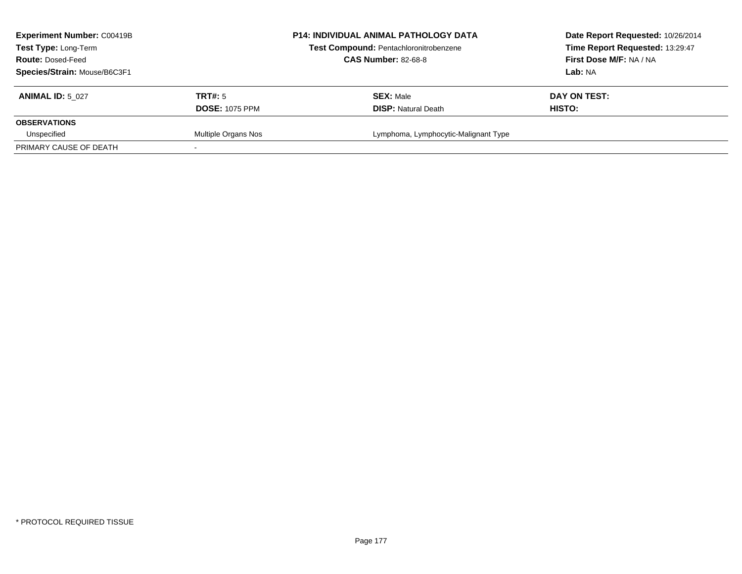**Experiment Number:** C00419B
**Test Type:** Long-Term
**Route:** Dosed-Feed
**Species/Strain:** Mouse/B6C3F1

**P14: INDIVIDUAL ANIMAL PATHOLOGY DATA**
**Test Compound:** Pentachloronitrobenzene
**CAS Number:** 82-68-8

**Date Report Requested:** 10/26/2014
**Time Report Requested:** 13:29:47
**First Dose M/F:** NA / NA
**Lab:** NA

| **ANIMAL ID:** 5_027 | **TRT#:** 5 | **SEX:** Male | **DAY ON TEST:** |
|---|---|---|---|
| | **DOSE:** 1075 PPM | **DISP:** Natural Death | **HISTO:** |
| **OBSERVATIONS** | | | |
| Unspecified | Multiple Organs Nos | Lymphoma, Lymphocytic-Malignant Type | |
| PRIMARY CAUSE OF DEATH | - | | |

* PROTOCOL REQUIRED TISSUE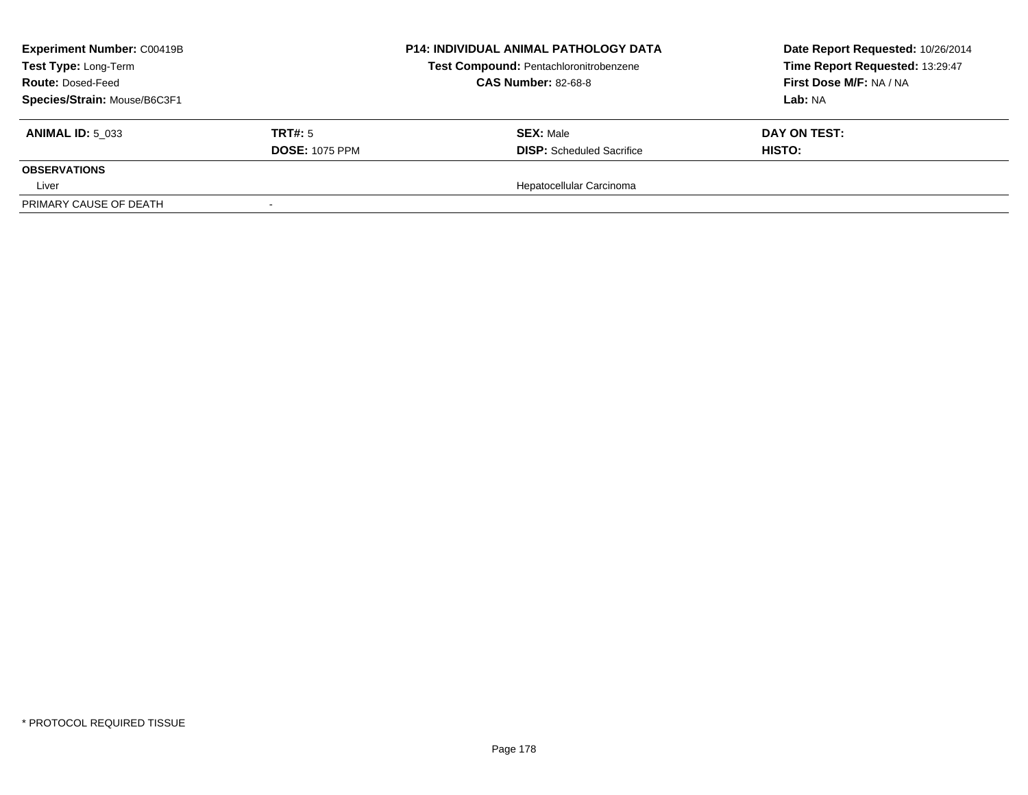| Experiment Number: C00419B | | P14: INDIVIDUAL ANIMAL PATHOLOGY DATA | Date Report Requested: 10/26/2014 |
|---|---|---|---|
| Test Type: Long-Term | | Test Compound: Pentachloronitrobenzene | Time Report Requested: 13:29:47 |
| Route: Dosed-Feed | | CAS Number: 82-68-8 | First Dose M/F: NA / NA |
| Species/Strain: Mouse/B6C3F1 | | | Lab: NA |

| ANIMAL ID: 5_033 | TRT#: 5 | SEX: Male | DAY ON TEST: |
|---|---|---|---|
| | DOSE: 1075 PPM | DISP: Scheduled Sacrifice | HISTO: |
| **OBSERVATIONS** | | | |
| Liver | | Hepatocellular Carcinoma | |
| PRIMARY CAUSE OF DEATH | - | | |

* PROTOCOL REQUIRED TISSUE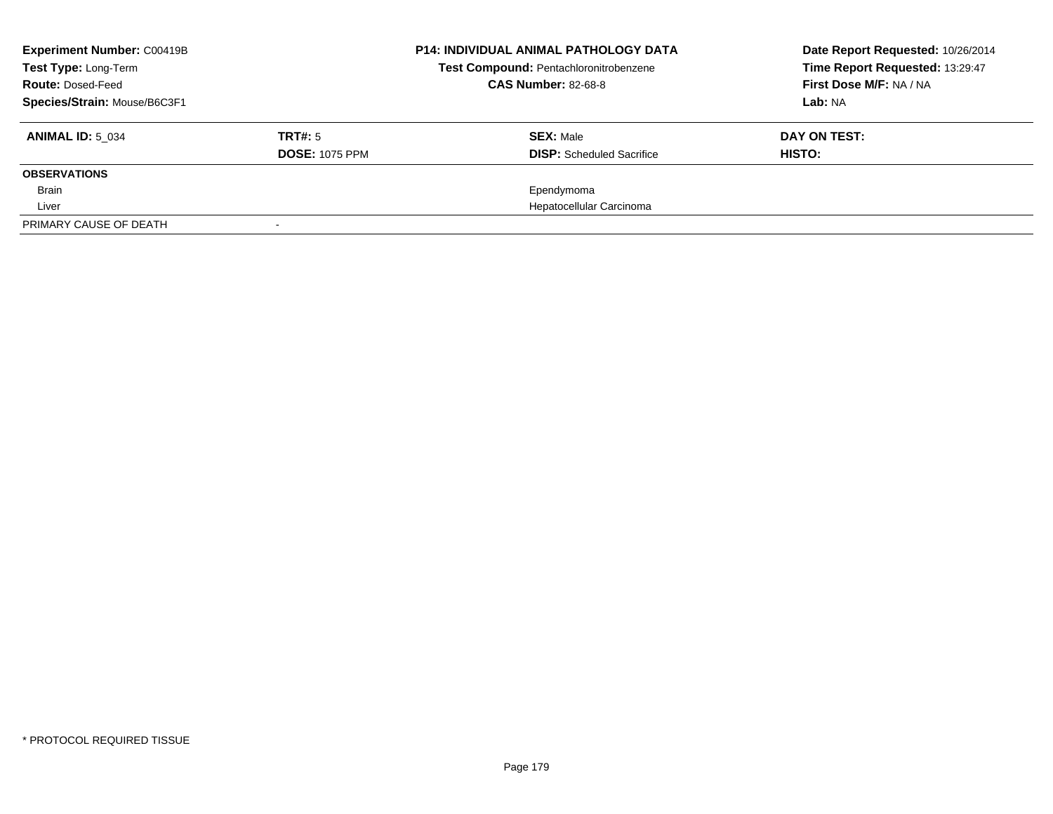**Experiment Number:** C00419B
**Test Type:** Long-Term
**Route:** Dosed-Feed
**Species/Strain:** Mouse/B6C3F1

**P14: INDIVIDUAL ANIMAL PATHOLOGY DATA**
**Test Compound:** Pentachloronitrobenzene
**CAS Number:** 82-68-8

**Date Report Requested:** 10/26/2014
**Time Report Requested:** 13:29:47
**First Dose M/F:** NA / NA
**Lab:** NA

| **ANIMAL ID:** 5_034 | **TRT#:** 5 | **SEX:** Male | **DAY ON TEST:** |
|---|---|---|---|
| | **DOSE:** 1075 PPM | **DISP:** Scheduled Sacrifice | **HISTO:** |
| **OBSERVATIONS** | | | |
| Brain | | Ependymoma | |
| Liver | | Hepatocellular Carcinoma | |
| PRIMARY CAUSE OF DEATH | - | | |

* PROTOCOL REQUIRED TISSUE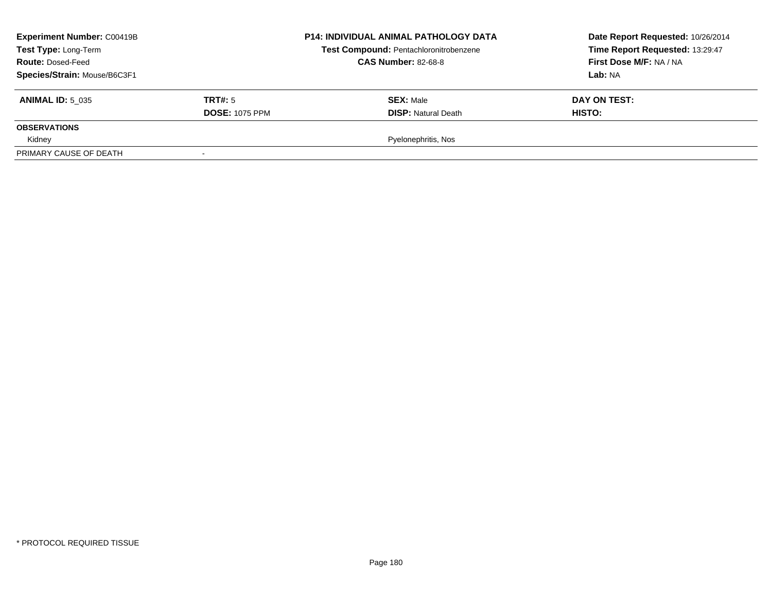**Experiment Number:** C00419B
**Test Type:** Long-Term
**Route:** Dosed-Feed
**Species/Strain:** Mouse/B6C3F1

**P14: INDIVIDUAL ANIMAL PATHOLOGY DATA**
**Test Compound:** Pentachloronitrobenzene
**CAS Number:** 82-68-8

**Date Report Requested:** 10/26/2014
**Time Report Requested:** 13:29:47
**First Dose M/F:** NA / NA
**Lab:** NA

| **ANIMAL ID:** 5_035 | **TRT#:** 5 | **SEX:** Male | **DAY ON TEST:** |
|---|---|---|---|
| | **DOSE:** 1075 PPM | **DISP:** Natural Death | **HISTO:** |
| **OBSERVATIONS** | | | |
| Kidney | | Pyelonephritis, Nos | |
| PRIMARY CAUSE OF DEATH | - | | |

* PROTOCOL REQUIRED TISSUE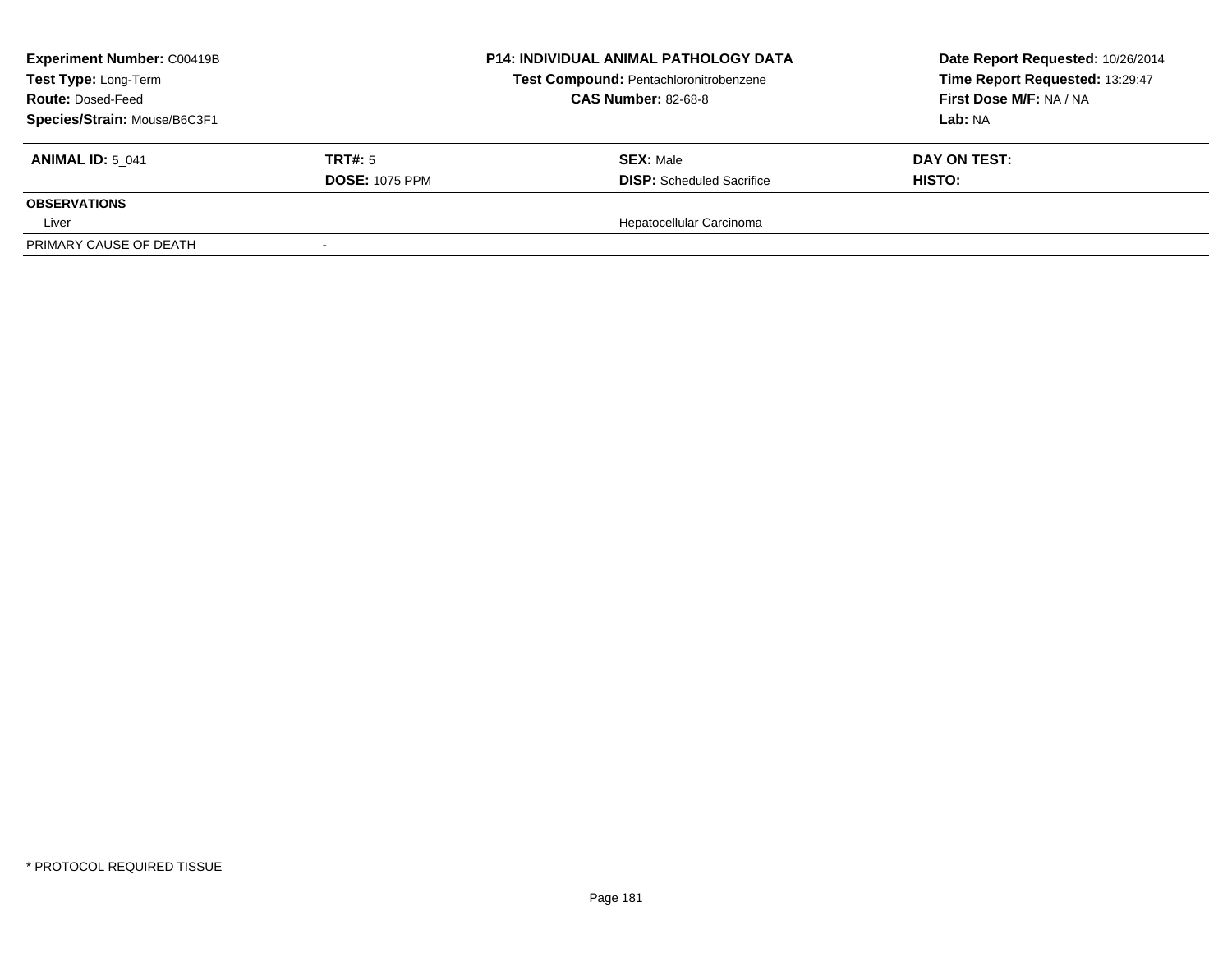| **Experiment Number:** C00419B | **P14: INDIVIDUAL ANIMAL PATHOLOGY DATA** | **Date Report Requested:** 10/26/2014 |
|---|---|---|
| **Test Type:** Long-Term | **Test Compound:** Pentachloronitrobenzene | **Time Report Requested:** 13:29:47 |
| **Route:** Dosed-Feed | **CAS Number:** 82-68-8 | **First Dose M/F:** NA / NA |
| **Species/Strain:** Mouse/B6C3F1 | | **Lab:** NA |

| **ANIMAL ID:** 5_041 | **TRT#:** 5 | **SEX:** Male | **DAY ON TEST:** |
|---|---|---|---|
| | **DOSE:** 1075 PPM | **DISP:** Scheduled Sacrifice | **HISTO:** |
| **OBSERVATIONS** | | | |
| Liver | | Hepatocellular Carcinoma | |
| PRIMARY CAUSE OF DEATH | - | | |

* PROTOCOL REQUIRED TISSUE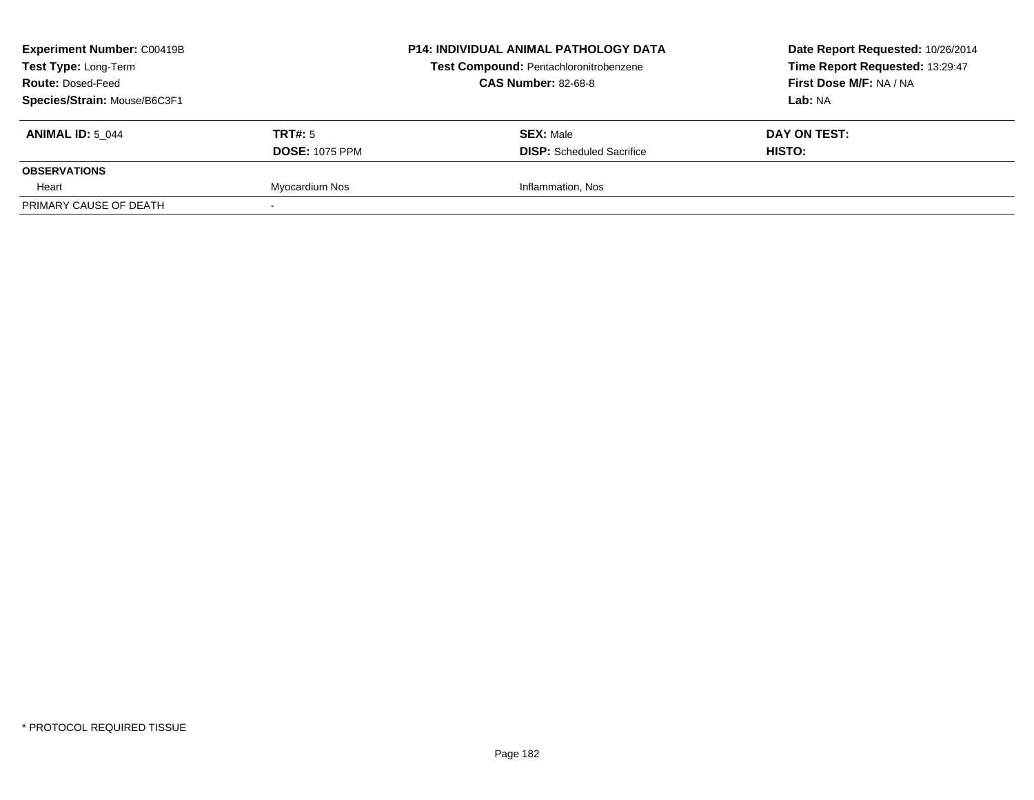**Experiment Number:** C00419B
**Test Type:** Long-Term
**Route:** Dosed-Feed
**Species/Strain:** Mouse/B6C3F1

**P14: INDIVIDUAL ANIMAL PATHOLOGY DATA**
**Test Compound:** Pentachloronitrobenzene
**CAS Number:** 82-68-8

**Date Report Requested:** 10/26/2014
**Time Report Requested:** 13:29:47
**First Dose M/F:** NA / NA
**Lab:** NA

| **ANIMAL ID:** 5_044 | **TRT#:** 5 | **SEX:** Male | **DAY ON TEST:** |
|---|---|---|---|
| | **DOSE:** 1075 PPM | **DISP:** Scheduled Sacrifice | **HISTO:** |
| **OBSERVATIONS** | | | |
| Heart | Myocardium Nos | Inflammation, Nos | |
| PRIMARY CAUSE OF DEATH | - | | |

* PROTOCOL REQUIRED TISSUE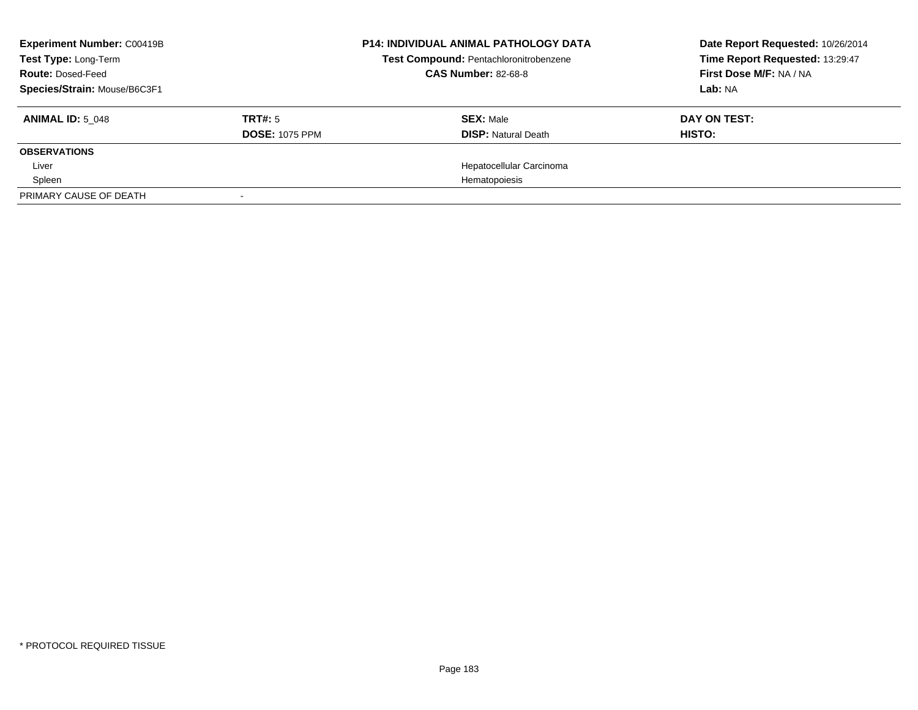| **Experiment Number:** C00419B | **P14: INDIVIDUAL ANIMAL PATHOLOGY DATA** | **Date Report Requested:** 10/26/2014 |
|---|---|---|
| **Test Type:** Long-Term | **Test Compound:** Pentachloronitrobenzene | **Time Report Requested:** 13:29:47 |
| **Route:** Dosed-Feed | **CAS Number:** 82-68-8 | **First Dose M/F:** NA / NA |
| **Species/Strain:** Mouse/B6C3F1 | | **Lab:** NA |

| **ANIMAL ID:** 5_048 | **TRT#:** 5 | **SEX:** Male | **DAY ON TEST:** |
|---|---|---|---|
| | **DOSE:** 1075 PPM | **DISP:** Natural Death | **HISTO:** |
| **OBSERVATIONS** | | | |
| Liver | | Hepatocellular Carcinoma | |
| Spleen | | Hematopoiesis | |
| PRIMARY CAUSE OF DEATH | - | | |

* PROTOCOL REQUIRED TISSUE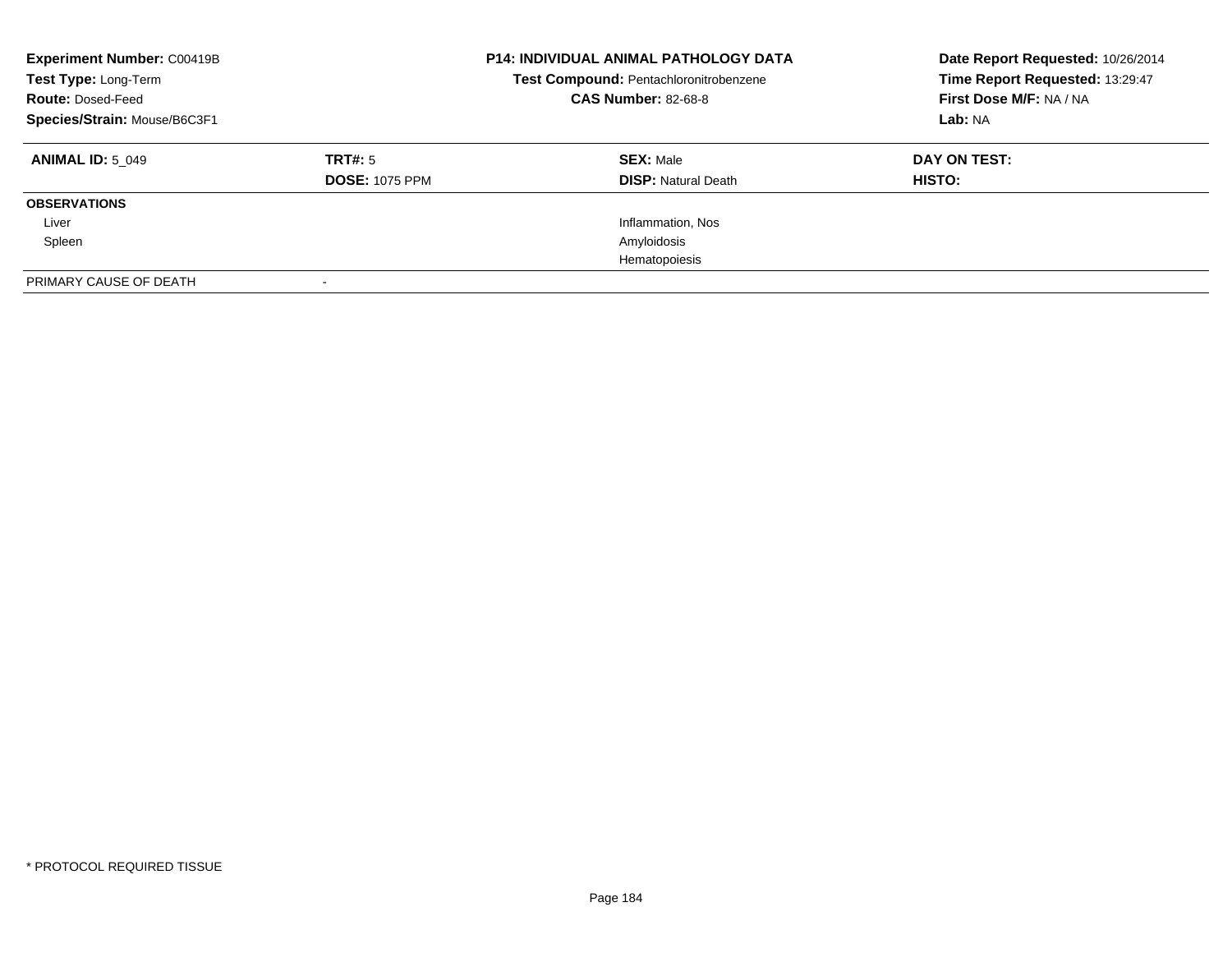**Experiment Number:** C00419B
**Test Type:** Long-Term
**Route:** Dosed-Feed
**Species/Strain:** Mouse/B6C3F1

**P14: INDIVIDUAL ANIMAL PATHOLOGY DATA**
**Test Compound:** Pentachloronitrobenzene
**CAS Number:** 82-68-8

**Date Report Requested:** 10/26/2014
**Time Report Requested:** 13:29:47
**First Dose M/F:** NA / NA
**Lab:** NA

| **ANIMAL ID:** 5_049 | **TRT#:** 5 | **SEX:** Male | **DAY ON TEST:** |
|---|---|---|---|
| | **DOSE:** 1075 PPM | **DISP:** Natural Death | **HISTO:** |
| **OBSERVATIONS** | | | |
| Liver | | Inflammation, Nos | |
| Spleen | | Amyloidosis | |
| | | Hematopoiesis | |
| PRIMARY CAUSE OF DEATH | - | | |

* PROTOCOL REQUIRED TISSUE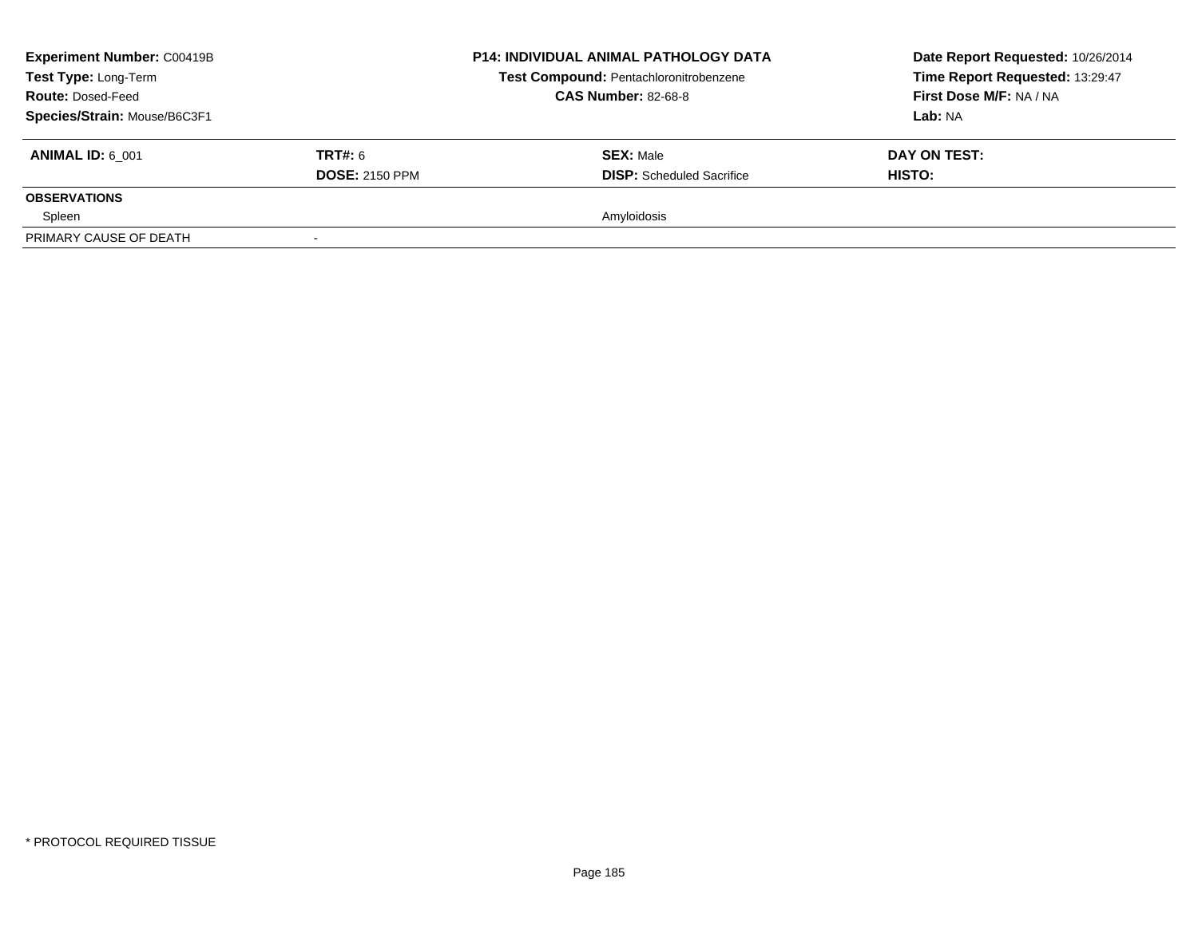| **Experiment Number:** C00419B | **P14: INDIVIDUAL ANIMAL PATHOLOGY DATA** | **Date Report Requested:** 10/26/2014 |
|---|---|---|
| **Test Type:** Long-Term | **Test Compound:** Pentachloronitrobenzene | **Time Report Requested:** 13:29:47 |
| **Route:** Dosed-Feed | **CAS Number:** 82-68-8 | **First Dose M/F:** NA / NA |
| **Species/Strain:** Mouse/B6C3F1 | | **Lab:** NA |

| **ANIMAL ID:** 6_001 | **TRT#:** 6 | **SEX:** Male | **DAY ON TEST:** |
|---|---|---|---|
| | **DOSE:** 2150 PPM | **DISP:** Scheduled Sacrifice | **HISTO:** |
| **OBSERVATIONS** | | | |
| Spleen | | Amyloidosis | |
| PRIMARY CAUSE OF DEATH | - | | |

* PROTOCOL REQUIRED TISSUE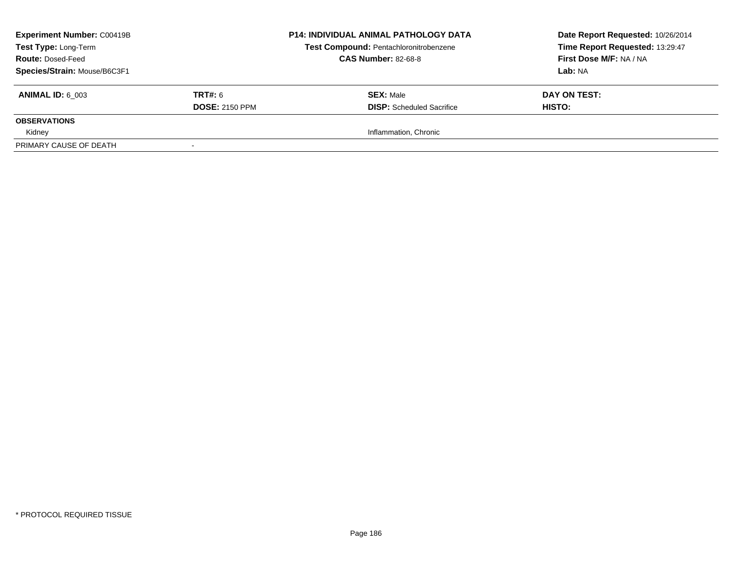**Experiment Number:** C00419B
**Test Type:** Long-Term
**Route:** Dosed-Feed
**Species/Strain:** Mouse/B6C3F1

**P14: INDIVIDUAL ANIMAL PATHOLOGY DATA**
**Test Compound:** Pentachloronitrobenzene
**CAS Number:** 82-68-8

**Date Report Requested:** 10/26/2014
**Time Report Requested:** 13:29:47
**First Dose M/F:** NA / NA
**Lab:** NA

| **ANIMAL ID:** 6_003 | **TRT#:** 6 | **SEX:** Male | **DAY ON TEST:** |
|---|---|---|---|
| | **DOSE:** 2150 PPM | **DISP:** Scheduled Sacrifice | **HISTO:** |
| **OBSERVATIONS** | | | |
| Kidney | | Inflammation, Chronic | |
| PRIMARY CAUSE OF DEATH | - | | |

* PROTOCOL REQUIRED TISSUE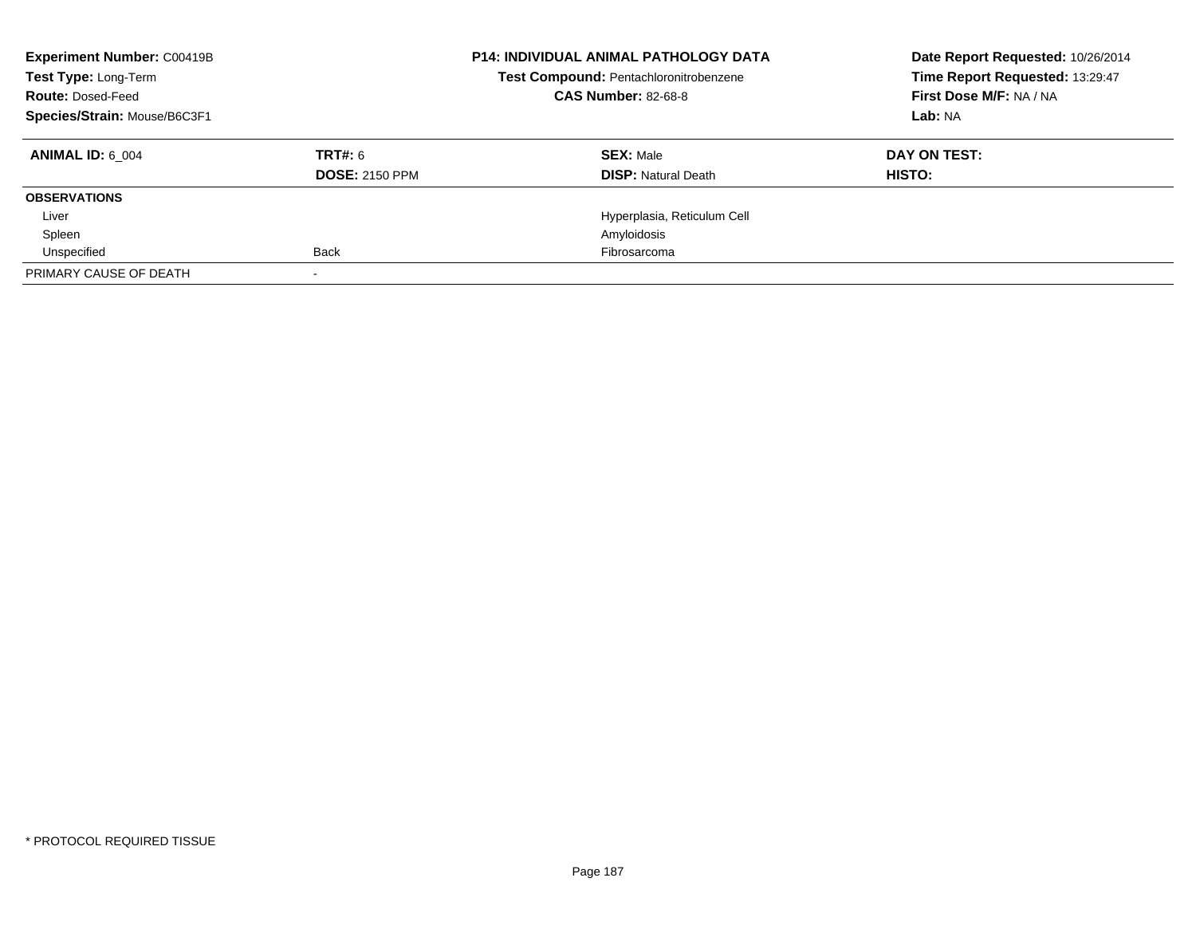**Experiment Number:** C00419B
**Test Type:** Long-Term
**Route:** Dosed-Feed
**Species/Strain:** Mouse/B6C3F1

**P14: INDIVIDUAL ANIMAL PATHOLOGY DATA**
**Test Compound:** Pentachloronitrobenzene
**CAS Number:** 82-68-8

**Date Report Requested:** 10/26/2014
**Time Report Requested:** 13:29:47
**First Dose M/F:** NA / NA
**Lab:** NA

| **ANIMAL ID:** 6_004 | **TRT#:** 6 | **SEX:** Male | **DAY ON TEST:** |
|---|---|---|---|
| | **DOSE:** 2150 PPM | **DISP:** Natural Death | **HISTO:** |
| **OBSERVATIONS** | | | |
| Liver | | Hyperplasia, Reticulum Cell | |
| Spleen | | Amyloidosis | |
| Unspecified | Back | Fibrosarcoma | |
| PRIMARY CAUSE OF DEATH | - | | |

\* PROTOCOL REQUIRED TISSUE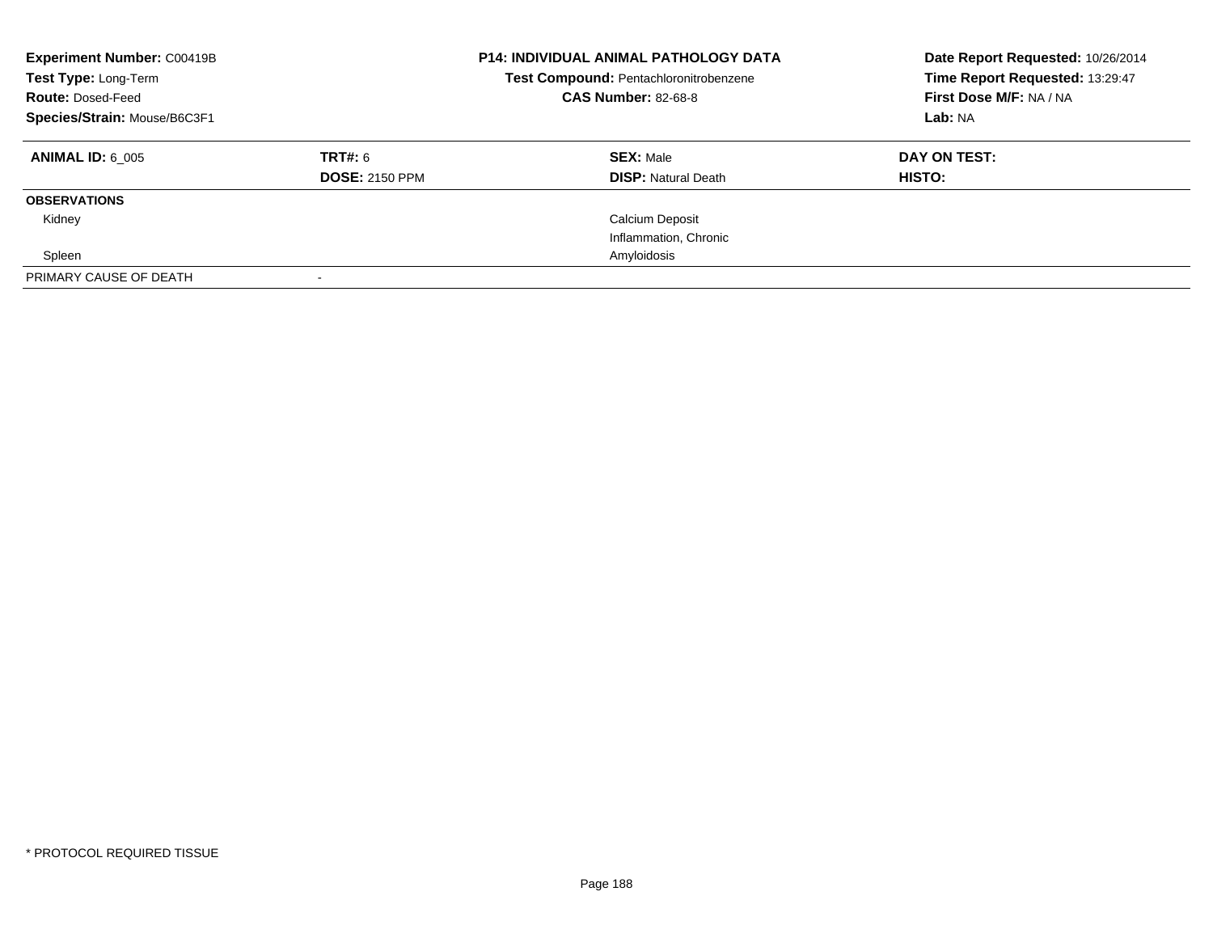**Experiment Number:** C00419B
**Test Type:** Long-Term
**Route:** Dosed-Feed
**Species/Strain:** Mouse/B6C3F1

**P14: INDIVIDUAL ANIMAL PATHOLOGY DATA**
**Test Compound:** Pentachloronitrobenzene
**CAS Number:** 82-68-8

**Date Report Requested:** 10/26/2014
**Time Report Requested:** 13:29:47
**First Dose M/F:** NA / NA
**Lab:** NA

| **ANIMAL ID:** 6_005 | **TRT#:** 6 | **SEX:** Male | **DAY ON TEST:** |
|---|---|---|---|
| | **DOSE:** 2150 PPM | **DISP:** Natural Death | **HISTO:** |
| **OBSERVATIONS** | | | |
| Kidney | | Calcium Deposit | |
| | | Inflammation, Chronic | |
| Spleen | | Amyloidosis | |
| PRIMARY CAUSE OF DEATH | - | | |

* PROTOCOL REQUIRED TISSUE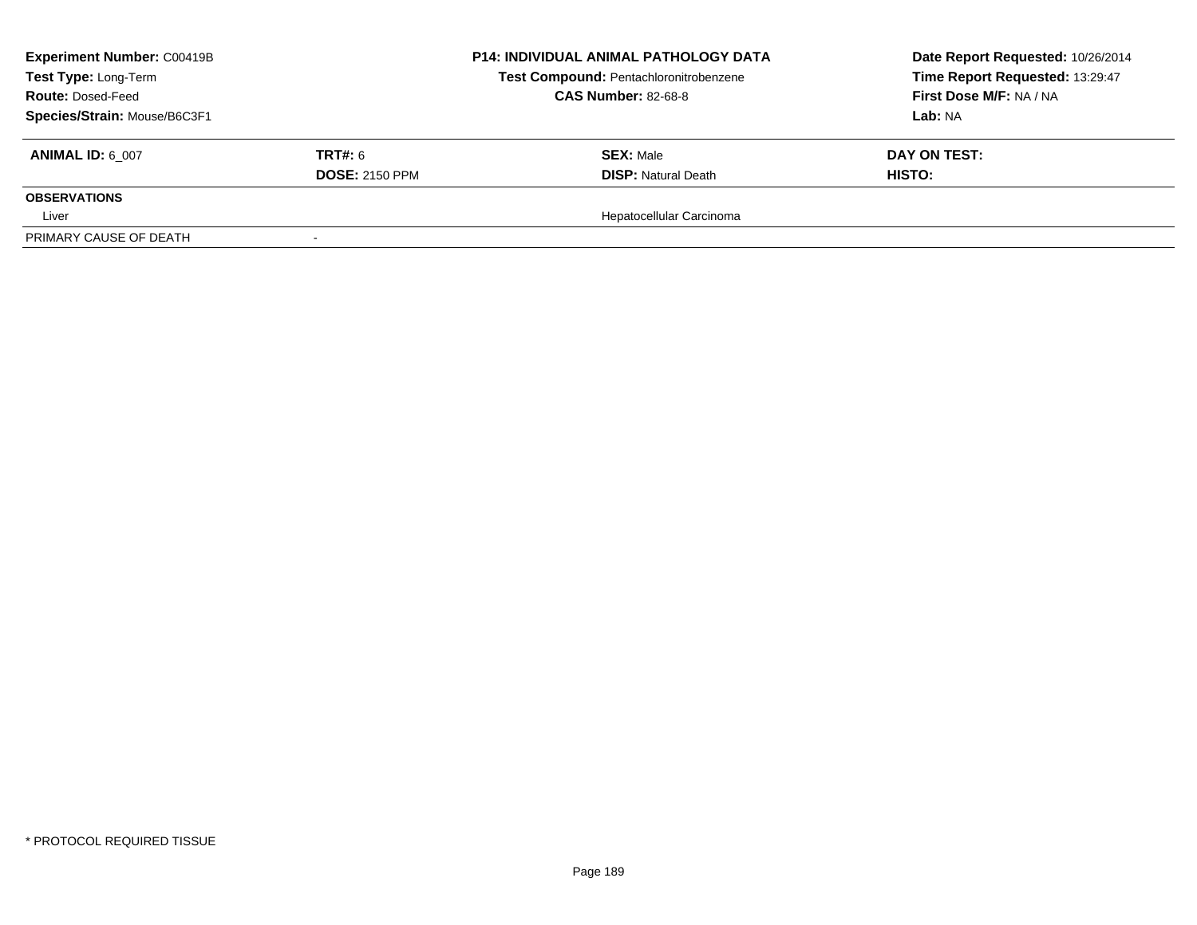**Experiment Number:** C00419B
**Test Type:** Long-Term
**Route:** Dosed-Feed
**Species/Strain:** Mouse/B6C3F1

**P14: INDIVIDUAL ANIMAL PATHOLOGY DATA**
**Test Compound:** Pentachloronitrobenzene
**CAS Number:** 82-68-8

**Date Report Requested:** 10/26/2014
**Time Report Requested:** 13:29:47
**First Dose M/F:** NA / NA
**Lab:** NA

| **ANIMAL ID:** 6_007 | **TRT#:** 6 | **SEX:** Male | **DAY ON TEST:** |
|---|---|---|---|
| | **DOSE:** 2150 PPM | **DISP:** Natural Death | **HISTO:** |
| **OBSERVATIONS** | | | |
| Liver | | Hepatocellular Carcinoma | |
| PRIMARY CAUSE OF DEATH | - | | |

* PROTOCOL REQUIRED TISSUE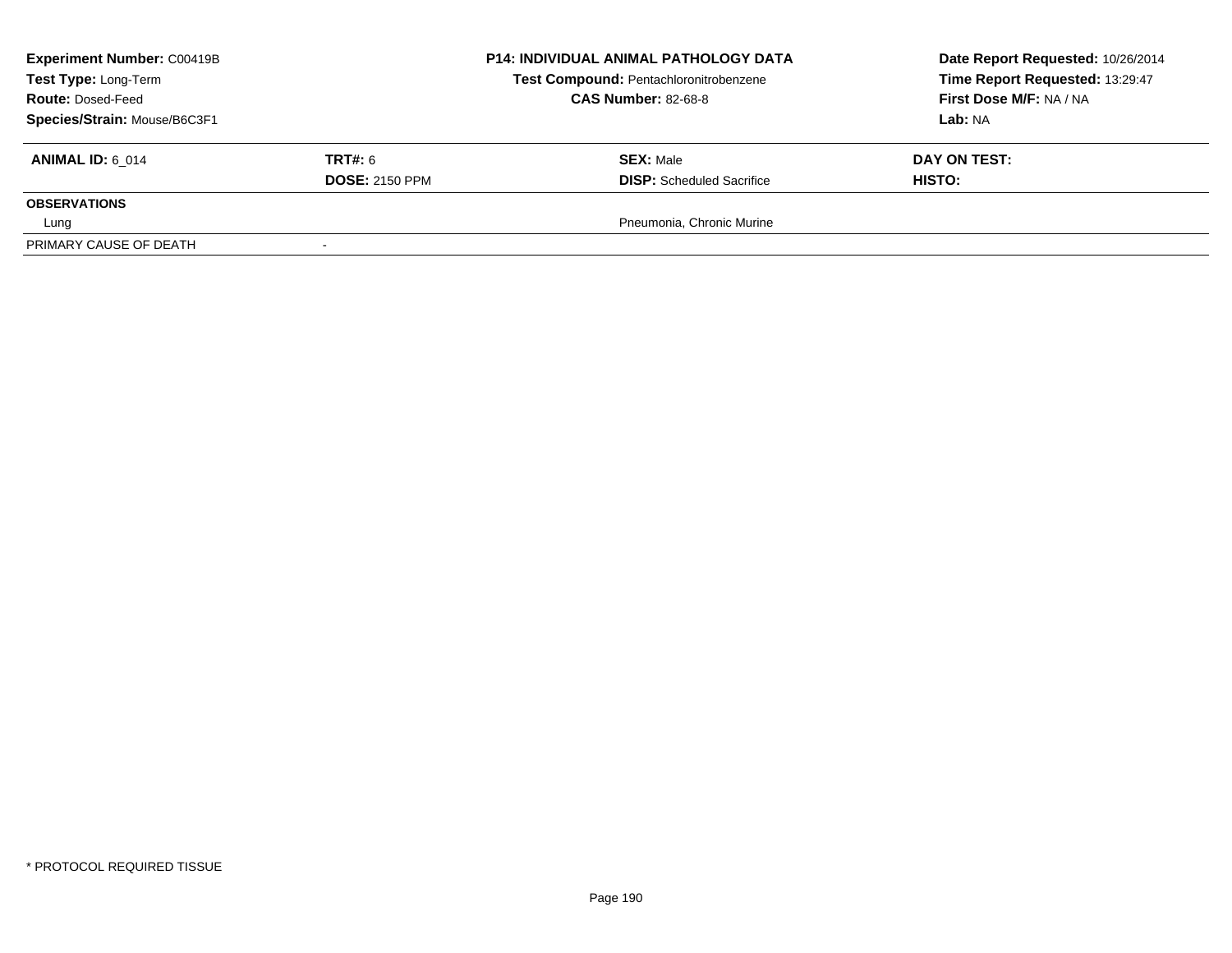**Experiment Number:** C00419B
**Test Type:** Long-Term
**Route:** Dosed-Feed
**Species/Strain:** Mouse/B6C3F1

**P14: INDIVIDUAL ANIMAL PATHOLOGY DATA**
**Test Compound:** Pentachloronitrobenzene
**CAS Number:** 82-68-8

**Date Report Requested:** 10/26/2014
**Time Report Requested:** 13:29:47
**First Dose M/F:** NA / NA
**Lab:** NA

| **ANIMAL ID:** 6_014 | **TRT#:** 6 | **SEX:** Male | **DAY ON TEST:** |
|---|---|---|---|
| | **DOSE:** 2150 PPM | **DISP:** Scheduled Sacrifice | **HISTO:** |
| **OBSERVATIONS** | | | |
| Lung | | Pneumonia, Chronic Murine | |
| PRIMARY CAUSE OF DEATH | - | | |

* PROTOCOL REQUIRED TISSUE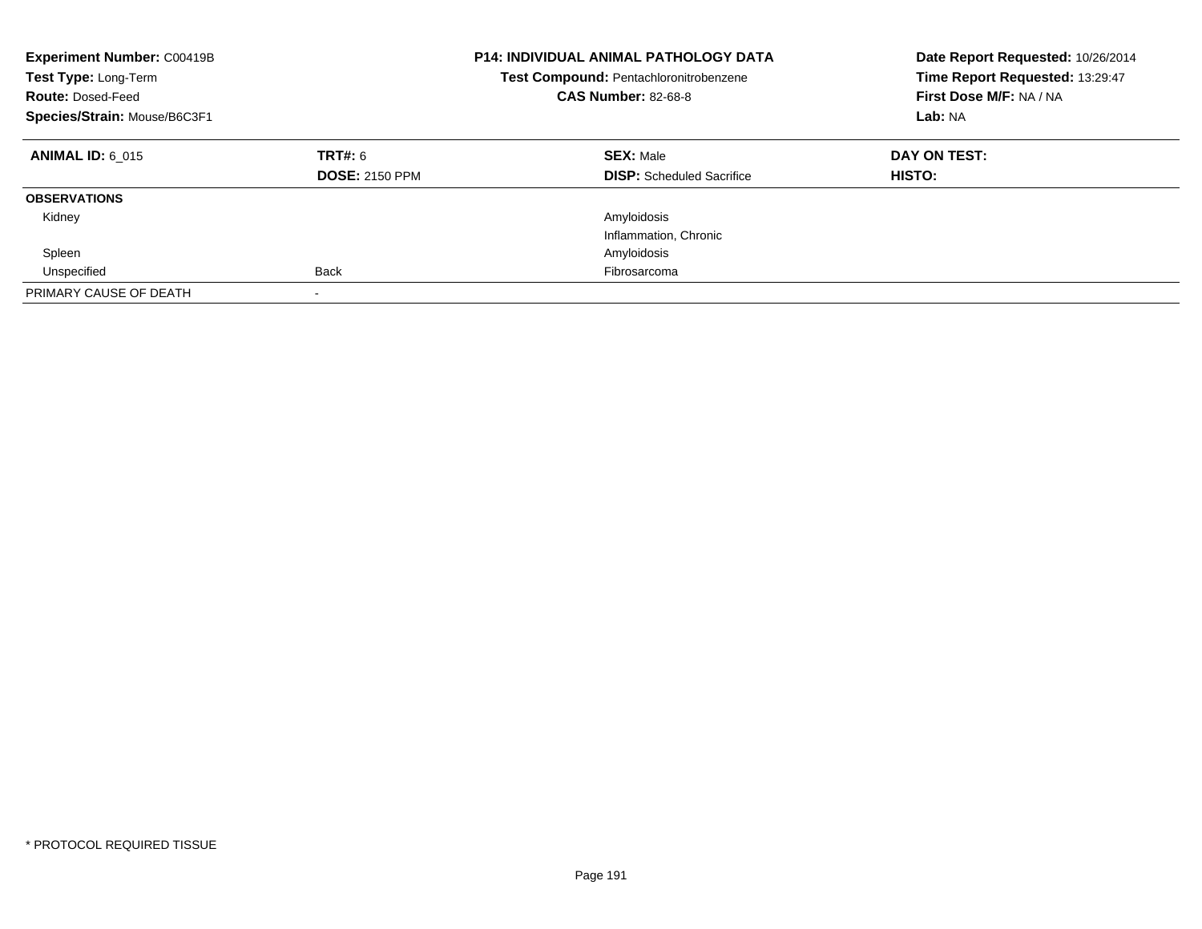**Experiment Number:** C00419B
**Test Type:** Long-Term
**Route:** Dosed-Feed
**Species/Strain:** Mouse/B6C3F1

**P14: INDIVIDUAL ANIMAL PATHOLOGY DATA**
**Test Compound:** Pentachloronitrobenzene
**CAS Number:** 82-68-8

**Date Report Requested:** 10/26/2014
**Time Report Requested:** 13:29:47
**First Dose M/F:** NA / NA
**Lab:** NA

| **ANIMAL ID:** 6_015 | **TRT#:** 6 | **SEX:** Male | **DAY ON TEST:** |
|---|---|---|---|
| | **DOSE:** 2150 PPM | **DISP:** Scheduled Sacrifice | **HISTO:** |
| **OBSERVATIONS** | | | |
| Kidney | | Amyloidosis | |
| | | Inflammation, Chronic | |
| Spleen | | Amyloidosis | |
| Unspecified | Back | Fibrosarcoma | |
| PRIMARY CAUSE OF DEATH | - | | |

* PROTOCOL REQUIRED TISSUE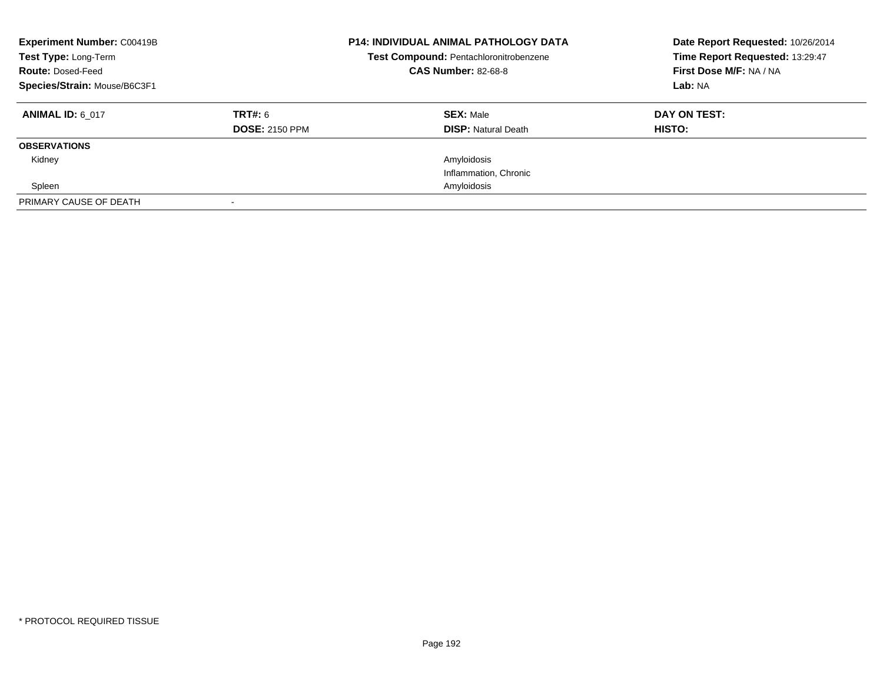**Experiment Number:** C00419B
**Test Type:** Long-Term
**Route:** Dosed-Feed
**Species/Strain:** Mouse/B6C3F1

**P14: INDIVIDUAL ANIMAL PATHOLOGY DATA**
**Test Compound:** Pentachloronitrobenzene
**CAS Number:** 82-68-8

**Date Report Requested:** 10/26/2014
**Time Report Requested:** 13:29:47
**First Dose M/F:** NA / NA
**Lab:** NA

| **ANIMAL ID:** 6_017 | **TRT#:** 6 | **SEX:** Male | **DAY ON TEST:** |
|---|---|---|---|
| | **DOSE:** 2150 PPM | **DISP:** Natural Death | **HISTO:** |
| **OBSERVATIONS** | | | |
| Kidney | | Amyloidosis | |
| | | Inflammation, Chronic | |
| Spleen | | Amyloidosis | |
| PRIMARY CAUSE OF DEATH | - | | |

* PROTOCOL REQUIRED TISSUE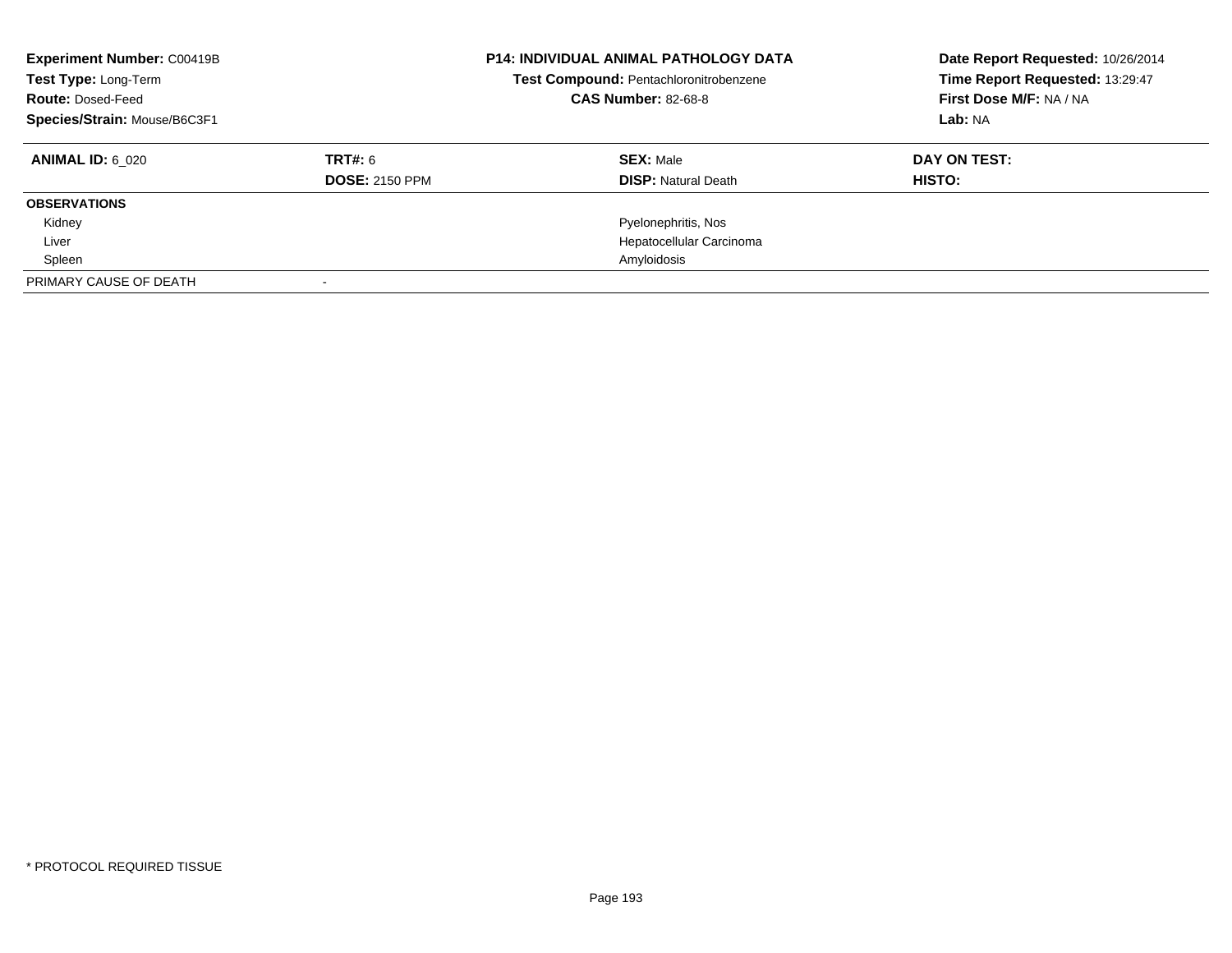**Experiment Number:** C00419B
**Test Type:** Long-Term
**Route:** Dosed-Feed
**Species/Strain:** Mouse/B6C3F1

**P14: INDIVIDUAL ANIMAL PATHOLOGY DATA**
**Test Compound:** Pentachloronitrobenzene
**CAS Number:** 82-68-8

**Date Report Requested:** 10/26/2014
**Time Report Requested:** 13:29:47
**First Dose M/F:** NA / NA
**Lab:** NA

| **ANIMAL ID:** 6_020 | **TRT#:** 6 | **SEX:** Male | **DAY ON TEST:** |
|---|---|---|---|
| | **DOSE:** 2150 PPM | **DISP:** Natural Death | **HISTO:** |
| **OBSERVATIONS** | | | |
| Kidney | | Pyelonephritis, Nos | |
| Liver | | Hepatocellular Carcinoma | |
| Spleen | | Amyloidosis | |
| PRIMARY CAUSE OF DEATH | - | | |

* PROTOCOL REQUIRED TISSUE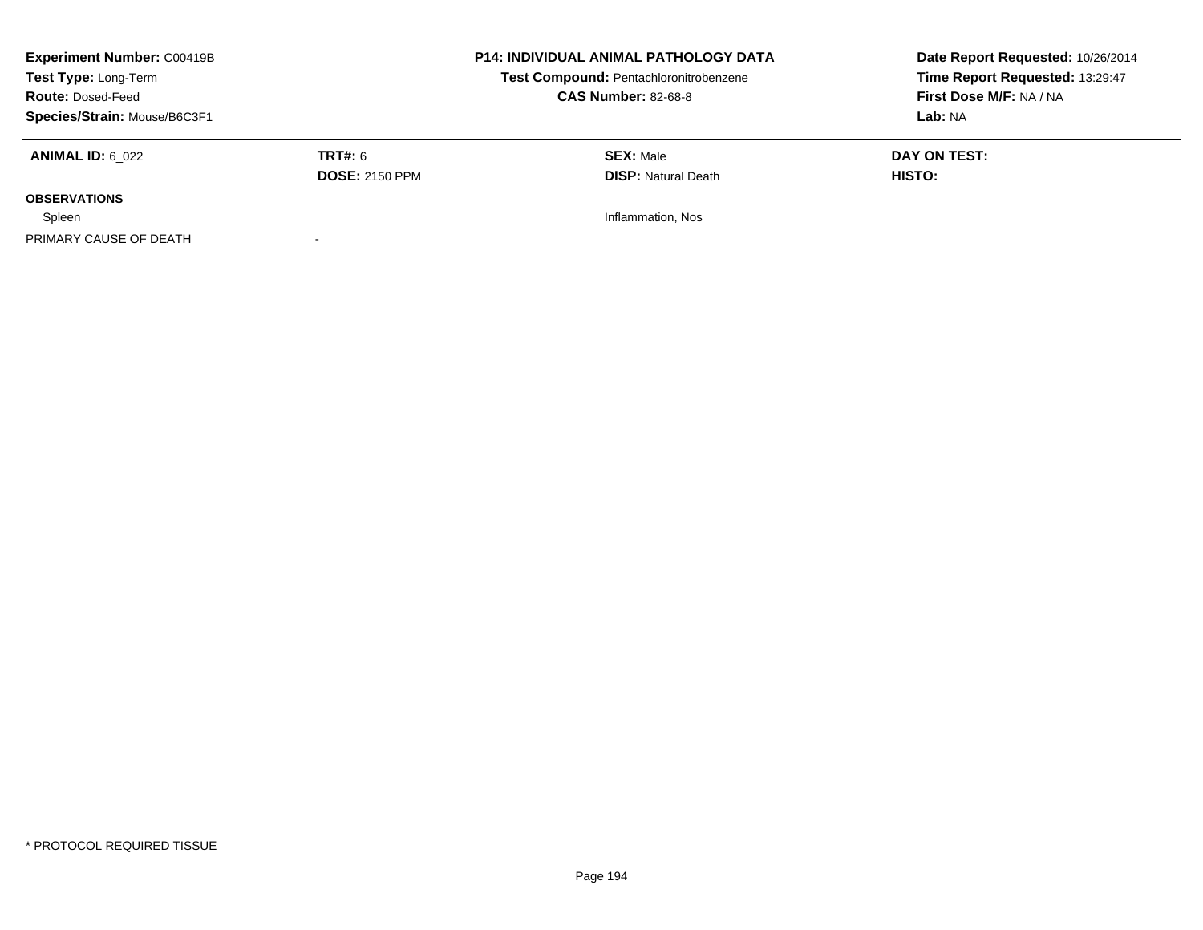**Experiment Number:** C00419B
**Test Type:** Long-Term
**Route:** Dosed-Feed
**Species/Strain:** Mouse/B6C3F1

**P14: INDIVIDUAL ANIMAL PATHOLOGY DATA**
**Test Compound:** Pentachloronitrobenzene
**CAS Number:** 82-68-8

**Date Report Requested:** 10/26/2014
**Time Report Requested:** 13:29:47
**First Dose M/F:** NA / NA
**Lab:** NA

| **ANIMAL ID:** 6_022 | **TRT#:** 6 | **SEX:** Male | **DAY ON TEST:** |
|---|---|---|---|
| | **DOSE:** 2150 PPM | **DISP:** Natural Death | **HISTO:** |
| **OBSERVATIONS** | | | |
| Spleen | | Inflammation, Nos | |
| PRIMARY CAUSE OF DEATH | - | | |

* PROTOCOL REQUIRED TISSUE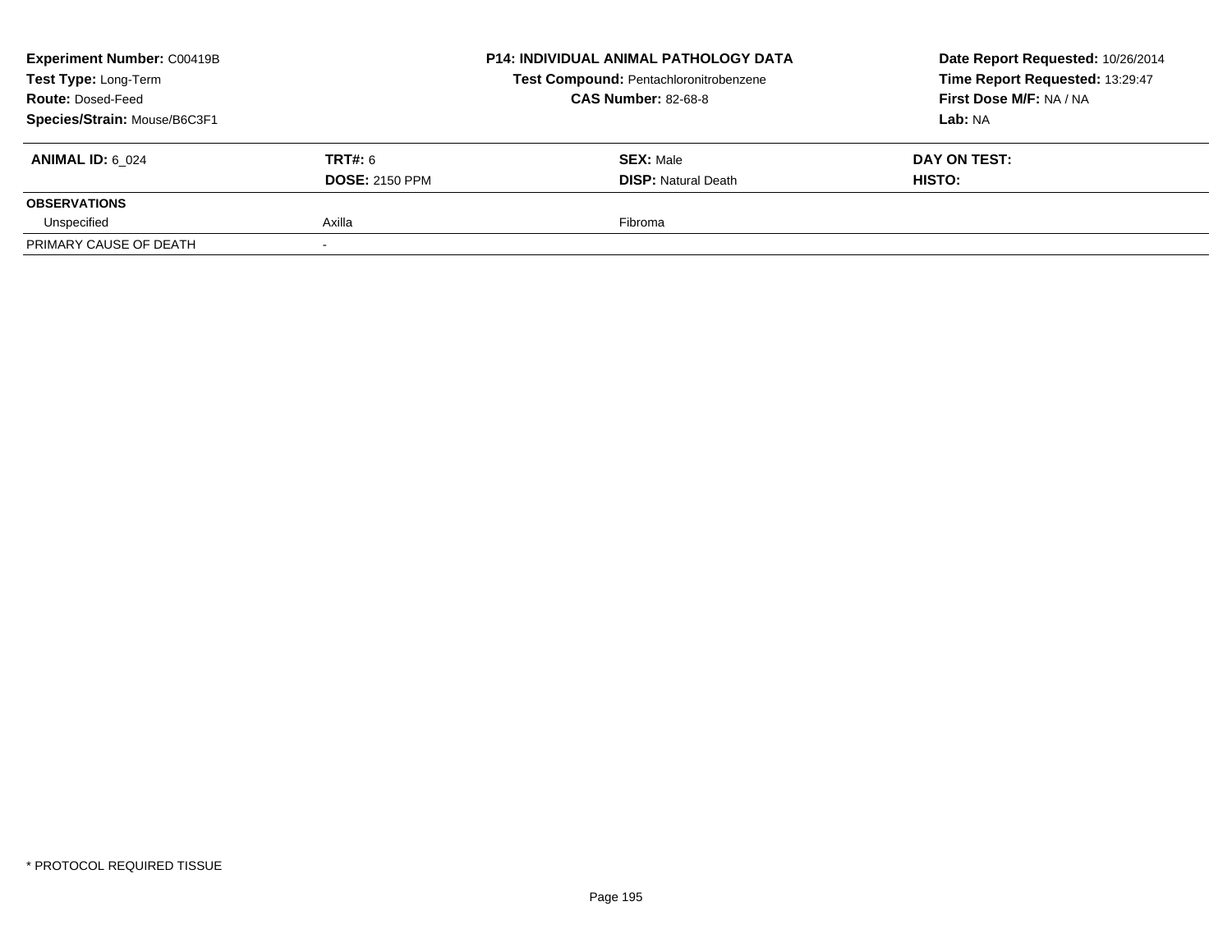**Experiment Number:** C00419B
**Test Type:** Long-Term
**Route:** Dosed-Feed
**Species/Strain:** Mouse/B6C3F1

**P14: INDIVIDUAL ANIMAL PATHOLOGY DATA**
**Test Compound:** Pentachloronitrobenzene
**CAS Number:** 82-68-8

**Date Report Requested:** 10/26/2014
**Time Report Requested:** 13:29:47
**First Dose M/F:** NA / NA
**Lab:** NA

| **ANIMAL ID:** 6_024 | **TRT#:** 6 | **SEX:** Male | **DAY ON TEST:** |
|---|---|---|---|
| | **DOSE:** 2150 PPM | **DISP:** Natural Death | **HISTO:** |
| **OBSERVATIONS** | | | |
| Unspecified | Axilla | Fibroma | |
| PRIMARY CAUSE OF DEATH | - | | |

\* PROTOCOL REQUIRED TISSUE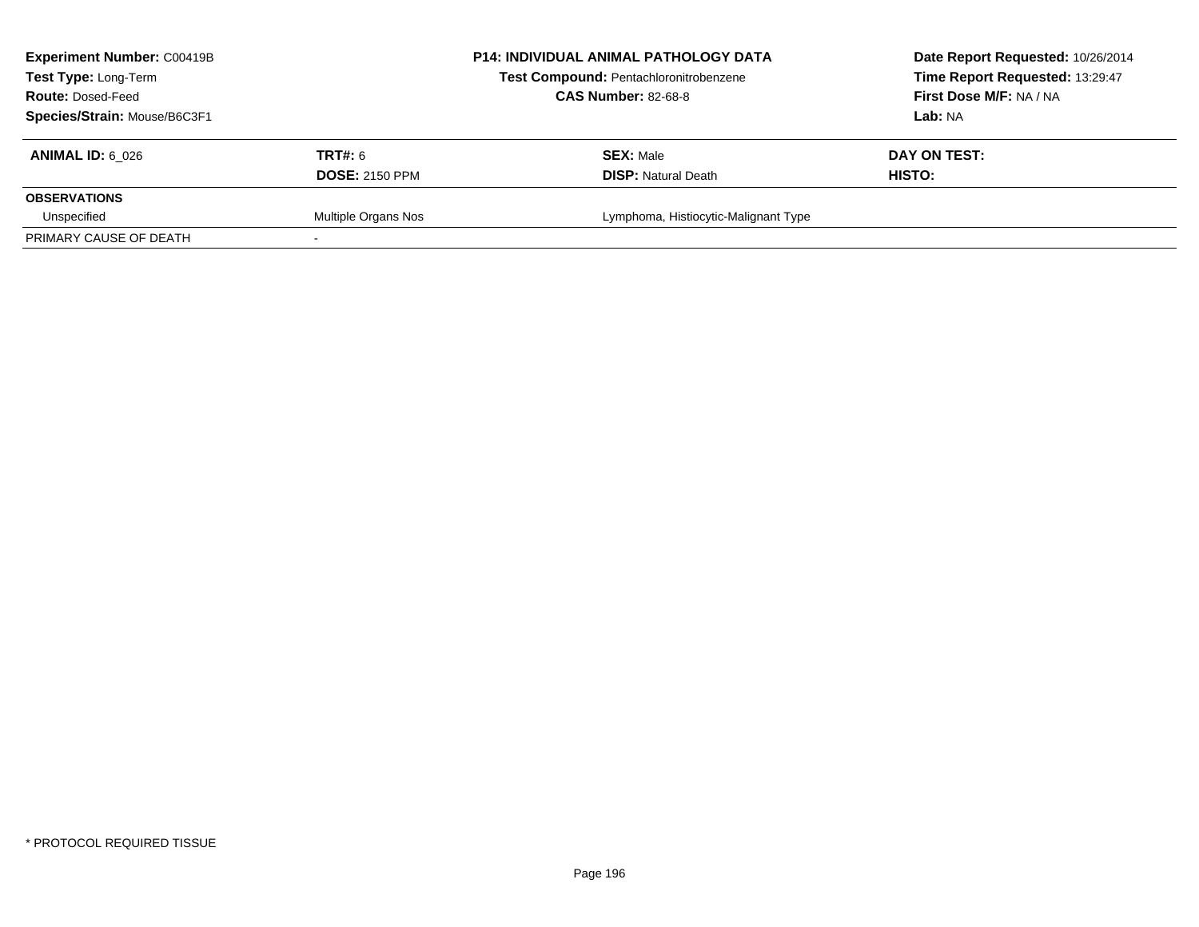| **Experiment Number:** C00419B | **P14: INDIVIDUAL ANIMAL PATHOLOGY DATA** | **Date Report Requested:** 10/26/2014 |
|---|---|---|
| **Test Type:** Long-Term | **Test Compound:** Pentachloronitrobenzene | **Time Report Requested:** 13:29:47 |
| **Route:** Dosed-Feed | **CAS Number:** 82-68-8 | **First Dose M/F:** NA / NA |
| **Species/Strain:** Mouse/B6C3F1 | | **Lab:** NA |

| **ANIMAL ID:** 6_026 | **TRT#:** 6 | **SEX:** Male | **DAY ON TEST:** |
|---|---|---|---|
| | **DOSE:** 2150 PPM | **DISP:** Natural Death | **HISTO:** |
| **OBSERVATIONS** | | | |
| Unspecified | Multiple Organs Nos | Lymphoma, Histiocytic-Malignant Type | |
| PRIMARY CAUSE OF DEATH | - | | |

* PROTOCOL REQUIRED TISSUE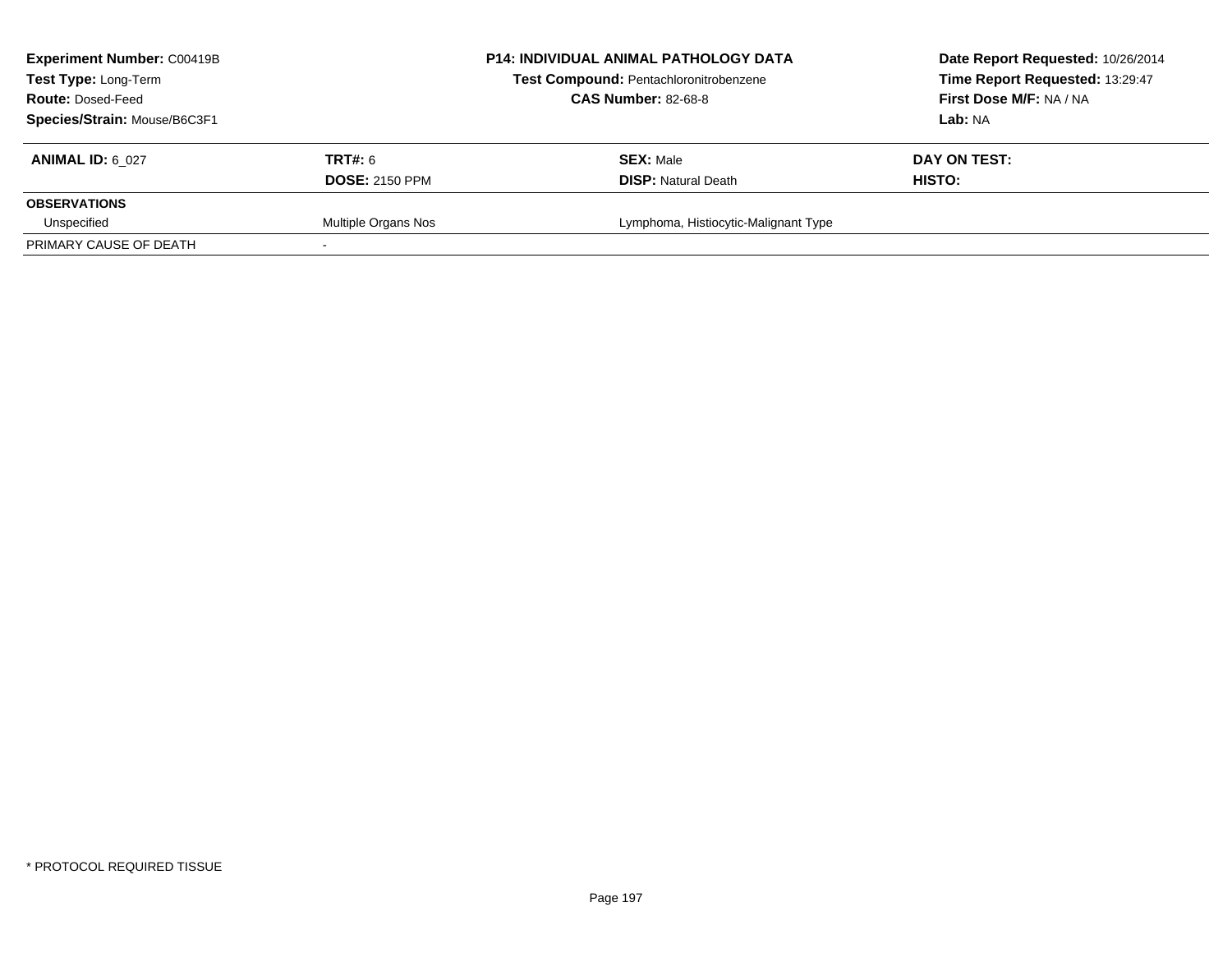**Experiment Number:** C00419B
**Test Type:** Long-Term
**Route:** Dosed-Feed
**Species/Strain:** Mouse/B6C3F1

**P14: INDIVIDUAL ANIMAL PATHOLOGY DATA**
**Test Compound:** Pentachloronitrobenzene
**CAS Number:** 82-68-8

**Date Report Requested:** 10/26/2014
**Time Report Requested:** 13:29:47
**First Dose M/F:** NA / NA
**Lab:** NA

| **ANIMAL ID:** 6_027 | **TRT#:** 6 | **SEX:** Male | **DAY ON TEST:** |
|---|---|---|---|
| | **DOSE:** 2150 PPM | **DISP:** Natural Death | **HISTO:** |
| **OBSERVATIONS** | | | |
| Unspecified | Multiple Organs Nos | Lymphoma, Histiocytic-Malignant Type | |
| PRIMARY CAUSE OF DEATH | - | | |

* PROTOCOL REQUIRED TISSUE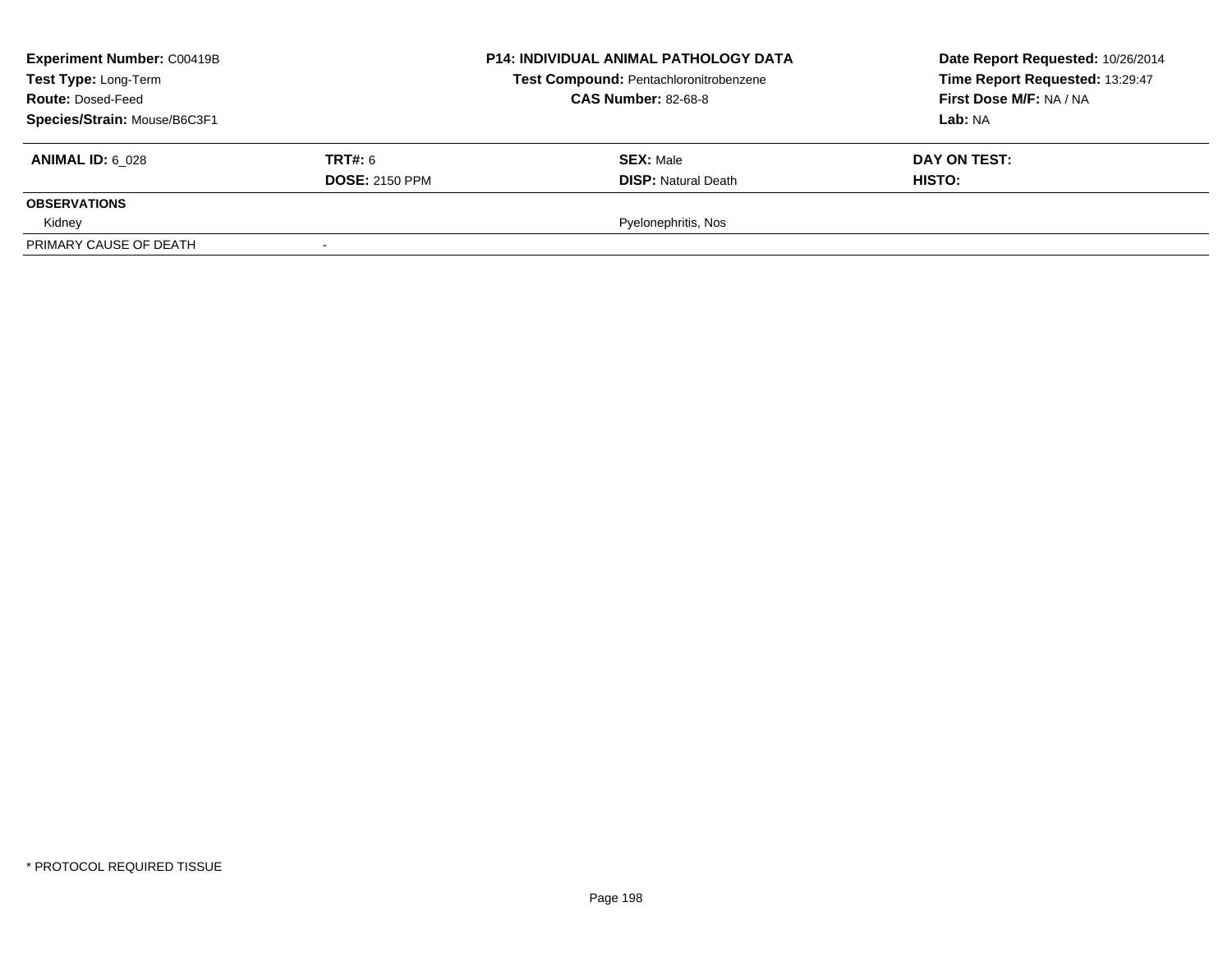| **Experiment Number:** C00419B | **P14: INDIVIDUAL ANIMAL PATHOLOGY DATA** | **Date Report Requested:** 10/26/2014 |
|---|---|---|
| **Test Type:** Long-Term | **Test Compound:** Pentachloronitrobenzene | **Time Report Requested:** 13:29:47 |
| **Route:** Dosed-Feed | **CAS Number:** 82-68-8 | **First Dose M/F:** NA / NA |
| **Species/Strain:** Mouse/B6C3F1 | | **Lab:** NA |

| **ANIMAL ID:** 6_028 | **TRT#:** 6 | **SEX:** Male | **DAY ON TEST:** |
|---|---|---|---|
| | **DOSE:** 2150 PPM | **DISP:** Natural Death | **HISTO:** |
| **OBSERVATIONS** | | | |
| Kidney | | Pyelonephritis, Nos | |
| PRIMARY CAUSE OF DEATH | - | | |

* PROTOCOL REQUIRED TISSUE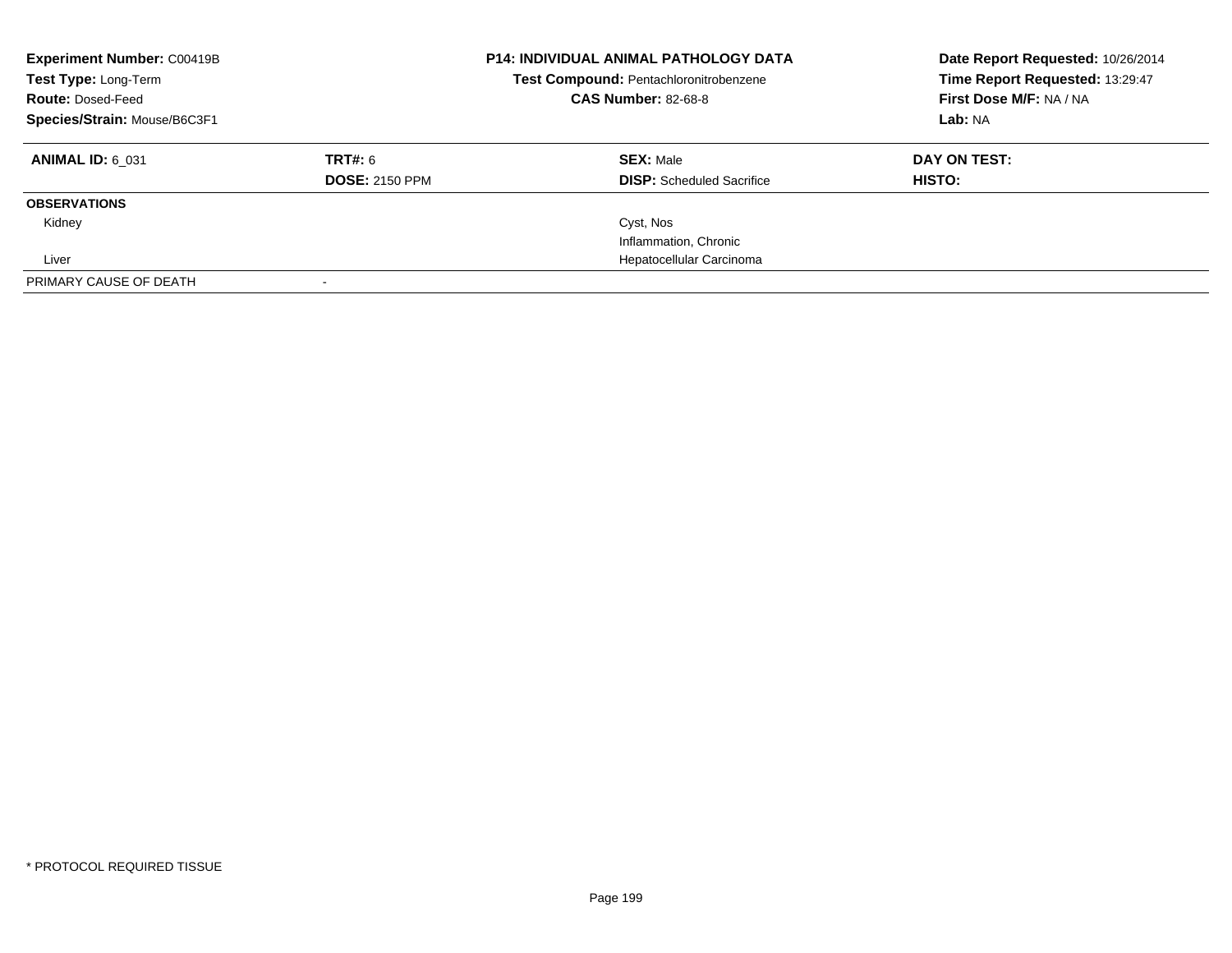**Experiment Number:** C00419B
**Test Type:** Long-Term
**Route:** Dosed-Feed
**Species/Strain:** Mouse/B6C3F1

**P14: INDIVIDUAL ANIMAL PATHOLOGY DATA**
**Test Compound:** Pentachloronitrobenzene
**CAS Number:** 82-68-8

**Date Report Requested:** 10/26/2014
**Time Report Requested:** 13:29:47
**First Dose M/F:** NA / NA
**Lab:** NA

| **ANIMAL ID:** 6_031 | **TRT#:** 6 | **SEX:** Male | **DAY ON TEST:** |
|---|---|---|---|
| | **DOSE:** 2150 PPM | **DISP:** Scheduled Sacrifice | **HISTO:** |
| **OBSERVATIONS** | | | |
| Kidney | | Cyst, Nos | |
| | | Inflammation, Chronic | |
| Liver | | Hepatocellular Carcinoma | |
| PRIMARY CAUSE OF DEATH | - | | |

* PROTOCOL REQUIRED TISSUE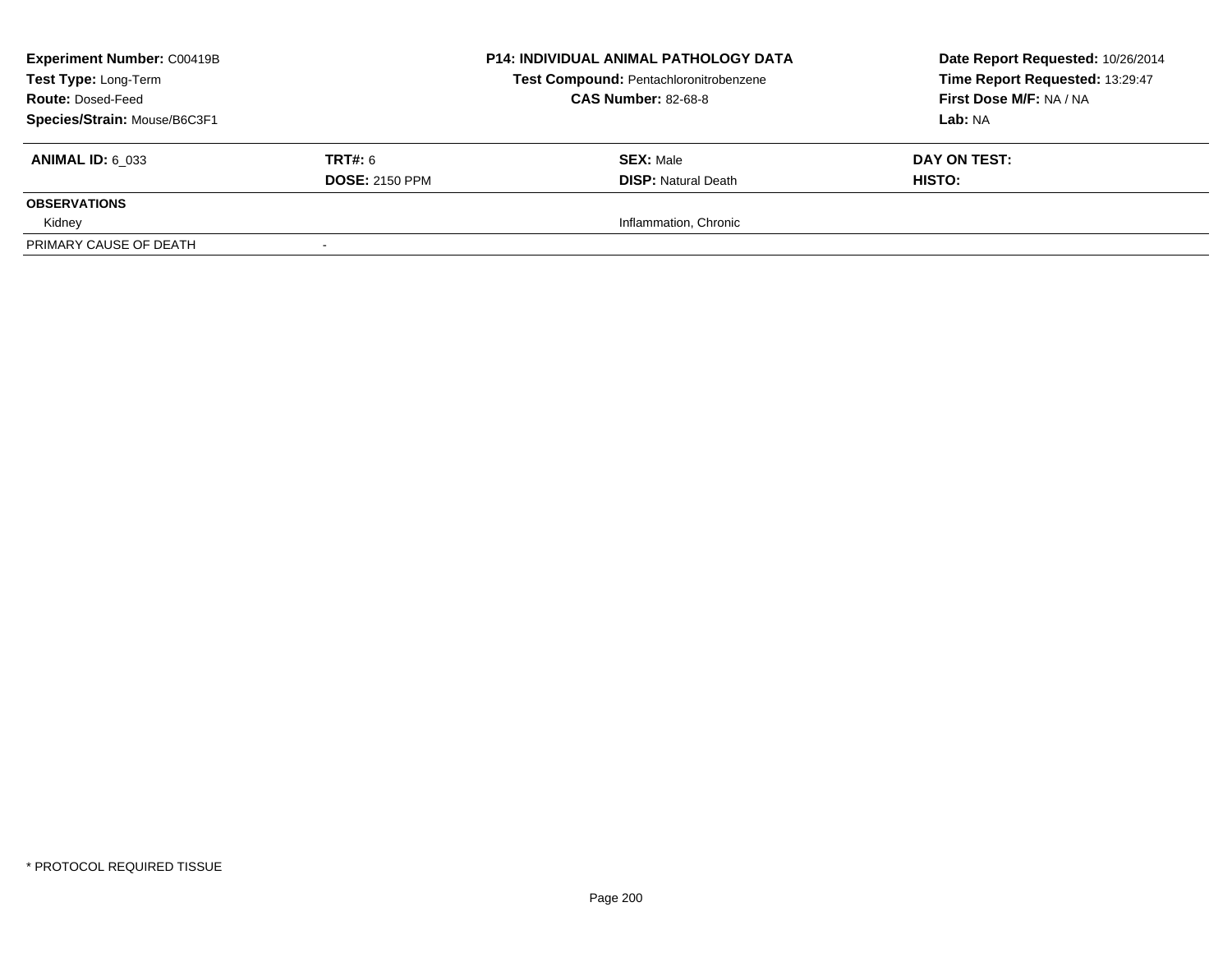| **Experiment Number:** C00419B | | **P14: INDIVIDUAL ANIMAL PATHOLOGY DATA** | **Date Report Requested:** 10/26/2014 |
|---|---|---|---|
| **Test Type:** Long-Term | | **Test Compound:** Pentachloronitrobenzene | **Time Report Requested:** 13:29:47 |
| **Route:** Dosed-Feed | | **CAS Number:** 82-68-8 | **First Dose M/F:** NA / NA |
| **Species/Strain:** Mouse/B6C3F1 | | | **Lab:** NA |

| **ANIMAL ID:** 6_033 | **TRT#:** 6 | **SEX:** Male | **DAY ON TEST:** |
|---|---|---|---|
| | **DOSE:** 2150 PPM | **DISP:** Natural Death | **HISTO:** |
| **OBSERVATIONS** | | | |
| Kidney | | Inflammation, Chronic | |
| PRIMARY CAUSE OF DEATH | - | | |

* PROTOCOL REQUIRED TISSUE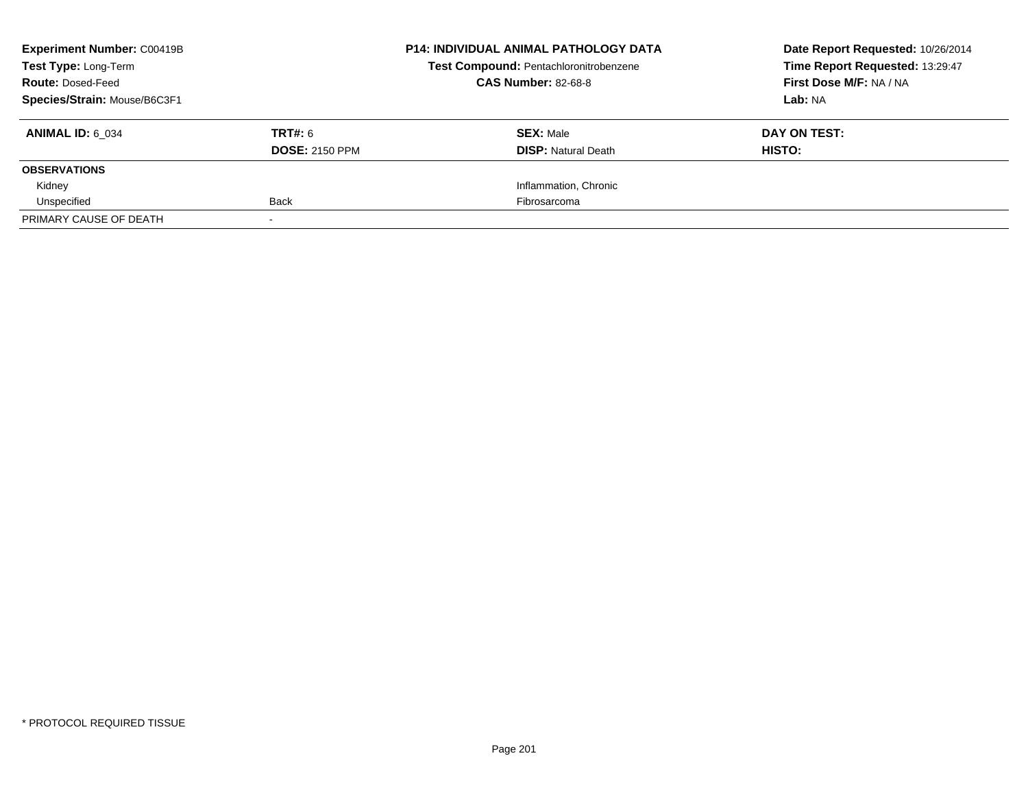**Experiment Number:** C00419B
**Test Type:** Long-Term
**Route:** Dosed-Feed
**Species/Strain:** Mouse/B6C3F1

**P14: INDIVIDUAL ANIMAL PATHOLOGY DATA**
**Test Compound:** Pentachloronitrobenzene
**CAS Number:** 82-68-8

**Date Report Requested:** 10/26/2014
**Time Report Requested:** 13:29:47
**First Dose M/F:** NA / NA
**Lab:** NA

| **ANIMAL ID:** 6_034 | **TRT#:** 6 | **SEX:** Male | **DAY ON TEST:** |
|---|---|---|---|
| | **DOSE:** 2150 PPM | **DISP:** Natural Death | **HISTO:** |
| **OBSERVATIONS** | | | |
| Kidney | | Inflammation, Chronic | |
| Unspecified | Back | Fibrosarcoma | |
| PRIMARY CAUSE OF DEATH | - | | |

* PROTOCOL REQUIRED TISSUE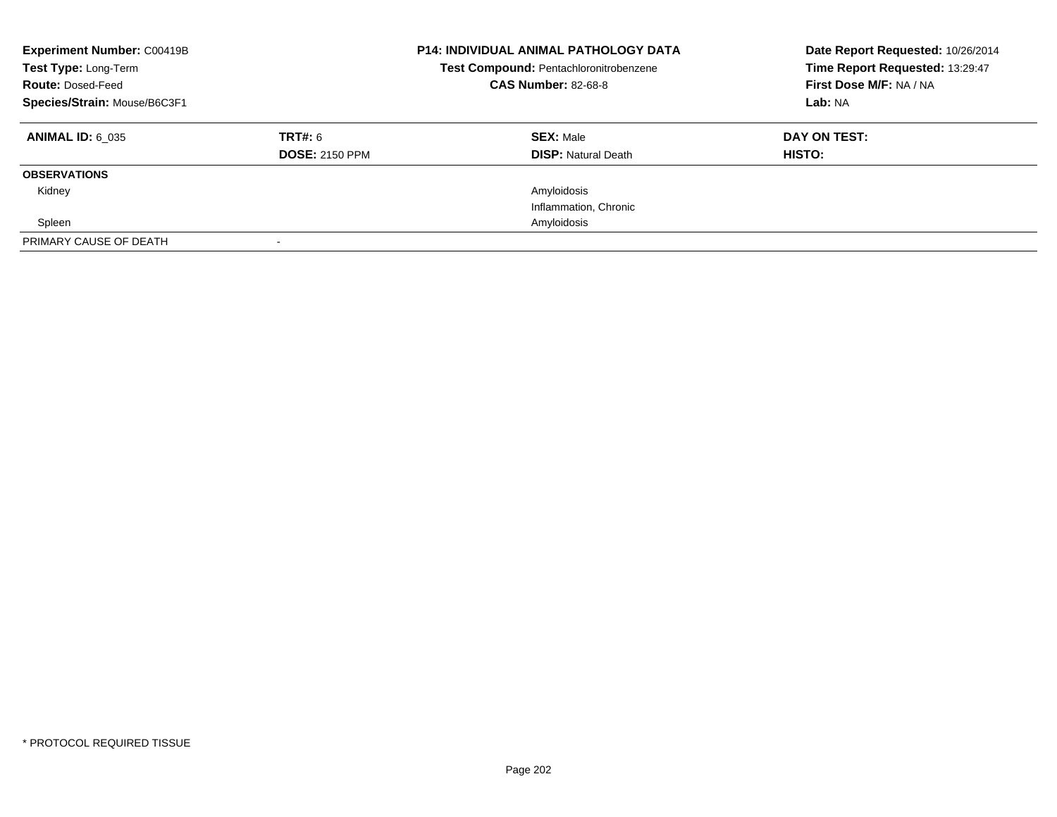**Experiment Number:** C00419B
**Test Type:** Long-Term
**Route:** Dosed-Feed
**Species/Strain:** Mouse/B6C3F1

**P14: INDIVIDUAL ANIMAL PATHOLOGY DATA**
**Test Compound:** Pentachloronitrobenzene
**CAS Number:** 82-68-8

**Date Report Requested:** 10/26/2014
**Time Report Requested:** 13:29:47
**First Dose M/F:** NA / NA
**Lab:** NA

| **ANIMAL ID:** 6_035 | **TRT#:** 6 | **SEX:** Male | **DAY ON TEST:** |
|---|---|---|---|
| | **DOSE:** 2150 PPM | **DISP:** Natural Death | **HISTO:** |
| **OBSERVATIONS** | | | |
| Kidney | | Amyloidosis | |
| | | Inflammation, Chronic | |
| Spleen | | Amyloidosis | |
| PRIMARY CAUSE OF DEATH | - | | |

* PROTOCOL REQUIRED TISSUE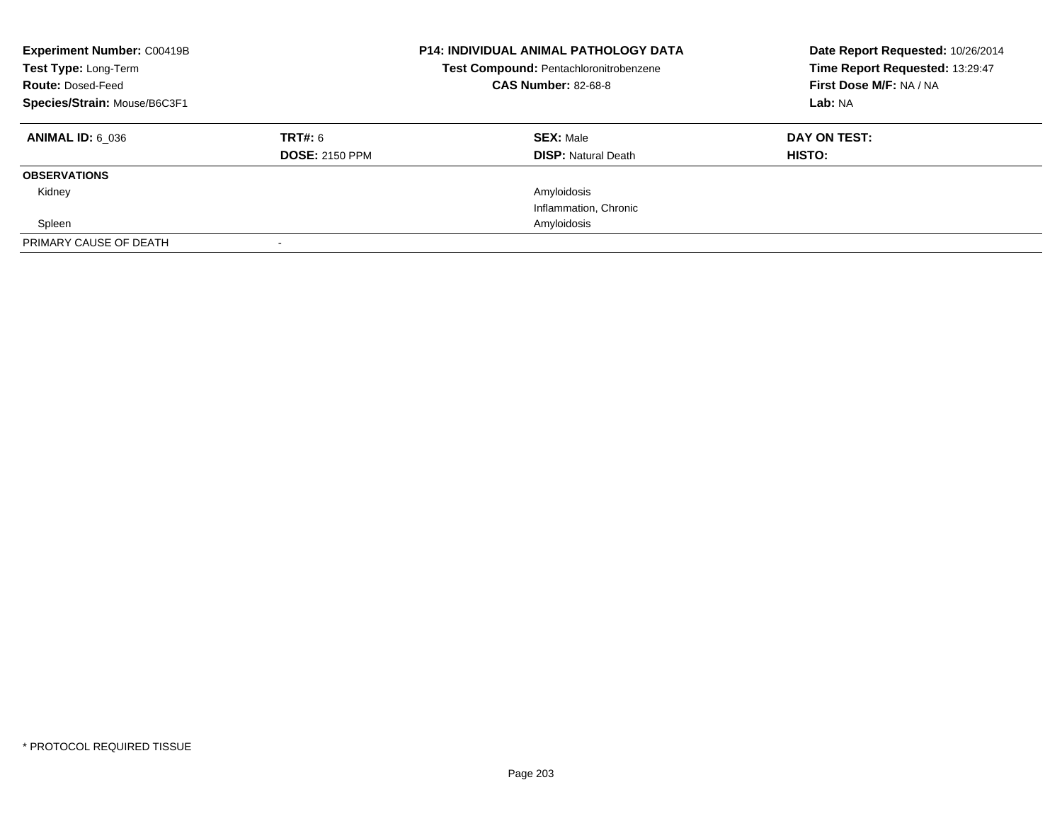**Experiment Number:** C00419B
**Test Type:** Long-Term
**Route:** Dosed-Feed
**Species/Strain:** Mouse/B6C3F1

**P14: INDIVIDUAL ANIMAL PATHOLOGY DATA**
**Test Compound:** Pentachloronitrobenzene
**CAS Number:** 82-68-8

**Date Report Requested:** 10/26/2014
**Time Report Requested:** 13:29:47
**First Dose M/F:** NA / NA
**Lab:** NA

| **ANIMAL ID:** 6_036 | **TRT#:** 6 | **SEX:** Male | **DAY ON TEST:** |
|---|---|---|---|
| | **DOSE:** 2150 PPM | **DISP:** Natural Death | **HISTO:** |
| **OBSERVATIONS** | | | |
| Kidney | | Amyloidosis | |
| | | Inflammation, Chronic | |
| Spleen | | Amyloidosis | |
| PRIMARY CAUSE OF DEATH | - | | |

* PROTOCOL REQUIRED TISSUE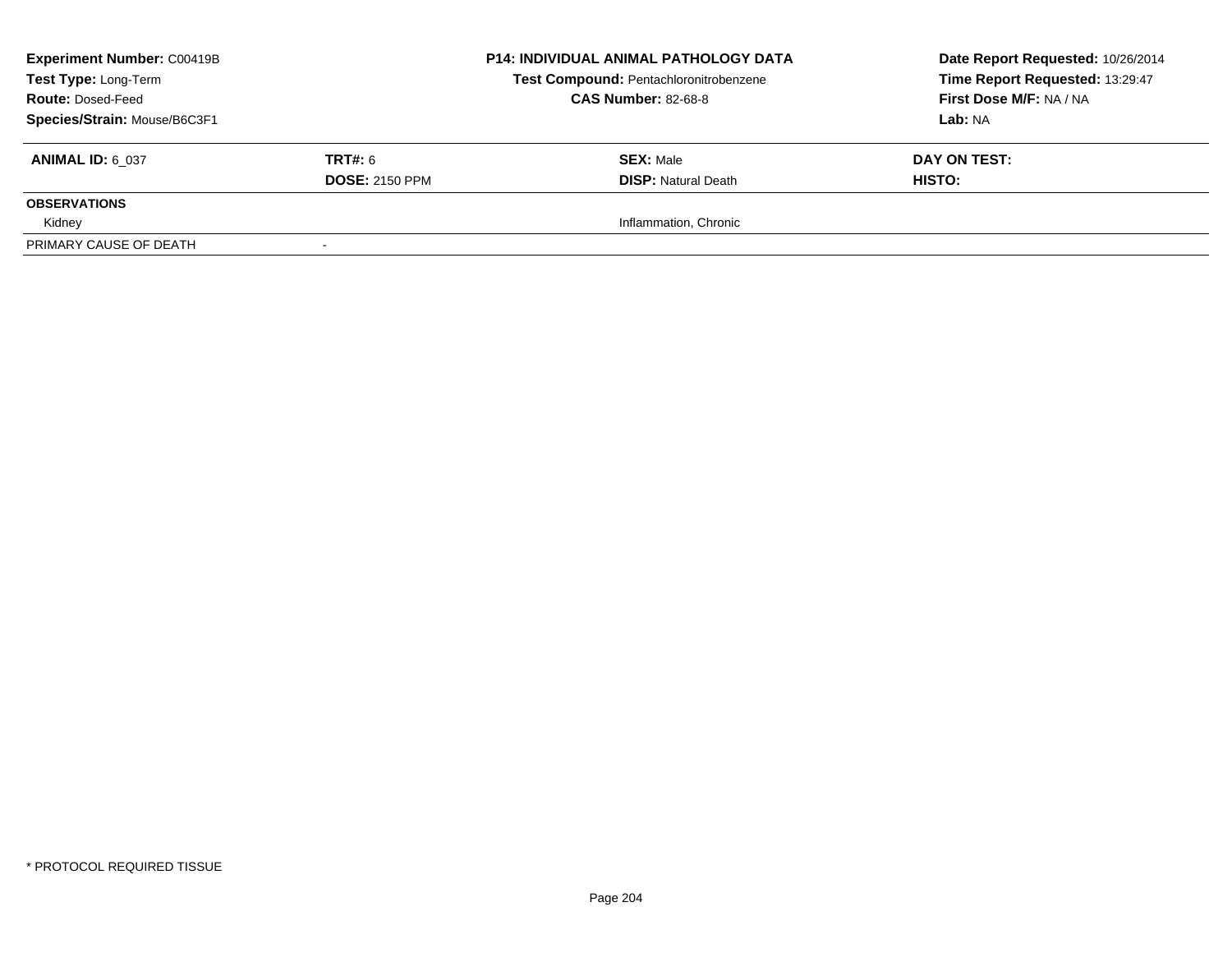**Experiment Number:** C00419B
**Test Type:** Long-Term
**Route:** Dosed-Feed
**Species/Strain:** Mouse/B6C3F1

**P14: INDIVIDUAL ANIMAL PATHOLOGY DATA**
**Test Compound:** Pentachloronitrobenzene
**CAS Number:** 82-68-8

**Date Report Requested:** 10/26/2014
**Time Report Requested:** 13:29:47
**First Dose M/F:** NA / NA
**Lab:** NA

| **ANIMAL ID:** 6_037 | **TRT#:** 6 | **SEX:** Male | **DAY ON TEST:** |
|---|---|---|---|
| | **DOSE:** 2150 PPM | **DISP:** Natural Death | **HISTO:** |
| **OBSERVATIONS** | | | |
| Kidney | | Inflammation, Chronic | |
| PRIMARY CAUSE OF DEATH | - | | |

* PROTOCOL REQUIRED TISSUE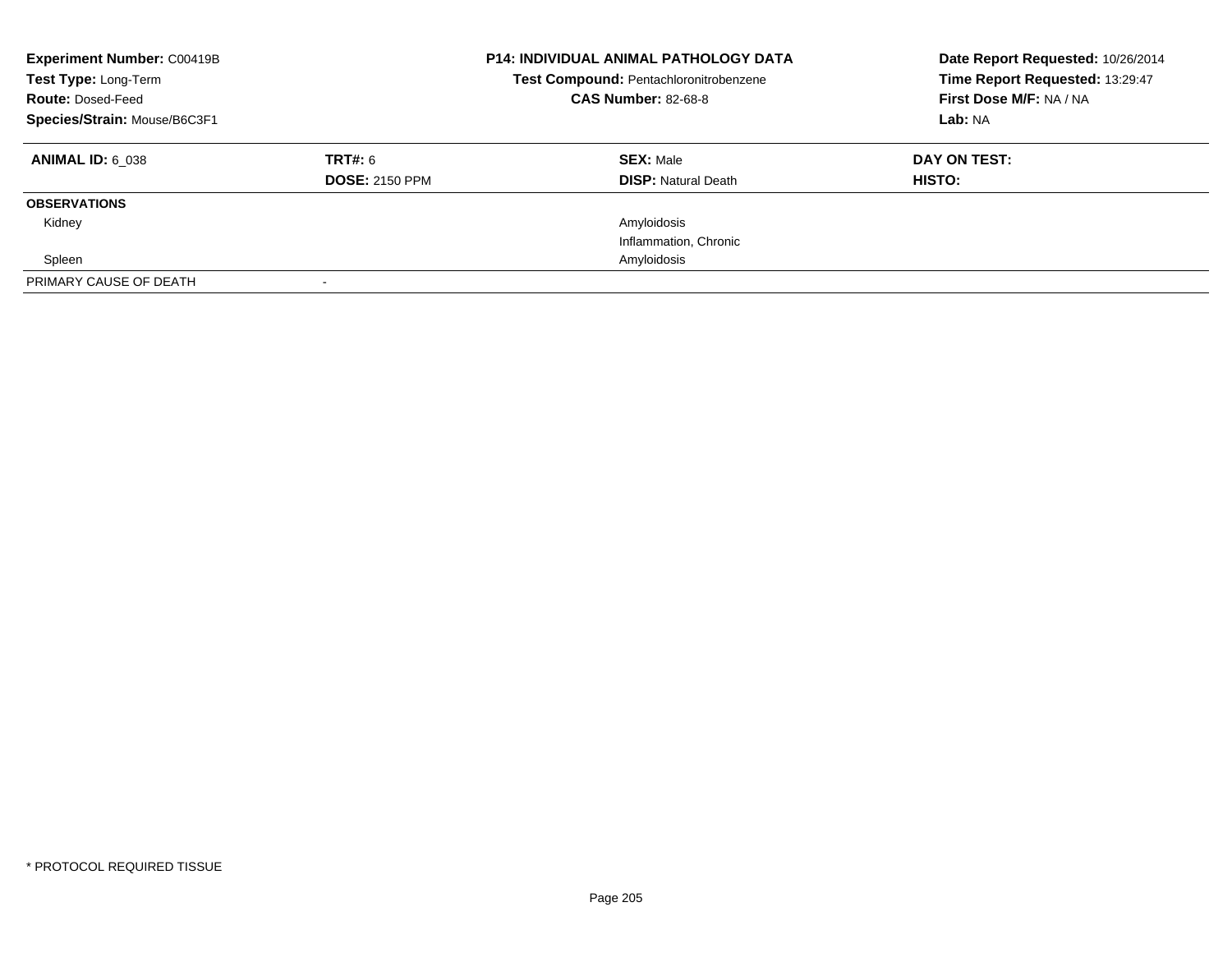**Experiment Number:** C00419B
**Test Type:** Long-Term
**Route:** Dosed-Feed
**Species/Strain:** Mouse/B6C3F1

**P14: INDIVIDUAL ANIMAL PATHOLOGY DATA**
**Test Compound:** Pentachloronitrobenzene
**CAS Number:** 82-68-8

**Date Report Requested:** 10/26/2014
**Time Report Requested:** 13:29:47
**First Dose M/F:** NA / NA
**Lab:** NA

| **ANIMAL ID:** 6_038 | **TRT#:** 6 | **SEX:** Male | **DAY ON TEST:** |
|---|---|---|---|
| | **DOSE:** 2150 PPM | **DISP:** Natural Death | **HISTO:** |
| **OBSERVATIONS** | | | |
| Kidney | | Amyloidosis | |
| | | Inflammation, Chronic | |
| Spleen | | Amyloidosis | |
| PRIMARY CAUSE OF DEATH | - | | |

* PROTOCOL REQUIRED TISSUE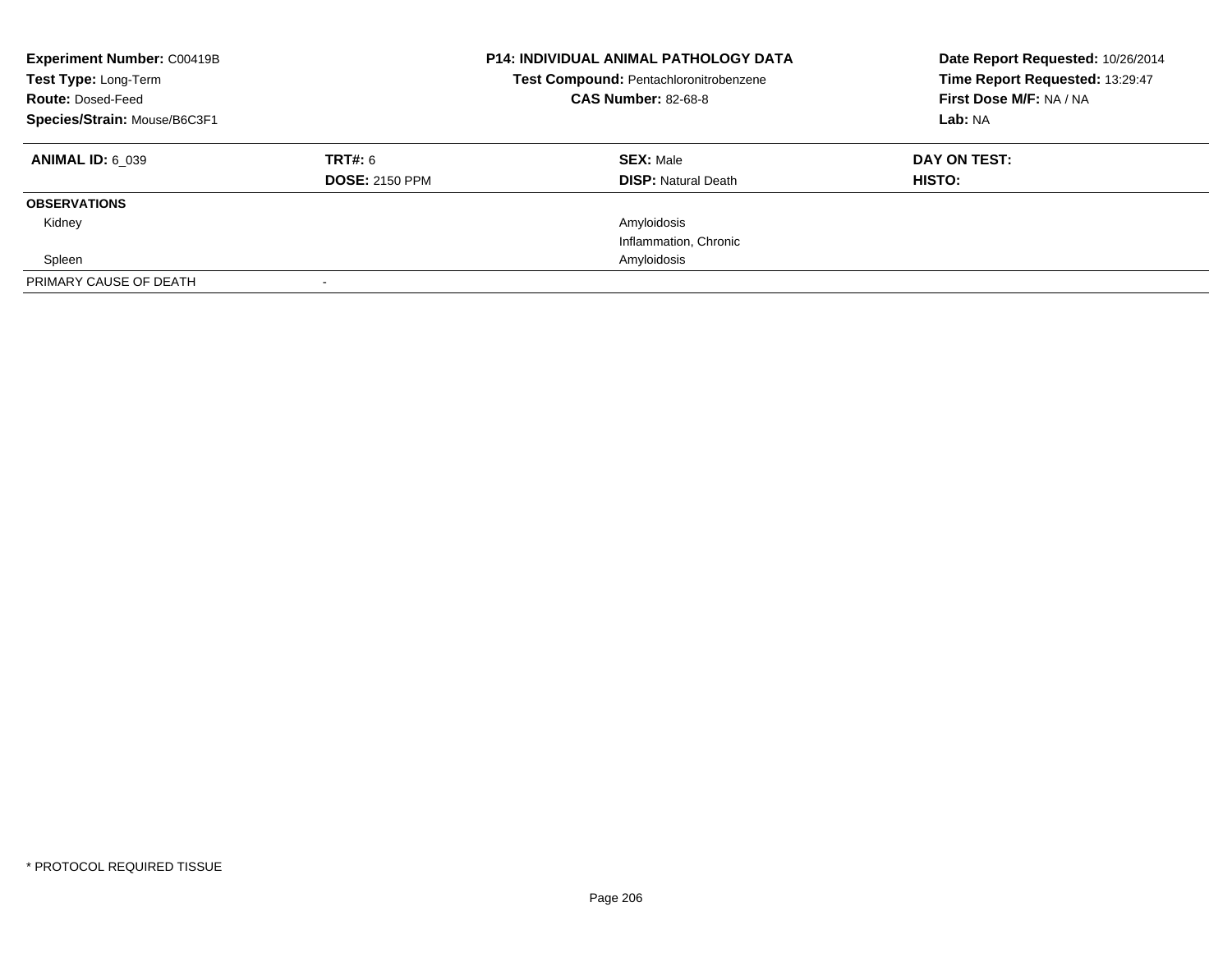**Experiment Number:** C00419B
**Test Type:** Long-Term
**Route:** Dosed-Feed
**Species/Strain:** Mouse/B6C3F1

**P14: INDIVIDUAL ANIMAL PATHOLOGY DATA**
**Test Compound:** Pentachloronitrobenzene
**CAS Number:** 82-68-8

**Date Report Requested:** 10/26/2014
**Time Report Requested:** 13:29:47
**First Dose M/F:** NA / NA
**Lab:** NA

| **ANIMAL ID:** 6_039 | **TRT#:** 6 | **SEX:** Male | **DAY ON TEST:** |
|---|---|---|---|
| | **DOSE:** 2150 PPM | **DISP:** Natural Death | **HISTO:** |
| **OBSERVATIONS** | | | |
| Kidney | | Amyloidosis | |
| | | Inflammation, Chronic | |
| Spleen | | Amyloidosis | |
| PRIMARY CAUSE OF DEATH | - | | |

\* PROTOCOL REQUIRED TISSUE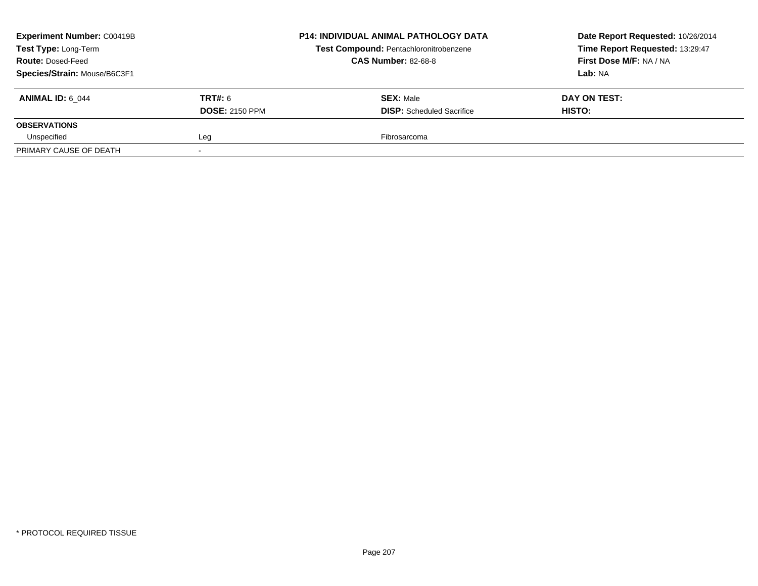| **Experiment Number:** C00419B | | **P14: INDIVIDUAL ANIMAL PATHOLOGY DATA** | **Date Report Requested:** 10/26/2014 |
|---|---|---|---|
| **Test Type:** Long-Term | | **Test Compound:** Pentachloronitrobenzene | **Time Report Requested:** 13:29:47 |
| **Route:** Dosed-Feed | | **CAS Number:** 82-68-8 | **First Dose M/F:** NA / NA |
| **Species/Strain:** Mouse/B6C3F1 | | | **Lab:** NA |

| **ANIMAL ID:** 6_044 | **TRT#:** 6 | **SEX:** Male | **DAY ON TEST:** |
|---|---|---|---|
| | **DOSE:** 2150 PPM | **DISP:** Scheduled Sacrifice | **HISTO:** |
| **OBSERVATIONS** | | | |
| Unspecified | Leg | Fibrosarcoma | |
| PRIMARY CAUSE OF DEATH | - | | |

* PROTOCOL REQUIRED TISSUE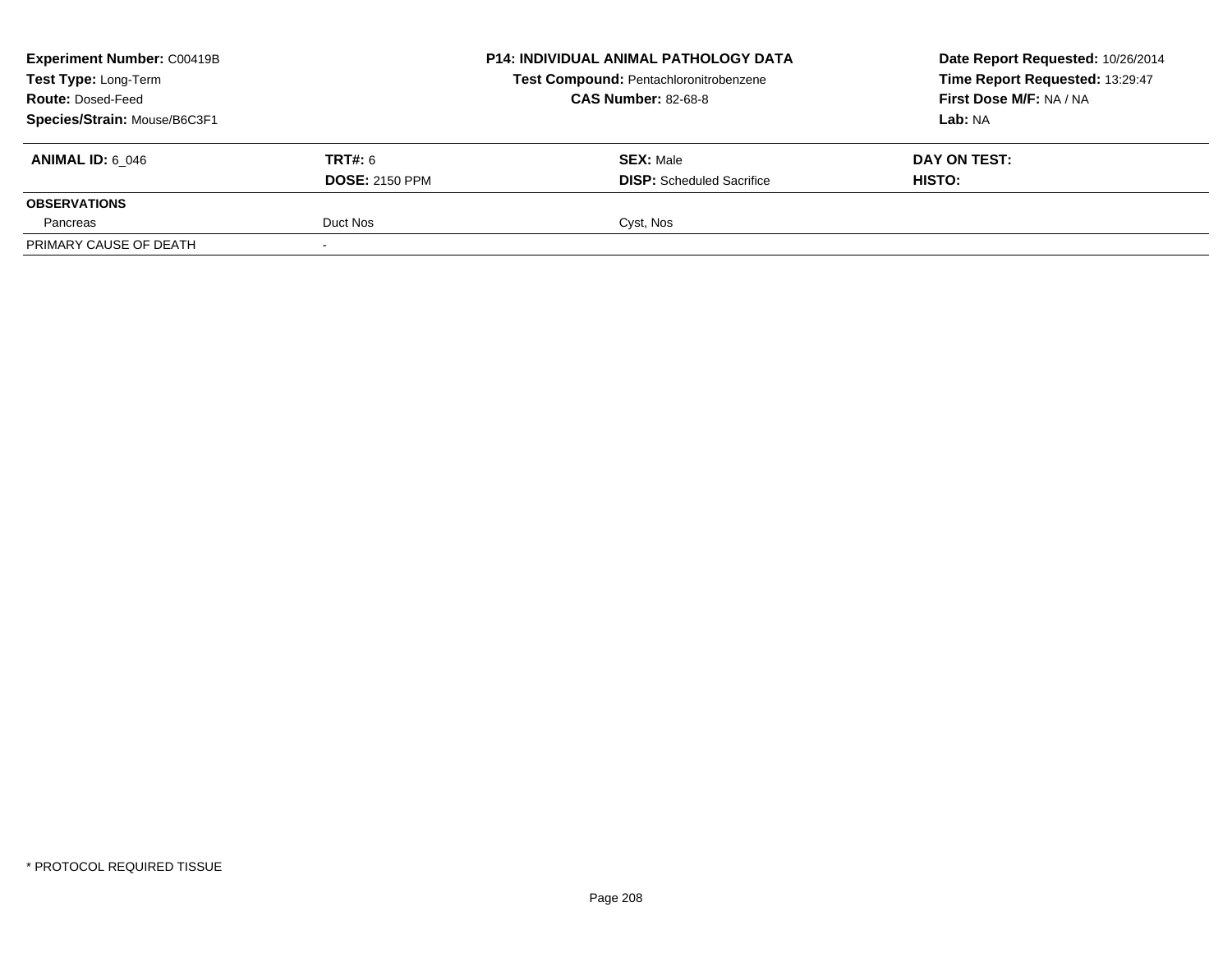**Experiment Number:** C00419B
**Test Type:** Long-Term
**Route:** Dosed-Feed
**Species/Strain:** Mouse/B6C3F1

**P14: INDIVIDUAL ANIMAL PATHOLOGY DATA**
**Test Compound:** Pentachloronitrobenzene
**CAS Number:** 82-68-8

**Date Report Requested:** 10/26/2014
**Time Report Requested:** 13:29:47
**First Dose M/F:** NA / NA
**Lab:** NA

| **ANIMAL ID:** 6_046 | **TRT#:** 6 | **SEX:** Male | **DAY ON TEST:** |
|---|---|---|---|
| | **DOSE:** 2150 PPM | **DISP:** Scheduled Sacrifice | **HISTO:** |
| **OBSERVATIONS** | | | |
| Pancreas | Duct Nos | Cyst, Nos | |
| PRIMARY CAUSE OF DEATH | - | | |

* PROTOCOL REQUIRED TISSUE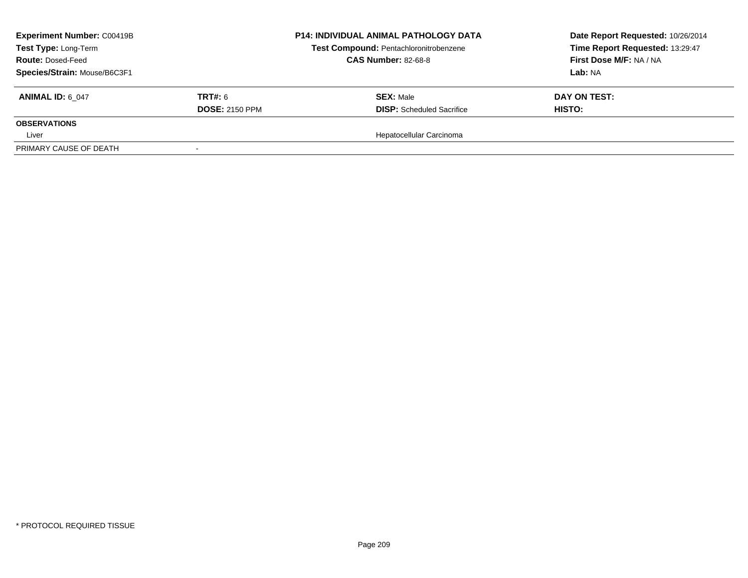**Experiment Number:** C00419B
**Test Type:** Long-Term
**Route:** Dosed-Feed
**Species/Strain:** Mouse/B6C3F1

## P14: INDIVIDUAL ANIMAL PATHOLOGY DATA

**Test Compound:** Pentachloronitrobenzene
**CAS Number:** 82-68-8

**Date Report Requested:** 10/26/2014
**Time Report Requested:** 13:29:47
**First Dose M/F:** NA / NA
**Lab:** NA

| **ANIMAL ID:** 6_047 | **TRT#:** 6 | **SEX:** Male | **DAY ON TEST:** |
|---|---|---|---|
| | **DOSE:** 2150 PPM | **DISP:** Scheduled Sacrifice | **HISTO:** |
| **OBSERVATIONS** | | | |
| Liver | | Hepatocellular Carcinoma | |
| PRIMARY CAUSE OF DEATH | - | | |

* PROTOCOL REQUIRED TISSUE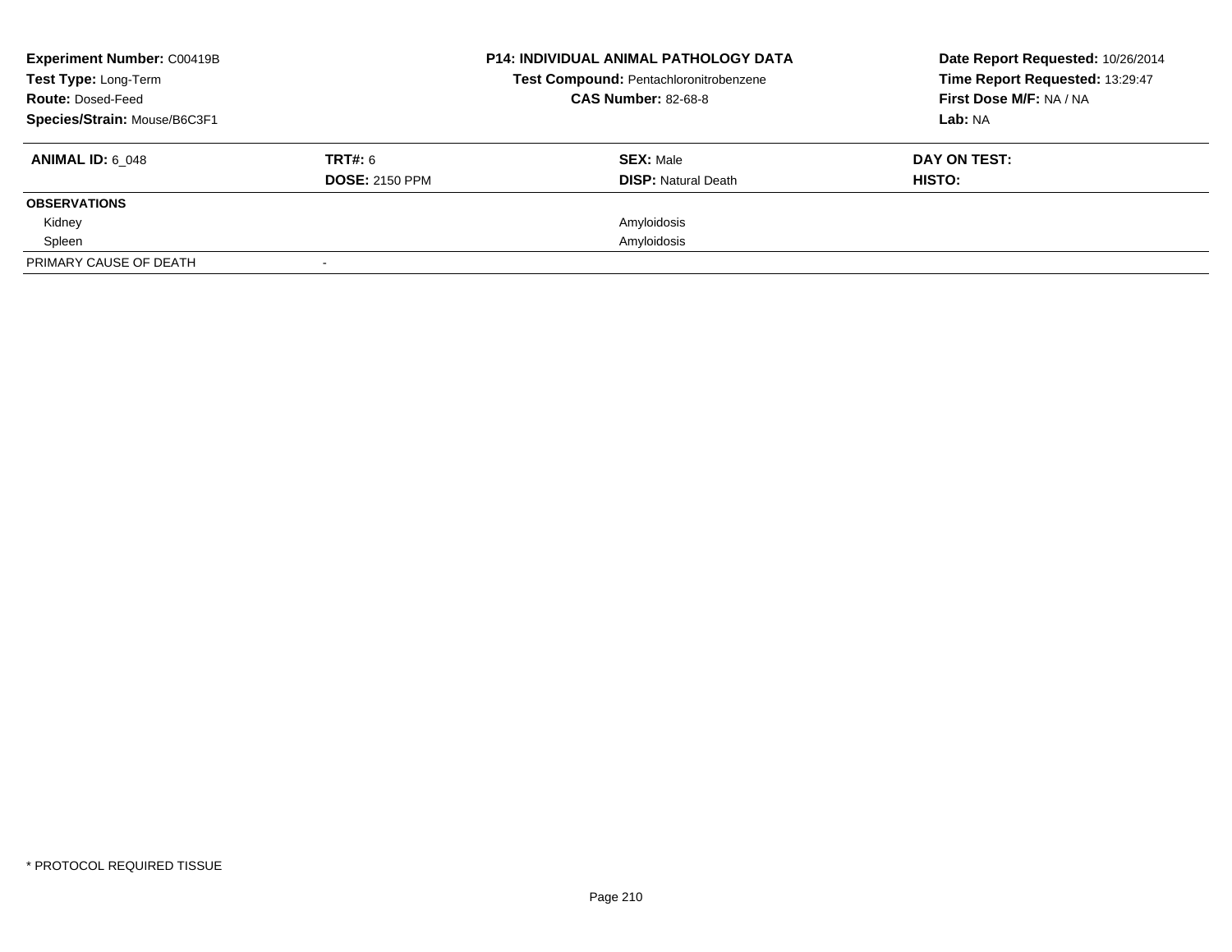**Experiment Number:** C00419B
**Test Type:** Long-Term
**Route:** Dosed-Feed
**Species/Strain:** Mouse/B6C3F1

**P14: INDIVIDUAL ANIMAL PATHOLOGY DATA**
**Test Compound:** Pentachloronitrobenzene
**CAS Number:** 82-68-8

**Date Report Requested:** 10/26/2014
**Time Report Requested:** 13:29:47
**First Dose M/F:** NA / NA
**Lab:** NA

| **ANIMAL ID:** 6_048 | **TRT#:** 6 | **SEX:** Male | **DAY ON TEST:** |
|---|---|---|---|
| | **DOSE:** 2150 PPM | **DISP:** Natural Death | **HISTO:** |
| **OBSERVATIONS** | | | |
| Kidney | | Amyloidosis | |
| Spleen | | Amyloidosis | |
| PRIMARY CAUSE OF DEATH | - | | |

* PROTOCOL REQUIRED TISSUE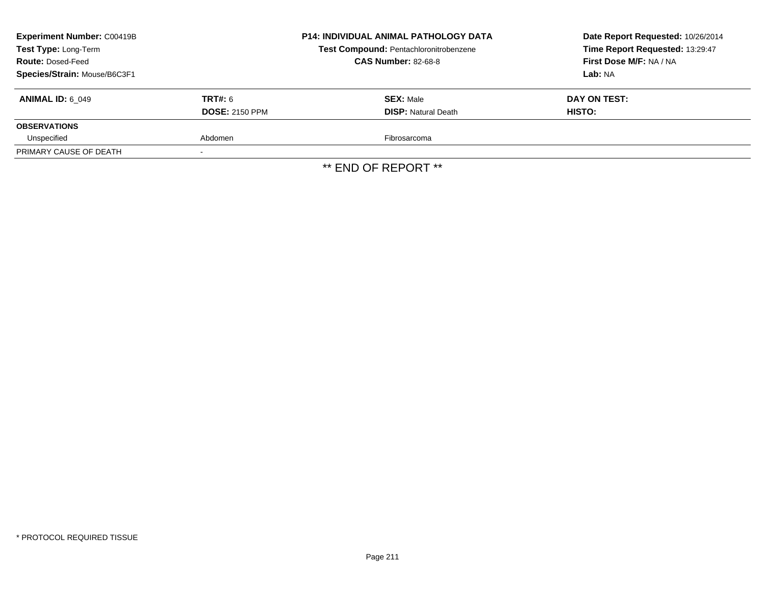| | | | |
|---|---|---|---|
| **Experiment Number:** C00419B | **P14: INDIVIDUAL ANIMAL PATHOLOGY DATA** | | **Date Report Requested:** 10/26/2014 |
| **Test Type:** Long-Term | **Test Compound:** Pentachloronitrobenzene | | **Time Report Requested:** 13:29:47 |
| **Route:** Dosed-Feed | **CAS Number:** 82-68-8 | | **First Dose M/F:** NA / NA |
| **Species/Strain:** Mouse/B6C3F1 | | | **Lab:** NA |

| | | | |
|---|---|---|---|
| **ANIMAL ID:** 6_049 | **TRT#:** 6 | **SEX:** Male | **DAY ON TEST:** |
| | **DOSE:** 2150 PPM | **DISP:** Natural Death | **HISTO:** |
| **OBSERVATIONS** | | | |
| Unspecified | Abdomen | Fibrosarcoma | |
| PRIMARY CAUSE OF DEATH | - | | |

** END OF REPORT **

* PROTOCOL REQUIRED TISSUE